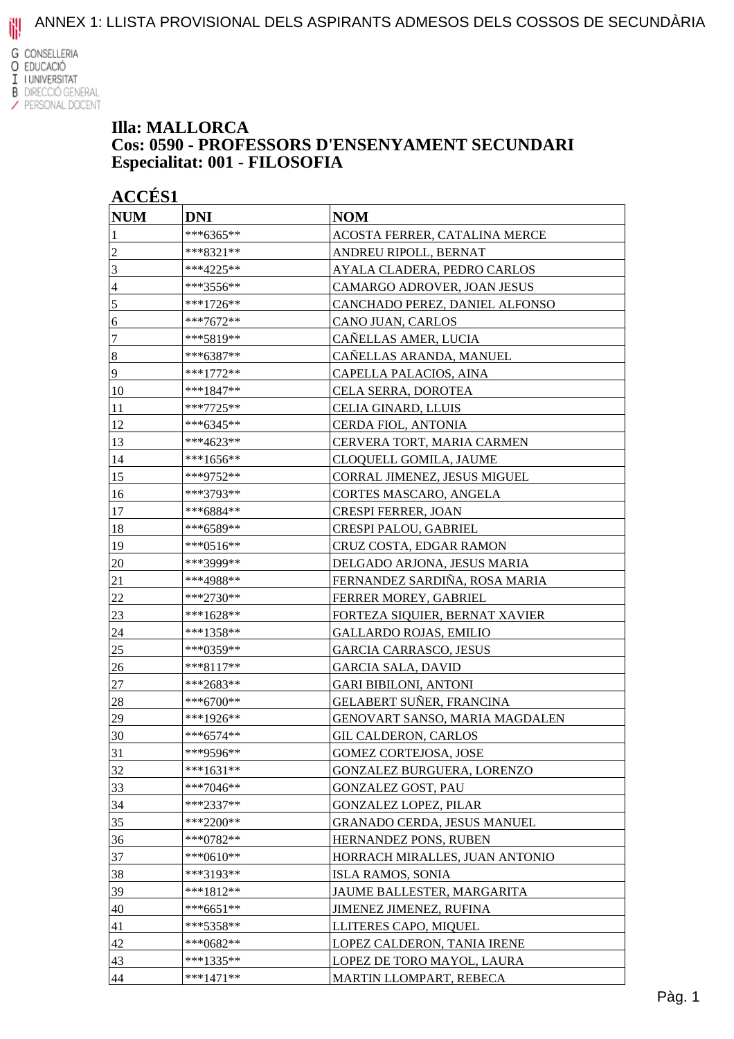# ANNEX 1: LLISTA PROVISIONAL DELS ASPIRANTS ADMESOS DELS COSSOS DE SECUNDÀRIA

G CONSELLERIA
O EDUCACIÓ
I I UNIVERSITAT
B DIRECCIÓ GENERAL
/ PERSONAL DOCENT

## Illa: MALLORCA
## Cos: 0590 - PROFESSORS D'ENSENYAMENT SECUNDARI
## Especialitat: 001 - FILOSOFIA

### ACCÉS1

| NUM | DNI | NOM |
|---|---|---|
| 1 | ***6365** | ACOSTA FERRER, CATALINA MERCE |
| 2 | ***8321** | ANDREU RIPOLL, BERNAT |
| 3 | ***4225** | AYALA CLADERA, PEDRO CARLOS |
| 4 | ***3556** | CAMARGO ADROVER, JOAN JESUS |
| 5 | ***1726** | CANCHADO PEREZ, DANIEL ALFONSO |
| 6 | ***7672** | CANO JUAN, CARLOS |
| 7 | ***5819** | CAÑELLAS AMER, LUCIA |
| 8 | ***6387** | CAÑELLAS ARANDA, MANUEL |
| 9 | ***1772** | CAPELLA PALACIOS, AINA |
| 10 | ***1847** | CELA SERRA, DOROTEA |
| 11 | ***7725** | CELIA GINARD, LLUIS |
| 12 | ***6345** | CERDA FIOL, ANTONIA |
| 13 | ***4623** | CERVERA TORT, MARIA CARMEN |
| 14 | ***1656** | CLOQUELL GOMILA, JAUME |
| 15 | ***9752** | CORRAL JIMENEZ, JESUS MIGUEL |
| 16 | ***3793** | CORTES MASCARO, ANGELA |
| 17 | ***6884** | CRESPI FERRER, JOAN |
| 18 | ***6589** | CRESPI PALOU, GABRIEL |
| 19 | ***0516** | CRUZ COSTA, EDGAR RAMON |
| 20 | ***3999** | DELGADO ARJONA, JESUS MARIA |
| 21 | ***4988** | FERNANDEZ SARDIÑA, ROSA MARIA |
| 22 | ***2730** | FERRER MOREY, GABRIEL |
| 23 | ***1628** | FORTEZA SIQUIER, BERNAT XAVIER |
| 24 | ***1358** | GALLARDO ROJAS, EMILIO |
| 25 | ***0359** | GARCIA CARRASCO, JESUS |
| 26 | ***8117** | GARCIA SALA, DAVID |
| 27 | ***2683** | GARI BIBILONI, ANTONI |
| 28 | ***6700** | GELABERT SUÑER, FRANCINA |
| 29 | ***1926** | GENOVART SANSO, MARIA MAGDALEN |
| 30 | ***6574** | GIL CALDERON, CARLOS |
| 31 | ***9596** | GOMEZ CORTEJOSA, JOSE |
| 32 | ***1631** | GONZALEZ BURGUERA, LORENZO |
| 33 | ***7046** | GONZALEZ GOST, PAU |
| 34 | ***2337** | GONZALEZ LOPEZ, PILAR |
| 35 | ***2200** | GRANADO CERDA, JESUS MANUEL |
| 36 | ***0782** | HERNANDEZ PONS, RUBEN |
| 37 | ***0610** | HORRACH MIRALLES, JUAN ANTONIO |
| 38 | ***3193** | ISLA RAMOS, SONIA |
| 39 | ***1812** | JAUME BALLESTER, MARGARITA |
| 40 | ***6651** | JIMENEZ JIMENEZ, RUFINA |
| 41 | ***5358** | LLITERES CAPO, MIQUEL |
| 42 | ***0682** | LOPEZ CALDERON, TANIA IRENE |
| 43 | ***1335** | LOPEZ DE TORO MAYOL, LAURA |
| 44 | ***1471** | MARTIN LLOMPART, REBECA |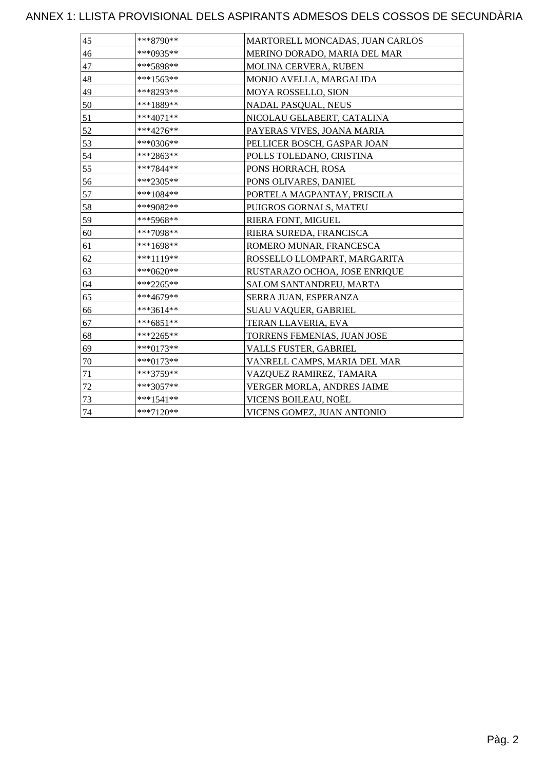ANNEX 1: LLISTA PROVISIONAL DELS ASPIRANTS ADMESOS DELS COSSOS DE SECUNDÀRIA

| | | |
|---|---|---|
| 45 | ***8790** | MARTORELL MONCADAS, JUAN CARLOS |
| 46 | ***0935** | MERINO DORADO, MARIA DEL MAR |
| 47 | ***5898** | MOLINA CERVERA, RUBEN |
| 48 | ***1563** | MONJO AVELLA, MARGALIDA |
| 49 | ***8293** | MOYA ROSSELLO, SION |
| 50 | ***1889** | NADAL PASQUAL, NEUS |
| 51 | ***4071** | NICOLAU GELABERT, CATALINA |
| 52 | ***4276** | PAYERAS VIVES, JOANA MARIA |
| 53 | ***0306** | PELLICER BOSCH, GASPAR JOAN |
| 54 | ***2863** | POLLS TOLEDANO, CRISTINA |
| 55 | ***7844** | PONS HORRACH, ROSA |
| 56 | ***2305** | PONS OLIVARES, DANIEL |
| 57 | ***1084** | PORTELA MAGPANTAY, PRISCILA |
| 58 | ***9082** | PUIGROS GORNALS, MATEU |
| 59 | ***5968** | RIERA FONT, MIGUEL |
| 60 | ***7098** | RIERA SUREDA, FRANCISCA |
| 61 | ***1698** | ROMERO MUNAR, FRANCESCA |
| 62 | ***1119** | ROSSELLO LLOMPART, MARGARITA |
| 63 | ***0620** | RUSTARAZO OCHOA, JOSE ENRIQUE |
| 64 | ***2265** | SALOM SANTANDREU, MARTA |
| 65 | ***4679** | SERRA JUAN, ESPERANZA |
| 66 | ***3614** | SUAU VAQUER, GABRIEL |
| 67 | ***6851** | TERAN LLAVERIA, EVA |
| 68 | ***2265** | TORRENS FEMENIAS, JUAN JOSE |
| 69 | ***0173** | VALLS FUSTER, GABRIEL |
| 70 | ***0173** | VANRELL CAMPS, MARIA DEL MAR |
| 71 | ***3759** | VAZQUEZ RAMIREZ, TAMARA |
| 72 | ***3057** | VERGER MORLA, ANDRES JAIME |
| 73 | ***1541** | VICENS BOILEAU, NOËL |
| 74 | ***7120** | VICENS GOMEZ, JUAN ANTONIO |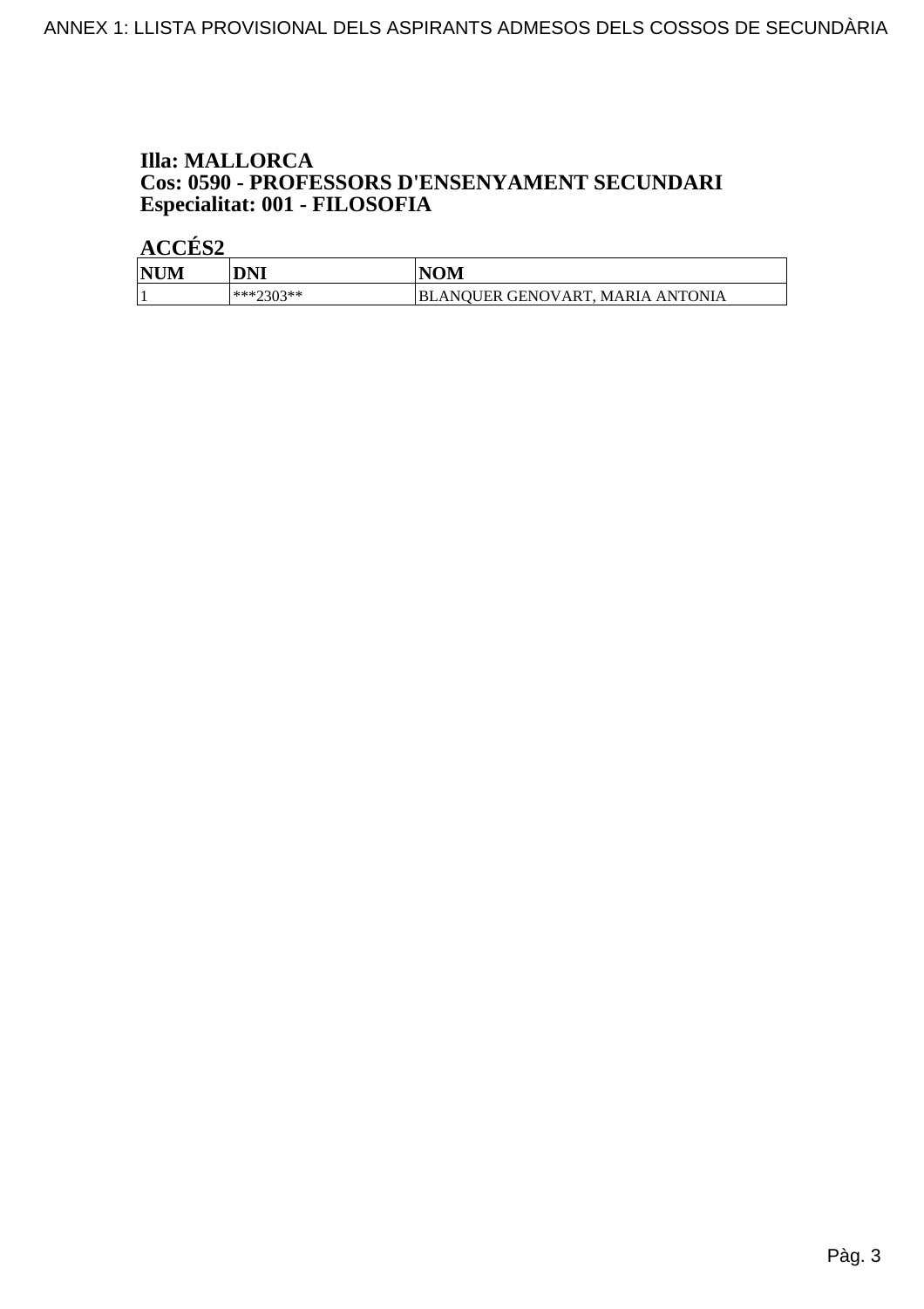**Illa: MALLORCA**
**Cos: 0590 - PROFESSORS D'ENSENYAMENT SECUNDARI**
**Especialitat: 001 - FILOSOFIA**

**ACCÉS2**

| NUM | DNI | NOM |
|---|---|---|
| 1 | ***2303** | BLANQUER GENOVART, MARIA ANTONIA |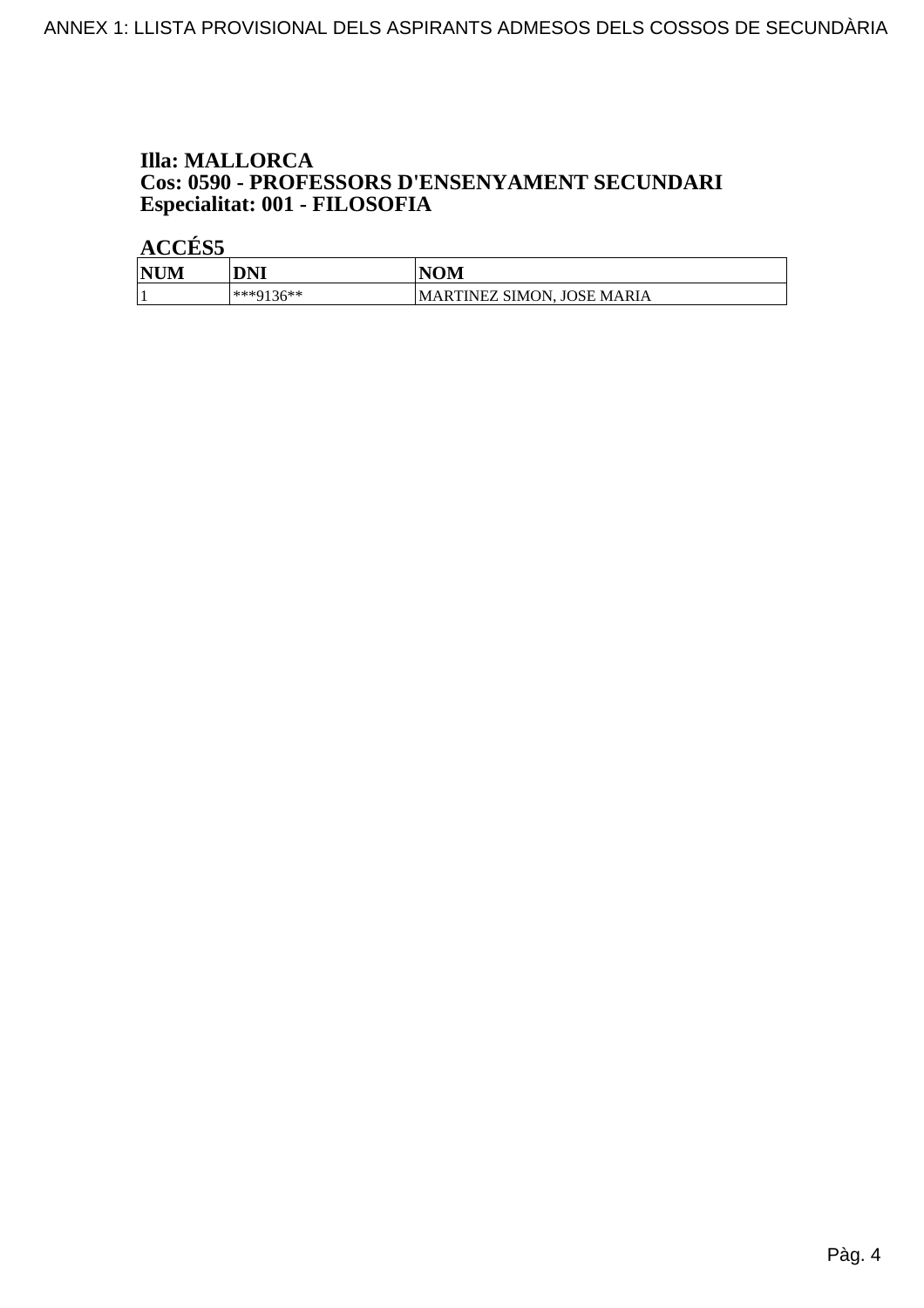**Illa: MALLORCA**
**Cos: 0590 - PROFESSORS D'ENSENYAMENT SECUNDARI**
**Especialitat: 001 - FILOSOFIA**

**ACCÉS5**

| NUM | DNI | NOM |
|---|---|---|
| 1 | ***9136** | MARTINEZ SIMON, JOSE MARIA |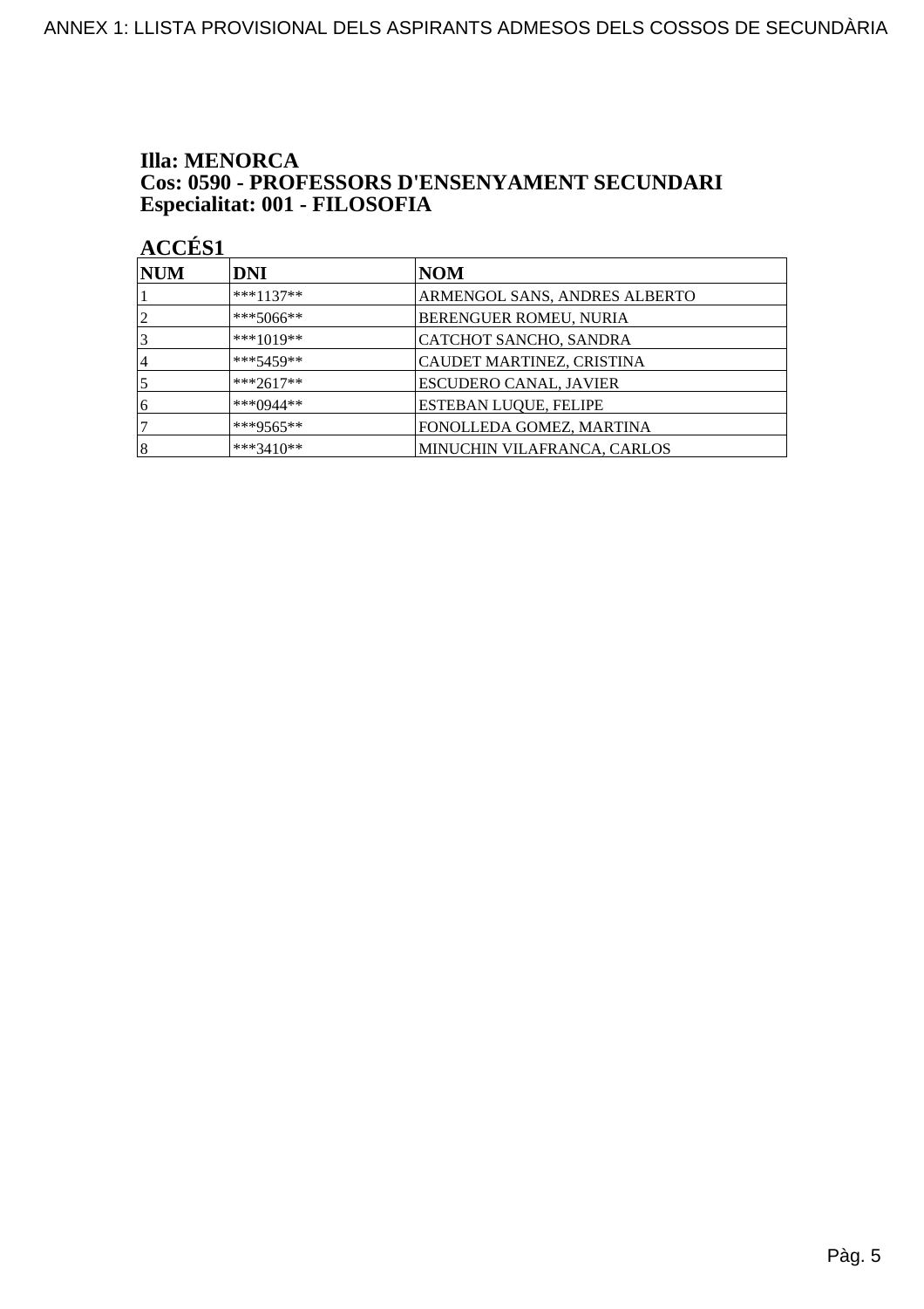**Illa: MENORCA**
**Cos: 0590 - PROFESSORS D'ENSENYAMENT SECUNDARI**
**Especialitat: 001 - FILOSOFIA**

**ACCÉS1**

| NUM | DNI | NOM |
|---|---|---|
| 1 | ***1137** | ARMENGOL SANS, ANDRES ALBERTO |
| 2 | ***5066** | BERENGUER ROMEU, NURIA |
| 3 | ***1019** | CATCHOT SANCHO, SANDRA |
| 4 | ***5459** | CAUDET MARTINEZ, CRISTINA |
| 5 | ***2617** | ESCUDERO CANAL, JAVIER |
| 6 | ***0944** | ESTEBAN LUQUE, FELIPE |
| 7 | ***9565** | FONOLLEDA GOMEZ, MARTINA |
| 8 | ***3410** | MINUCHIN VILAFRANCA, CARLOS |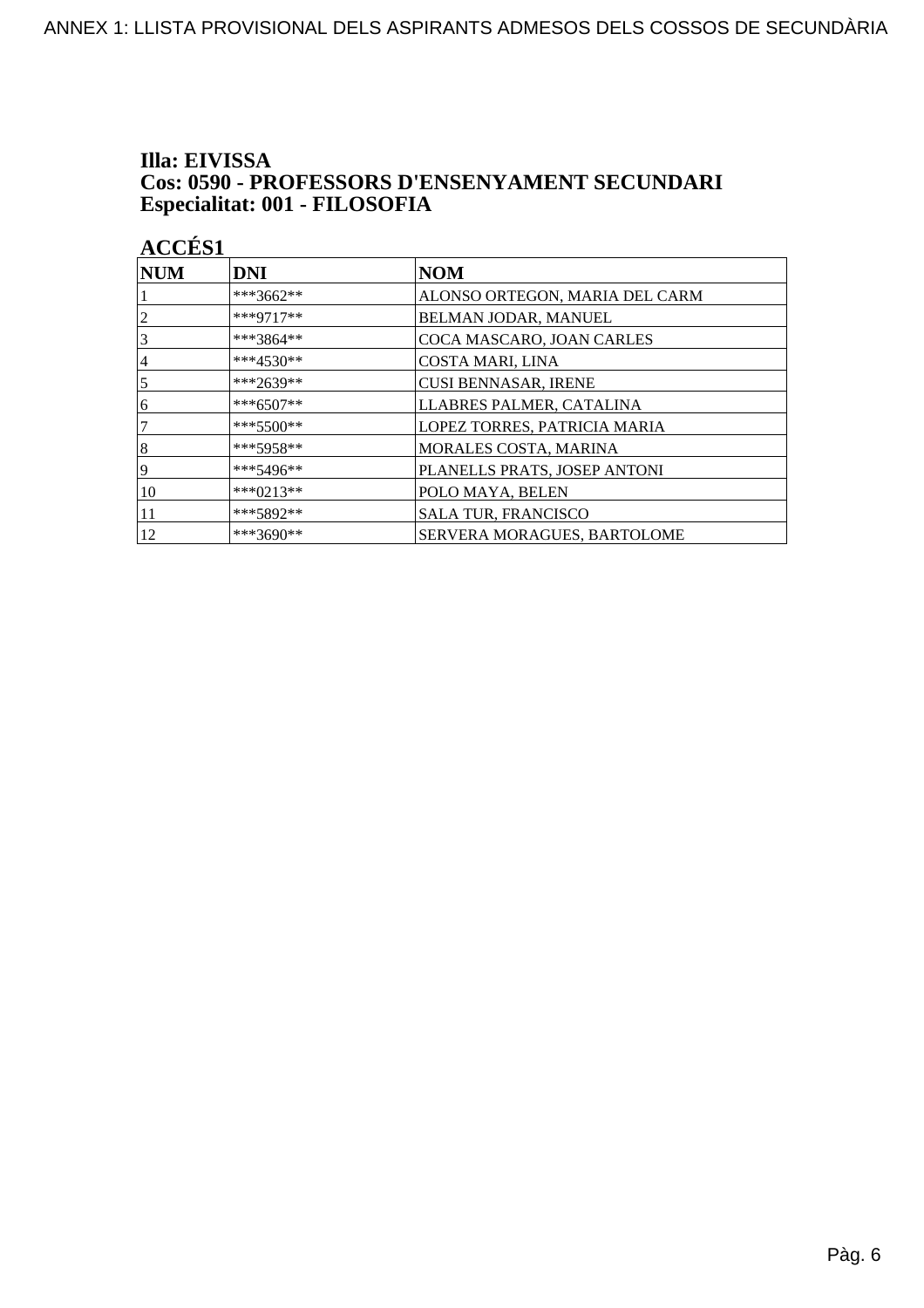**Illa: EIVISSA**
**Cos: 0590 - PROFESSORS D'ENSENYAMENT SECUNDARI**
**Especialitat: 001 - FILOSOFIA**

**ACCÉS1**

| NUM | DNI | NOM |
|---|---|---|
| 1 | ***3662** | ALONSO ORTEGON, MARIA DEL CARM |
| 2 | ***9717** | BELMAN JODAR, MANUEL |
| 3 | ***3864** | COCA MASCARO, JOAN CARLES |
| 4 | ***4530** | COSTA MARI, LINA |
| 5 | ***2639** | CUSI BENNASAR, IRENE |
| 6 | ***6507** | LLABRES PALMER, CATALINA |
| 7 | ***5500** | LOPEZ TORRES, PATRICIA MARIA |
| 8 | ***5958** | MORALES COSTA, MARINA |
| 9 | ***5496** | PLANELLS PRATS, JOSEP ANTONI |
| 10 | ***0213** | POLO MAYA, BELEN |
| 11 | ***5892** | SALA TUR, FRANCISCO |
| 12 | ***3690** | SERVERA MORAGUES, BARTOLOME |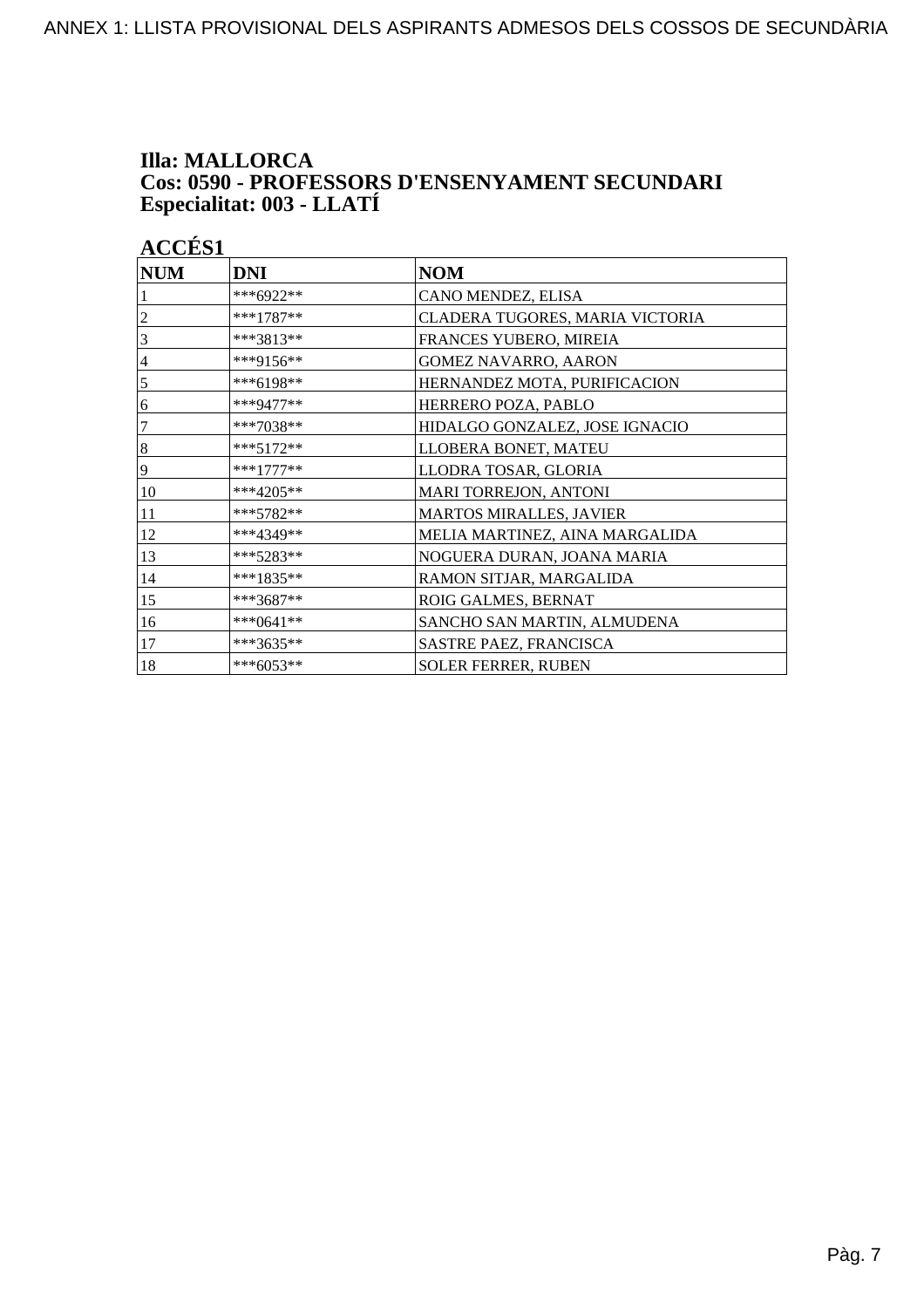ANNEX 1: LLISTA PROVISIONAL DELS ASPIRANTS ADMESOS DELS COSSOS DE SECUNDÀRIA

## Illa: MALLORCA
## Cos: 0590 - PROFESSORS D'ENSENYAMENT SECUNDARI
## Especialitat: 003 - LLATÍ

### ACCÉS1

| NUM | DNI | NOM |
|---|---|---|
| 1 | ***6922** | CANO MENDEZ, ELISA |
| 2 | ***1787** | CLADERA TUGORES, MARIA VICTORIA |
| 3 | ***3813** | FRANCES YUBERO, MIREIA |
| 4 | ***9156** | GOMEZ NAVARRO, AARON |
| 5 | ***6198** | HERNANDEZ MOTA, PURIFICACION |
| 6 | ***9477** | HERRERO POZA, PABLO |
| 7 | ***7038** | HIDALGO GONZALEZ, JOSE IGNACIO |
| 8 | ***5172** | LLOBERA BONET, MATEU |
| 9 | ***1777** | LLODRA TOSAR, GLORIA |
| 10 | ***4205** | MARI TORREJON, ANTONI |
| 11 | ***5782** | MARTOS MIRALLES, JAVIER |
| 12 | ***4349** | MELIA MARTINEZ, AINA MARGALIDA |
| 13 | ***5283** | NOGUERA DURAN, JOANA MARIA |
| 14 | ***1835** | RAMON SITJAR, MARGALIDA |
| 15 | ***3687** | ROIG GALMES, BERNAT |
| 16 | ***0641** | SANCHO SAN MARTIN, ALMUDENA |
| 17 | ***3635** | SASTRE PAEZ, FRANCISCA |
| 18 | ***6053** | SOLER FERRER, RUBEN |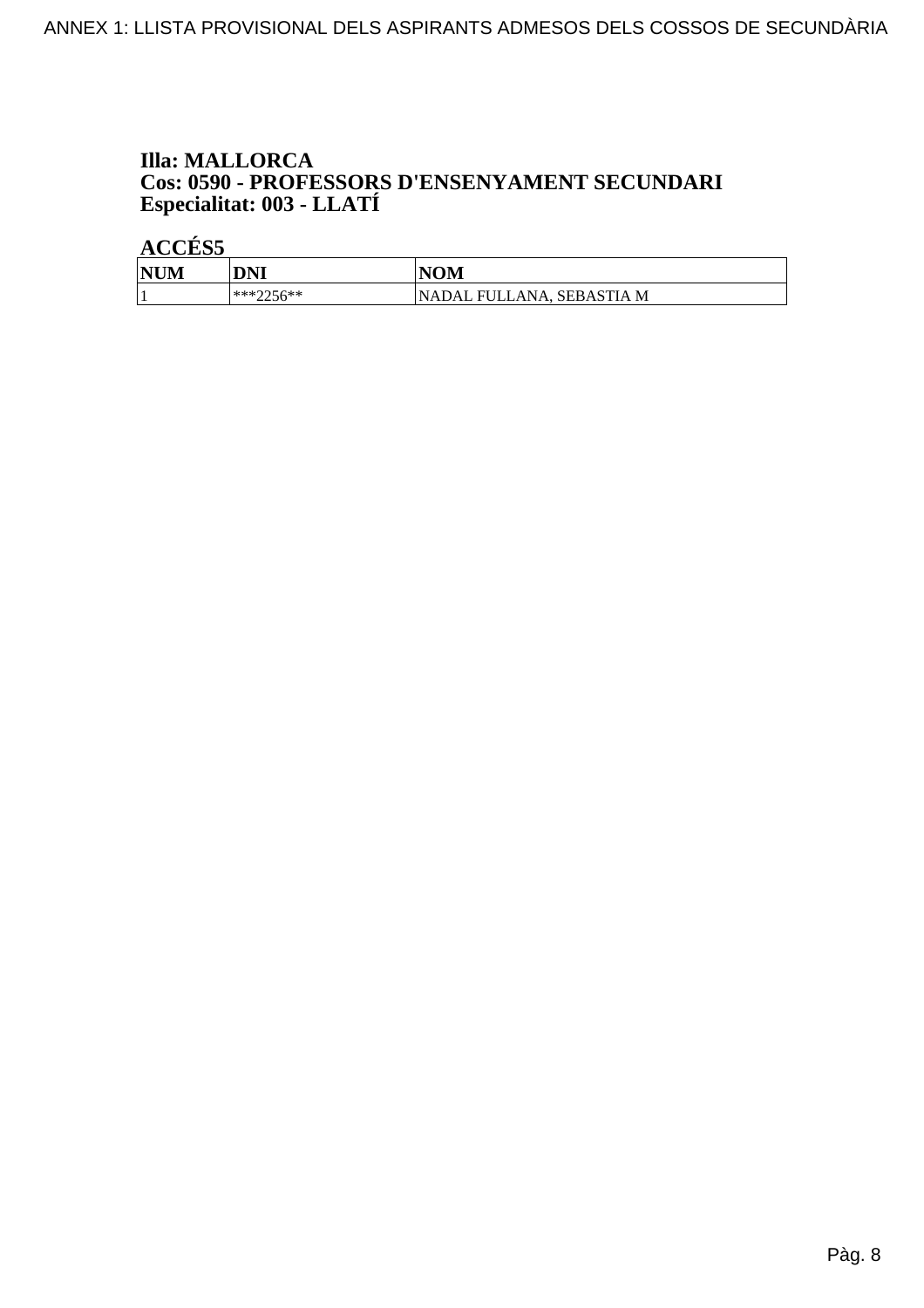**Illa: MALLORCA**
**Cos: 0590 - PROFESSORS D'ENSENYAMENT SECUNDARI**
**Especialitat: 003 - LLATÍ**

**ACCÉS5**

| NUM | DNI | NOM |
| --- | --- | --- |
| 1 | ***2256** | NADAL FULLANA, SEBASTIA M |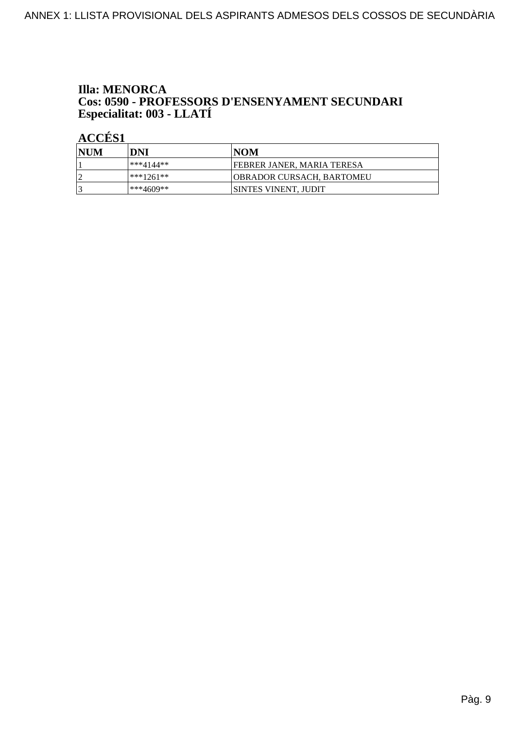**Illa: MENORCA**
**Cos: 0590 - PROFESSORS D'ENSENYAMENT SECUNDARI**
**Especialitat: 003 - LLATÍ**

**ACCÉS1**

| NUM | DNI | NOM |
|---|---|---|
| 1 | ***4144** | FEBRER JANER, MARIA TERESA |
| 2 | ***1261** | OBRADOR CURSACH, BARTOMEU |
| 3 | ***4609** | SINTES VINENT, JUDIT |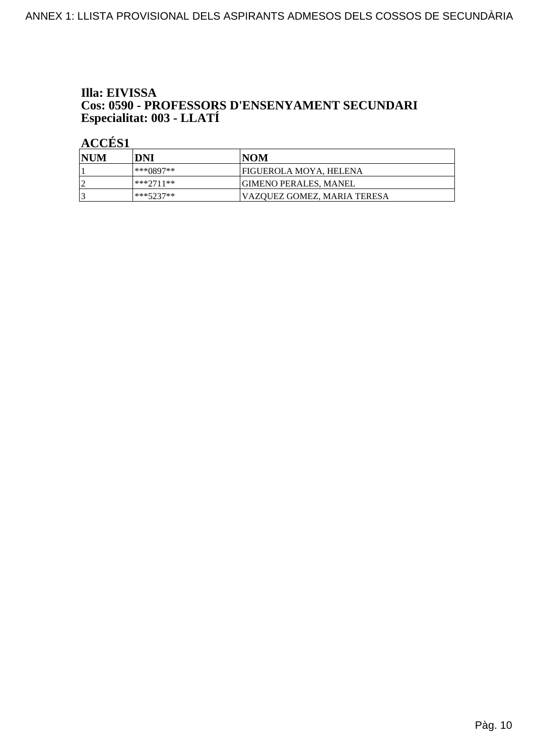**Illa: EIVISSA**
**Cos: 0590 - PROFESSORS D'ENSENYAMENT SECUNDARI**
**Especialitat: 003 - LLATÍ**

**ACCÉS1**

| NUM | DNI | NOM |
|---|---|---|
| 1 | ***0897** | FIGUEROLA MOYA, HELENA |
| 2 | ***2711** | GIMENO PERALES, MANEL |
| 3 | ***5237** | VAZQUEZ GOMEZ, MARIA TERESA |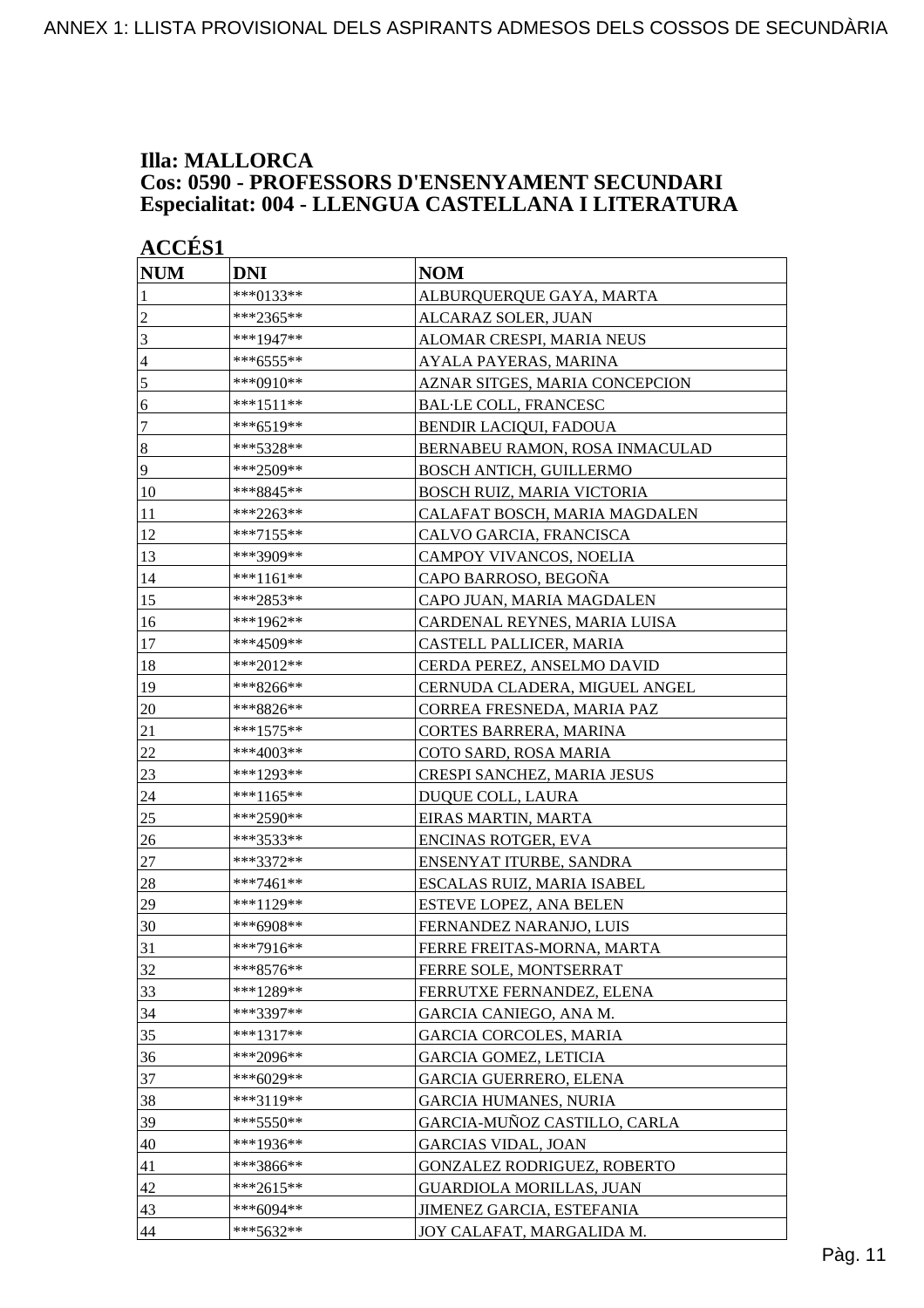**Illa: MALLORCA**
**Cos: 0590 - PROFESSORS D'ENSENYAMENT SECUNDARI**
**Especialitat: 004 - LLENGUA CASTELLANA I LITERATURA**

**ACCÉS1**

| NUM | DNI | NOM |
|---|---|---|
| 1 | ***0133** | ALBURQUERQUE GAYA, MARTA |
| 2 | ***2365** | ALCARAZ SOLER, JUAN |
| 3 | ***1947** | ALOMAR CRESPI, MARIA NEUS |
| 4 | ***6555** | AYALA PAYERAS, MARINA |
| 5 | ***0910** | AZNAR SITGES, MARIA CONCEPCION |
| 6 | ***1511** | BAL·LE COLL, FRANCESC |
| 7 | ***6519** | BENDIR LACIQUI, FADOUA |
| 8 | ***5328** | BERNABEU RAMON, ROSA INMACULAD |
| 9 | ***2509** | BOSCH ANTICH, GUILLERMO |
| 10 | ***8845** | BOSCH RUIZ, MARIA VICTORIA |
| 11 | ***2263** | CALAFAT BOSCH, MARIA MAGDALEN |
| 12 | ***7155** | CALVO GARCIA, FRANCISCA |
| 13 | ***3909** | CAMPOY VIVANCOS, NOELIA |
| 14 | ***1161** | CAPO BARROSO, BEGOÑA |
| 15 | ***2853** | CAPO JUAN, MARIA MAGDALEN |
| 16 | ***1962** | CARDENAL REYNES, MARIA LUISA |
| 17 | ***4509** | CASTELL PALLICER, MARIA |
| 18 | ***2012** | CERDA PEREZ, ANSELMO DAVID |
| 19 | ***8266** | CERNUDA CLADERA, MIGUEL ANGEL |
| 20 | ***8826** | CORREA FRESNEDA, MARIA PAZ |
| 21 | ***1575** | CORTES BARRERA, MARINA |
| 22 | ***4003** | COTO SARD, ROSA MARIA |
| 23 | ***1293** | CRESPI SANCHEZ, MARIA JESUS |
| 24 | ***1165** | DUQUE COLL, LAURA |
| 25 | ***2590** | EIRAS MARTIN, MARTA |
| 26 | ***3533** | ENCINAS ROTGER, EVA |
| 27 | ***3372** | ENSENYAT ITURBE, SANDRA |
| 28 | ***7461** | ESCALAS RUIZ, MARIA ISABEL |
| 29 | ***1129** | ESTEVE LOPEZ, ANA BELEN |
| 30 | ***6908** | FERNANDEZ NARANJO, LUIS |
| 31 | ***7916** | FERRE FREITAS-MORNA, MARTA |
| 32 | ***8576** | FERRE SOLE, MONTSERRAT |
| 33 | ***1289** | FERRUTXE FERNANDEZ, ELENA |
| 34 | ***3397** | GARCIA CANIEGO, ANA M. |
| 35 | ***1317** | GARCIA CORCOLES, MARIA |
| 36 | ***2096** | GARCIA GOMEZ, LETICIA |
| 37 | ***6029** | GARCIA GUERRERO, ELENA |
| 38 | ***3119** | GARCIA HUMANES, NURIA |
| 39 | ***5550** | GARCIA-MUÑOZ CASTILLO, CARLA |
| 40 | ***1936** | GARCIAS VIDAL, JOAN |
| 41 | ***3866** | GONZALEZ RODRIGUEZ, ROBERTO |
| 42 | ***2615** | GUARDIOLA MORILLAS, JUAN |
| 43 | ***6094** | JIMENEZ GARCIA, ESTEFANIA |
| 44 | ***5632** | JOY CALAFAT, MARGALIDA M. |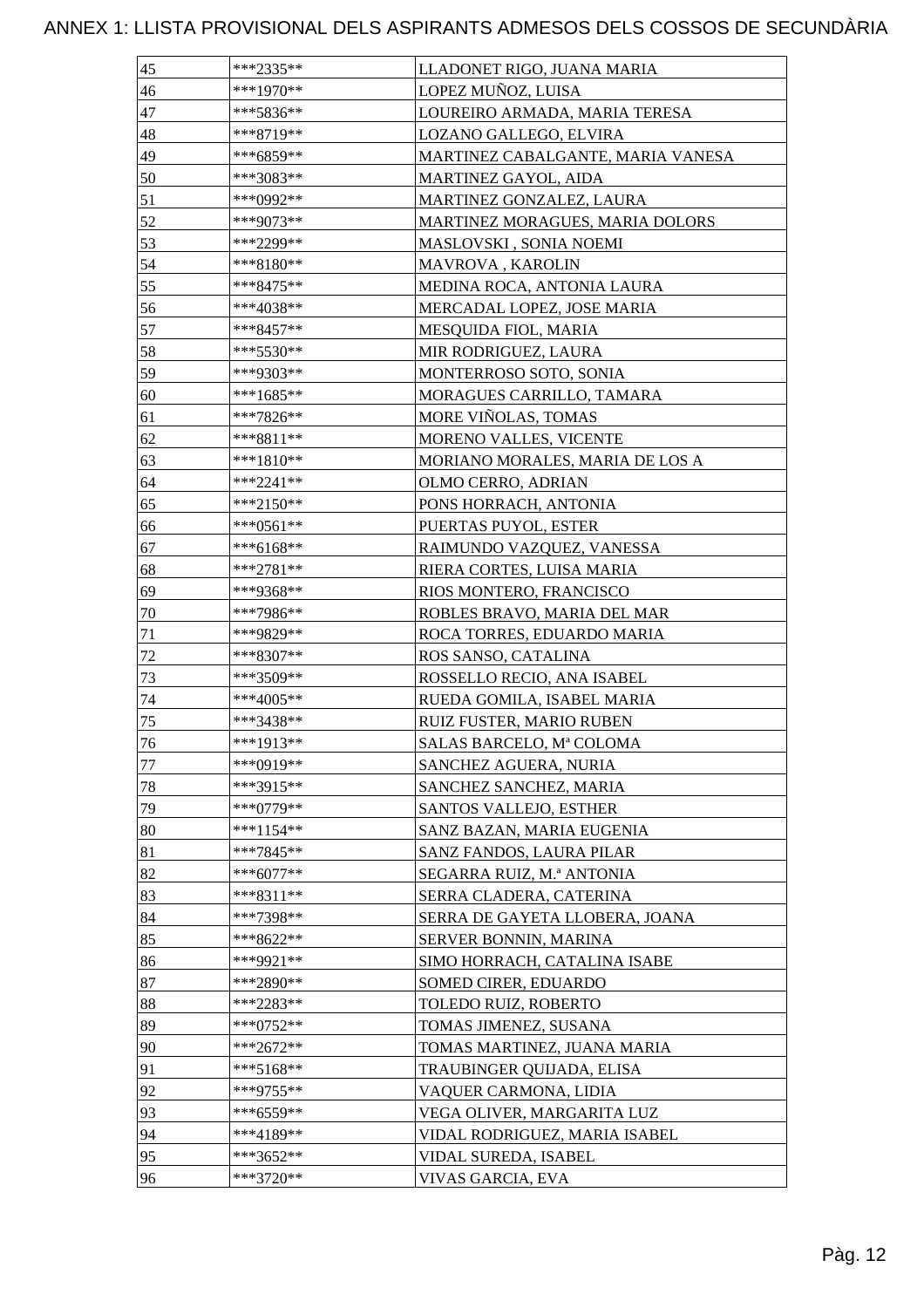ANNEX 1: LLISTA PROVISIONAL DELS ASPIRANTS ADMESOS DELS COSSOS DE SECUNDÀRIA

| | | |
|---|---|---|
| 45 | ***2335** | LLADONET RIGO, JUANA MARIA |
| 46 | ***1970** | LOPEZ MUÑOZ, LUISA |
| 47 | ***5836** | LOUREIRO ARMADA, MARIA TERESA |
| 48 | ***8719** | LOZANO GALLEGO, ELVIRA |
| 49 | ***6859** | MARTINEZ CABALGANTE, MARIA VANESA |
| 50 | ***3083** | MARTINEZ GAYOL, AIDA |
| 51 | ***0992** | MARTINEZ GONZALEZ, LAURA |
| 52 | ***9073** | MARTINEZ MORAGUES, MARIA DOLORS |
| 53 | ***2299** | MASLOVSKI , SONIA NOEMI |
| 54 | ***8180** | MAVROVA , KAROLIN |
| 55 | ***8475** | MEDINA ROCA, ANTONIA LAURA |
| 56 | ***4038** | MERCADAL LOPEZ, JOSE MARIA |
| 57 | ***8457** | MESQUIDA FIOL, MARIA |
| 58 | ***5530** | MIR RODRIGUEZ, LAURA |
| 59 | ***9303** | MONTERROSO SOTO, SONIA |
| 60 | ***1685** | MORAGUES CARRILLO, TAMARA |
| 61 | ***7826** | MORE VIÑOLAS, TOMAS |
| 62 | ***8811** | MORENO VALLES, VICENTE |
| 63 | ***1810** | MORIANO MORALES, MARIA DE LOS A |
| 64 | ***2241** | OLMO CERRO, ADRIAN |
| 65 | ***2150** | PONS HORRACH, ANTONIA |
| 66 | ***0561** | PUERTAS PUYOL, ESTER |
| 67 | ***6168** | RAIMUNDO VAZQUEZ, VANESSA |
| 68 | ***2781** | RIERA CORTES, LUISA MARIA |
| 69 | ***9368** | RIOS MONTERO, FRANCISCO |
| 70 | ***7986** | ROBLES BRAVO, MARIA DEL MAR |
| 71 | ***9829** | ROCA TORRES, EDUARDO MARIA |
| 72 | ***8307** | ROS SANSO, CATALINA |
| 73 | ***3509** | ROSSELLO RECIO, ANA ISABEL |
| 74 | ***4005** | RUEDA GOMILA, ISABEL MARIA |
| 75 | ***3438** | RUIZ FUSTER, MARIO RUBEN |
| 76 | ***1913** | SALAS BARCELO, Mª COLOMA |
| 77 | ***0919** | SANCHEZ AGUERA, NURIA |
| 78 | ***3915** | SANCHEZ SANCHEZ, MARIA |
| 79 | ***0779** | SANTOS VALLEJO, ESTHER |
| 80 | ***1154** | SANZ BAZAN, MARIA EUGENIA |
| 81 | ***7845** | SANZ FANDOS, LAURA PILAR |
| 82 | ***6077** | SEGARRA RUIZ, M.ª ANTONIA |
| 83 | ***8311** | SERRA CLADERA, CATERINA |
| 84 | ***7398** | SERRA DE GAYETA LLOBERA, JOANA |
| 85 | ***8622** | SERVER BONNIN, MARINA |
| 86 | ***9921** | SIMO HORRACH, CATALINA ISABE |
| 87 | ***2890** | SOMED CIRER, EDUARDO |
| 88 | ***2283** | TOLEDO RUIZ, ROBERTO |
| 89 | ***0752** | TOMAS JIMENEZ, SUSANA |
| 90 | ***2672** | TOMAS MARTINEZ, JUANA MARIA |
| 91 | ***5168** | TRAUBINGER QUIJADA, ELISA |
| 92 | ***9755** | VAQUER CARMONA, LIDIA |
| 93 | ***6559** | VEGA OLIVER, MARGARITA LUZ |
| 94 | ***4189** | VIDAL RODRIGUEZ, MARIA ISABEL |
| 95 | ***3652** | VIDAL SUREDA, ISABEL |
| 96 | ***3720** | VIVAS GARCIA, EVA |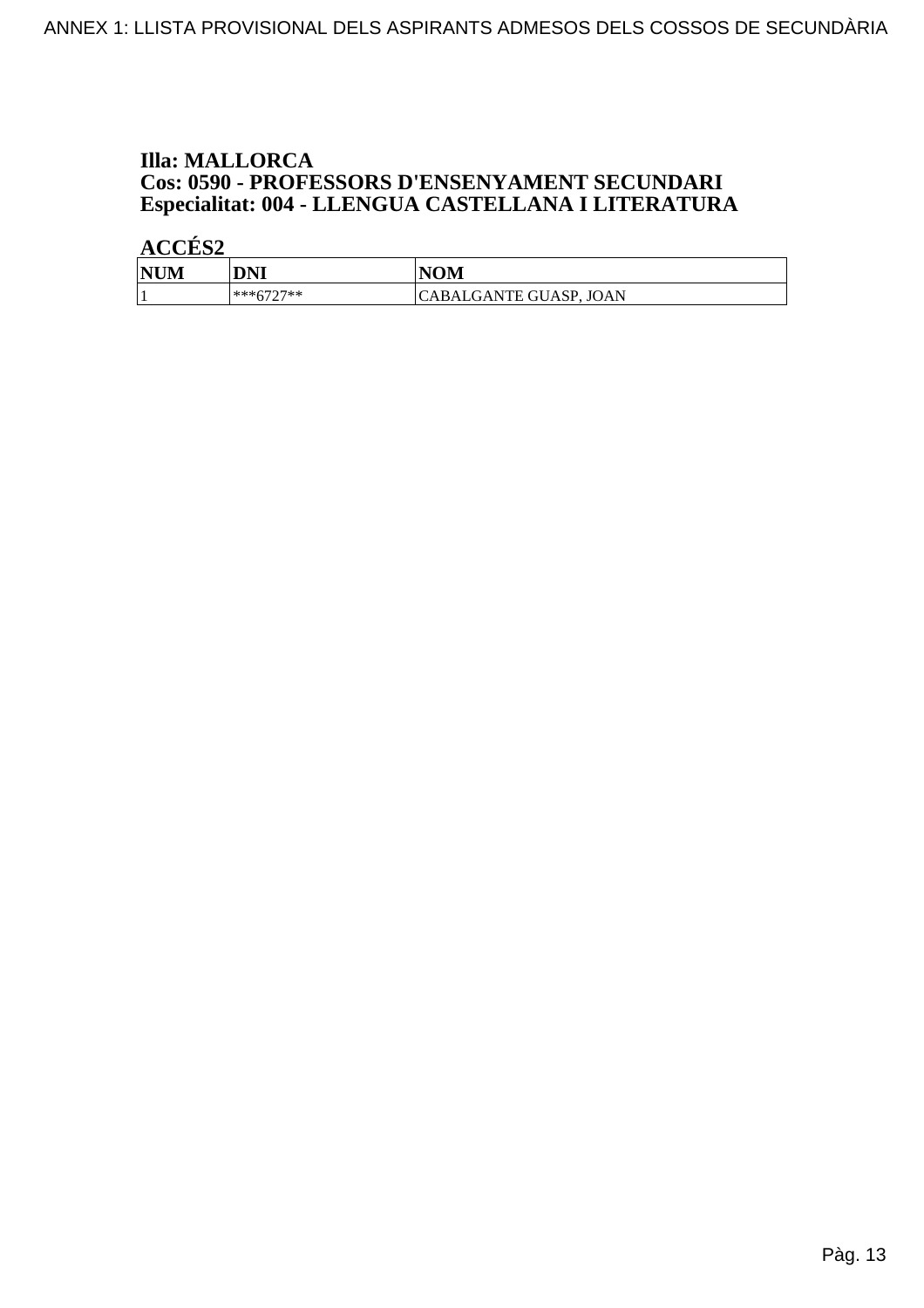**Illa: MALLORCA**
**Cos: 0590 - PROFESSORS D'ENSENYAMENT SECUNDARI**
**Especialitat: 004 - LLENGUA CASTELLANA I LITERATURA**

**ACCÉS2**

| NUM | DNI | NOM |
|---|---|---|
| 1 | ***6727** | CABALGANTE GUASP, JOAN |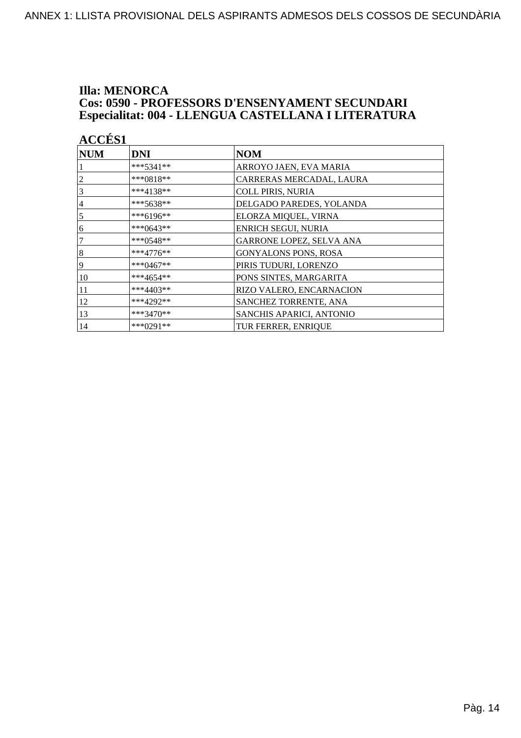**Illa: MENORCA**
**Cos: 0590 - PROFESSORS D'ENSENYAMENT SECUNDARI**
**Especialitat: 004 - LLENGUA CASTELLANA I LITERATURA**

**ACCÉS1**

| NUM | DNI | NOM |
|---|---|---|
| 1 | ***5341** | ARROYO JAEN, EVA MARIA |
| 2 | ***0818** | CARRERAS MERCADAL, LAURA |
| 3 | ***4138** | COLL PIRIS, NURIA |
| 4 | ***5638** | DELGADO PAREDES, YOLANDA |
| 5 | ***6196** | ELORZA MIQUEL, VIRNA |
| 6 | ***0643** | ENRICH SEGUI, NURIA |
| 7 | ***0548** | GARRONE LOPEZ, SELVA ANA |
| 8 | ***4776** | GONYALONS PONS, ROSA |
| 9 | ***0467** | PIRIS TUDURI, LORENZO |
| 10 | ***4654** | PONS SINTES, MARGARITA |
| 11 | ***4403** | RIZO VALERO, ENCARNACION |
| 12 | ***4292** | SANCHEZ TORRENTE, ANA |
| 13 | ***3470** | SANCHIS APARICI, ANTONIO |
| 14 | ***0291** | TUR FERRER, ENRIQUE |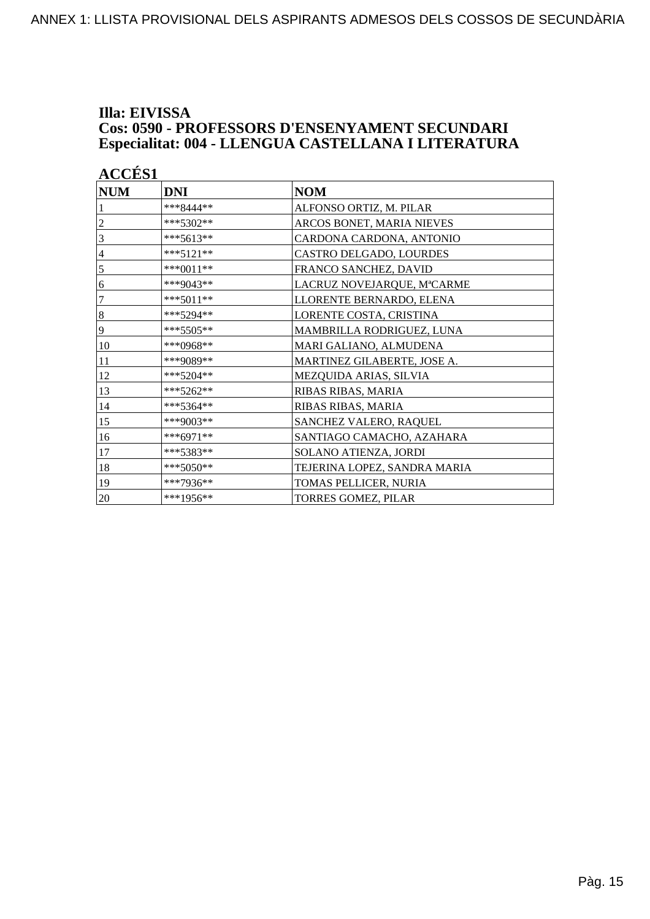**Illa: EIVISSA**
**Cos: 0590 - PROFESSORS D'ENSENYAMENT SECUNDARI**
**Especialitat: 004 - LLENGUA CASTELLANA I LITERATURA**

**ACCÉS1**

| NUM | DNI | NOM |
|---|---|---|
| 1 | ***8444** | ALFONSO ORTIZ, M. PILAR |
| 2 | ***5302** | ARCOS BONET, MARIA NIEVES |
| 3 | ***5613** | CARDONA CARDONA, ANTONIO |
| 4 | ***5121** | CASTRO DELGADO, LOURDES |
| 5 | ***0011** | FRANCO SANCHEZ, DAVID |
| 6 | ***9043** | LACRUZ NOVEJARQUE, MªCARME |
| 7 | ***5011** | LLORENTE BERNARDO, ELENA |
| 8 | ***5294** | LORENTE COSTA, CRISTINA |
| 9 | ***5505** | MAMBRILLA RODRIGUEZ, LUNA |
| 10 | ***0968** | MARI GALIANO, ALMUDENA |
| 11 | ***9089** | MARTINEZ GILABERTE, JOSE A. |
| 12 | ***5204** | MEZQUIDA ARIAS, SILVIA |
| 13 | ***5262** | RIBAS RIBAS, MARIA |
| 14 | ***5364** | RIBAS RIBAS, MARIA |
| 15 | ***9003** | SANCHEZ VALERO, RAQUEL |
| 16 | ***6971** | SANTIAGO CAMACHO, AZAHARA |
| 17 | ***5383** | SOLANO ATIENZA, JORDI |
| 18 | ***5050** | TEJERINA LOPEZ, SANDRA MARIA |
| 19 | ***7936** | TOMAS PELLICER, NURIA |
| 20 | ***1956** | TORRES GOMEZ, PILAR |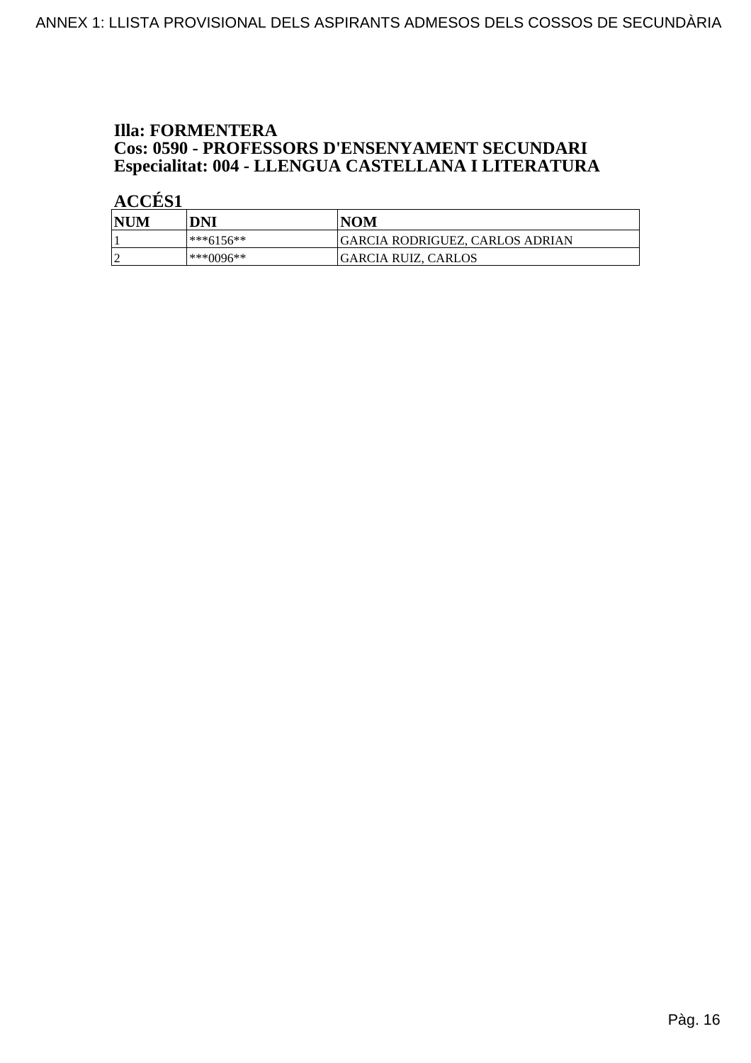**Illa: FORMENTERA**
**Cos: 0590 - PROFESSORS D'ENSENYAMENT SECUNDARI**
**Especialitat: 004 - LLENGUA CASTELLANA I LITERATURA**

**ACCÉS1**

| NUM | DNI | NOM |
|---|---|---|
| 1 | ***6156** | GARCIA RODRIGUEZ, CARLOS ADRIAN |
| 2 | ***0096** | GARCIA RUIZ, CARLOS |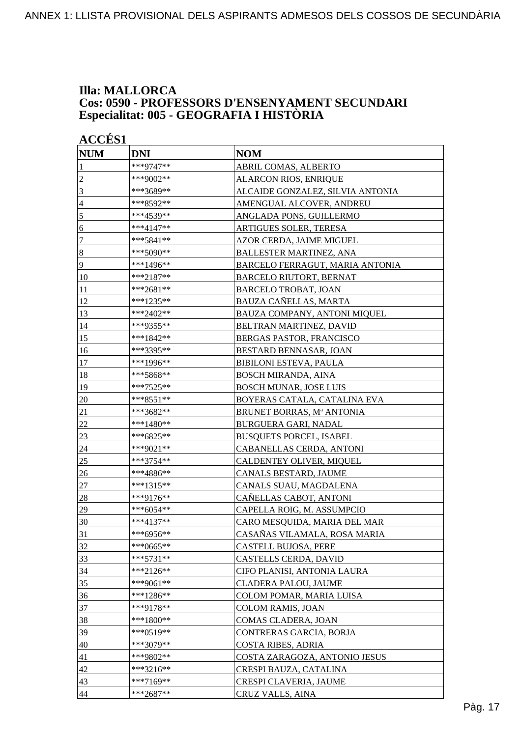**Illa: MALLORCA**
**Cos: 0590 - PROFESSORS D'ENSENYAMENT SECUNDARI**
**Especialitat: 005 - GEOGRAFIA I HISTÒRIA**

**ACCÉS1**

| NUM | DNI | NOM |
|---|---|---|
| 1 | ***9747** | ABRIL COMAS, ALBERTO |
| 2 | ***9002** | ALARCON RIOS, ENRIQUE |
| 3 | ***3689** | ALCAIDE GONZALEZ, SILVIA ANTONIA |
| 4 | ***8592** | AMENGUAL ALCOVER, ANDREU |
| 5 | ***4539** | ANGLADA PONS, GUILLERMO |
| 6 | ***4147** | ARTIGUES SOLER, TERESA |
| 7 | ***5841** | AZOR CERDA, JAIME MIGUEL |
| 8 | ***5090** | BALLESTER MARTINEZ, ANA |
| 9 | ***1496** | BARCELO FERRAGUT, MARIA ANTONIA |
| 10 | ***2187** | BARCELO RIUTORT, BERNAT |
| 11 | ***2681** | BARCELO TROBAT, JOAN |
| 12 | ***1235** | BAUZA CAÑELLAS, MARTA |
| 13 | ***2402** | BAUZA COMPANY, ANTONI MIQUEL |
| 14 | ***9355** | BELTRAN MARTINEZ, DAVID |
| 15 | ***1842** | BERGAS PASTOR, FRANCISCO |
| 16 | ***3395** | BESTARD BENNASAR, JOAN |
| 17 | ***1996** | BIBILONI ESTEVA, PAULA |
| 18 | ***5868** | BOSCH MIRANDA, AINA |
| 19 | ***7525** | BOSCH MUNAR, JOSE LUIS |
| 20 | ***8551** | BOYERAS CATALA, CATALINA EVA |
| 21 | ***3682** | BRUNET BORRAS, Mª ANTONIA |
| 22 | ***1480** | BURGUERA GARI, NADAL |
| 23 | ***6825** | BUSQUETS PORCEL, ISABEL |
| 24 | ***9021** | CABANELLAS CERDA, ANTONI |
| 25 | ***3754** | CALDENTEY OLIVER, MIQUEL |
| 26 | ***4886** | CANALS BESTARD, JAUME |
| 27 | ***1315** | CANALS SUAU, MAGDALENA |
| 28 | ***9176** | CAÑELLAS CABOT, ANTONI |
| 29 | ***6054** | CAPELLA ROIG, M. ASSUMPCIO |
| 30 | ***4137** | CARO MESQUIDA, MARIA DEL MAR |
| 31 | ***6956** | CASAÑAS VILAMALA, ROSA MARIA |
| 32 | ***0665** | CASTELL BUJOSA, PERE |
| 33 | ***5731** | CASTELLS CERDA, DAVID |
| 34 | ***2126** | CIFO PLANISI, ANTONIA LAURA |
| 35 | ***9061** | CLADERA PALOU, JAUME |
| 36 | ***1286** | COLOM POMAR, MARIA LUISA |
| 37 | ***9178** | COLOM RAMIS, JOAN |
| 38 | ***1800** | COMAS CLADERA, JOAN |
| 39 | ***0519** | CONTRERAS GARCIA, BORJA |
| 40 | ***3079** | COSTA RIBES, ADRIA |
| 41 | ***9802** | COSTA ZARAGOZA, ANTONIO JESUS |
| 42 | ***3216** | CRESPI BAUZA, CATALINA |
| 43 | ***7169** | CRESPI CLAVERIA, JAUME |
| 44 | ***2687** | CRUZ VALLS, AINA |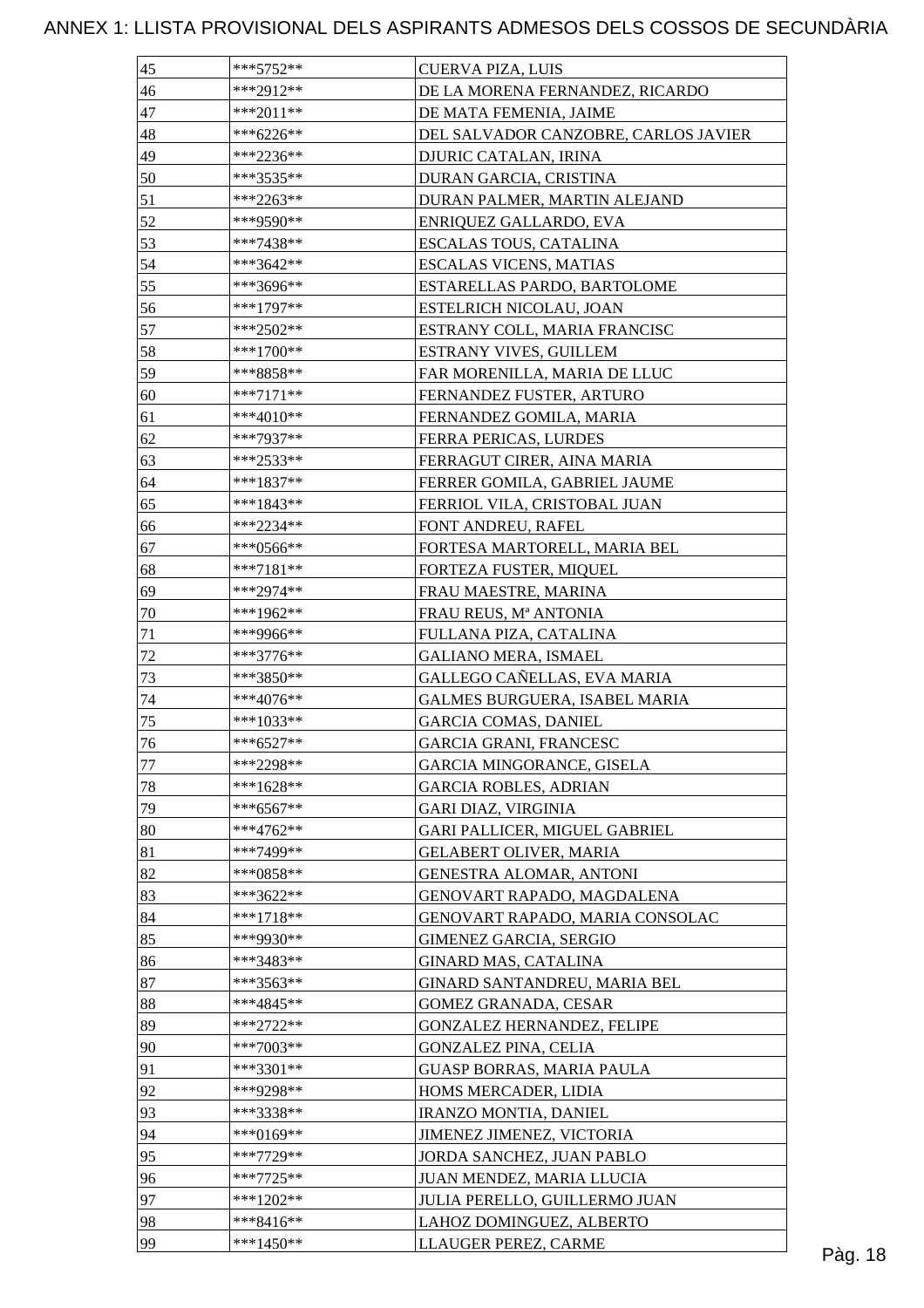ANNEX 1: LLISTA PROVISIONAL DELS ASPIRANTS ADMESOS DELS COSSOS DE SECUNDÀRIA

| | | |
|---|---|---|
| 45 | ***5752** | CUERVA PIZA, LUIS |
| 46 | ***2912** | DE LA MORENA FERNANDEZ, RICARDO |
| 47 | ***2011** | DE MATA FEMENIA, JAIME |
| 48 | ***6226** | DEL SALVADOR CANZOBRE, CARLOS JAVIER |
| 49 | ***2236** | DJURIC CATALAN, IRINA |
| 50 | ***3535** | DURAN GARCIA, CRISTINA |
| 51 | ***2263** | DURAN PALMER, MARTIN ALEJAND |
| 52 | ***9590** | ENRIQUEZ GALLARDO, EVA |
| 53 | ***7438** | ESCALAS TOUS, CATALINA |
| 54 | ***3642** | ESCALAS VICENS, MATIAS |
| 55 | ***3696** | ESTARELLAS PARDO, BARTOLOME |
| 56 | ***1797** | ESTELRICH NICOLAU, JOAN |
| 57 | ***2502** | ESTRANY COLL, MARIA FRANCISC |
| 58 | ***1700** | ESTRANY VIVES, GUILLEM |
| 59 | ***8858** | FAR MORENILLA, MARIA DE LLUC |
| 60 | ***7171** | FERNANDEZ FUSTER, ARTURO |
| 61 | ***4010** | FERNANDEZ GOMILA, MARIA |
| 62 | ***7937** | FERRA PERICAS, LURDES |
| 63 | ***2533** | FERRAGUT CIRER, AINA MARIA |
| 64 | ***1837** | FERRER GOMILA, GABRIEL JAUME |
| 65 | ***1843** | FERRIOL VILA, CRISTOBAL JUAN |
| 66 | ***2234** | FONT ANDREU, RAFEL |
| 67 | ***0566** | FORTESA MARTORELL, MARIA BEL |
| 68 | ***7181** | FORTEZA FUSTER, MIQUEL |
| 69 | ***2974** | FRAU MAESTRE, MARINA |
| 70 | ***1962** | FRAU REUS, Mª ANTONIA |
| 71 | ***9966** | FULLANA PIZA, CATALINA |
| 72 | ***3776** | GALIANO MERA, ISMAEL |
| 73 | ***3850** | GALLEGO CAÑELLAS, EVA MARIA |
| 74 | ***4076** | GALMES BURGUERA, ISABEL MARIA |
| 75 | ***1033** | GARCIA COMAS, DANIEL |
| 76 | ***6527** | GARCIA GRANI, FRANCESC |
| 77 | ***2298** | GARCIA MINGORANCE, GISELA |
| 78 | ***1628** | GARCIA ROBLES, ADRIAN |
| 79 | ***6567** | GARI DIAZ, VIRGINIA |
| 80 | ***4762** | GARI PALLICER, MIGUEL GABRIEL |
| 81 | ***7499** | GELABERT OLIVER, MARIA |
| 82 | ***0858** | GENESTRA ALOMAR, ANTONI |
| 83 | ***3622** | GENOVART RAPADO, MAGDALENA |
| 84 | ***1718** | GENOVART RAPADO, MARIA CONSOLAC |
| 85 | ***9930** | GIMENEZ GARCIA, SERGIO |
| 86 | ***3483** | GINARD MAS, CATALINA |
| 87 | ***3563** | GINARD SANTANDREU, MARIA BEL |
| 88 | ***4845** | GOMEZ GRANADA, CESAR |
| 89 | ***2722** | GONZALEZ HERNANDEZ, FELIPE |
| 90 | ***7003** | GONZALEZ PINA, CELIA |
| 91 | ***3301** | GUASP BORRAS, MARIA PAULA |
| 92 | ***9298** | HOMS MERCADER, LIDIA |
| 93 | ***3338** | IRANZO MONTIA, DANIEL |
| 94 | ***0169** | JIMENEZ JIMENEZ, VICTORIA |
| 95 | ***7729** | JORDA SANCHEZ, JUAN PABLO |
| 96 | ***7725** | JUAN MENDEZ, MARIA LLUCIA |
| 97 | ***1202** | JULIA PERELLO, GUILLERMO JUAN |
| 98 | ***8416** | LAHOZ DOMINGUEZ, ALBERTO |
| 99 | ***1450** | LLAUGER PEREZ, CARME |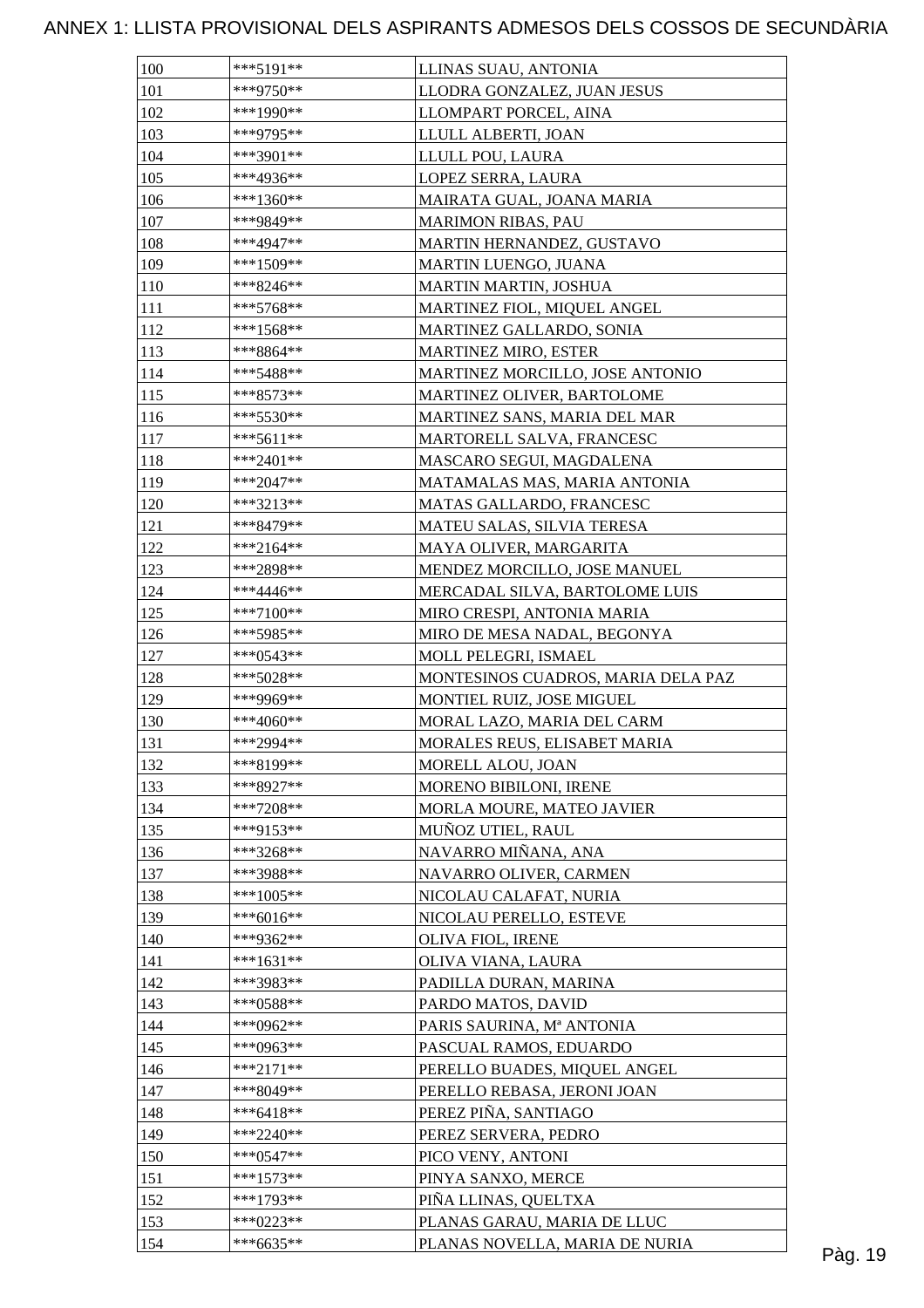# ANNEX 1: LLISTA PROVISIONAL DELS ASPIRANTS ADMESOS DELS COSSOS DE SECUNDÀRIA

| | | |
|---|---|---|
| 100 | ***5191** | LLINAS SUAU, ANTONIA |
| 101 | ***9750** | LLODRA GONZALEZ, JUAN JESUS |
| 102 | ***1990** | LLOMPART PORCEL, AINA |
| 103 | ***9795** | LLULL ALBERTI, JOAN |
| 104 | ***3901** | LLULL POU, LAURA |
| 105 | ***4936** | LOPEZ SERRA, LAURA |
| 106 | ***1360** | MAIRATA GUAL, JOANA MARIA |
| 107 | ***9849** | MARIMON RIBAS, PAU |
| 108 | ***4947** | MARTIN HERNANDEZ, GUSTAVO |
| 109 | ***1509** | MARTIN LUENGO, JUANA |
| 110 | ***8246** | MARTIN MARTIN, JOSHUA |
| 111 | ***5768** | MARTINEZ FIOL, MIQUEL ANGEL |
| 112 | ***1568** | MARTINEZ GALLARDO, SONIA |
| 113 | ***8864** | MARTINEZ MIRO, ESTER |
| 114 | ***5488** | MARTINEZ MORCILLO, JOSE ANTONIO |
| 115 | ***8573** | MARTINEZ OLIVER, BARTOLOME |
| 116 | ***5530** | MARTINEZ SANS, MARIA DEL MAR |
| 117 | ***5611** | MARTORELL SALVA, FRANCESC |
| 118 | ***2401** | MASCARO SEGUI, MAGDALENA |
| 119 | ***2047** | MATAMALAS MAS, MARIA ANTONIA |
| 120 | ***3213** | MATAS GALLARDO, FRANCESC |
| 121 | ***8479** | MATEU SALAS, SILVIA TERESA |
| 122 | ***2164** | MAYA OLIVER, MARGARITA |
| 123 | ***2898** | MENDEZ MORCILLO, JOSE MANUEL |
| 124 | ***4446** | MERCADAL SILVA, BARTOLOME LUIS |
| 125 | ***7100** | MIRO CRESPI, ANTONIA MARIA |
| 126 | ***5985** | MIRO DE MESA NADAL, BEGONYA |
| 127 | ***0543** | MOLL PELEGRI, ISMAEL |
| 128 | ***5028** | MONTESINOS CUADROS, MARIA DELA PAZ |
| 129 | ***9969** | MONTIEL RUIZ, JOSE MIGUEL |
| 130 | ***4060** | MORAL LAZO, MARIA DEL CARM |
| 131 | ***2994** | MORALES REUS, ELISABET MARIA |
| 132 | ***8199** | MORELL ALOU, JOAN |
| 133 | ***8927** | MORENO BIBILONI, IRENE |
| 134 | ***7208** | MORLA MOURE, MATEO JAVIER |
| 135 | ***9153** | MUÑOZ UTIEL, RAUL |
| 136 | ***3268** | NAVARRO MIÑANA, ANA |
| 137 | ***3988** | NAVARRO OLIVER, CARMEN |
| 138 | ***1005** | NICOLAU CALAFAT, NURIA |
| 139 | ***6016** | NICOLAU PERELLO, ESTEVE |
| 140 | ***9362** | OLIVA FIOL, IRENE |
| 141 | ***1631** | OLIVA VIANA, LAURA |
| 142 | ***3983** | PADILLA DURAN, MARINA |
| 143 | ***0588** | PARDO MATOS, DAVID |
| 144 | ***0962** | PARIS SAURINA, Mª ANTONIA |
| 145 | ***0963** | PASCUAL RAMOS, EDUARDO |
| 146 | ***2171** | PERELLO BUADES, MIQUEL ANGEL |
| 147 | ***8049** | PERELLO REBASA, JERONI JOAN |
| 148 | ***6418** | PEREZ PIÑA, SANTIAGO |
| 149 | ***2240** | PEREZ SERVERA, PEDRO |
| 150 | ***0547** | PICO VENY, ANTONI |
| 151 | ***1573** | PINYA SANXO, MERCE |
| 152 | ***1793** | PIÑA LLINAS, QUELTXA |
| 153 | ***0223** | PLANAS GARAU, MARIA DE LLUC |
| 154 | ***6635** | PLANAS NOVELLA, MARIA DE NURIA |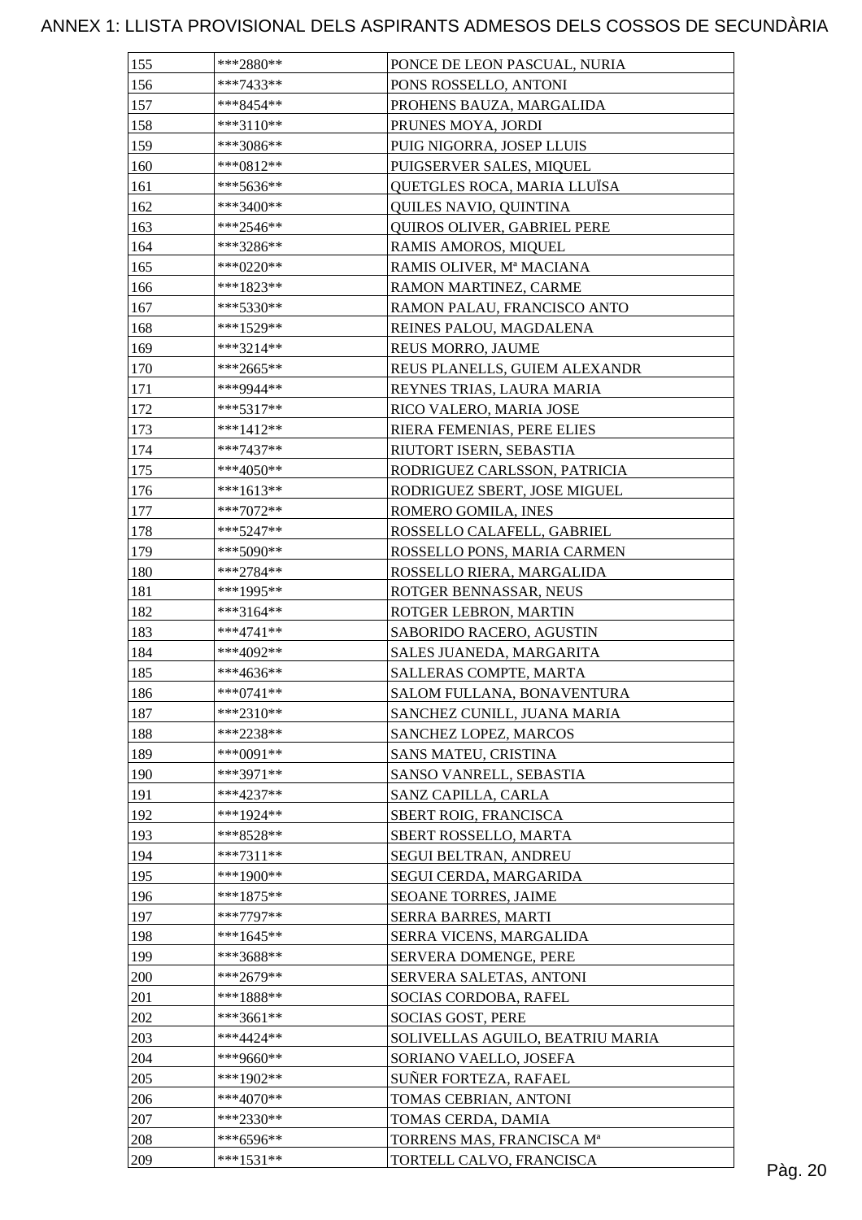ANNEX 1: LLISTA PROVISIONAL DELS ASPIRANTS ADMESOS DELS COSSOS DE SECUNDÀRIA

| | | |
|---|---|---|
| 155 | ***2880** | PONCE DE LEON PASCUAL, NURIA |
| 156 | ***7433** | PONS ROSSELLO, ANTONI |
| 157 | ***8454** | PROHENS BAUZA, MARGALIDA |
| 158 | ***3110** | PRUNES MOYA, JORDI |
| 159 | ***3086** | PUIG NIGORRA, JOSEP LLUIS |
| 160 | ***0812** | PUIGSERVER SALES, MIQUEL |
| 161 | ***5636** | QUETGLES ROCA, MARIA LLUÏSA |
| 162 | ***3400** | QUILES NAVIO, QUINTINA |
| 163 | ***2546** | QUIROS OLIVER, GABRIEL PERE |
| 164 | ***3286** | RAMIS AMOROS, MIQUEL |
| 165 | ***0220** | RAMIS OLIVER, Mª MACIANA |
| 166 | ***1823** | RAMON MARTINEZ, CARME |
| 167 | ***5330** | RAMON PALAU, FRANCISCO ANTO |
| 168 | ***1529** | REINES PALOU, MAGDALENA |
| 169 | ***3214** | REUS MORRO, JAUME |
| 170 | ***2665** | REUS PLANELLS, GUIEM ALEXANDR |
| 171 | ***9944** | REYNES TRIAS, LAURA MARIA |
| 172 | ***5317** | RICO VALERO, MARIA JOSE |
| 173 | ***1412** | RIERA FEMENIAS, PERE ELIES |
| 174 | ***7437** | RIUTORT ISERN, SEBASTIA |
| 175 | ***4050** | RODRIGUEZ CARLSSON, PATRICIA |
| 176 | ***1613** | RODRIGUEZ SBERT, JOSE MIGUEL |
| 177 | ***7072** | ROMERO GOMILA, INES |
| 178 | ***5247** | ROSSELLO CALAFELL, GABRIEL |
| 179 | ***5090** | ROSSELLO PONS, MARIA CARMEN |
| 180 | ***2784** | ROSSELLO RIERA, MARGALIDA |
| 181 | ***1995** | ROTGER BENNASSAR, NEUS |
| 182 | ***3164** | ROTGER LEBRON, MARTIN |
| 183 | ***4741** | SABORIDO RACERO, AGUSTIN |
| 184 | ***4092** | SALES JUANEDA, MARGARITA |
| 185 | ***4636** | SALLERAS COMPTE, MARTA |
| 186 | ***0741** | SALOM FULLANA, BONAVENTURA |
| 187 | ***2310** | SANCHEZ CUNILL, JUANA MARIA |
| 188 | ***2238** | SANCHEZ LOPEZ, MARCOS |
| 189 | ***0091** | SANS MATEU, CRISTINA |
| 190 | ***3971** | SANSO VANRELL, SEBASTIA |
| 191 | ***4237** | SANZ CAPILLA, CARLA |
| 192 | ***1924** | SBERT ROIG, FRANCISCA |
| 193 | ***8528** | SBERT ROSSELLO, MARTA |
| 194 | ***7311** | SEGUI BELTRAN, ANDREU |
| 195 | ***1900** | SEGUI CERDA, MARGARIDA |
| 196 | ***1875** | SEOANE TORRES, JAIME |
| 197 | ***7797** | SERRA BARRES, MARTI |
| 198 | ***1645** | SERRA VICENS, MARGALIDA |
| 199 | ***3688** | SERVERA DOMENGE, PERE |
| 200 | ***2679** | SERVERA SALETAS, ANTONI |
| 201 | ***1888** | SOCIAS CORDOBA, RAFEL |
| 202 | ***3661** | SOCIAS GOST, PERE |
| 203 | ***4424** | SOLIVELLAS AGUILO, BEATRIU MARIA |
| 204 | ***9660** | SORIANO VAELLO, JOSEFA |
| 205 | ***1902** | SUÑER FORTEZA, RAFAEL |
| 206 | ***4070** | TOMAS CEBRIAN, ANTONI |
| 207 | ***2330** | TOMAS CERDA, DAMIA |
| 208 | ***6596** | TORRENS MAS, FRANCISCA Mª |
| 209 | ***1531** | TORTELL CALVO, FRANCISCA |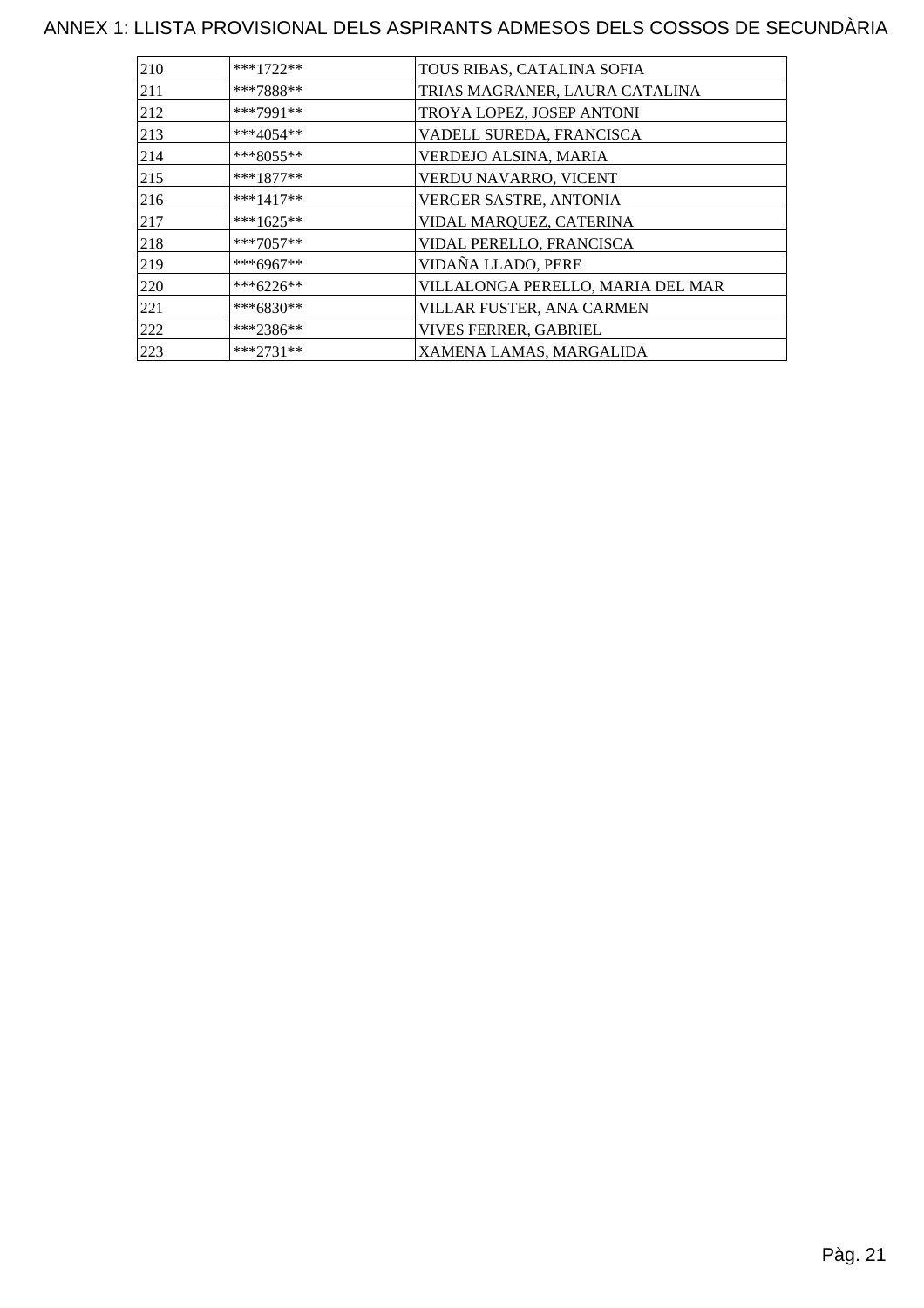# ANNEX 1: LLISTA PROVISIONAL DELS ASPIRANTS ADMESOS DELS COSSOS DE SECUNDÀRIA

| | | |
|---|---|---|
| 210 | ***1722** | TOUS RIBAS, CATALINA SOFIA |
| 211 | ***7888** | TRIAS MAGRANER, LAURA CATALINA |
| 212 | ***7991** | TROYA LOPEZ, JOSEP ANTONI |
| 213 | ***4054** | VADELL SUREDA, FRANCISCA |
| 214 | ***8055** | VERDEJO ALSINA, MARIA |
| 215 | ***1877** | VERDU NAVARRO, VICENT |
| 216 | ***1417** | VERGER SASTRE, ANTONIA |
| 217 | ***1625** | VIDAL MARQUEZ, CATERINA |
| 218 | ***7057** | VIDAL PERELLO, FRANCISCA |
| 219 | ***6967** | VIDAÑA LLADO, PERE |
| 220 | ***6226** | VILLALONGA PERELLO, MARIA DEL MAR |
| 221 | ***6830** | VILLAR FUSTER, ANA CARMEN |
| 222 | ***2386** | VIVES FERRER, GABRIEL |
| 223 | ***2731** | XAMENA LAMAS, MARGALIDA |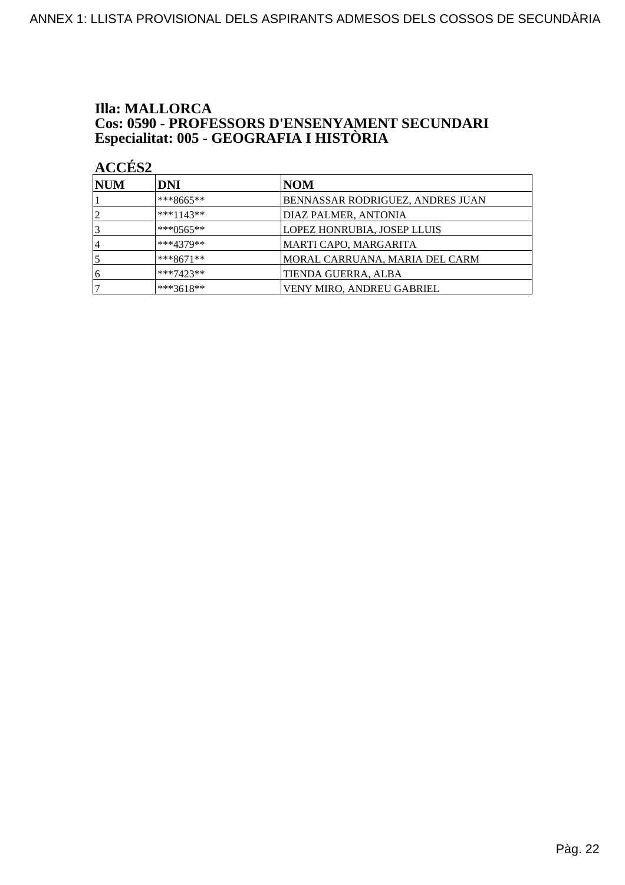**Illa: MALLORCA**
**Cos: 0590 - PROFESSORS D'ENSENYAMENT SECUNDARI**
**Especialitat: 005 - GEOGRAFIA I HISTÒRIA**

**ACCÉS2**

| NUM | DNI | NOM |
|---|---|---|
| 1 | ***8665** | BENNASSAR RODRIGUEZ, ANDRES JUAN |
| 2 | ***1143** | DIAZ PALMER, ANTONIA |
| 3 | ***0565** | LOPEZ HONRUBIA, JOSEP LLUIS |
| 4 | ***4379** | MARTI CAPO, MARGARITA |
| 5 | ***8671** | MORAL CARRUANA, MARIA DEL CARM |
| 6 | ***7423** | TIENDA GUERRA, ALBA |
| 7 | ***3618** | VENY MIRO, ANDREU GABRIEL |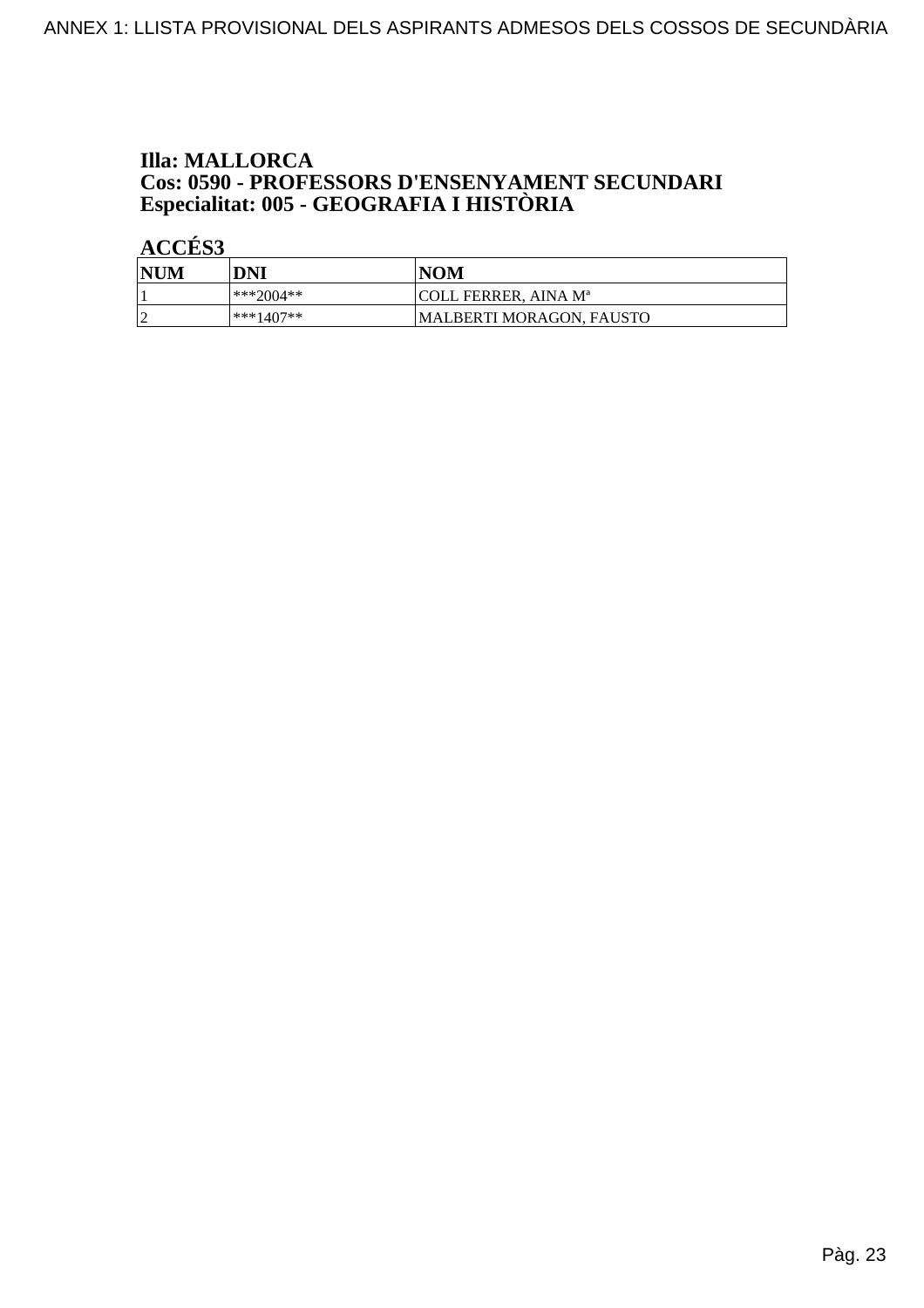**Illa: MALLORCA**
**Cos: 0590 - PROFESSORS D'ENSENYAMENT SECUNDARI**
**Especialitat: 005 - GEOGRAFIA I HISTÒRIA**

**ACCÉS3**

| NUM | DNI | NOM |
|---|---|---|
| 1 | ***2004** | COLL FERRER, AINA Mª |
| 2 | ***1407** | MALBERTI MORAGON, FAUSTO |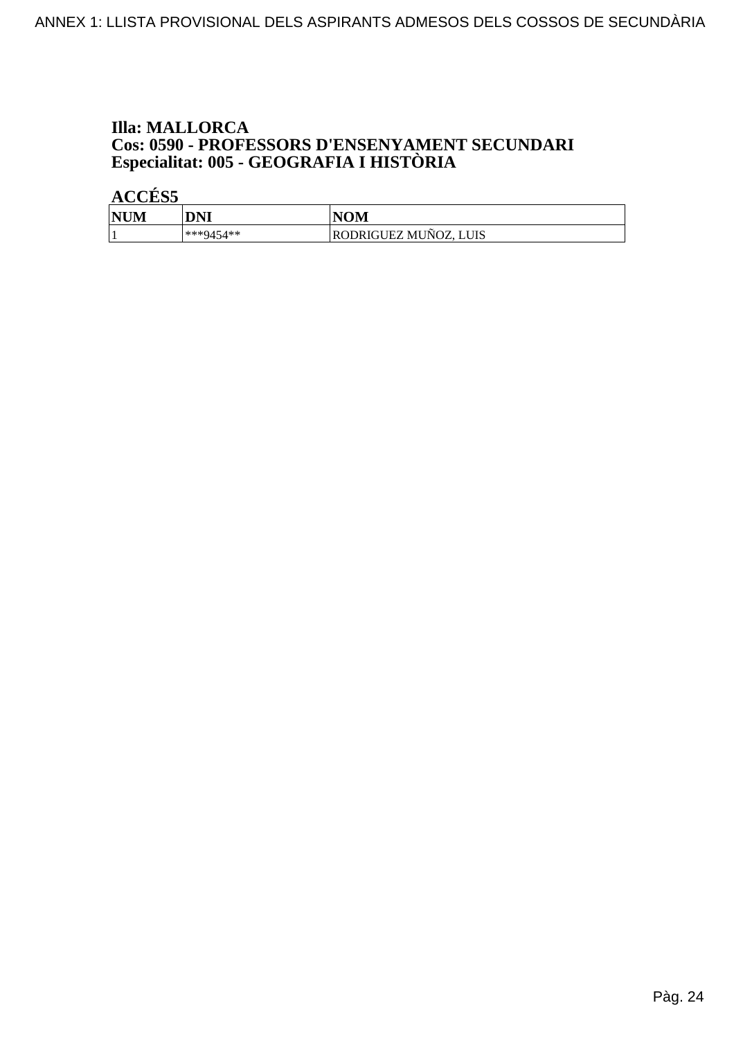**Illa: MALLORCA**
**Cos: 0590 - PROFESSORS D'ENSENYAMENT SECUNDARI**
**Especialitat: 005 - GEOGRAFIA I HISTÒRIA**

**ACCÉS5**

| NUM | DNI | NOM |
|---|---|---|
| 1 | ***9454** | RODRIGUEZ MUÑOZ, LUIS |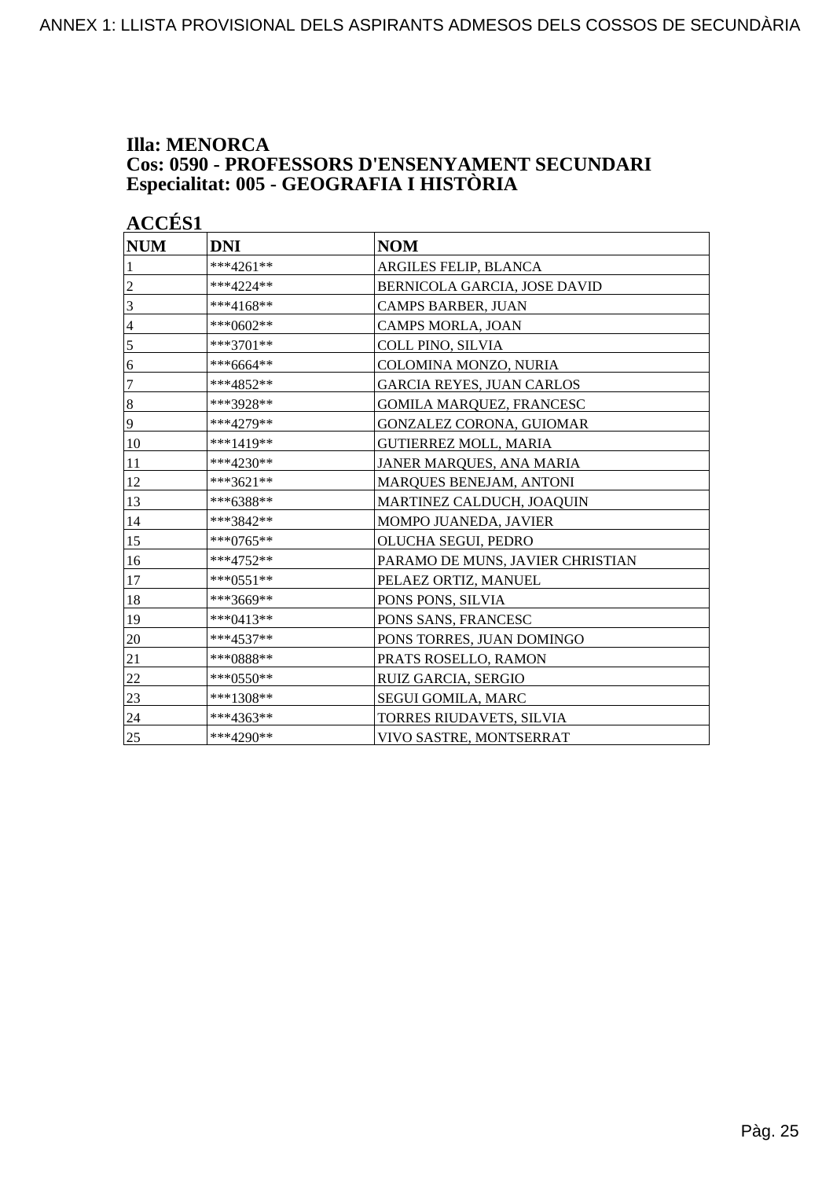**Illa: MENORCA**
**Cos: 0590 - PROFESSORS D'ENSENYAMENT SECUNDARI**
**Especialitat: 005 - GEOGRAFIA I HISTÒRIA**

**ACCÉS1**

| NUM | DNI | NOM |
|---|---|---|
| 1 | ***4261** | ARGILES FELIP, BLANCA |
| 2 | ***4224** | BERNICOLA GARCIA, JOSE DAVID |
| 3 | ***4168** | CAMPS BARBER, JUAN |
| 4 | ***0602** | CAMPS MORLA, JOAN |
| 5 | ***3701** | COLL PINO, SILVIA |
| 6 | ***6664** | COLOMINA MONZO, NURIA |
| 7 | ***4852** | GARCIA REYES, JUAN CARLOS |
| 8 | ***3928** | GOMILA MARQUEZ, FRANCESC |
| 9 | ***4279** | GONZALEZ CORONA, GUIOMAR |
| 10 | ***1419** | GUTIERREZ MOLL, MARIA |
| 11 | ***4230** | JANER MARQUES, ANA MARIA |
| 12 | ***3621** | MARQUES BENEJAM, ANTONI |
| 13 | ***6388** | MARTINEZ CALDUCH, JOAQUIN |
| 14 | ***3842** | MOMPO JUANEDA, JAVIER |
| 15 | ***0765** | OLUCHA SEGUI, PEDRO |
| 16 | ***4752** | PARAMO DE MUNS, JAVIER CHRISTIAN |
| 17 | ***0551** | PELAEZ ORTIZ, MANUEL |
| 18 | ***3669** | PONS PONS, SILVIA |
| 19 | ***0413** | PONS SANS, FRANCESC |
| 20 | ***4537** | PONS TORRES, JUAN DOMINGO |
| 21 | ***0888** | PRATS ROSELLO, RAMON |
| 22 | ***0550** | RUIZ GARCIA, SERGIO |
| 23 | ***1308** | SEGUI GOMILA, MARC |
| 24 | ***4363** | TORRES RIUDAVETS, SILVIA |
| 25 | ***4290** | VIVO SASTRE, MONTSERRAT |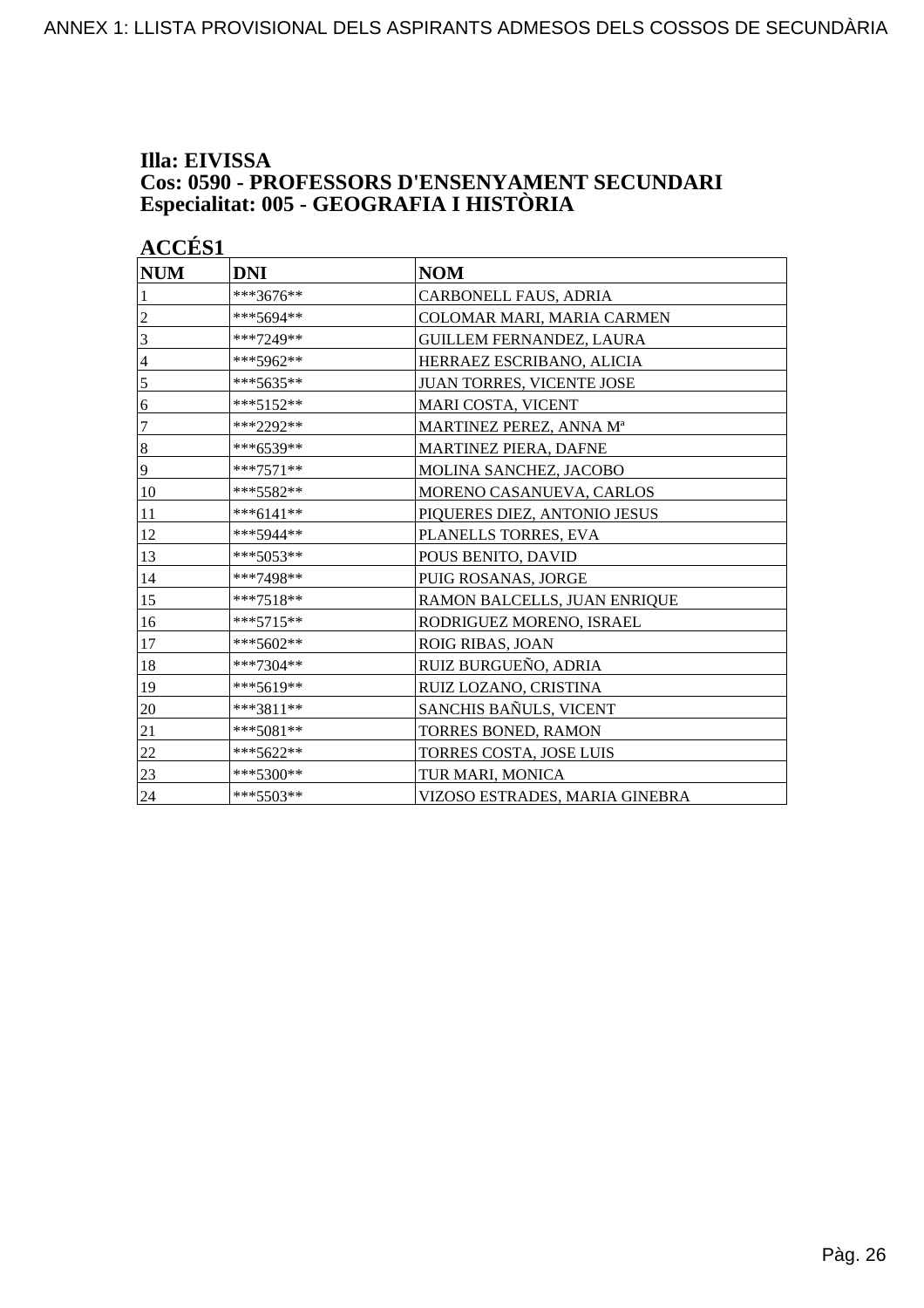**Illa: EIVISSA**
**Cos: 0590 - PROFESSORS D'ENSENYAMENT SECUNDARI**
**Especialitat: 005 - GEOGRAFIA I HISTÒRIA**

**ACCÉS1**

| NUM | DNI | NOM |
|---|---|---|
| 1 | ***3676** | CARBONELL FAUS, ADRIA |
| 2 | ***5694** | COLOMAR MARI, MARIA CARMEN |
| 3 | ***7249** | GUILLEM FERNANDEZ, LAURA |
| 4 | ***5962** | HERRAEZ ESCRIBANO, ALICIA |
| 5 | ***5635** | JUAN TORRES, VICENTE JOSE |
| 6 | ***5152** | MARI COSTA, VICENT |
| 7 | ***2292** | MARTINEZ PEREZ, ANNA Mª |
| 8 | ***6539** | MARTINEZ PIERA, DAFNE |
| 9 | ***7571** | MOLINA SANCHEZ, JACOBO |
| 10 | ***5582** | MORENO CASANUEVA, CARLOS |
| 11 | ***6141** | PIQUERES DIEZ, ANTONIO JESUS |
| 12 | ***5944** | PLANELLS TORRES, EVA |
| 13 | ***5053** | POUS BENITO, DAVID |
| 14 | ***7498** | PUIG ROSANAS, JORGE |
| 15 | ***7518** | RAMON BALCELLS, JUAN ENRIQUE |
| 16 | ***5715** | RODRIGUEZ MORENO, ISRAEL |
| 17 | ***5602** | ROIG RIBAS, JOAN |
| 18 | ***7304** | RUIZ BURGUEÑO, ADRIA |
| 19 | ***5619** | RUIZ LOZANO, CRISTINA |
| 20 | ***3811** | SANCHIS BAÑULS, VICENT |
| 21 | ***5081** | TORRES BONED, RAMON |
| 22 | ***5622** | TORRES COSTA, JOSE LUIS |
| 23 | ***5300** | TUR MARI, MONICA |
| 24 | ***5503** | VIZOSO ESTRADES, MARIA GINEBRA |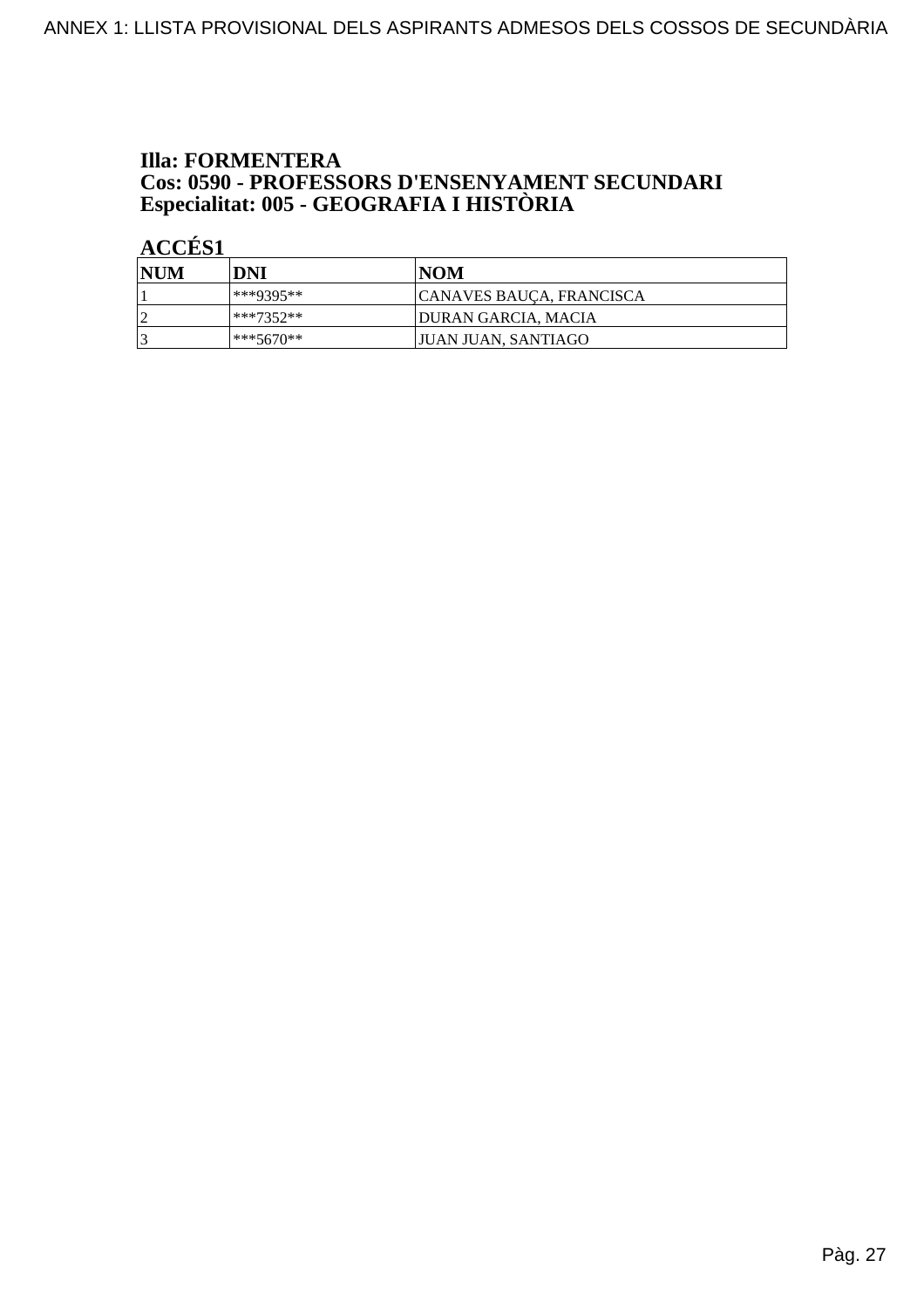## Illa: FORMENTERA
## Cos: 0590 - PROFESSORS D'ENSENYAMENT SECUNDARI
## Especialitat: 005 - GEOGRAFIA I HISTÒRIA

### ACCÉS1

| NUM | DNI | NOM |
|---|---|---|
| 1 | ***9395** | CANAVES BAUÇA, FRANCISCA |
| 2 | ***7352** | DURAN GARCIA, MACIA |
| 3 | ***5670** | JUAN JUAN, SANTIAGO |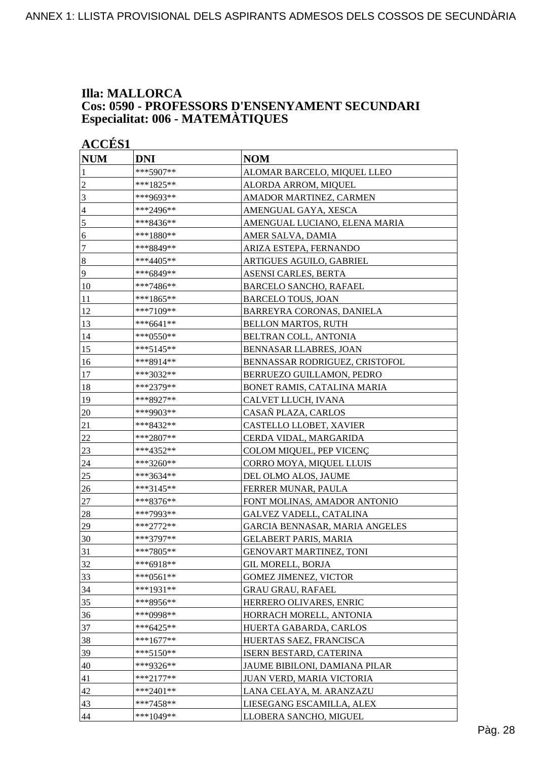**Illa: MALLORCA**
**Cos: 0590 - PROFESSORS D'ENSENYAMENT SECUNDARI**
**Especialitat: 006 - MATEMÀTIQUES**

**ACCÉS1**

| NUM | DNI | NOM |
|---|---|---|
| 1 | ***5907** | ALOMAR BARCELO, MIQUEL LLEO |
| 2 | ***1825** | ALORDA ARROM, MIQUEL |
| 3 | ***9693** | AMADOR MARTINEZ, CARMEN |
| 4 | ***2496** | AMENGUAL GAYA, XESCA |
| 5 | ***8436** | AMENGUAL LUCIANO, ELENA MARIA |
| 6 | ***1880** | AMER SALVA, DAMIA |
| 7 | ***8849** | ARIZA ESTEPA, FERNANDO |
| 8 | ***4405** | ARTIGUES AGUILO, GABRIEL |
| 9 | ***6849** | ASENSI CARLES, BERTA |
| 10 | ***7486** | BARCELO SANCHO, RAFAEL |
| 11 | ***1865** | BARCELO TOUS, JOAN |
| 12 | ***7109** | BARREYRA CORONAS, DANIELA |
| 13 | ***6641** | BELLON MARTOS, RUTH |
| 14 | ***0550** | BELTRAN COLL, ANTONIA |
| 15 | ***5145** | BENNASAR LLABRES, JOAN |
| 16 | ***8914** | BENNASSAR RODRIGUEZ, CRISTOFOL |
| 17 | ***3032** | BERRUEZO GUILLAMON, PEDRO |
| 18 | ***2379** | BONET RAMIS, CATALINA MARIA |
| 19 | ***8927** | CALVET LLUCH, IVANA |
| 20 | ***9903** | CASAÑ PLAZA, CARLOS |
| 21 | ***8432** | CASTELLO LLOBET, XAVIER |
| 22 | ***2807** | CERDA VIDAL, MARGARIDA |
| 23 | ***4352** | COLOM MIQUEL, PEP VICENÇ |
| 24 | ***3260** | CORRO MOYA, MIQUEL LLUIS |
| 25 | ***3634** | DEL OLMO ALOS, JAUME |
| 26 | ***3145** | FERRER MUNAR, PAULA |
| 27 | ***8376** | FONT MOLINAS, AMADOR ANTONIO |
| 28 | ***7993** | GALVEZ VADELL, CATALINA |
| 29 | ***2772** | GARCIA BENNASAR, MARIA ANGELES |
| 30 | ***3797** | GELABERT PARIS, MARIA |
| 31 | ***7805** | GENOVART MARTINEZ, TONI |
| 32 | ***6918** | GIL MORELL, BORJA |
| 33 | ***0561** | GOMEZ JIMENEZ, VICTOR |
| 34 | ***1931** | GRAU GRAU, RAFAEL |
| 35 | ***8956** | HERRERO OLIVARES, ENRIC |
| 36 | ***0998** | HORRACH MORELL, ANTONIA |
| 37 | ***6425** | HUERTA GABARDA, CARLOS |
| 38 | ***1677** | HUERTAS SAEZ, FRANCISCA |
| 39 | ***5150** | ISERN BESTARD, CATERINA |
| 40 | ***9326** | JAUME BIBILONI, DAMIANA PILAR |
| 41 | ***2177** | JUAN VERD, MARIA VICTORIA |
| 42 | ***2401** | LANA CELAYA, M. ARANZAZU |
| 43 | ***7458** | LIESEGANG ESCAMILLA, ALEX |
| 44 | ***1049** | LLOBERA SANCHO, MIGUEL |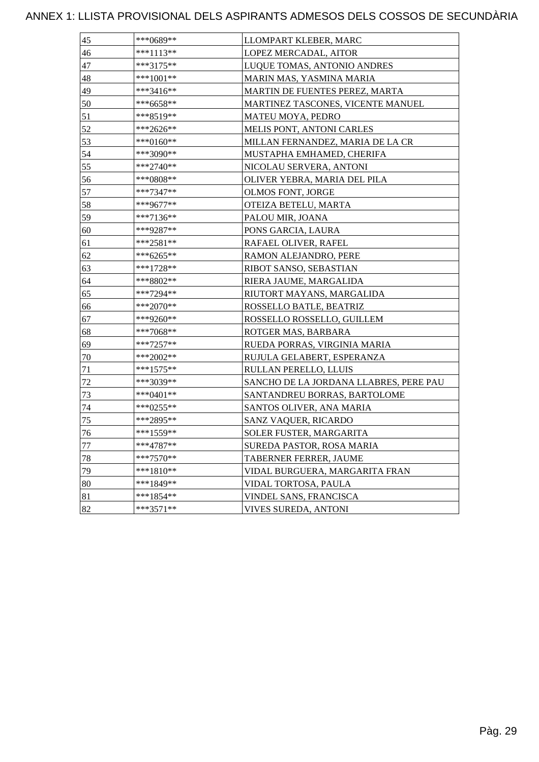# ANNEX 1: LLISTA PROVISIONAL DELS ASPIRANTS ADMESOS DELS COSSOS DE SECUNDÀRIA

| | | |
|---|---|---|
| 45 | ***0689** | LLOMPART KLEBER, MARC |
| 46 | ***1113** | LOPEZ MERCADAL, AITOR |
| 47 | ***3175** | LUQUE TOMAS, ANTONIO ANDRES |
| 48 | ***1001** | MARIN MAS, YASMINA MARIA |
| 49 | ***3416** | MARTIN DE FUENTES PEREZ, MARTA |
| 50 | ***6658** | MARTINEZ TASCONES, VICENTE MANUEL |
| 51 | ***8519** | MATEU MOYA, PEDRO |
| 52 | ***2626** | MELIS PONT, ANTONI CARLES |
| 53 | ***0160** | MILLAN FERNANDEZ, MARIA DE LA CR |
| 54 | ***3090** | MUSTAPHA EMHAMED, CHERIFA |
| 55 | ***2740** | NICOLAU SERVERA, ANTONI |
| 56 | ***0808** | OLIVER YEBRA, MARIA DEL PILA |
| 57 | ***7347** | OLMOS FONT, JORGE |
| 58 | ***9677** | OTEIZA BETELU, MARTA |
| 59 | ***7136** | PALOU MIR, JOANA |
| 60 | ***9287** | PONS GARCIA, LAURA |
| 61 | ***2581** | RAFAEL OLIVER, RAFEL |
| 62 | ***6265** | RAMON ALEJANDRO, PERE |
| 63 | ***1728** | RIBOT SANSO, SEBASTIAN |
| 64 | ***8802** | RIERA JAUME, MARGALIDA |
| 65 | ***7294** | RIUTORT MAYANS, MARGALIDA |
| 66 | ***2070** | ROSSELLO BATLE, BEATRIZ |
| 67 | ***9260** | ROSSELLO ROSSELLO, GUILLEM |
| 68 | ***7068** | ROTGER MAS, BARBARA |
| 69 | ***7257** | RUEDA PORRAS, VIRGINIA MARIA |
| 70 | ***2002** | RUJULA GELABERT, ESPERANZA |
| 71 | ***1575** | RULLAN PERELLO, LLUIS |
| 72 | ***3039** | SANCHO DE LA JORDANA LLABRES, PERE PAU |
| 73 | ***0401** | SANTANDREU BORRAS, BARTOLOME |
| 74 | ***0255** | SANTOS OLIVER, ANA MARIA |
| 75 | ***2895** | SANZ VAQUER, RICARDO |
| 76 | ***1559** | SOLER FUSTER, MARGARITA |
| 77 | ***4787** | SUREDA PASTOR, ROSA MARIA |
| 78 | ***7570** | TABERNER FERRER, JAUME |
| 79 | ***1810** | VIDAL BURGUERA, MARGARITA FRAN |
| 80 | ***1849** | VIDAL TORTOSA, PAULA |
| 81 | ***1854** | VINDEL SANS, FRANCISCA |
| 82 | ***3571** | VIVES SUREDA, ANTONI |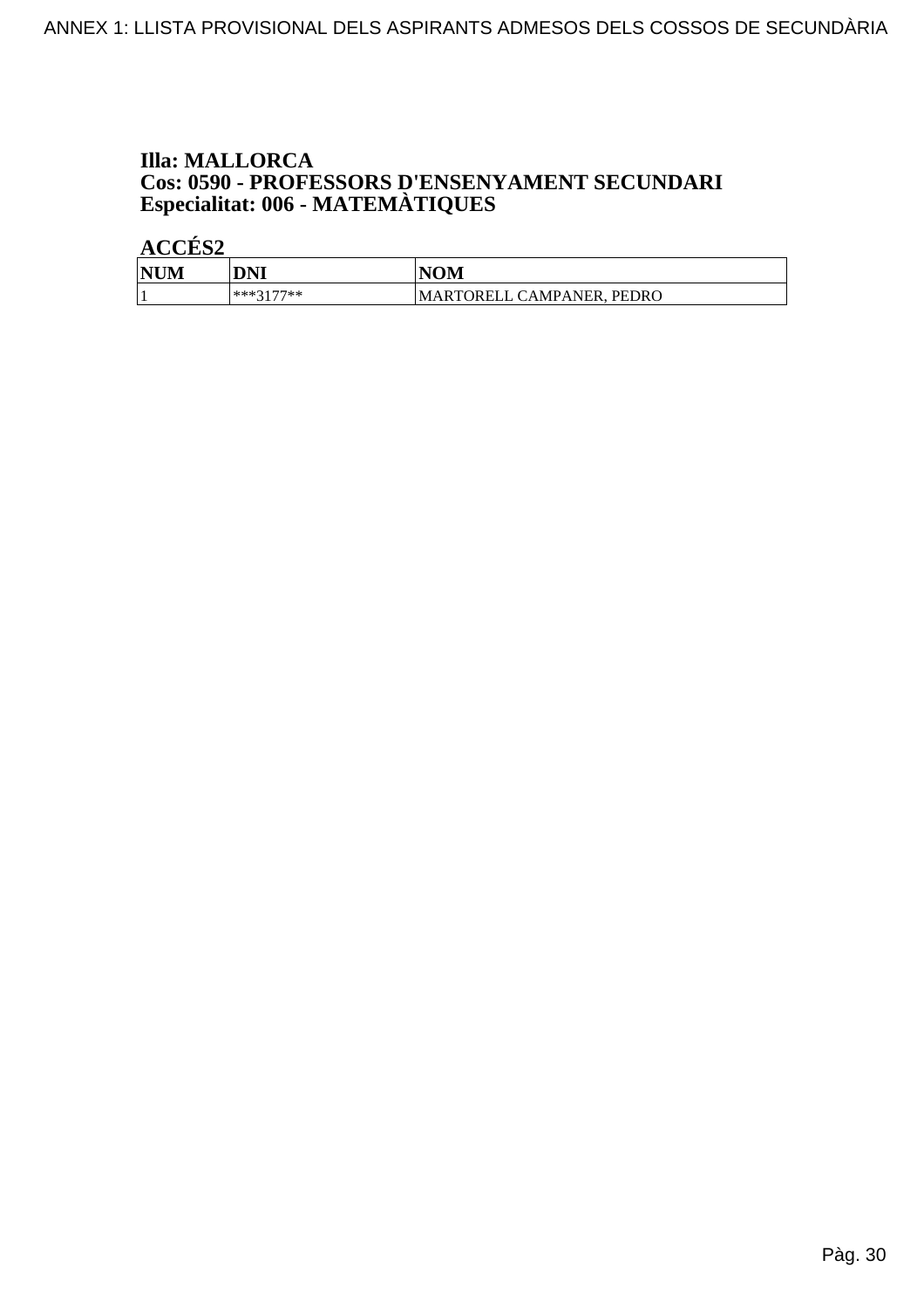**Illa: MALLORCA**
**Cos: 0590 - PROFESSORS D'ENSENYAMENT SECUNDARI**
**Especialitat: 006 - MATEMÀTIQUES**

**ACCÉS2**

| NUM | DNI | NOM |
| --- | --- | --- |
| 1 | ***3177** | MARTORELL CAMPANER, PEDRO |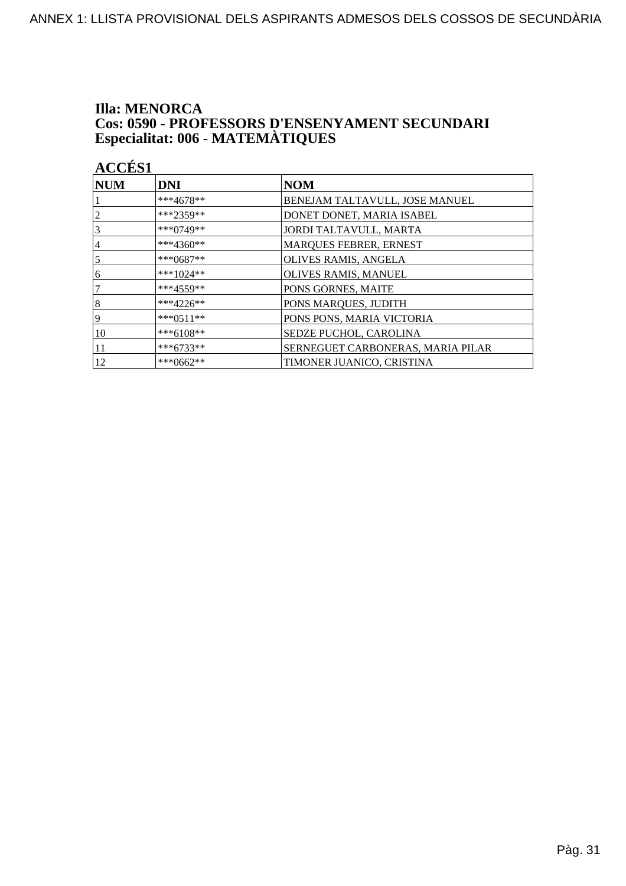**Illa: MENORCA**
**Cos: 0590 - PROFESSORS D'ENSENYAMENT SECUNDARI**
**Especialitat: 006 - MATEMÀTIQUES**

**ACCÉS1**

| NUM | DNI | NOM |
|---|---|---|
| 1 | ***4678** | BENEJAM TALTAVULL, JOSE MANUEL |
| 2 | ***2359** | DONET DONET, MARIA ISABEL |
| 3 | ***0749** | JORDI TALTAVULL, MARTA |
| 4 | ***4360** | MARQUES FEBRER, ERNEST |
| 5 | ***0687** | OLIVES RAMIS, ANGELA |
| 6 | ***1024** | OLIVES RAMIS, MANUEL |
| 7 | ***4559** | PONS GORNES, MAITE |
| 8 | ***4226** | PONS MARQUES, JUDITH |
| 9 | ***0511** | PONS PONS, MARIA VICTORIA |
| 10 | ***6108** | SEDZE PUCHOL, CAROLINA |
| 11 | ***6733** | SERNEGUET CARBONERAS, MARIA PILAR |
| 12 | ***0662** | TIMONER JUANICO, CRISTINA |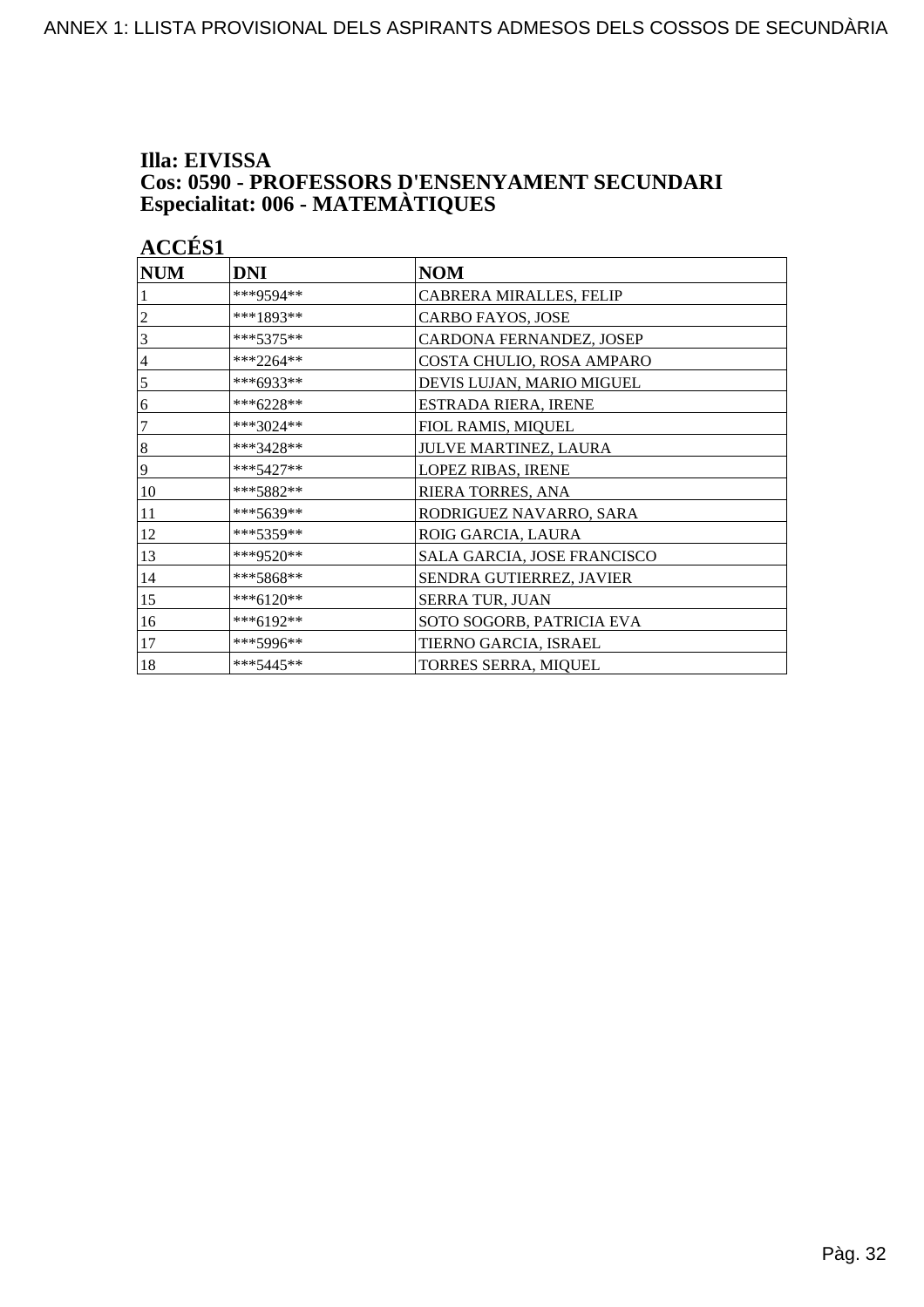**Illa: EIVISSA**
**Cos: 0590 - PROFESSORS D'ENSENYAMENT SECUNDARI**
**Especialitat: 006 - MATEMÀTIQUES**

**ACCÉS1**

| NUM | DNI | NOM |
|---|---|---|
| 1 | ***9594** | CABRERA MIRALLES, FELIP |
| 2 | ***1893** | CARBO FAYOS, JOSE |
| 3 | ***5375** | CARDONA FERNANDEZ, JOSEP |
| 4 | ***2264** | COSTA CHULIO, ROSA AMPARO |
| 5 | ***6933** | DEVIS LUJAN, MARIO MIGUEL |
| 6 | ***6228** | ESTRADA RIERA, IRENE |
| 7 | ***3024** | FIOL RAMIS, MIQUEL |
| 8 | ***3428** | JULVE MARTINEZ, LAURA |
| 9 | ***5427** | LOPEZ RIBAS, IRENE |
| 10 | ***5882** | RIERA TORRES, ANA |
| 11 | ***5639** | RODRIGUEZ NAVARRO, SARA |
| 12 | ***5359** | ROIG GARCIA, LAURA |
| 13 | ***9520** | SALA GARCIA, JOSE FRANCISCO |
| 14 | ***5868** | SENDRA GUTIERREZ, JAVIER |
| 15 | ***6120** | SERRA TUR, JUAN |
| 16 | ***6192** | SOTO SOGORB, PATRICIA EVA |
| 17 | ***5996** | TIERNO GARCIA, ISRAEL |
| 18 | ***5445** | TORRES SERRA, MIQUEL |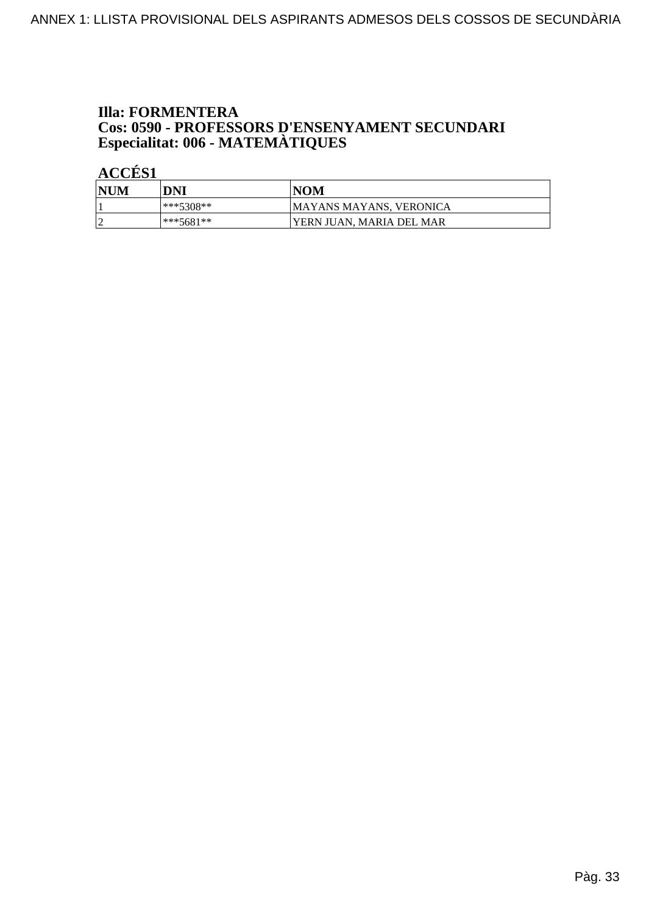## Illa: FORMENTERA
## Cos: 0590 - PROFESSORS D'ENSENYAMENT SECUNDARI
## Especialitat: 006 - MATEMÀTIQUES

### ACCÉS1

| NUM | DNI | NOM |
|---|---|---|
| 1 | ***5308** | MAYANS MAYANS, VERONICA |
| 2 | ***5681** | YERN JUAN, MARIA DEL MAR |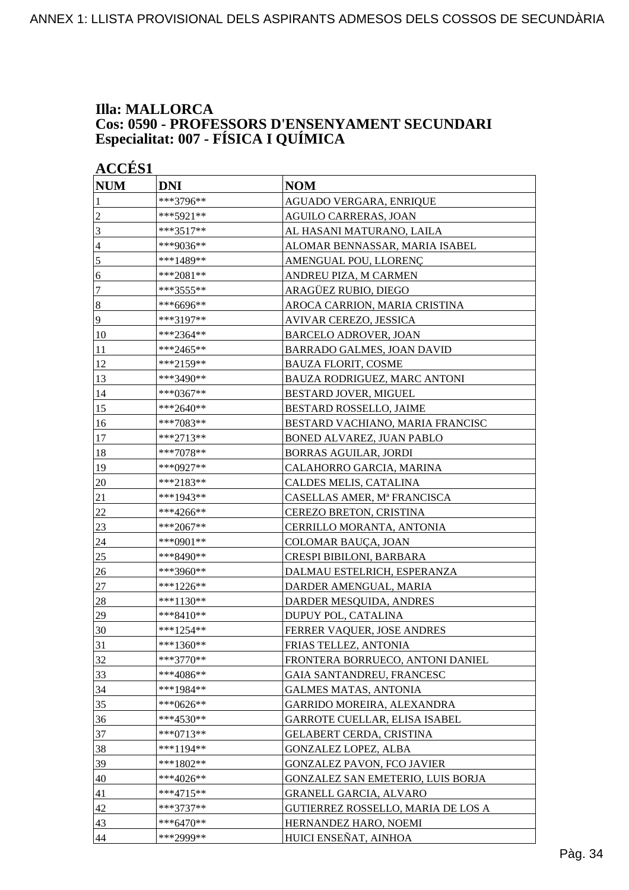**Illa: MALLORCA**
**Cos: 0590 - PROFESSORS D'ENSENYAMENT SECUNDARI**
**Especialitat: 007 - FÍSICA I QUÍMICA**

**ACCÉS1**

| NUM | DNI | NOM |
|---|---|---|
| 1 | ***3796** | AGUADO VERGARA, ENRIQUE |
| 2 | ***5921** | AGUILO CARRERAS, JOAN |
| 3 | ***3517** | AL HASANI MATURANO, LAILA |
| 4 | ***9036** | ALOMAR BENNASSAR, MARIA ISABEL |
| 5 | ***1489** | AMENGUAL POU, LLORENÇ |
| 6 | ***2081** | ANDREU PIZA, M CARMEN |
| 7 | ***3555** | ARAGÜEZ RUBIO, DIEGO |
| 8 | ***6696** | AROCA CARRION, MARIA CRISTINA |
| 9 | ***3197** | AVIVAR CEREZO, JESSICA |
| 10 | ***2364** | BARCELO ADROVER, JOAN |
| 11 | ***2465** | BARRADO GALMES, JOAN DAVID |
| 12 | ***2159** | BAUZA FLORIT, COSME |
| 13 | ***3490** | BAUZA RODRIGUEZ, MARC ANTONI |
| 14 | ***0367** | BESTARD JOVER, MIGUEL |
| 15 | ***2640** | BESTARD ROSSELLO, JAIME |
| 16 | ***7083** | BESTARD VACHIANO, MARIA FRANCISC |
| 17 | ***2713** | BONED ALVAREZ, JUAN PABLO |
| 18 | ***7078** | BORRAS AGUILAR, JORDI |
| 19 | ***0927** | CALAHORRO GARCIA, MARINA |
| 20 | ***2183** | CALDES MELIS, CATALINA |
| 21 | ***1943** | CASELLAS AMER, Mª FRANCISCA |
| 22 | ***4266** | CEREZO BRETON, CRISTINA |
| 23 | ***2067** | CERRILLO MORANTA, ANTONIA |
| 24 | ***0901** | COLOMAR BAUÇA, JOAN |
| 25 | ***8490** | CRESPI BIBILONI, BARBARA |
| 26 | ***3960** | DALMAU ESTELRICH, ESPERANZA |
| 27 | ***1226** | DARDER AMENGUAL, MARIA |
| 28 | ***1130** | DARDER MESQUIDA, ANDRES |
| 29 | ***8410** | DUPUY POL, CATALINA |
| 30 | ***1254** | FERRER VAQUER, JOSE ANDRES |
| 31 | ***1360** | FRIAS TELLEZ, ANTONIA |
| 32 | ***3770** | FRONTERA BORRUECO, ANTONI DANIEL |
| 33 | ***4086** | GAIA SANTANDREU, FRANCESC |
| 34 | ***1984** | GALMES MATAS, ANTONIA |
| 35 | ***0626** | GARRIDO MOREIRA, ALEXANDRA |
| 36 | ***4530** | GARROTE CUELLAR, ELISA ISABEL |
| 37 | ***0713** | GELABERT CERDA, CRISTINA |
| 38 | ***1194** | GONZALEZ LOPEZ, ALBA |
| 39 | ***1802** | GONZALEZ PAVON, FCO JAVIER |
| 40 | ***4026** | GONZALEZ SAN EMETERIO, LUIS BORJA |
| 41 | ***4715** | GRANELL GARCIA, ALVARO |
| 42 | ***3737** | GUTIERREZ ROSSELLO, MARIA DE LOS A |
| 43 | ***6470** | HERNANDEZ HARO, NOEMI |
| 44 | ***2999** | HUICI ENSEÑAT, AINHOA |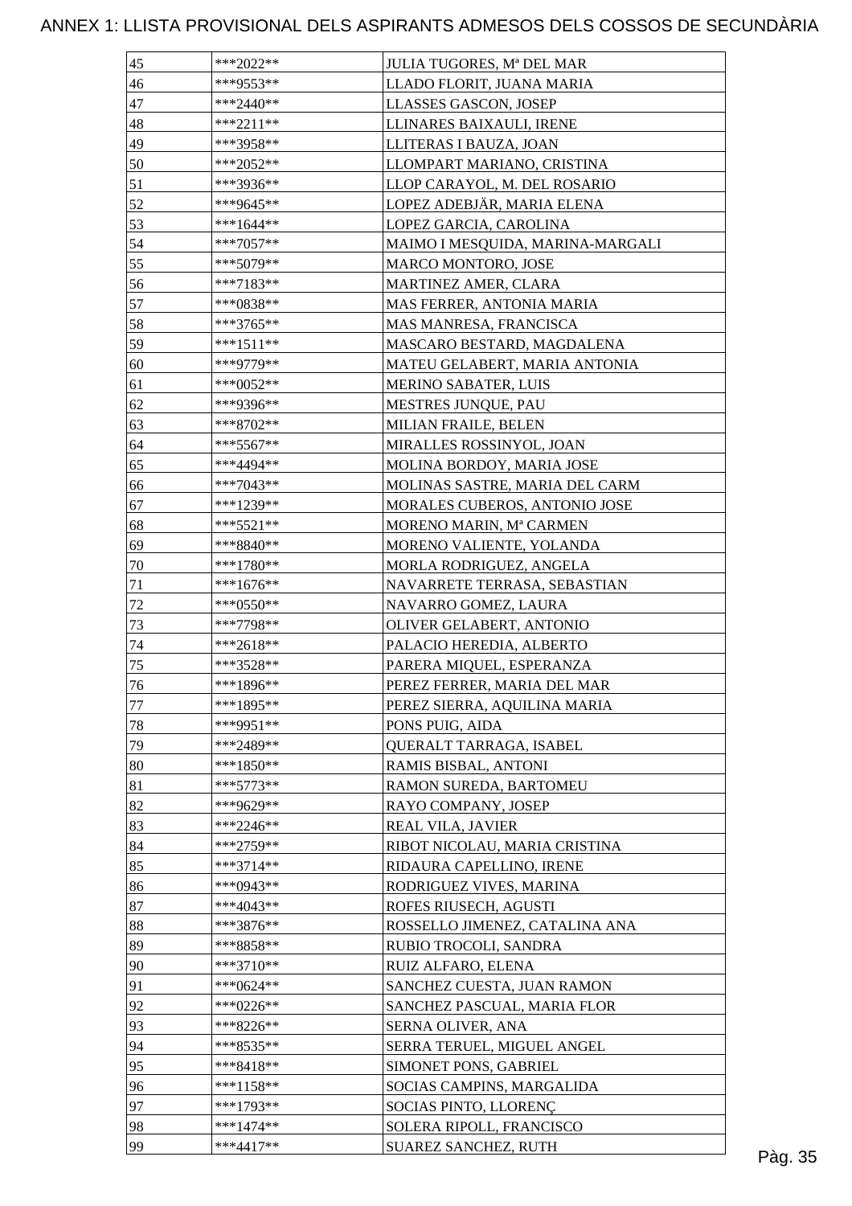# ANNEX 1: LLISTA PROVISIONAL DELS ASPIRANTS ADMESOS DELS COSSOS DE SECUNDÀRIA

| | | |
|---|---|---|
| 45 | ***2022** | JULIA TUGORES, Mª DEL MAR |
| 46 | ***9553** | LLADO FLORIT, JUANA MARIA |
| 47 | ***2440** | LLASSES GASCON, JOSEP |
| 48 | ***2211** | LLINARES BAIXAULI, IRENE |
| 49 | ***3958** | LLITERAS I BAUZA, JOAN |
| 50 | ***2052** | LLOMPART MARIANO, CRISTINA |
| 51 | ***3936** | LLOP CARAYOL, M. DEL ROSARIO |
| 52 | ***9645** | LOPEZ ADEBJÄR, MARIA ELENA |
| 53 | ***1644** | LOPEZ GARCIA, CAROLINA |
| 54 | ***7057** | MAIMO I MESQUIDA, MARINA-MARGALI |
| 55 | ***5079** | MARCO MONTORO, JOSE |
| 56 | ***7183** | MARTINEZ AMER, CLARA |
| 57 | ***0838** | MAS FERRER, ANTONIA MARIA |
| 58 | ***3765** | MAS MANRESA, FRANCISCA |
| 59 | ***1511** | MASCARO BESTARD, MAGDALENA |
| 60 | ***9779** | MATEU GELABERT, MARIA ANTONIA |
| 61 | ***0052** | MERINO SABATER, LUIS |
| 62 | ***9396** | MESTRES JUNQUE, PAU |
| 63 | ***8702** | MILIAN FRAILE, BELEN |
| 64 | ***5567** | MIRALLES ROSSINYOL, JOAN |
| 65 | ***4494** | MOLINA BORDOY, MARIA JOSE |
| 66 | ***7043** | MOLINAS SASTRE, MARIA DEL CARM |
| 67 | ***1239** | MORALES CUBEROS, ANTONIO JOSE |
| 68 | ***5521** | MORENO MARIN, Mª CARMEN |
| 69 | ***8840** | MORENO VALIENTE, YOLANDA |
| 70 | ***1780** | MORLA RODRIGUEZ, ANGELA |
| 71 | ***1676** | NAVARRETE TERRASA, SEBASTIAN |
| 72 | ***0550** | NAVARRO GOMEZ, LAURA |
| 73 | ***7798** | OLIVER GELABERT, ANTONIO |
| 74 | ***2618** | PALACIO HEREDIA, ALBERTO |
| 75 | ***3528** | PARERA MIQUEL, ESPERANZA |
| 76 | ***1896** | PEREZ FERRER, MARIA DEL MAR |
| 77 | ***1895** | PEREZ SIERRA, AQUILINA MARIA |
| 78 | ***9951** | PONS PUIG, AIDA |
| 79 | ***2489** | QUERALT TARRAGA, ISABEL |
| 80 | ***1850** | RAMIS BISBAL, ANTONI |
| 81 | ***5773** | RAMON SUREDA, BARTOMEU |
| 82 | ***9629** | RAYO COMPANY, JOSEP |
| 83 | ***2246** | REAL VILA, JAVIER |
| 84 | ***2759** | RIBOT NICOLAU, MARIA CRISTINA |
| 85 | ***3714** | RIDAURA CAPELLINO, IRENE |
| 86 | ***0943** | RODRIGUEZ VIVES, MARINA |
| 87 | ***4043** | ROFES RIUSECH, AGUSTI |
| 88 | ***3876** | ROSSELLO JIMENEZ, CATALINA ANA |
| 89 | ***8858** | RUBIO TROCOLI, SANDRA |
| 90 | ***3710** | RUIZ ALFARO, ELENA |
| 91 | ***0624** | SANCHEZ CUESTA, JUAN RAMON |
| 92 | ***0226** | SANCHEZ PASCUAL, MARIA FLOR |
| 93 | ***8226** | SERNA OLIVER, ANA |
| 94 | ***8535** | SERRA TERUEL, MIGUEL ANGEL |
| 95 | ***8418** | SIMONET PONS, GABRIEL |
| 96 | ***1158** | SOCIAS CAMPINS, MARGALIDA |
| 97 | ***1793** | SOCIAS PINTO, LLORENÇ |
| 98 | ***1474** | SOLERA RIPOLL, FRANCISCO |
| 99 | ***4417** | SUAREZ SANCHEZ, RUTH |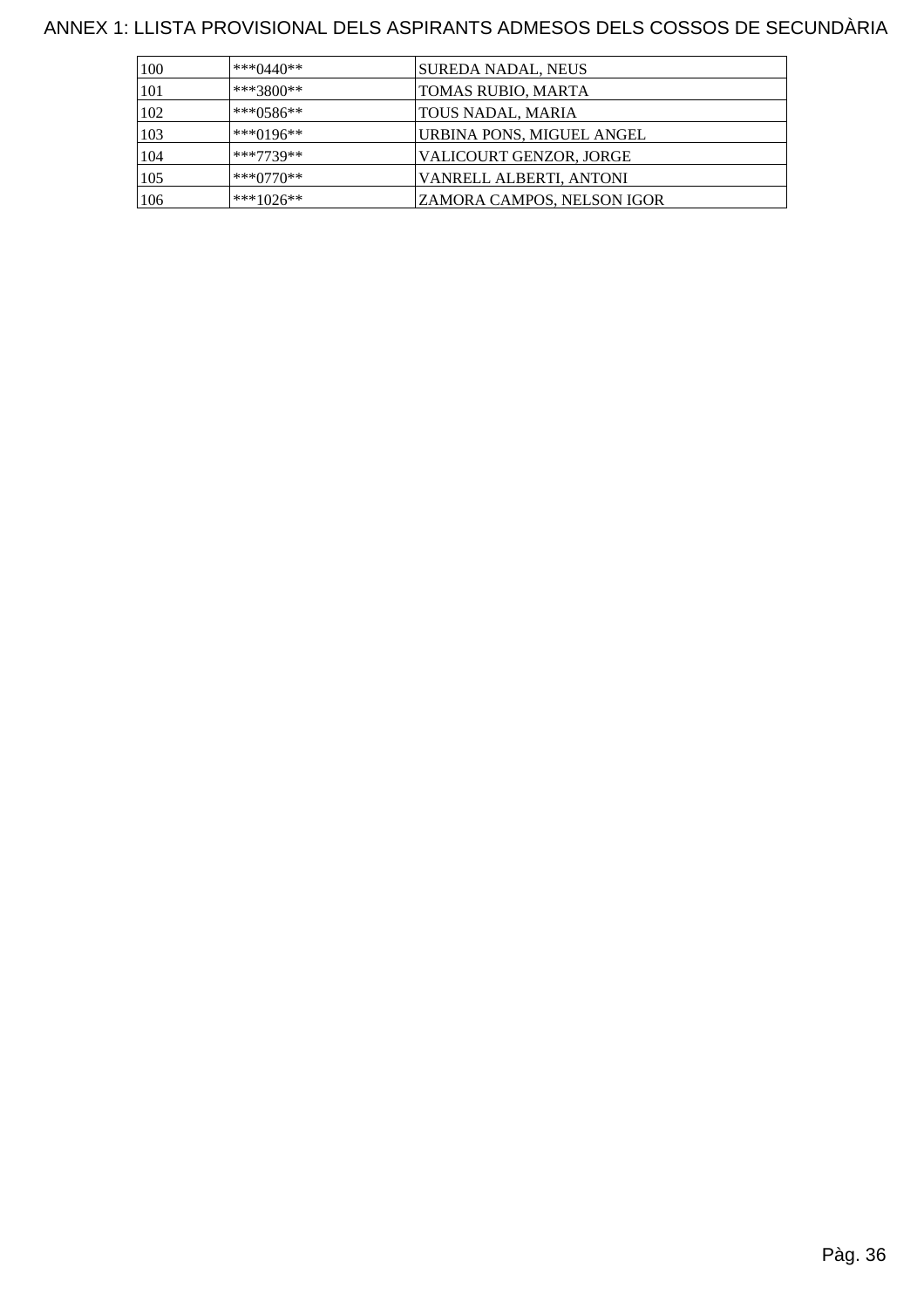ANNEX 1: LLISTA PROVISIONAL DELS ASPIRANTS ADMESOS DELS COSSOS DE SECUNDÀRIA

| | | |
|---|---|---|
| 100 | ***0440** | SUREDA NADAL, NEUS |
| 101 | ***3800** | TOMAS RUBIO, MARTA |
| 102 | ***0586** | TOUS NADAL, MARIA |
| 103 | ***0196** | URBINA PONS, MIGUEL ANGEL |
| 104 | ***7739** | VALICOURT GENZOR, JORGE |
| 105 | ***0770** | VANRELL ALBERTI, ANTONI |
| 106 | ***1026** | ZAMORA CAMPOS, NELSON IGOR |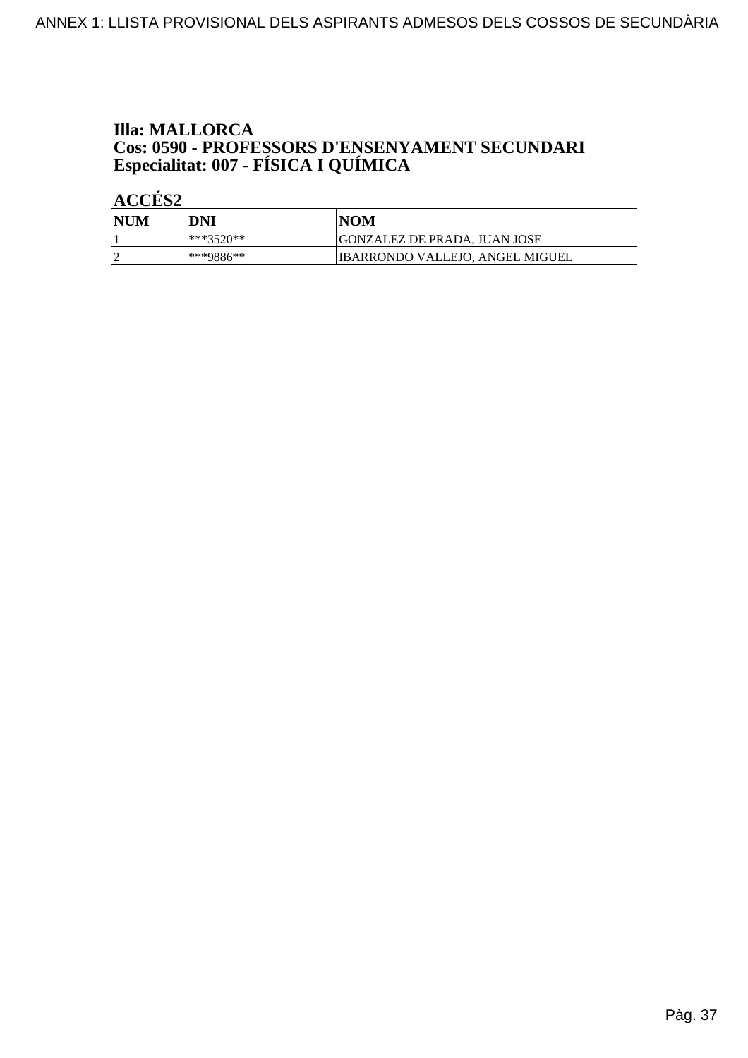## Illa: MALLORCA
## Cos: 0590 - PROFESSORS D'ENSENYAMENT SECUNDARI
## Especialitat: 007 - FÍSICA I QUÍMICA

### ACCÉS2

| NUM | DNI | NOM |
|---|---|---|
| 1 | ***3520** | GONZALEZ DE PRADA, JUAN JOSE |
| 2 | ***9886** | IBARRONDO VALLEJO, ANGEL MIGUEL |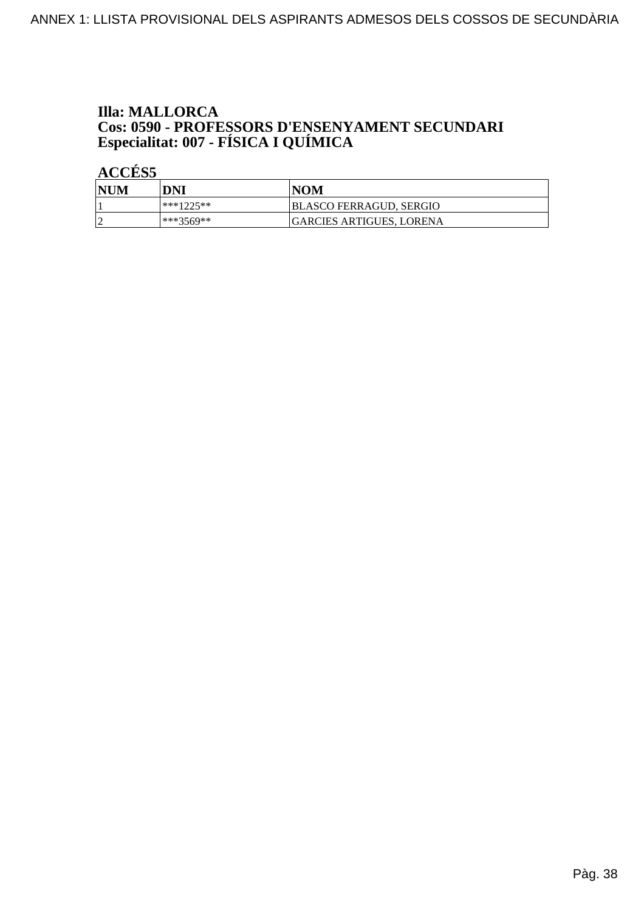**Illa: MALLORCA**
**Cos: 0590 - PROFESSORS D'ENSENYAMENT SECUNDARI**
**Especialitat: 007 - FÍSICA I QUÍMICA**

**ACCÉS5**

| NUM | DNI | NOM |
|---|---|---|
| 1 | ***1225** | BLASCO FERRAGUD, SERGIO |
| 2 | ***3569** | GARCIES ARTIGUES, LORENA |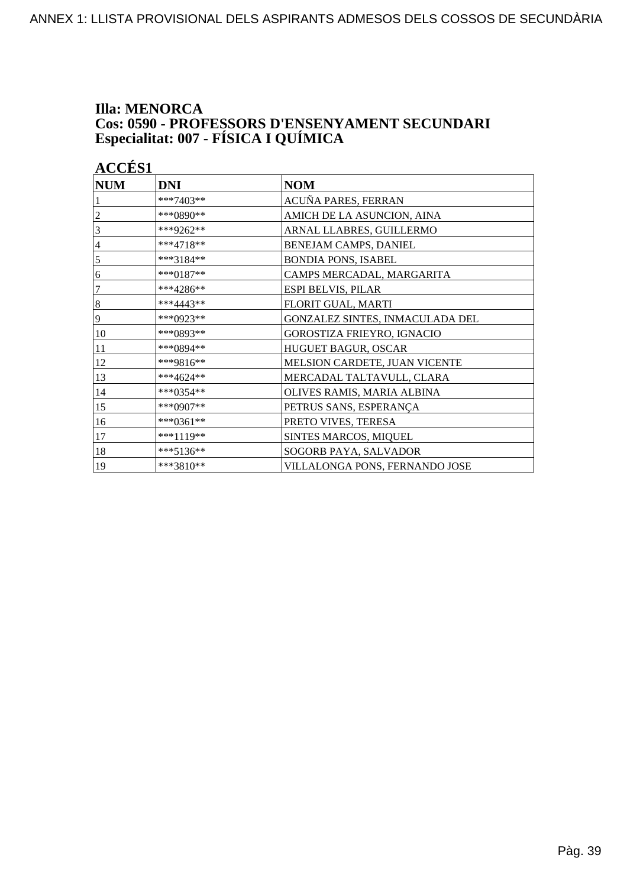**Illa: MENORCA**
**Cos: 0590 - PROFESSORS D'ENSENYAMENT SECUNDARI**
**Especialitat: 007 - FÍSICA I QUÍMICA**

**ACCÉS1**

| NUM | DNI | NOM |
|---|---|---|
| 1 | ***7403** | ACUÑA PARES, FERRAN |
| 2 | ***0890** | AMICH DE LA ASUNCION, AINA |
| 3 | ***9262** | ARNAL LLABRES, GUILLERMO |
| 4 | ***4718** | BENEJAM CAMPS, DANIEL |
| 5 | ***3184** | BONDIA PONS, ISABEL |
| 6 | ***0187** | CAMPS MERCADAL, MARGARITA |
| 7 | ***4286** | ESPI BELVIS, PILAR |
| 8 | ***4443** | FLORIT GUAL, MARTI |
| 9 | ***0923** | GONZALEZ SINTES, INMACULADA DEL |
| 10 | ***0893** | GOROSTIZA FRIEYRO, IGNACIO |
| 11 | ***0894** | HUGUET BAGUR, OSCAR |
| 12 | ***9816** | MELSION CARDETE, JUAN VICENTE |
| 13 | ***4624** | MERCADAL TALTAVULL, CLARA |
| 14 | ***0354** | OLIVES RAMIS, MARIA ALBINA |
| 15 | ***0907** | PETRUS SANS, ESPERANÇA |
| 16 | ***0361** | PRETO VIVES, TERESA |
| 17 | ***1119** | SINTES MARCOS, MIQUEL |
| 18 | ***5136** | SOGORB PAYA, SALVADOR |
| 19 | ***3810** | VILLALONGA PONS, FERNANDO JOSE |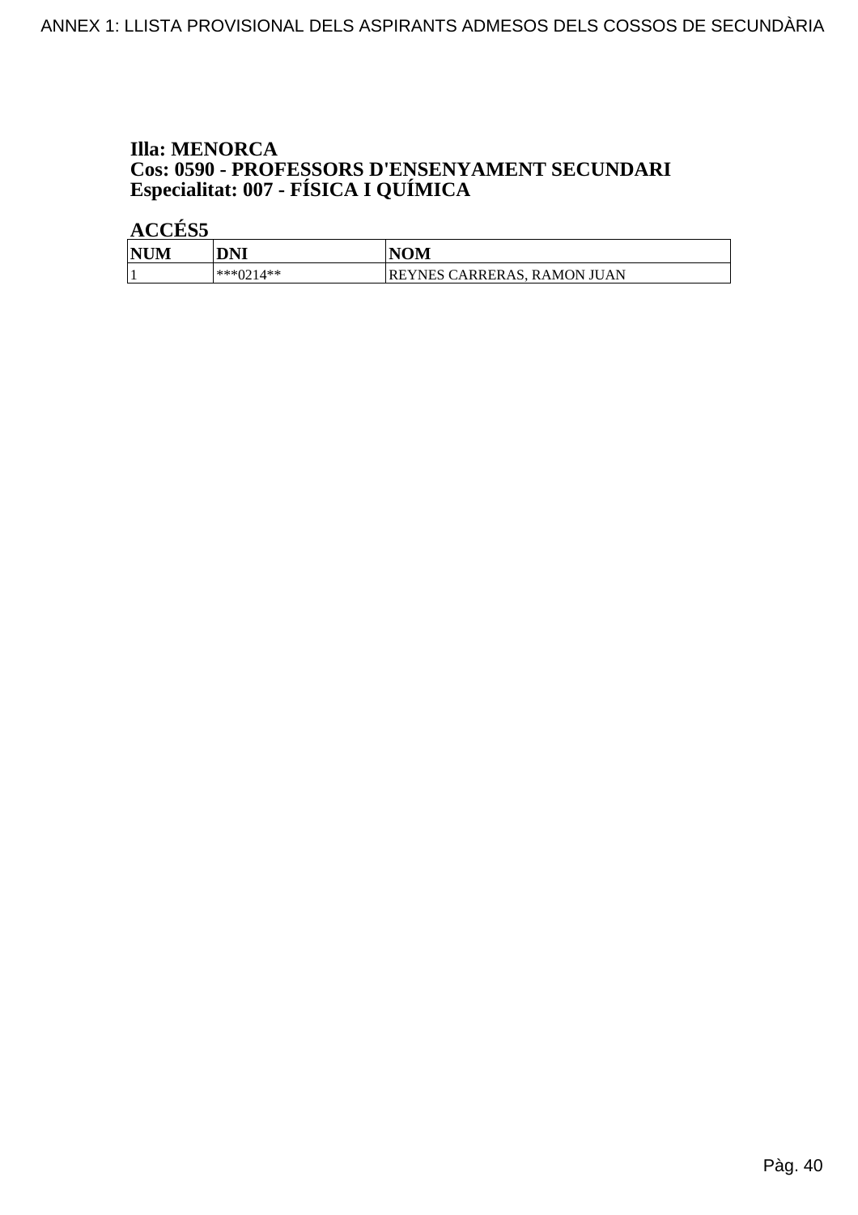**Illa: MENORCA**
**Cos: 0590 - PROFESSORS D'ENSENYAMENT SECUNDARI**
**Especialitat: 007 - FÍSICA I QUÍMICA**

**ACCÉS5**

| NUM | DNI | NOM |
|---|---|---|
| 1 | ***0214** | REYNES CARRERAS, RAMON JUAN |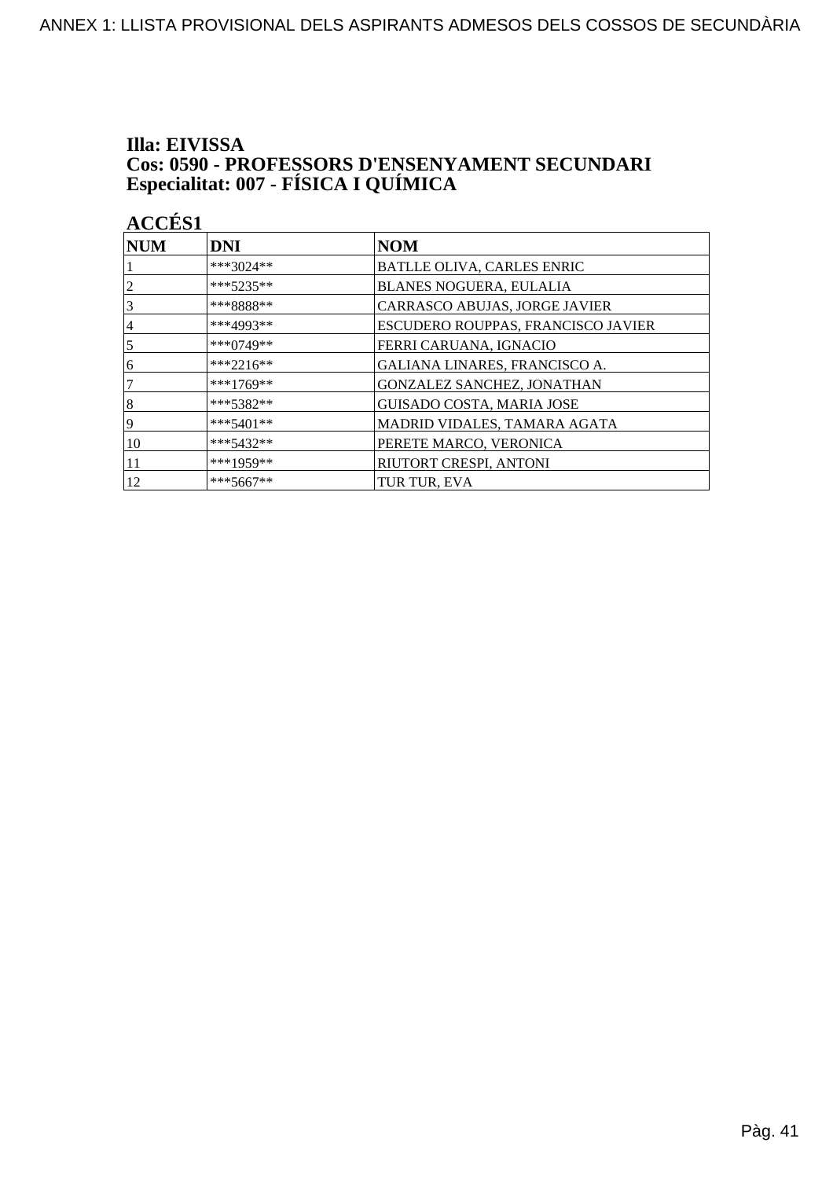**Illa: EIVISSA**
**Cos: 0590 - PROFESSORS D'ENSENYAMENT SECUNDARI**
**Especialitat: 007 - FÍSICA I QUÍMICA**

**ACCÉS1**

| NUM | DNI | NOM |
|---|---|---|
| 1 | ***3024** | BATLLE OLIVA, CARLES ENRIC |
| 2 | ***5235** | BLANES NOGUERA, EULALIA |
| 3 | ***8888** | CARRASCO ABUJAS, JORGE JAVIER |
| 4 | ***4993** | ESCUDERO ROUPPAS, FRANCISCO JAVIER |
| 5 | ***0749** | FERRI CARUANA, IGNACIO |
| 6 | ***2216** | GALIANA LINARES, FRANCISCO A. |
| 7 | ***1769** | GONZALEZ SANCHEZ, JONATHAN |
| 8 | ***5382** | GUISADO COSTA, MARIA JOSE |
| 9 | ***5401** | MADRID VIDALES, TAMARA AGATA |
| 10 | ***5432** | PERETE MARCO, VERONICA |
| 11 | ***1959** | RIUTORT CRESPI, ANTONI |
| 12 | ***5667** | TUR TUR, EVA |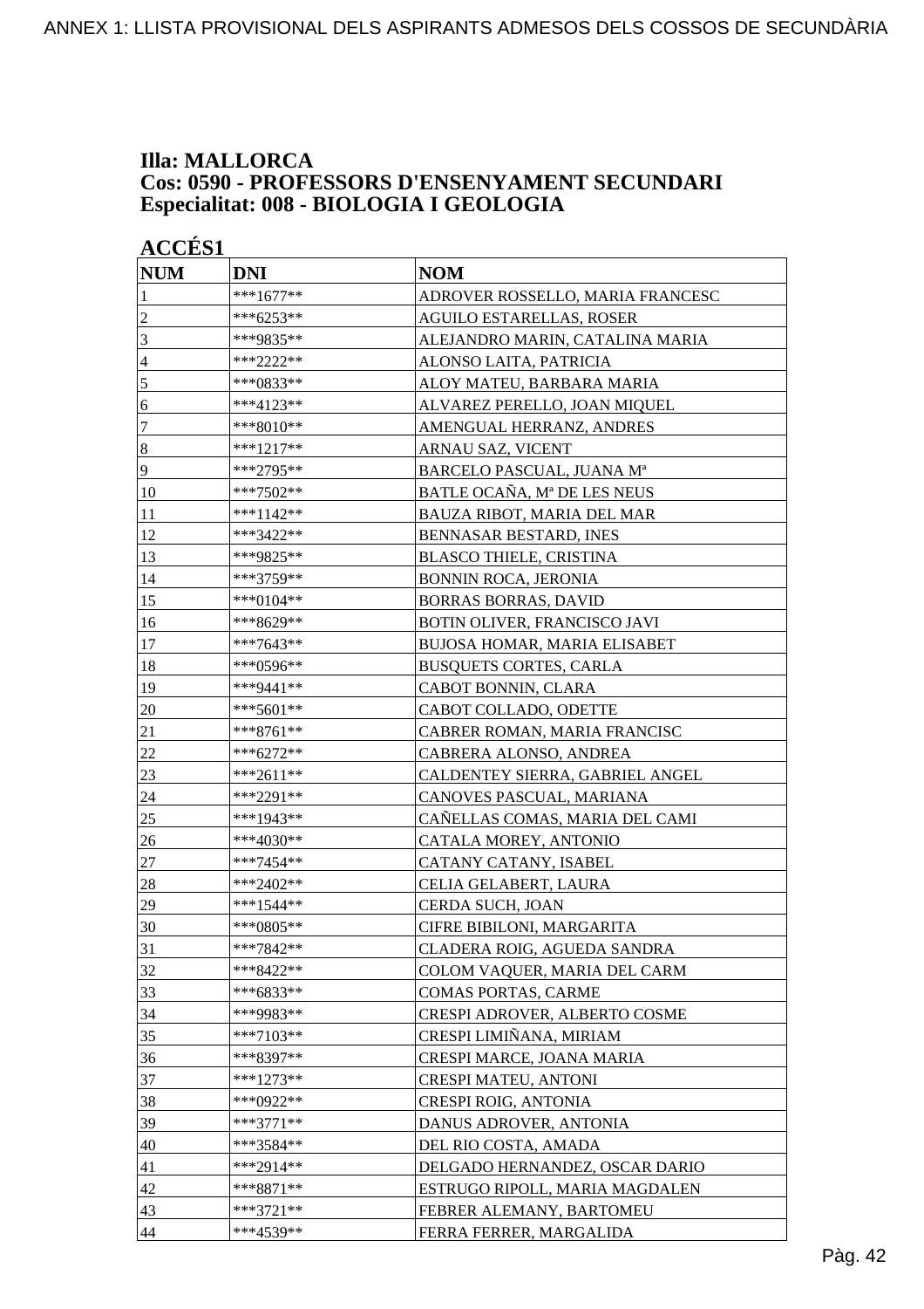# Illa: MALLORCA
# Cos: 0590 - PROFESSORS D'ENSENYAMENT SECUNDARI
# Especialitat: 008 - BIOLOGIA I GEOLOGIA

## ACCÉS1

| NUM | DNI | NOM |
|---|---|---|
| 1 | ***1677** | ADROVER ROSSELLO, MARIA FRANCESC |
| 2 | ***6253** | AGUILO ESTARELLAS, ROSER |
| 3 | ***9835** | ALEJANDRO MARIN, CATALINA MARIA |
| 4 | ***2222** | ALONSO LAITA, PATRICIA |
| 5 | ***0833** | ALOY MATEU, BARBARA MARIA |
| 6 | ***4123** | ALVAREZ PERELLO, JOAN MIQUEL |
| 7 | ***8010** | AMENGUAL HERRANZ, ANDRES |
| 8 | ***1217** | ARNAU SAZ, VICENT |
| 9 | ***2795** | BARCELO PASCUAL, JUANA Mª |
| 10 | ***7502** | BATLE OCAÑA, Mª DE LES NEUS |
| 11 | ***1142** | BAUZA RIBOT, MARIA DEL MAR |
| 12 | ***3422** | BENNASAR BESTARD, INES |
| 13 | ***9825** | BLASCO THIELE, CRISTINA |
| 14 | ***3759** | BONNIN ROCA, JERONIA |
| 15 | ***0104** | BORRAS BORRAS, DAVID |
| 16 | ***8629** | BOTIN OLIVER, FRANCISCO JAVI |
| 17 | ***7643** | BUJOSA HOMAR, MARIA ELISABET |
| 18 | ***0596** | BUSQUETS CORTES, CARLA |
| 19 | ***9441** | CABOT BONNIN, CLARA |
| 20 | ***5601** | CABOT COLLADO, ODETTE |
| 21 | ***8761** | CABRER ROMAN, MARIA FRANCISC |
| 22 | ***6272** | CABRERA ALONSO, ANDREA |
| 23 | ***2611** | CALDENTEY SIERRA, GABRIEL ANGEL |
| 24 | ***2291** | CANOVES PASCUAL, MARIANA |
| 25 | ***1943** | CAÑELLAS COMAS, MARIA DEL CAMI |
| 26 | ***4030** | CATALA MOREY, ANTONIO |
| 27 | ***7454** | CATANY CATANY, ISABEL |
| 28 | ***2402** | CELIA GELABERT, LAURA |
| 29 | ***1544** | CERDA SUCH, JOAN |
| 30 | ***0805** | CIFRE BIBILONI, MARGARITA |
| 31 | ***7842** | CLADERA ROIG, AGUEDA SANDRA |
| 32 | ***8422** | COLOM VAQUER, MARIA DEL CARM |
| 33 | ***6833** | COMAS PORTAS, CARME |
| 34 | ***9983** | CRESPI ADROVER, ALBERTO COSME |
| 35 | ***7103** | CRESPI LIMIÑANA, MIRIAM |
| 36 | ***8397** | CRESPI MARCE, JOANA MARIA |
| 37 | ***1273** | CRESPI MATEU, ANTONI |
| 38 | ***0922** | CRESPI ROIG, ANTONIA |
| 39 | ***3771** | DANUS ADROVER, ANTONIA |
| 40 | ***3584** | DEL RIO COSTA, AMADA |
| 41 | ***2914** | DELGADO HERNANDEZ, OSCAR DARIO |
| 42 | ***8871** | ESTRUGO RIPOLL, MARIA MAGDALEN |
| 43 | ***3721** | FEBRER ALEMANY, BARTOMEU |
| 44 | ***4539** | FERRA FERRER, MARGALIDA |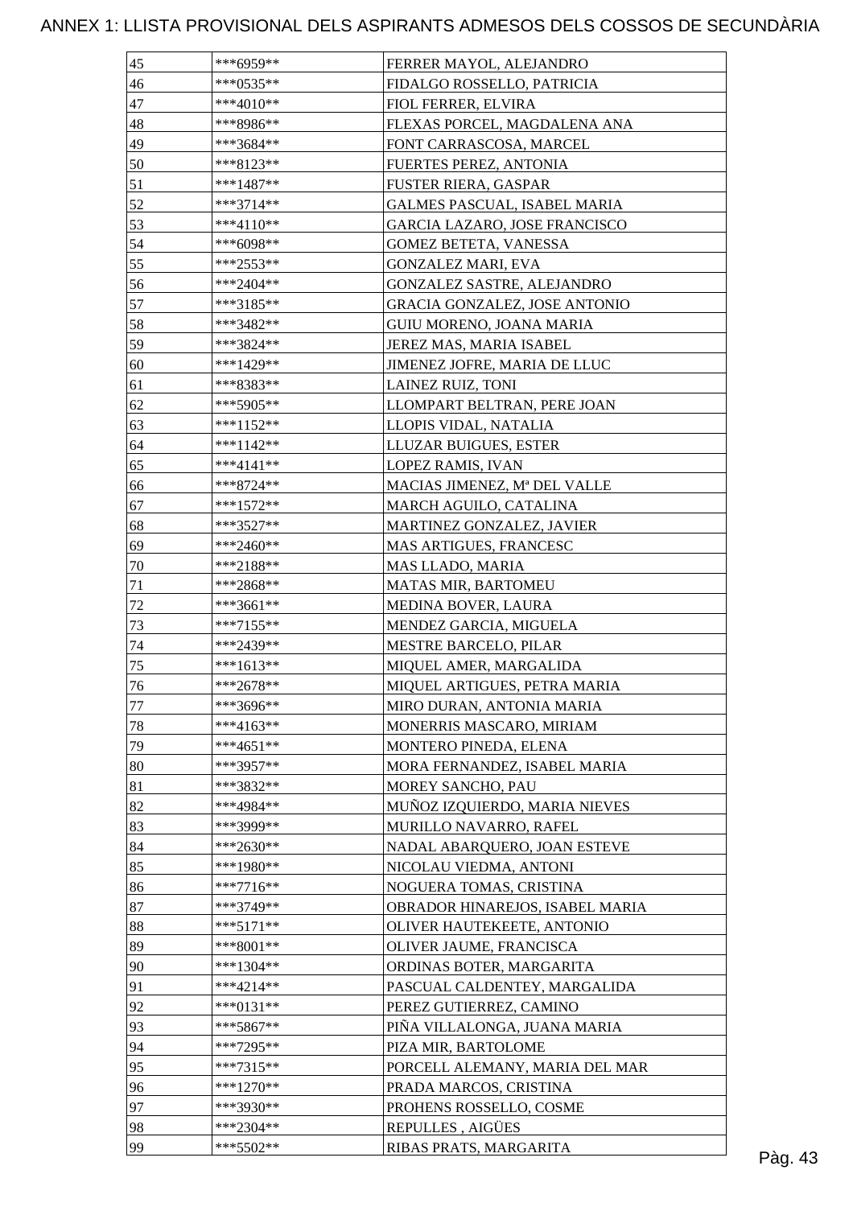ANNEX 1: LLISTA PROVISIONAL DELS ASPIRANTS ADMESOS DELS COSSOS DE SECUNDÀRIA

| | | |
|---|---|---|
| 45 | ***6959** | FERRER MAYOL, ALEJANDRO |
| 46 | ***0535** | FIDALGO ROSSELLO, PATRICIA |
| 47 | ***4010** | FIOL FERRER, ELVIRA |
| 48 | ***8986** | FLEXAS PORCEL, MAGDALENA ANA |
| 49 | ***3684** | FONT CARRASCOSA, MARCEL |
| 50 | ***8123** | FUERTES PEREZ, ANTONIA |
| 51 | ***1487** | FUSTER RIERA, GASPAR |
| 52 | ***3714** | GALMES PASCUAL, ISABEL MARIA |
| 53 | ***4110** | GARCIA LAZARO, JOSE FRANCISCO |
| 54 | ***6098** | GOMEZ BETETA, VANESSA |
| 55 | ***2553** | GONZALEZ MARI, EVA |
| 56 | ***2404** | GONZALEZ SASTRE, ALEJANDRO |
| 57 | ***3185** | GRACIA GONZALEZ, JOSE ANTONIO |
| 58 | ***3482** | GUIU MORENO, JOANA MARIA |
| 59 | ***3824** | JEREZ MAS, MARIA ISABEL |
| 60 | ***1429** | JIMENEZ JOFRE, MARIA DE LLUC |
| 61 | ***8383** | LAINEZ RUIZ, TONI |
| 62 | ***5905** | LLOMPART BELTRAN, PERE JOAN |
| 63 | ***1152** | LLOPIS VIDAL, NATALIA |
| 64 | ***1142** | LLUZAR BUIGUES, ESTER |
| 65 | ***4141** | LOPEZ RAMIS, IVAN |
| 66 | ***8724** | MACIAS JIMENEZ, Mª DEL VALLE |
| 67 | ***1572** | MARCH AGUILO, CATALINA |
| 68 | ***3527** | MARTINEZ GONZALEZ, JAVIER |
| 69 | ***2460** | MAS ARTIGUES, FRANCESC |
| 70 | ***2188** | MAS LLADO, MARIA |
| 71 | ***2868** | MATAS MIR, BARTOMEU |
| 72 | ***3661** | MEDINA BOVER, LAURA |
| 73 | ***7155** | MENDEZ GARCIA, MIGUELA |
| 74 | ***2439** | MESTRE BARCELO, PILAR |
| 75 | ***1613** | MIQUEL AMER, MARGALIDA |
| 76 | ***2678** | MIQUEL ARTIGUES, PETRA MARIA |
| 77 | ***3696** | MIRO DURAN, ANTONIA MARIA |
| 78 | ***4163** | MONERRIS MASCARO, MIRIAM |
| 79 | ***4651** | MONTERO PINEDA, ELENA |
| 80 | ***3957** | MORA FERNANDEZ, ISABEL MARIA |
| 81 | ***3832** | MOREY SANCHO, PAU |
| 82 | ***4984** | MUÑOZ IZQUIERDO, MARIA NIEVES |
| 83 | ***3999** | MURILLO NAVARRO, RAFEL |
| 84 | ***2630** | NADAL ABARQUERO, JOAN ESTEVE |
| 85 | ***1980** | NICOLAU VIEDMA, ANTONI |
| 86 | ***7716** | NOGUERA TOMAS, CRISTINA |
| 87 | ***3749** | OBRADOR HINAREJOS, ISABEL MARIA |
| 88 | ***5171** | OLIVER HAUTEKEETE, ANTONIO |
| 89 | ***8001** | OLIVER JAUME, FRANCISCA |
| 90 | ***1304** | ORDINAS BOTER, MARGARITA |
| 91 | ***4214** | PASCUAL CALDENTEY, MARGALIDA |
| 92 | ***0131** | PEREZ GUTIERREZ, CAMINO |
| 93 | ***5867** | PIÑA VILLALONGA, JUANA MARIA |
| 94 | ***7295** | PIZA MIR, BARTOLOME |
| 95 | ***7315** | PORCELL ALEMANY, MARIA DEL MAR |
| 96 | ***1270** | PRADA MARCOS, CRISTINA |
| 97 | ***3930** | PROHENS ROSSELLO, COSME |
| 98 | ***2304** | REPULLES , AIGÜES |
| 99 | ***5502** | RIBAS PRATS, MARGARITA |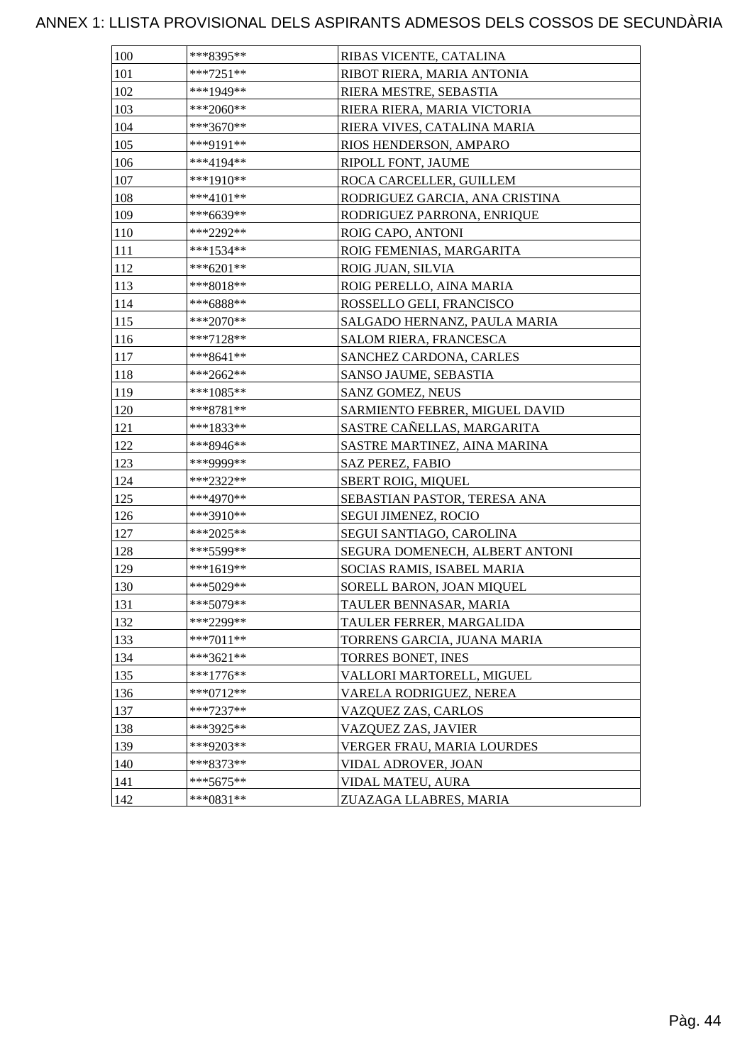# ANNEX 1: LLISTA PROVISIONAL DELS ASPIRANTS ADMESOS DELS COSSOS DE SECUNDÀRIA

| | | |
|---|---|---|
| 100 | ***8395** | RIBAS VICENTE, CATALINA |
| 101 | ***7251** | RIBOT RIERA, MARIA ANTONIA |
| 102 | ***1949** | RIERA MESTRE, SEBASTIA |
| 103 | ***2060** | RIERA RIERA, MARIA VICTORIA |
| 104 | ***3670** | RIERA VIVES, CATALINA MARIA |
| 105 | ***9191** | RIOS HENDERSON, AMPARO |
| 106 | ***4194** | RIPOLL FONT, JAUME |
| 107 | ***1910** | ROCA CARCELLER, GUILLEM |
| 108 | ***4101** | RODRIGUEZ GARCIA, ANA CRISTINA |
| 109 | ***6639** | RODRIGUEZ PARRONA, ENRIQUE |
| 110 | ***2292** | ROIG CAPO, ANTONI |
| 111 | ***1534** | ROIG FEMENIAS, MARGARITA |
| 112 | ***6201** | ROIG JUAN, SILVIA |
| 113 | ***8018** | ROIG PERELLO, AINA MARIA |
| 114 | ***6888** | ROSSELLO GELI, FRANCISCO |
| 115 | ***2070** | SALGADO HERNANZ, PAULA MARIA |
| 116 | ***7128** | SALOM RIERA, FRANCESCA |
| 117 | ***8641** | SANCHEZ CARDONA, CARLES |
| 118 | ***2662** | SANSO JAUME, SEBASTIA |
| 119 | ***1085** | SANZ GOMEZ, NEUS |
| 120 | ***8781** | SARMIENTO FEBRER, MIGUEL DAVID |
| 121 | ***1833** | SASTRE CAÑELLAS, MARGARITA |
| 122 | ***8946** | SASTRE MARTINEZ, AINA MARINA |
| 123 | ***9999** | SAZ PEREZ, FABIO |
| 124 | ***2322** | SBERT ROIG, MIQUEL |
| 125 | ***4970** | SEBASTIAN PASTOR, TERESA ANA |
| 126 | ***3910** | SEGUI JIMENEZ, ROCIO |
| 127 | ***2025** | SEGUI SANTIAGO, CAROLINA |
| 128 | ***5599** | SEGURA DOMENECH, ALBERT ANTONI |
| 129 | ***1619** | SOCIAS RAMIS, ISABEL MARIA |
| 130 | ***5029** | SORELL BARON, JOAN MIQUEL |
| 131 | ***5079** | TAULER BENNASAR, MARIA |
| 132 | ***2299** | TAULER FERRER, MARGALIDA |
| 133 | ***7011** | TORRENS GARCIA, JUANA MARIA |
| 134 | ***3621** | TORRES BONET, INES |
| 135 | ***1776** | VALLORI MARTORELL, MIGUEL |
| 136 | ***0712** | VARELA RODRIGUEZ, NEREA |
| 137 | ***7237** | VAZQUEZ ZAS, CARLOS |
| 138 | ***3925** | VAZQUEZ ZAS, JAVIER |
| 139 | ***9203** | VERGER FRAU, MARIA LOURDES |
| 140 | ***8373** | VIDAL ADROVER, JOAN |
| 141 | ***5675** | VIDAL MATEU, AURA |
| 142 | ***0831** | ZUAZAGA LLABRES, MARIA |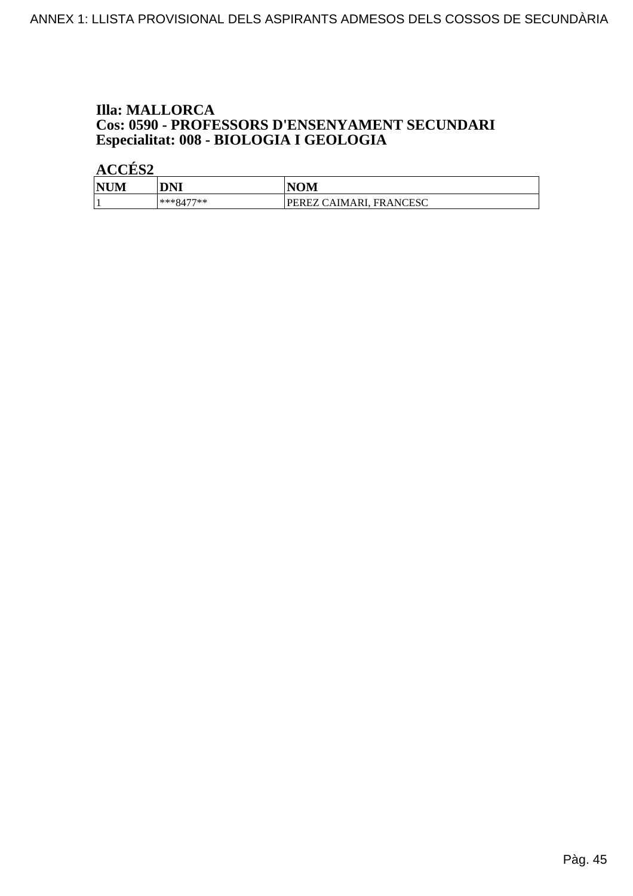**Illa: MALLORCA**
**Cos: 0590 - PROFESSORS D'ENSENYAMENT SECUNDARI**
**Especialitat: 008 - BIOLOGIA I GEOLOGIA**

**ACCÉS2**

| NUM | DNI | NOM |
|---|---|---|
| 1 | ***8477** | PEREZ CAIMARI, FRANCESC |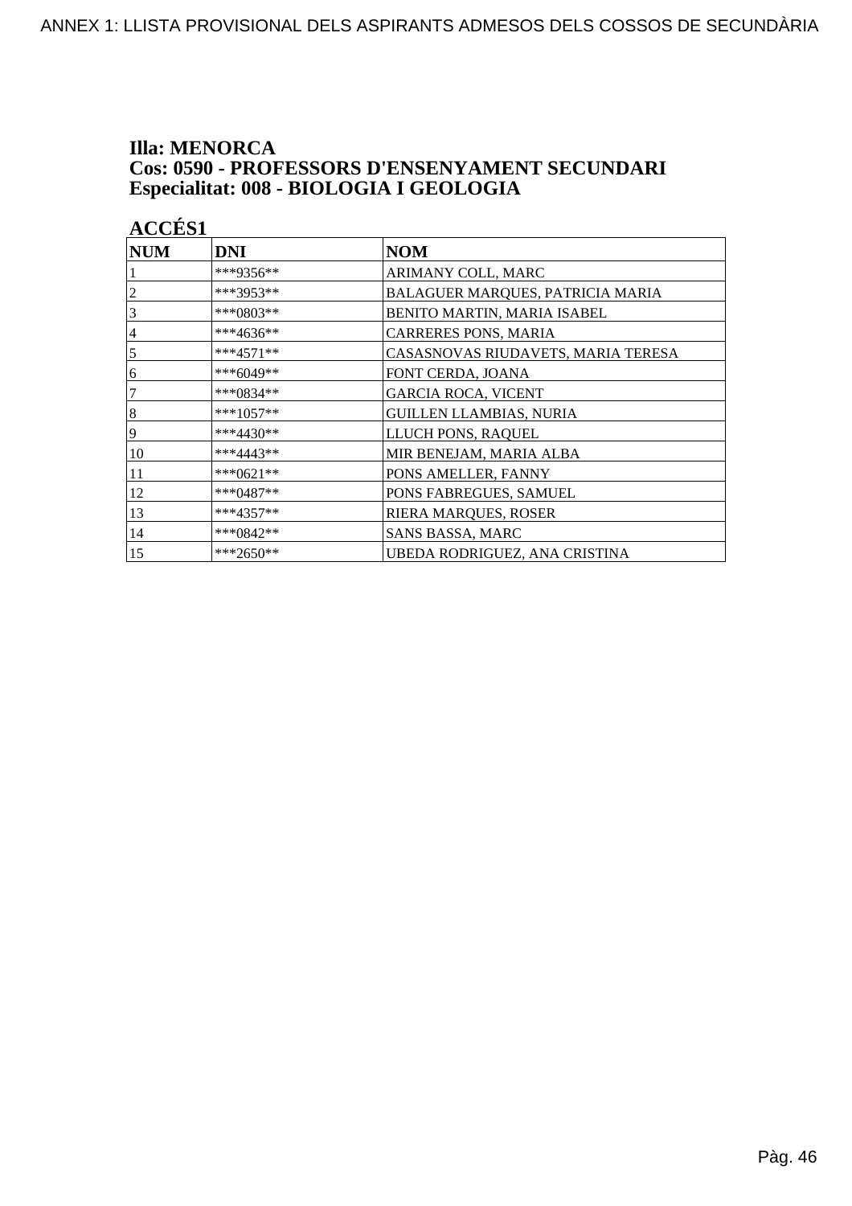**Illa: MENORCA**
**Cos: 0590 - PROFESSORS D'ENSENYAMENT SECUNDARI**
**Especialitat: 008 - BIOLOGIA I GEOLOGIA**

**ACCÉS1**

| NUM | DNI | NOM |
|---|---|---|
| 1 | ***9356** | ARIMANY COLL, MARC |
| 2 | ***3953** | BALAGUER MARQUES, PATRICIA MARIA |
| 3 | ***0803** | BENITO MARTIN, MARIA ISABEL |
| 4 | ***4636** | CARRERES PONS, MARIA |
| 5 | ***4571** | CASASNOVAS RIUDAVETS, MARIA TERESA |
| 6 | ***6049** | FONT CERDA, JOANA |
| 7 | ***0834** | GARCIA ROCA, VICENT |
| 8 | ***1057** | GUILLEN LLAMBIAS, NURIA |
| 9 | ***4430** | LLUCH PONS, RAQUEL |
| 10 | ***4443** | MIR BENEJAM, MARIA ALBA |
| 11 | ***0621** | PONS AMELLER, FANNY |
| 12 | ***0487** | PONS FABREGUES, SAMUEL |
| 13 | ***4357** | RIERA MARQUES, ROSER |
| 14 | ***0842** | SANS BASSA, MARC |
| 15 | ***2650** | UBEDA RODRIGUEZ, ANA CRISTINA |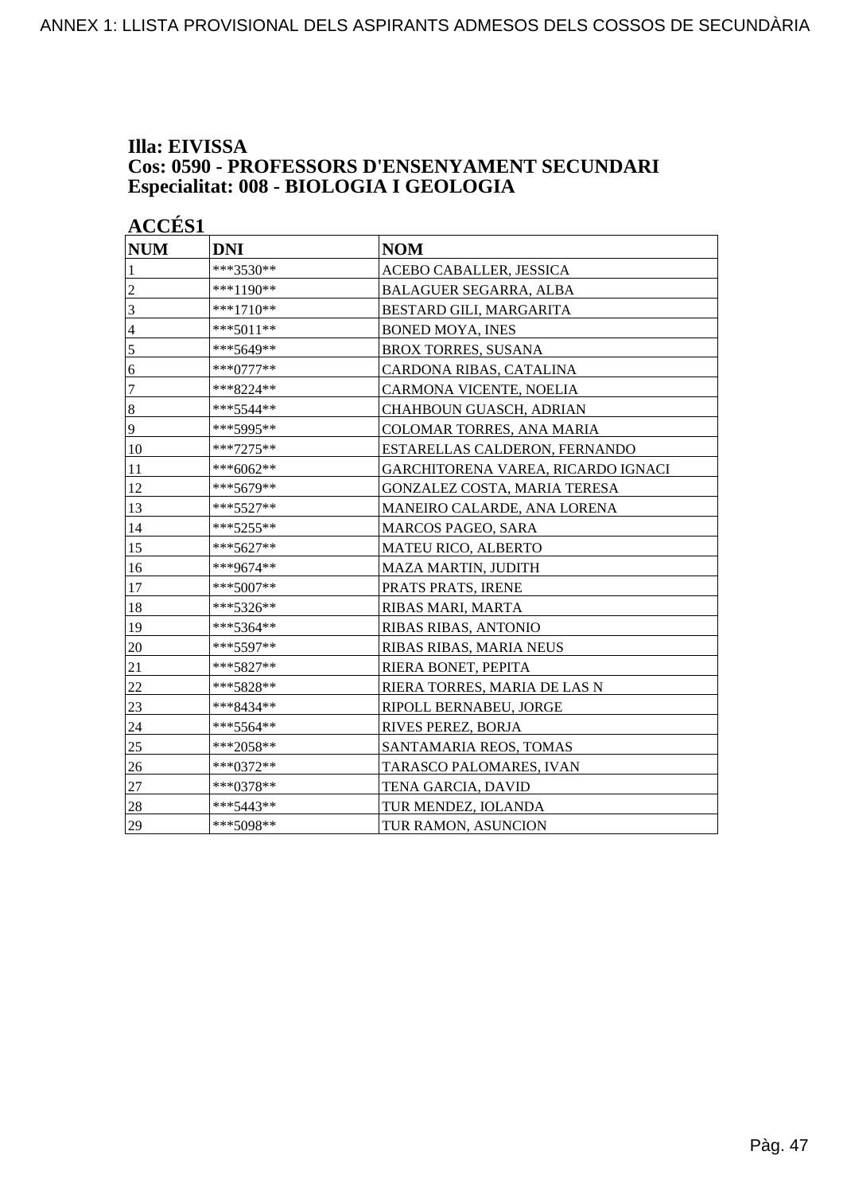ANNEX 1: LLISTA PROVISIONAL DELS ASPIRANTS ADMESOS DELS COSSOS DE SECUNDÀRIA

**Illa: EIVISSA**
**Cos: 0590 - PROFESSORS D'ENSENYAMENT SECUNDARI**
**Especialitat: 008 - BIOLOGIA I GEOLOGIA**

**ACCÉS1**

| NUM | DNI | NOM |
|---|---|---|
| 1 | ***3530** | ACEBO CABALLER, JESSICA |
| 2 | ***1190** | BALAGUER SEGARRA, ALBA |
| 3 | ***1710** | BESTARD GILI, MARGARITA |
| 4 | ***5011** | BONED MOYA, INES |
| 5 | ***5649** | BROX TORRES, SUSANA |
| 6 | ***0777** | CARDONA RIBAS, CATALINA |
| 7 | ***8224** | CARMONA VICENTE, NOELIA |
| 8 | ***5544** | CHAHBOUN GUASCH, ADRIAN |
| 9 | ***5995** | COLOMAR TORRES, ANA MARIA |
| 10 | ***7275** | ESTARELLAS CALDERON, FERNANDO |
| 11 | ***6062** | GARCHITORENA VAREA, RICARDO IGNACI |
| 12 | ***5679** | GONZALEZ COSTA, MARIA TERESA |
| 13 | ***5527** | MANEIRO CALARDE, ANA LORENA |
| 14 | ***5255** | MARCOS PAGEO, SARA |
| 15 | ***5627** | MATEU RICO, ALBERTO |
| 16 | ***9674** | MAZA MARTIN, JUDITH |
| 17 | ***5007** | PRATS PRATS, IRENE |
| 18 | ***5326** | RIBAS MARI, MARTA |
| 19 | ***5364** | RIBAS RIBAS, ANTONIO |
| 20 | ***5597** | RIBAS RIBAS, MARIA NEUS |
| 21 | ***5827** | RIERA BONET, PEPITA |
| 22 | ***5828** | RIERA TORRES, MARIA DE LAS N |
| 23 | ***8434** | RIPOLL BERNABEU, JORGE |
| 24 | ***5564** | RIVES PEREZ, BORJA |
| 25 | ***2058** | SANTAMARIA REOS, TOMAS |
| 26 | ***0372** | TARASCO PALOMARES, IVAN |
| 27 | ***0378** | TENA GARCIA, DAVID |
| 28 | ***5443** | TUR MENDEZ, IOLANDA |
| 29 | ***5098** | TUR RAMON, ASUNCION |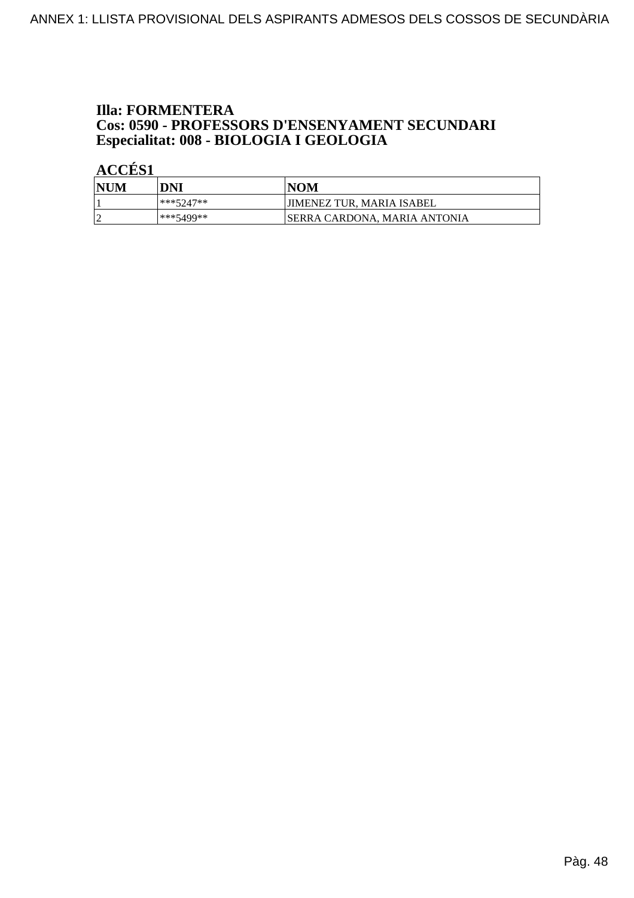**Illa: FORMENTERA**
**Cos: 0590 - PROFESSORS D'ENSENYAMENT SECUNDARI**
**Especialitat: 008 - BIOLOGIA I GEOLOGIA**

**ACCÉS1**

| NUM | DNI | NOM |
|---|---|---|
| 1 | ***5247** | JIMENEZ TUR, MARIA ISABEL |
| 2 | ***5499** | SERRA CARDONA, MARIA ANTONIA |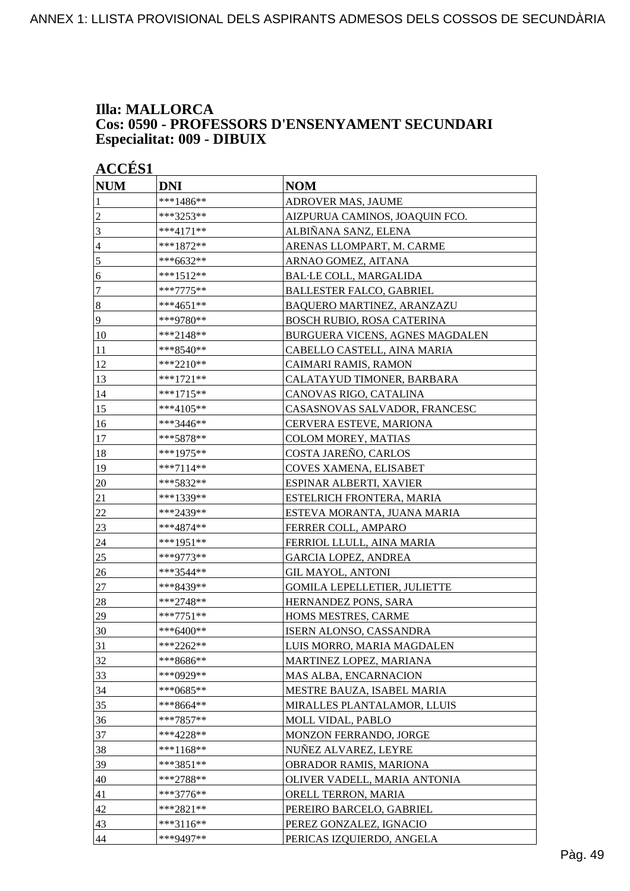ANNEX 1: LLISTA PROVISIONAL DELS ASPIRANTS ADMESOS DELS COSSOS DE SECUNDÀRIA

### Illa: MALLORCA
### Cos: 0590 - PROFESSORS D'ENSENYAMENT SECUNDARI
### Especialitat: 009 - DIBUIX

**ACCÉS1**

| NUM | DNI | NOM |
|---|---|---|
| 1 | ***1486** | ADROVER MAS, JAUME |
| 2 | ***3253** | AIZPURUA CAMINOS, JOAQUIN FCO. |
| 3 | ***4171** | ALBIÑANA SANZ, ELENA |
| 4 | ***1872** | ARENAS LLOMPART, M. CARME |
| 5 | ***6632** | ARNAO GOMEZ, AITANA |
| 6 | ***1512** | BAL·LE COLL, MARGALIDA |
| 7 | ***7775** | BALLESTER FALCO, GABRIEL |
| 8 | ***4651** | BAQUERO MARTINEZ, ARANZAZU |
| 9 | ***9780** | BOSCH RUBIO, ROSA CATERINA |
| 10 | ***2148** | BURGUERA VICENS, AGNES MAGDALEN |
| 11 | ***8540** | CABELLO CASTELL, AINA MARIA |
| 12 | ***2210** | CAIMARI RAMIS, RAMON |
| 13 | ***1721** | CALATAYUD TIMONER, BARBARA |
| 14 | ***1715** | CANOVAS RIGO, CATALINA |
| 15 | ***4105** | CASASNOVAS SALVADOR, FRANCESC |
| 16 | ***3446** | CERVERA ESTEVE, MARIONA |
| 17 | ***5878** | COLOM MOREY, MATIAS |
| 18 | ***1975** | COSTA JAREÑO, CARLOS |
| 19 | ***7114** | COVES XAMENA, ELISABET |
| 20 | ***5832** | ESPINAR ALBERTI, XAVIER |
| 21 | ***1339** | ESTELRICH FRONTERA, MARIA |
| 22 | ***2439** | ESTEVA MORANTA, JUANA MARIA |
| 23 | ***4874** | FERRER COLL, AMPARO |
| 24 | ***1951** | FERRIOL LLULL, AINA MARIA |
| 25 | ***9773** | GARCIA LOPEZ, ANDREA |
| 26 | ***3544** | GIL MAYOL, ANTONI |
| 27 | ***8439** | GOMILA LEPELLETIER, JULIETTE |
| 28 | ***2748** | HERNANDEZ PONS, SARA |
| 29 | ***7751** | HOMS MESTRES, CARME |
| 30 | ***6400** | ISERN ALONSO, CASSANDRA |
| 31 | ***2262** | LUIS MORRO, MARIA MAGDALEN |
| 32 | ***8686** | MARTINEZ LOPEZ, MARIANA |
| 33 | ***0929** | MAS ALBA, ENCARNACION |
| 34 | ***0685** | MESTRE BAUZA, ISABEL MARIA |
| 35 | ***8664** | MIRALLES PLANTALAMOR, LLUIS |
| 36 | ***7857** | MOLL VIDAL, PABLO |
| 37 | ***4228** | MONZON FERRANDO, JORGE |
| 38 | ***1168** | NUÑEZ ALVAREZ, LEYRE |
| 39 | ***3851** | OBRADOR RAMIS, MARIONA |
| 40 | ***2788** | OLIVER VADELL, MARIA ANTONIA |
| 41 | ***3776** | ORELL TERRON, MARIA |
| 42 | ***2821** | PEREIRO BARCELO, GABRIEL |
| 43 | ***3116** | PEREZ GONZALEZ, IGNACIO |
| 44 | ***9497** | PERICAS IZQUIERDO, ANGELA |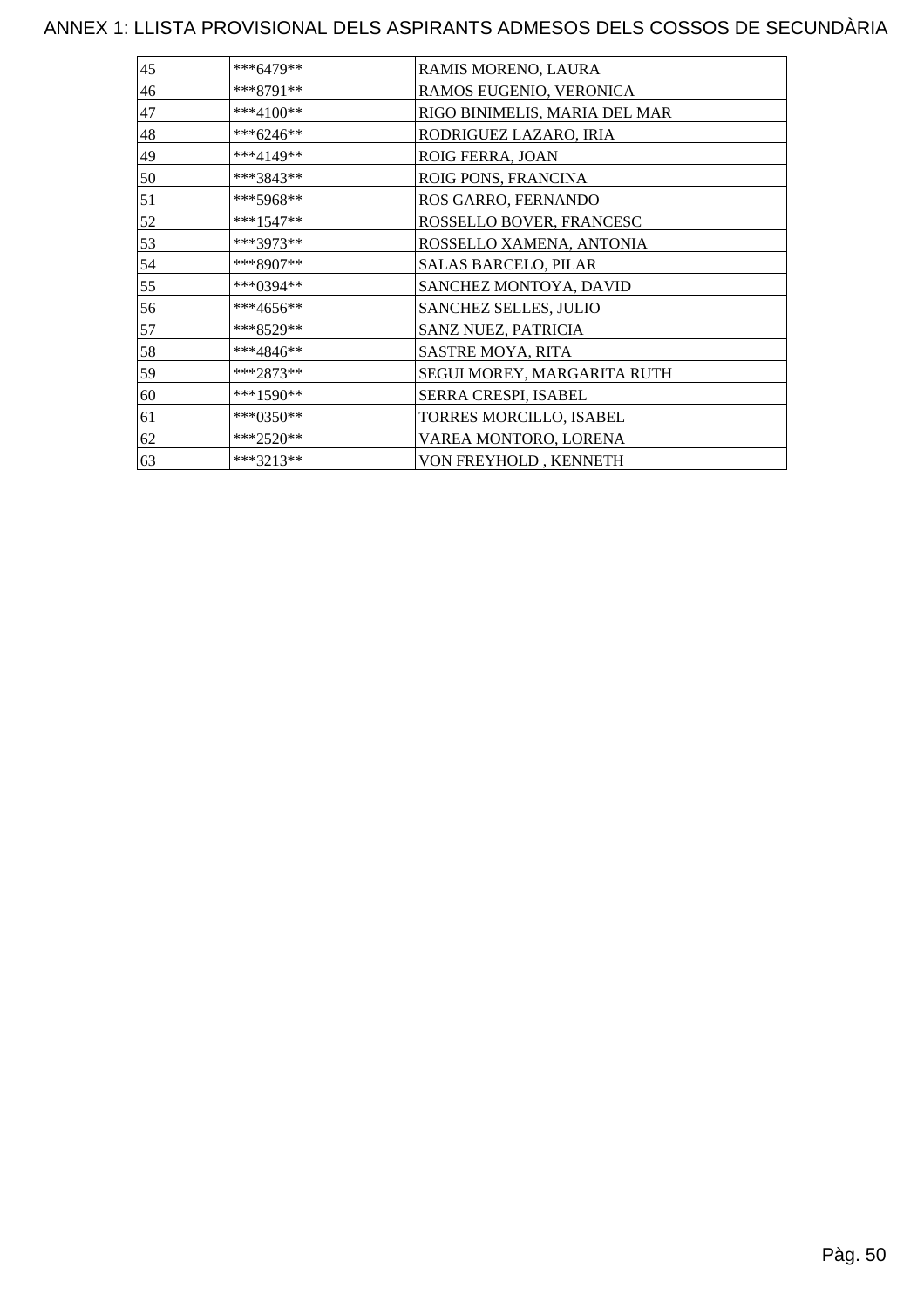# ANNEX 1: LLISTA PROVISIONAL DELS ASPIRANTS ADMESOS DELS COSSOS DE SECUNDÀRIA

| | | |
|---|---|---|
| 45 | ***6479** | RAMIS MORENO, LAURA |
| 46 | ***8791** | RAMOS EUGENIO, VERONICA |
| 47 | ***4100** | RIGO BINIMELIS, MARIA DEL MAR |
| 48 | ***6246** | RODRIGUEZ LAZARO, IRIA |
| 49 | ***4149** | ROIG FERRA, JOAN |
| 50 | ***3843** | ROIG PONS, FRANCINA |
| 51 | ***5968** | ROS GARRO, FERNANDO |
| 52 | ***1547** | ROSSELLO BOVER, FRANCESC |
| 53 | ***3973** | ROSSELLO XAMENA, ANTONIA |
| 54 | ***8907** | SALAS BARCELO, PILAR |
| 55 | ***0394** | SANCHEZ MONTOYA, DAVID |
| 56 | ***4656** | SANCHEZ SELLES, JULIO |
| 57 | ***8529** | SANZ NUEZ, PATRICIA |
| 58 | ***4846** | SASTRE MOYA, RITA |
| 59 | ***2873** | SEGUI MOREY, MARGARITA RUTH |
| 60 | ***1590** | SERRA CRESPI, ISABEL |
| 61 | ***0350** | TORRES MORCILLO, ISABEL |
| 62 | ***2520** | VAREA MONTORO, LORENA |
| 63 | ***3213** | VON FREYHOLD , KENNETH |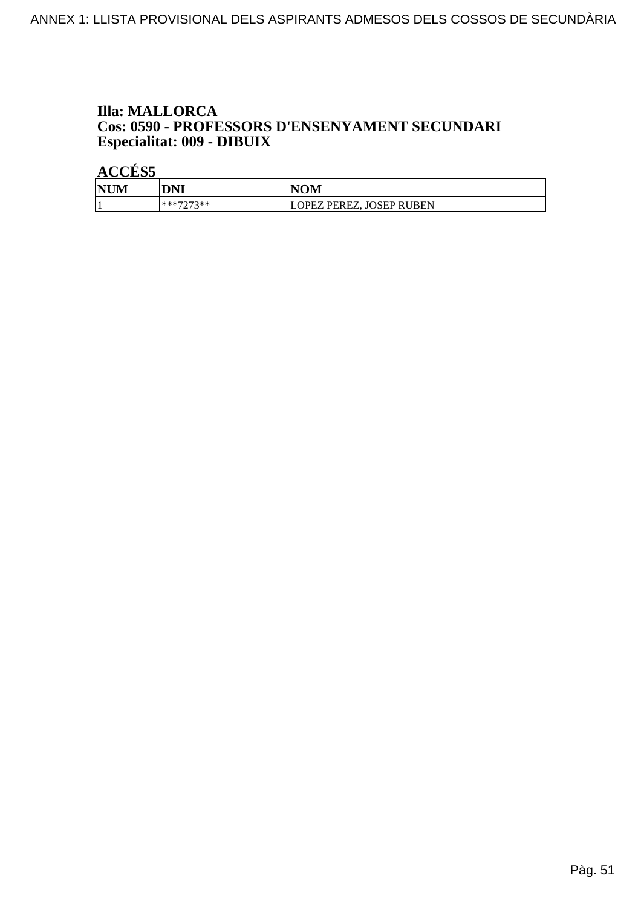**Illa: MALLORCA**
**Cos: 0590 - PROFESSORS D'ENSENYAMENT SECUNDARI**
**Especialitat: 009 - DIBUIX**

**ACCÉS5**

| NUM | DNI | NOM |
|---|---|---|
| 1 | ***7273** | LOPEZ PEREZ, JOSEP RUBEN |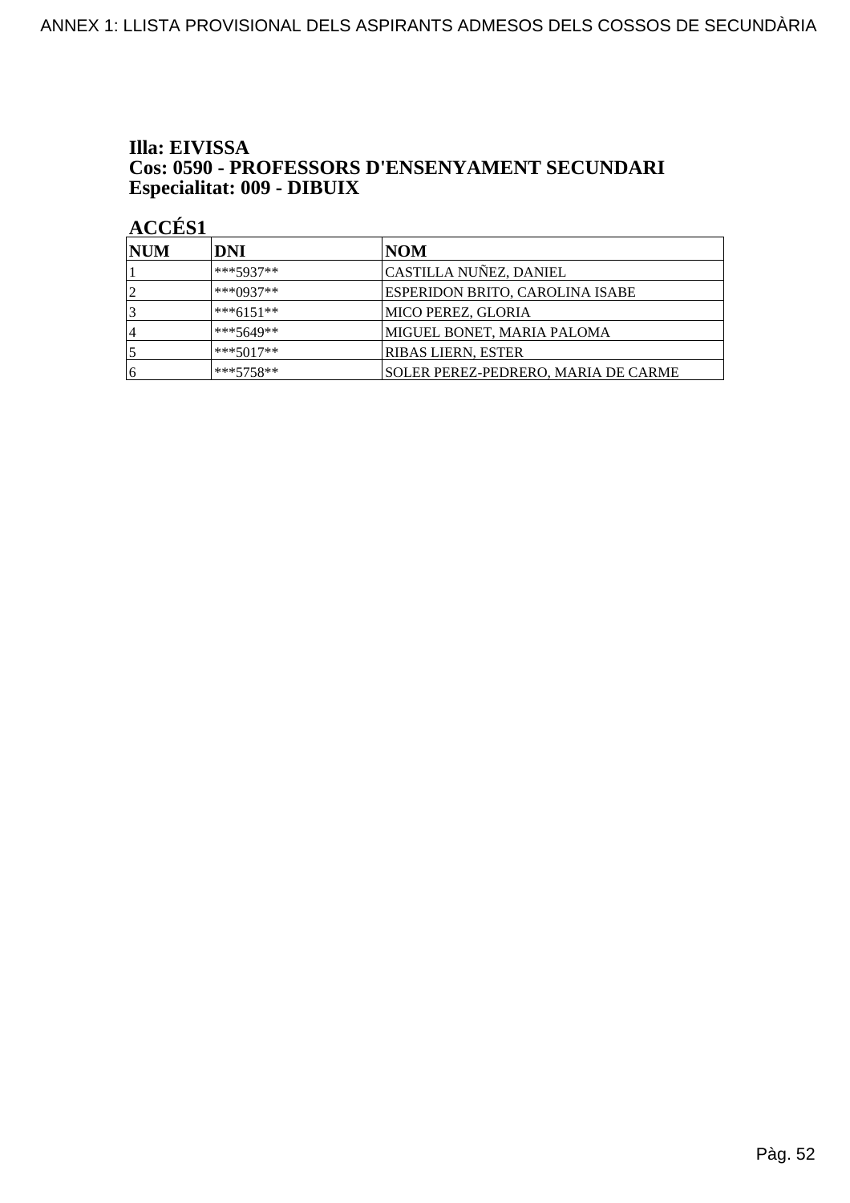**Illa: EIVISSA**
**Cos: 0590 - PROFESSORS D'ENSENYAMENT SECUNDARI**
**Especialitat: 009 - DIBUIX**

**ACCÉS1**

| NUM | DNI | NOM |
|---|---|---|
| 1 | ***5937** | CASTILLA NUÑEZ, DANIEL |
| 2 | ***0937** | ESPERIDON BRITO, CAROLINA ISABE |
| 3 | ***6151** | MICO PEREZ, GLORIA |
| 4 | ***5649** | MIGUEL BONET, MARIA PALOMA |
| 5 | ***5017** | RIBAS LIERN, ESTER |
| 6 | ***5758** | SOLER PEREZ-PEDRERO, MARIA DE CARME |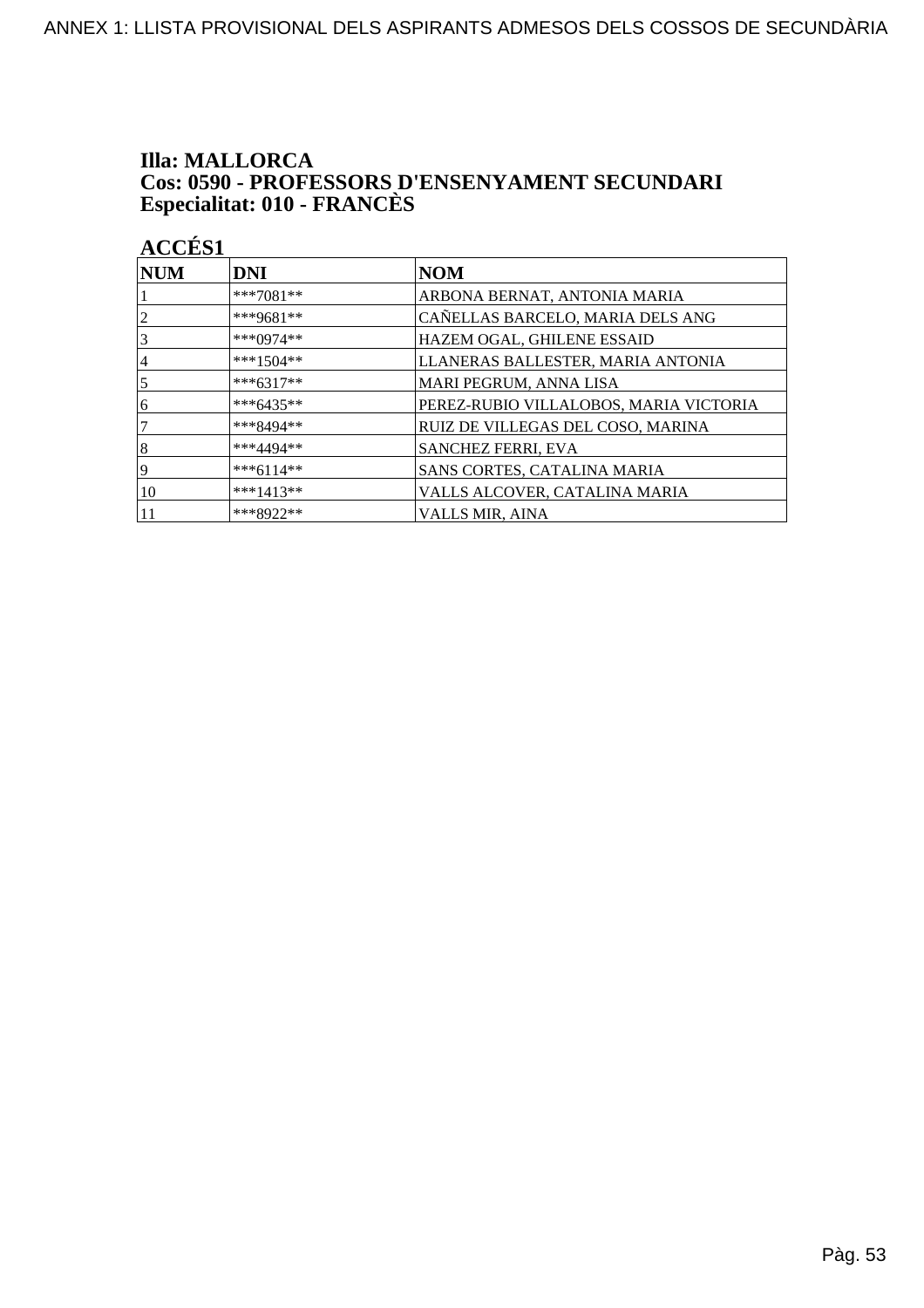### Illa: MALLORCA
### Cos: 0590 - PROFESSORS D'ENSENYAMENT SECUNDARI
### Especialitat: 010 - FRANCÈS

**ACCÉS1**

| NUM | DNI | NOM |
|---|---|---|
| 1 | ***7081** | ARBONA BERNAT, ANTONIA MARIA |
| 2 | ***9681** | CAÑELLAS BARCELO, MARIA DELS ANG |
| 3 | ***0974** | HAZEM OGAL, GHILENE ESSAID |
| 4 | ***1504** | LLANERAS BALLESTER, MARIA ANTONIA |
| 5 | ***6317** | MARI PEGRUM, ANNA LISA |
| 6 | ***6435** | PEREZ-RUBIO VILLALOBOS, MARIA VICTORIA |
| 7 | ***8494** | RUIZ DE VILLEGAS DEL COSO, MARINA |
| 8 | ***4494** | SANCHEZ FERRI, EVA |
| 9 | ***6114** | SANS CORTES, CATALINA MARIA |
| 10 | ***1413** | VALLS ALCOVER, CATALINA MARIA |
| 11 | ***8922** | VALLS MIR, AINA |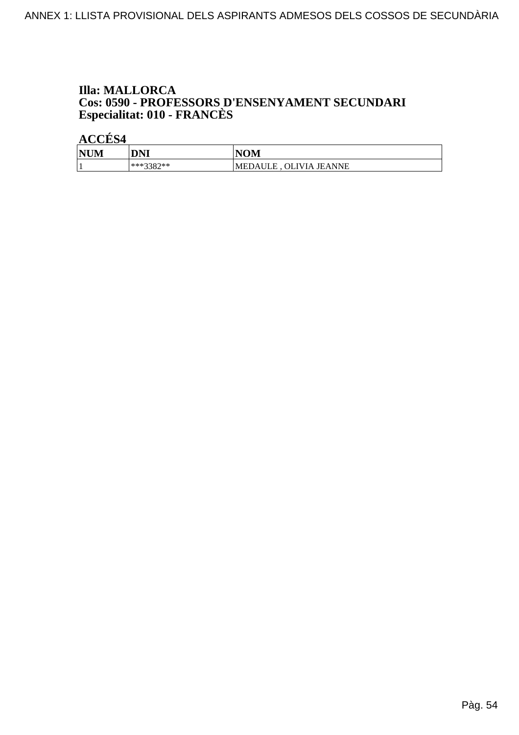**Illa: MALLORCA**
**Cos: 0590 - PROFESSORS D'ENSENYAMENT SECUNDARI**
**Especialitat: 010 - FRANCÈS**

**ACCÉS4**

| NUM | DNI | NOM |
|---|---|---|
| 1 | ***3382** | MEDAULE , OLIVIA JEANNE |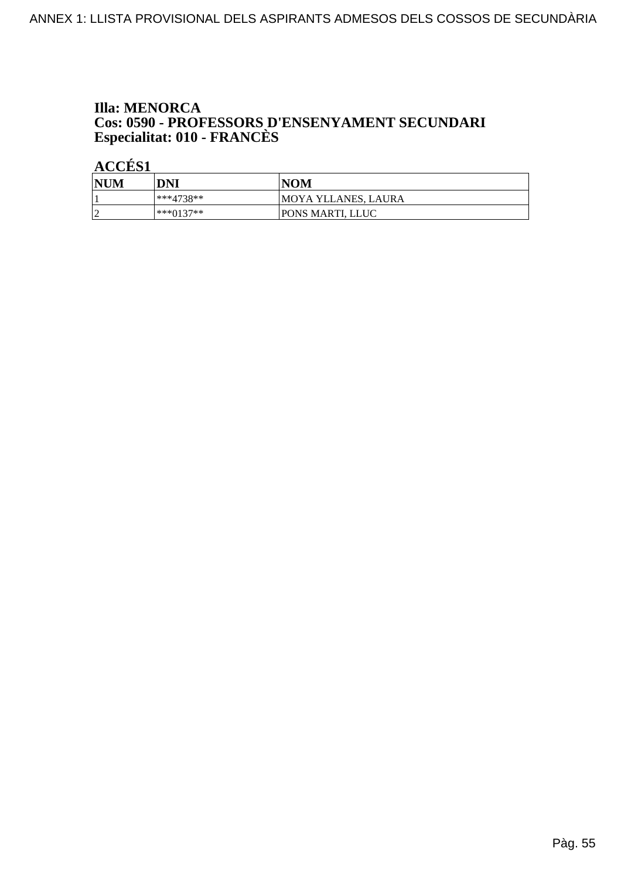**Illa: MENORCA**
**Cos: 0590 - PROFESSORS D'ENSENYAMENT SECUNDARI**
**Especialitat: 010 - FRANCÈS**

**ACCÉS1**

| NUM | DNI | NOM |
|---|---|---|
| 1 | ***4738** | MOYA YLLANES, LAURA |
| 2 | ***0137** | PONS MARTI, LLUC |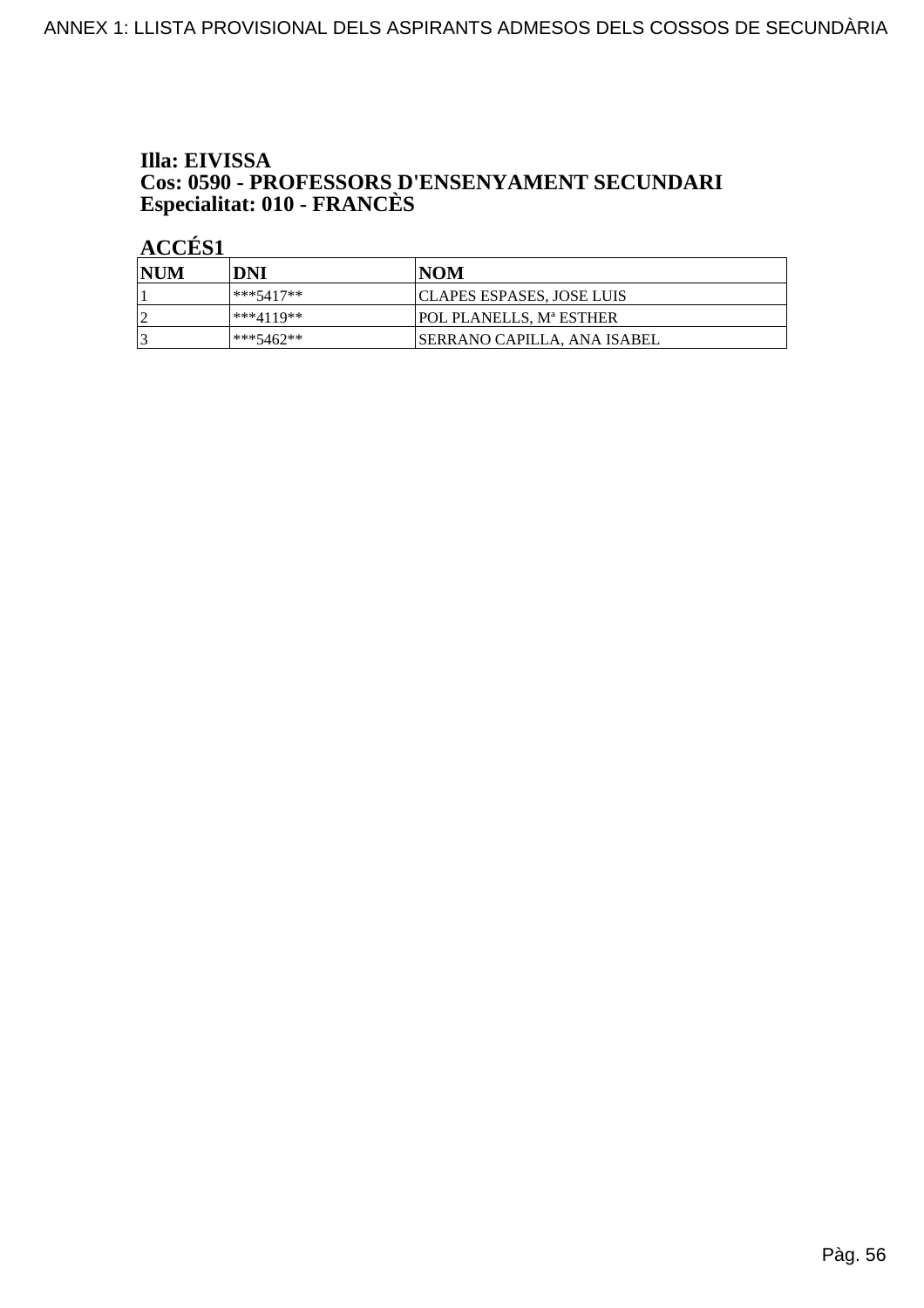**Illa: EIVISSA**
**Cos: 0590 - PROFESSORS D'ENSENYAMENT SECUNDARI**
**Especialitat: 010 - FRANCÈS**

**ACCÉS1**

| NUM | DNI | NOM |
|---|---|---|
| 1 | ***5417** | CLAPES ESPASES, JOSE LUIS |
| 2 | ***4119** | POL PLANELLS, Mª ESTHER |
| 3 | ***5462** | SERRANO CAPILLA, ANA ISABEL |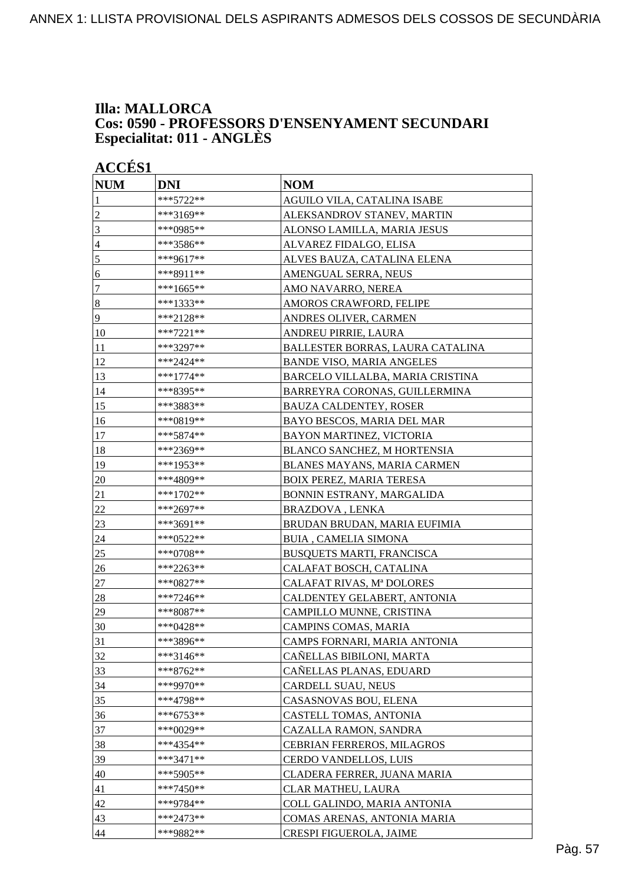**Illa: MALLORCA**
**Cos: 0590 - PROFESSORS D'ENSENYAMENT SECUNDARI**
**Especialitat: 011 - ANGLÈS**

**ACCÉS1**

| NUM | DNI | NOM |
|---|---|---|
| 1 | ***5722** | AGUILO VILA, CATALINA ISABE |
| 2 | ***3169** | ALEKSANDROV STANEV, MARTIN |
| 3 | ***0985** | ALONSO LAMILLA, MARIA JESUS |
| 4 | ***3586** | ALVAREZ FIDALGO, ELISA |
| 5 | ***9617** | ALVES BAUZA, CATALINA ELENA |
| 6 | ***8911** | AMENGUAL SERRA, NEUS |
| 7 | ***1665** | AMO NAVARRO, NEREA |
| 8 | ***1333** | AMOROS CRAWFORD, FELIPE |
| 9 | ***2128** | ANDRES OLIVER, CARMEN |
| 10 | ***7221** | ANDREU PIRRIE, LAURA |
| 11 | ***3297** | BALLESTER BORRAS, LAURA CATALINA |
| 12 | ***2424** | BANDE VISO, MARIA ANGELES |
| 13 | ***1774** | BARCELO VILLALBA, MARIA CRISTINA |
| 14 | ***8395** | BARREYRA CORONAS, GUILLERMINA |
| 15 | ***3883** | BAUZA CALDENTEY, ROSER |
| 16 | ***0819** | BAYO BESCOS, MARIA DEL MAR |
| 17 | ***5874** | BAYON MARTINEZ, VICTORIA |
| 18 | ***2369** | BLANCO SANCHEZ, M HORTENSIA |
| 19 | ***1953** | BLANES MAYANS, MARIA CARMEN |
| 20 | ***4809** | BOIX PEREZ, MARIA TERESA |
| 21 | ***1702** | BONNIN ESTRANY, MARGALIDA |
| 22 | ***2697** | BRAZDOVA , LENKA |
| 23 | ***3691** | BRUDAN BRUDAN, MARIA EUFIMIA |
| 24 | ***0522** | BUIA , CAMELIA SIMONA |
| 25 | ***0708** | BUSQUETS MARTI, FRANCISCA |
| 26 | ***2263** | CALAFAT BOSCH, CATALINA |
| 27 | ***0827** | CALAFAT RIVAS, Mª DOLORES |
| 28 | ***7246** | CALDENTEY GELABERT, ANTONIA |
| 29 | ***8087** | CAMPILLO MUNNE, CRISTINA |
| 30 | ***0428** | CAMPINS COMAS, MARIA |
| 31 | ***3896** | CAMPS FORNARI, MARIA ANTONIA |
| 32 | ***3146** | CAÑELLAS BIBILONI, MARTA |
| 33 | ***8762** | CAÑELLAS PLANAS, EDUARD |
| 34 | ***9970** | CARDELL SUAU, NEUS |
| 35 | ***4798** | CASASNOVAS BOU, ELENA |
| 36 | ***6753** | CASTELL TOMAS, ANTONIA |
| 37 | ***0029** | CAZALLA RAMON, SANDRA |
| 38 | ***4354** | CEBRIAN FERREROS, MILAGROS |
| 39 | ***3471** | CERDO VANDELLOS, LUIS |
| 40 | ***5905** | CLADERA FERRER, JUANA MARIA |
| 41 | ***7450** | CLAR MATHEU, LAURA |
| 42 | ***9784** | COLL GALINDO, MARIA ANTONIA |
| 43 | ***2473** | COMAS ARENAS, ANTONIA MARIA |
| 44 | ***9882** | CRESPI FIGUEROLA, JAIME |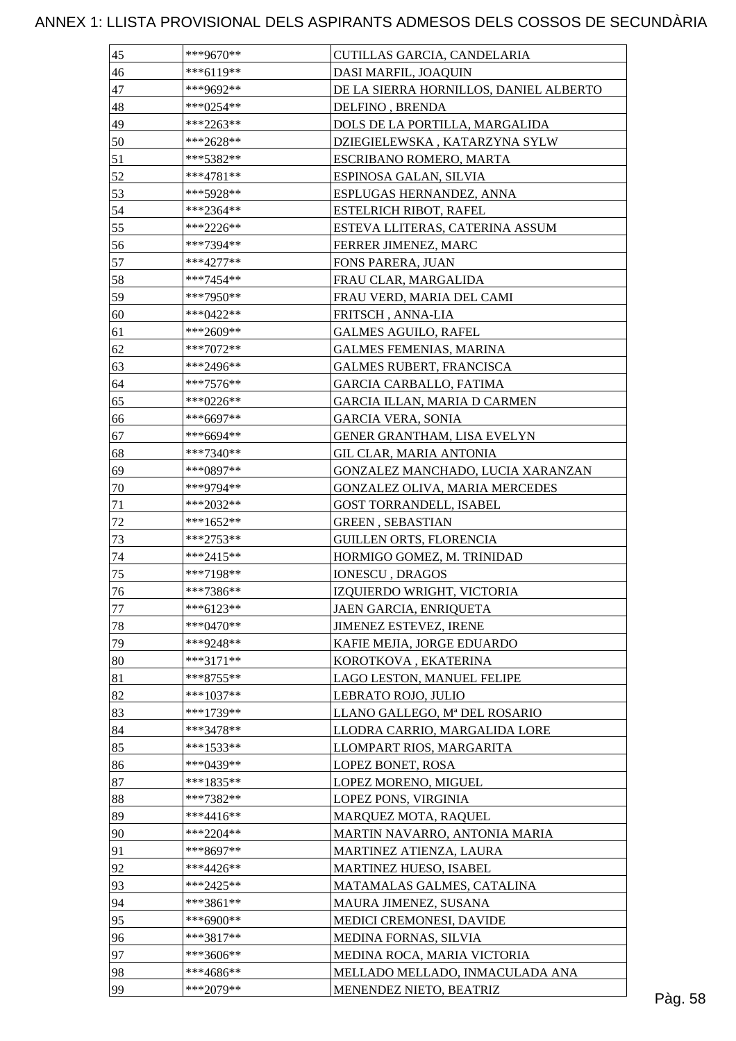# ANNEX 1: LLISTA PROVISIONAL DELS ASPIRANTS ADMESOS DELS COSSOS DE SECUNDÀRIA

| | | |
|---|---|---|
| 45 | ***9670** | CUTILLAS GARCIA, CANDELARIA |
| 46 | ***6119** | DASI MARFIL, JOAQUIN |
| 47 | ***9692** | DE LA SIERRA HORNILLOS, DANIEL ALBERTO |
| 48 | ***0254** | DELFINO , BRENDA |
| 49 | ***2263** | DOLS DE LA PORTILLA, MARGALIDA |
| 50 | ***2628** | DZIEGIELEWSKA , KATARZYNA SYLW |
| 51 | ***5382** | ESCRIBANO ROMERO, MARTA |
| 52 | ***4781** | ESPINOSA GALAN, SILVIA |
| 53 | ***5928** | ESPLUGAS HERNANDEZ, ANNA |
| 54 | ***2364** | ESTELRICH RIBOT, RAFEL |
| 55 | ***2226** | ESTEVA LLITERAS, CATERINA ASSUM |
| 56 | ***7394** | FERRER JIMENEZ, MARC |
| 57 | ***4277** | FONS PARERA, JUAN |
| 58 | ***7454** | FRAU CLAR, MARGALIDA |
| 59 | ***7950** | FRAU VERD, MARIA DEL CAMI |
| 60 | ***0422** | FRITSCH , ANNA-LIA |
| 61 | ***2609** | GALMES AGUILO, RAFEL |
| 62 | ***7072** | GALMES FEMENIAS, MARINA |
| 63 | ***2496** | GALMES RUBERT, FRANCISCA |
| 64 | ***7576** | GARCIA CARBALLO, FATIMA |
| 65 | ***0226** | GARCIA ILLAN, MARIA D CARMEN |
| 66 | ***6697** | GARCIA VERA, SONIA |
| 67 | ***6694** | GENER GRANTHAM, LISA EVELYN |
| 68 | ***7340** | GIL CLAR, MARIA ANTONIA |
| 69 | ***0897** | GONZALEZ MANCHADO, LUCIA XARANZAN |
| 70 | ***9794** | GONZALEZ OLIVA, MARIA MERCEDES |
| 71 | ***2032** | GOST TORRANDELL, ISABEL |
| 72 | ***1652** | GREEN , SEBASTIAN |
| 73 | ***2753** | GUILLEN ORTS, FLORENCIA |
| 74 | ***2415** | HORMIGO GOMEZ, M. TRINIDAD |
| 75 | ***7198** | IONESCU , DRAGOS |
| 76 | ***7386** | IZQUIERDO WRIGHT, VICTORIA |
| 77 | ***6123** | JAEN GARCIA, ENRIQUETA |
| 78 | ***0470** | JIMENEZ ESTEVEZ, IRENE |
| 79 | ***9248** | KAFIE MEJIA, JORGE EDUARDO |
| 80 | ***3171** | KOROTKOVA , EKATERINA |
| 81 | ***8755** | LAGO LESTON, MANUEL FELIPE |
| 82 | ***1037** | LEBRATO ROJO, JULIO |
| 83 | ***1739** | LLANO GALLEGO, Mª DEL ROSARIO |
| 84 | ***3478** | LLODRA CARRIO, MARGALIDA LORE |
| 85 | ***1533** | LLOMPART RIOS, MARGARITA |
| 86 | ***0439** | LOPEZ BONET, ROSA |
| 87 | ***1835** | LOPEZ MORENO, MIGUEL |
| 88 | ***7382** | LOPEZ PONS, VIRGINIA |
| 89 | ***4416** | MARQUEZ MOTA, RAQUEL |
| 90 | ***2204** | MARTIN NAVARRO, ANTONIA MARIA |
| 91 | ***8697** | MARTINEZ ATIENZA, LAURA |
| 92 | ***4426** | MARTINEZ HUESO, ISABEL |
| 93 | ***2425** | MATAMALAS GALMES, CATALINA |
| 94 | ***3861** | MAURA JIMENEZ, SUSANA |
| 95 | ***6900** | MEDICI CREMONESI, DAVIDE |
| 96 | ***3817** | MEDINA FORNAS, SILVIA |
| 97 | ***3606** | MEDINA ROCA, MARIA VICTORIA |
| 98 | ***4686** | MELLADO MELLADO, INMACULADA ANA |
| 99 | ***2079** | MENENDEZ NIETO, BEATRIZ |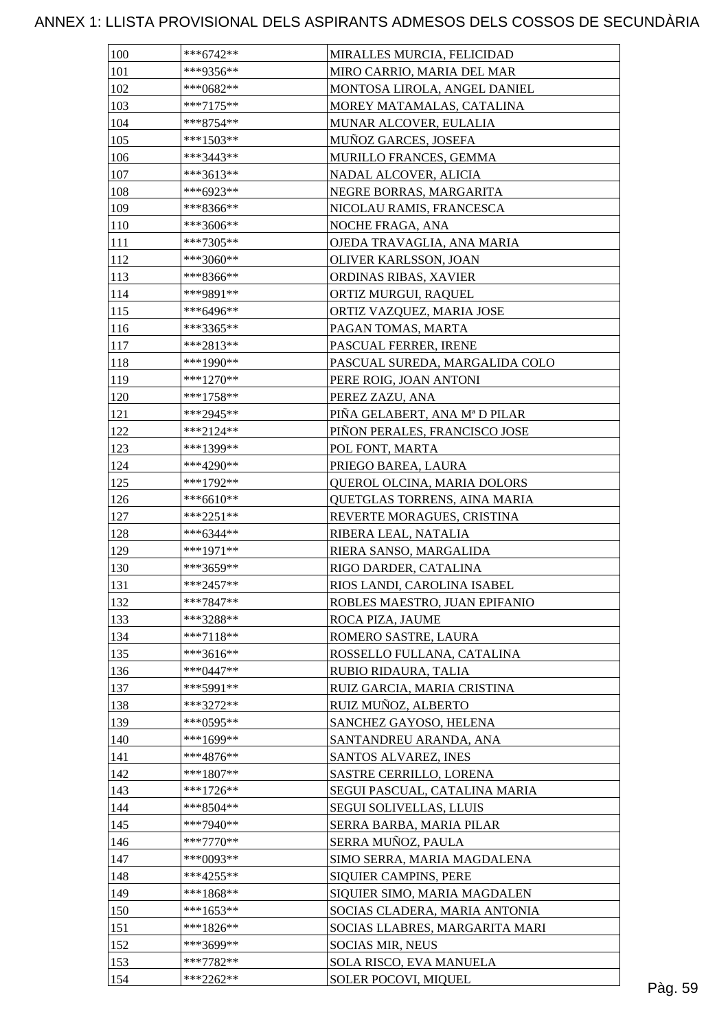ANNEX 1: LLISTA PROVISIONAL DELS ASPIRANTS ADMESOS DELS COSSOS DE SECUNDÀRIA

| | | |
|---|---|---|
| 100 | ***6742** | MIRALLES MURCIA, FELICIDAD |
| 101 | ***9356** | MIRO CARRIO, MARIA DEL MAR |
| 102 | ***0682** | MONTOSA LIROLA, ANGEL DANIEL |
| 103 | ***7175** | MOREY MATAMALAS, CATALINA |
| 104 | ***8754** | MUNAR ALCOVER, EULALIA |
| 105 | ***1503** | MUÑOZ GARCES, JOSEFA |
| 106 | ***3443** | MURILLO FRANCES, GEMMA |
| 107 | ***3613** | NADAL ALCOVER, ALICIA |
| 108 | ***6923** | NEGRE BORRAS, MARGARITA |
| 109 | ***8366** | NICOLAU RAMIS, FRANCESCA |
| 110 | ***3606** | NOCHE FRAGA, ANA |
| 111 | ***7305** | OJEDA TRAVAGLIA, ANA MARIA |
| 112 | ***3060** | OLIVER KARLSSON, JOAN |
| 113 | ***8366** | ORDINAS RIBAS, XAVIER |
| 114 | ***9891** | ORTIZ MURGUI, RAQUEL |
| 115 | ***6496** | ORTIZ VAZQUEZ, MARIA JOSE |
| 116 | ***3365** | PAGAN TOMAS, MARTA |
| 117 | ***2813** | PASCUAL FERRER, IRENE |
| 118 | ***1990** | PASCUAL SUREDA, MARGALIDA COLO |
| 119 | ***1270** | PERE ROIG, JOAN ANTONI |
| 120 | ***1758** | PEREZ ZAZU, ANA |
| 121 | ***2945** | PIÑA GELABERT, ANA Mª D PILAR |
| 122 | ***2124** | PIÑON PERALES, FRANCISCO JOSE |
| 123 | ***1399** | POL FONT, MARTA |
| 124 | ***4290** | PRIEGO BAREA, LAURA |
| 125 | ***1792** | QUEROL OLCINA, MARIA DOLORS |
| 126 | ***6610** | QUETGLAS TORRENS, AINA MARIA |
| 127 | ***2251** | REVERTE MORAGUES, CRISTINA |
| 128 | ***6344** | RIBERA LEAL, NATALIA |
| 129 | ***1971** | RIERA SANSO, MARGALIDA |
| 130 | ***3659** | RIGO DARDER, CATALINA |
| 131 | ***2457** | RIOS LANDI, CAROLINA ISABEL |
| 132 | ***7847** | ROBLES MAESTRO, JUAN EPIFANIO |
| 133 | ***3288** | ROCA PIZA, JAUME |
| 134 | ***7118** | ROMERO SASTRE, LAURA |
| 135 | ***3616** | ROSSELLO FULLANA, CATALINA |
| 136 | ***0447** | RUBIO RIDAURA, TALIA |
| 137 | ***5991** | RUIZ GARCIA, MARIA CRISTINA |
| 138 | ***3272** | RUIZ MUÑOZ, ALBERTO |
| 139 | ***0595** | SANCHEZ GAYOSO, HELENA |
| 140 | ***1699** | SANTANDREU ARANDA, ANA |
| 141 | ***4876** | SANTOS ALVAREZ, INES |
| 142 | ***1807** | SASTRE CERRILLO, LORENA |
| 143 | ***1726** | SEGUI PASCUAL, CATALINA MARIA |
| 144 | ***8504** | SEGUI SOLIVELLAS, LLUIS |
| 145 | ***7940** | SERRA BARBA, MARIA PILAR |
| 146 | ***7770** | SERRA MUÑOZ, PAULA |
| 147 | ***0093** | SIMO SERRA, MARIA MAGDALENA |
| 148 | ***4255** | SIQUIER CAMPINS, PERE |
| 149 | ***1868** | SIQUIER SIMO, MARIA MAGDALEN |
| 150 | ***1653** | SOCIAS CLADERA, MARIA ANTONIA |
| 151 | ***1826** | SOCIAS LLABRES, MARGARITA MARI |
| 152 | ***3699** | SOCIAS MIR, NEUS |
| 153 | ***7782** | SOLA RISCO, EVA MANUELA |
| 154 | ***2262** | SOLER POCOVI, MIQUEL |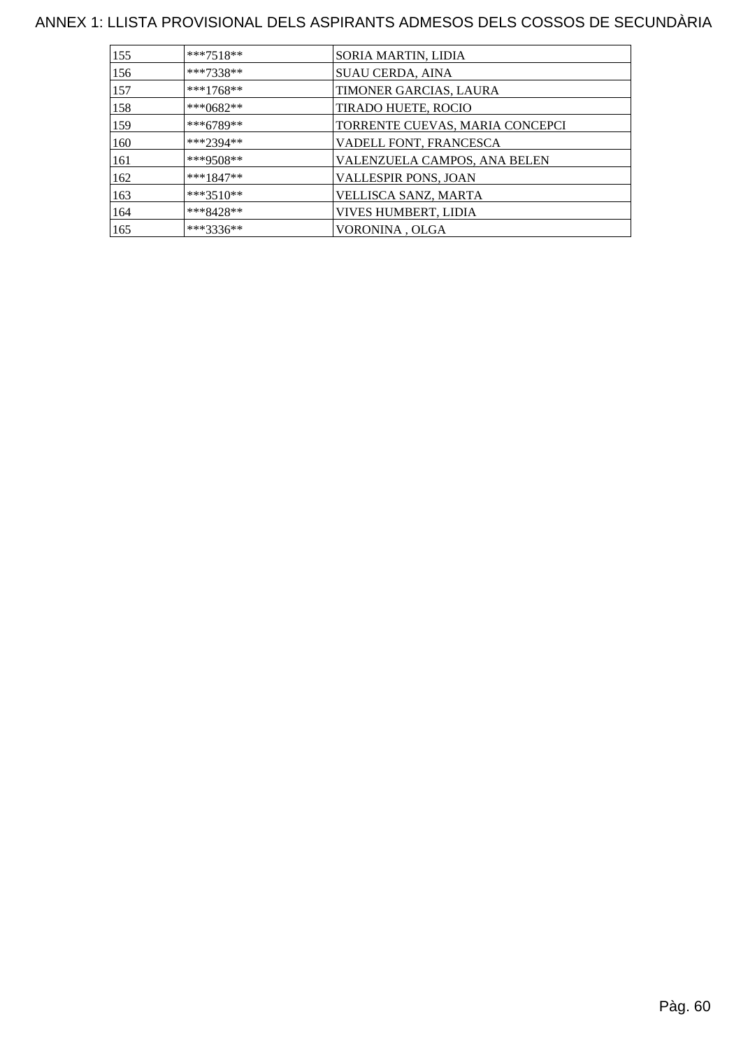# ANNEX 1: LLISTA PROVISIONAL DELS ASPIRANTS ADMESOS DELS COSSOS DE SECUNDÀRIA

| | | |
|---|---|---|
| 155 | ***7518** | SORIA MARTIN, LIDIA |
| 156 | ***7338** | SUAU CERDA, AINA |
| 157 | ***1768** | TIMONER GARCIAS, LAURA |
| 158 | ***0682** | TIRADO HUETE, ROCIO |
| 159 | ***6789** | TORRENTE CUEVAS, MARIA CONCEPCI |
| 160 | ***2394** | VADELL FONT, FRANCESCA |
| 161 | ***9508** | VALENZUELA CAMPOS, ANA BELEN |
| 162 | ***1847** | VALLESPIR PONS, JOAN |
| 163 | ***3510** | VELLISCA SANZ, MARTA |
| 164 | ***8428** | VIVES HUMBERT, LIDIA |
| 165 | ***3336** | VORONINA , OLGA |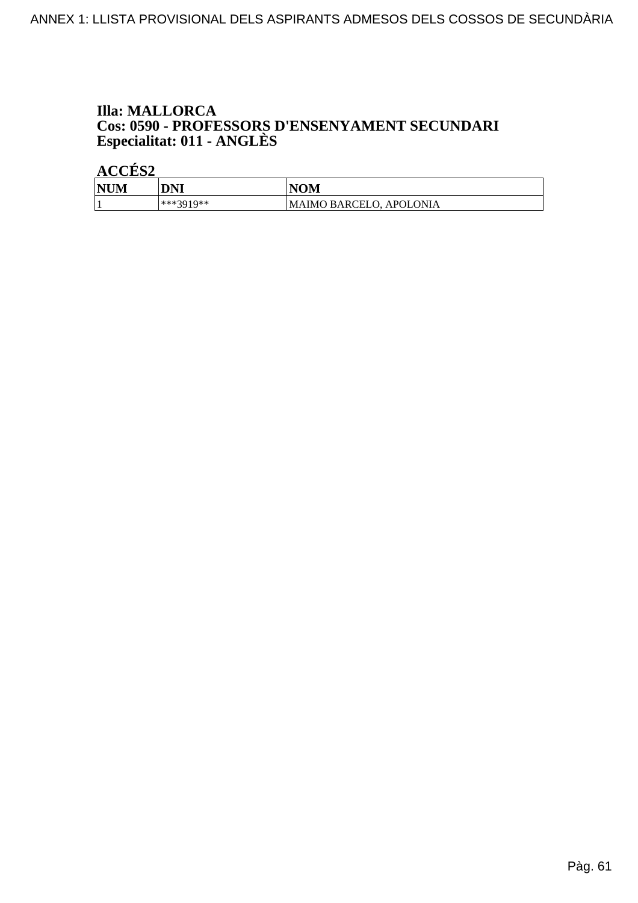**Illa: MALLORCA**
**Cos: 0590 - PROFESSORS D'ENSENYAMENT SECUNDARI**
**Especialitat: 011 - ANGLÈS**

**ACCÉS2**

| NUM | DNI | NOM |
|---|---|---|
| 1 | ***3919** | MAIMO BARCELO, APOLONIA |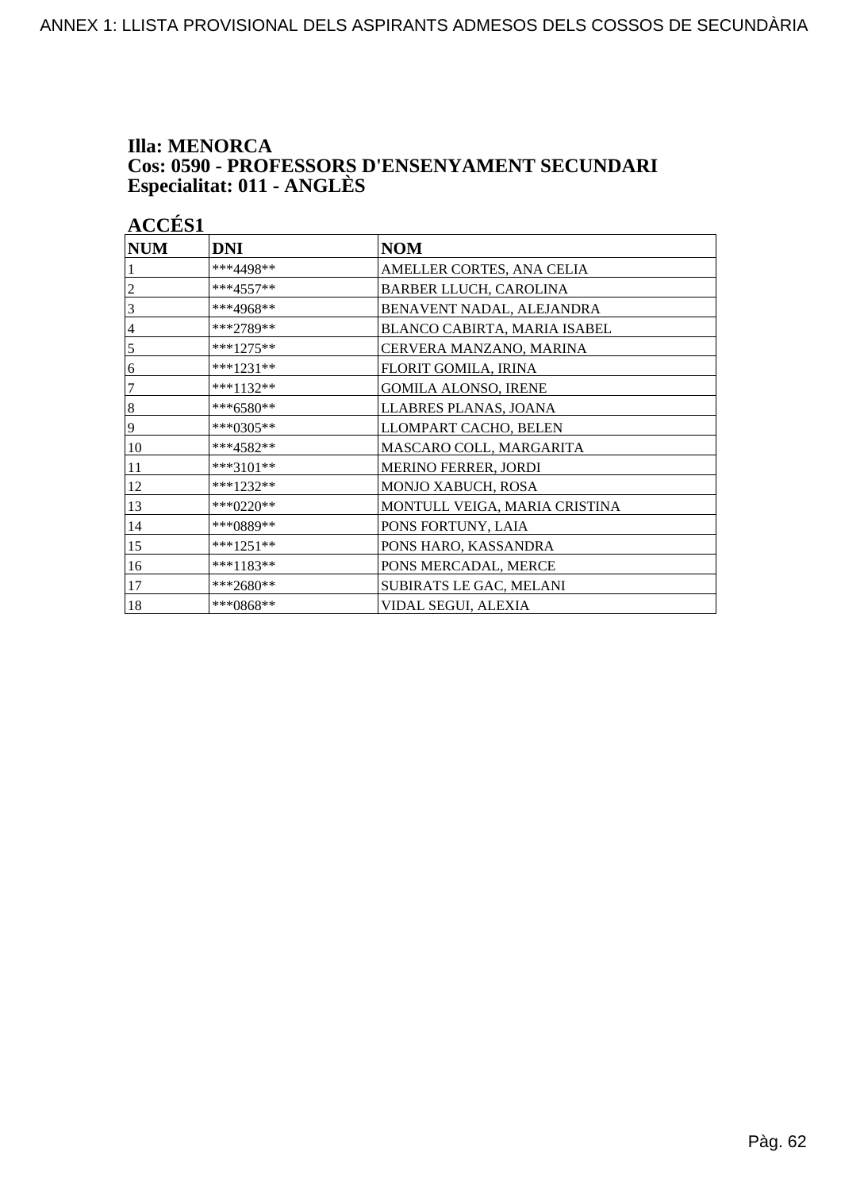**Illa: MENORCA**
**Cos: 0590 - PROFESSORS D'ENSENYAMENT SECUNDARI**
**Especialitat: 011 - ANGLÈS**

**ACCÉS1**

| NUM | DNI | NOM |
|---|---|---|
| 1 | ***4498** | AMELLER CORTES, ANA CELIA |
| 2 | ***4557** | BARBER LLUCH, CAROLINA |
| 3 | ***4968** | BENAVENT NADAL, ALEJANDRA |
| 4 | ***2789** | BLANCO CABIRTA, MARIA ISABEL |
| 5 | ***1275** | CERVERA MANZANO, MARINA |
| 6 | ***1231** | FLORIT GOMILA, IRINA |
| 7 | ***1132** | GOMILA ALONSO, IRENE |
| 8 | ***6580** | LLABRES PLANAS, JOANA |
| 9 | ***0305** | LLOMPART CACHO, BELEN |
| 10 | ***4582** | MASCARO COLL, MARGARITA |
| 11 | ***3101** | MERINO FERRER, JORDI |
| 12 | ***1232** | MONJO XABUCH, ROSA |
| 13 | ***0220** | MONTULL VEIGA, MARIA CRISTINA |
| 14 | ***0889** | PONS FORTUNY, LAIA |
| 15 | ***1251** | PONS HARO, KASSANDRA |
| 16 | ***1183** | PONS MERCADAL, MERCE |
| 17 | ***2680** | SUBIRATS LE GAC, MELANI |
| 18 | ***0868** | VIDAL SEGUI, ALEXIA |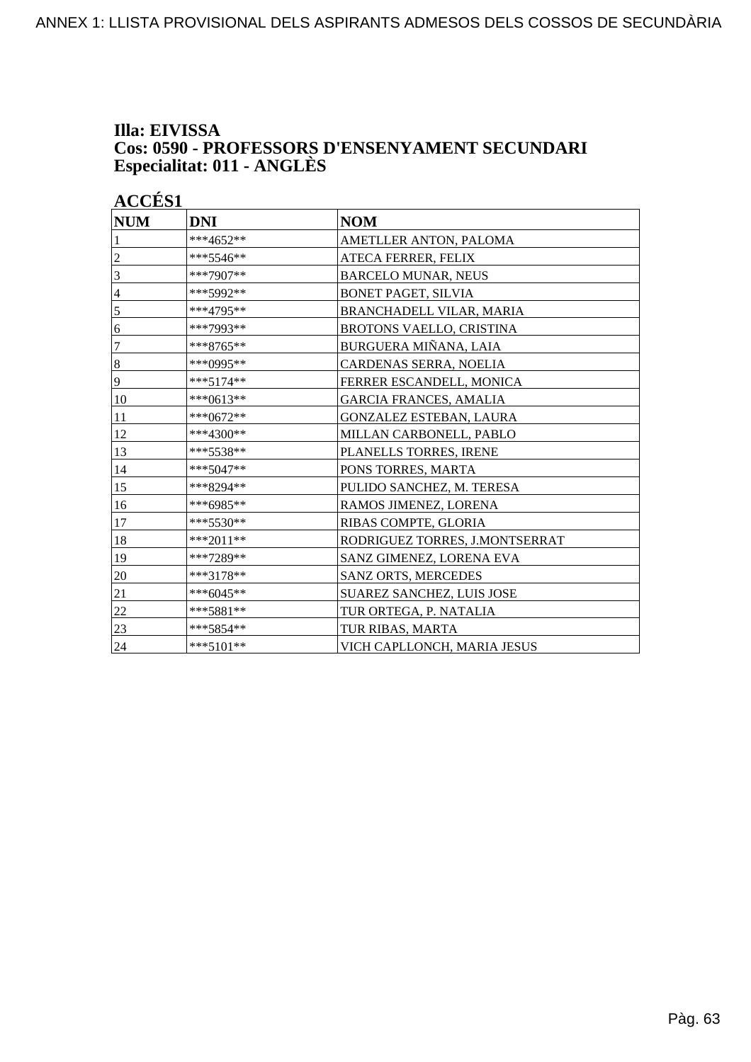**Illa: EIVISSA**
**Cos: 0590 - PROFESSORS D'ENSENYAMENT SECUNDARI**
**Especialitat: 011 - ANGLÈS**

**ACCÉS1**

| NUM | DNI | NOM |
|---|---|---|
| 1 | ***4652** | AMETLLER ANTON, PALOMA |
| 2 | ***5546** | ATECA FERRER, FELIX |
| 3 | ***7907** | BARCELO MUNAR, NEUS |
| 4 | ***5992** | BONET PAGET, SILVIA |
| 5 | ***4795** | BRANCHADELL VILAR, MARIA |
| 6 | ***7993** | BROTONS VAELLO, CRISTINA |
| 7 | ***8765** | BURGUERA MIÑANA, LAIA |
| 8 | ***0995** | CARDENAS SERRA, NOELIA |
| 9 | ***5174** | FERRER ESCANDELL, MONICA |
| 10 | ***0613** | GARCIA FRANCES, AMALIA |
| 11 | ***0672** | GONZALEZ ESTEBAN, LAURA |
| 12 | ***4300** | MILLAN CARBONELL, PABLO |
| 13 | ***5538** | PLANELLS TORRES, IRENE |
| 14 | ***5047** | PONS TORRES, MARTA |
| 15 | ***8294** | PULIDO SANCHEZ, M. TERESA |
| 16 | ***6985** | RAMOS JIMENEZ, LORENA |
| 17 | ***5530** | RIBAS COMPTE, GLORIA |
| 18 | ***2011** | RODRIGUEZ TORRES, J.MONTSERRAT |
| 19 | ***7289** | SANZ GIMENEZ, LORENA EVA |
| 20 | ***3178** | SANZ ORTS, MERCEDES |
| 21 | ***6045** | SUAREZ SANCHEZ, LUIS JOSE |
| 22 | ***5881** | TUR ORTEGA, P. NATALIA |
| 23 | ***5854** | TUR RIBAS, MARTA |
| 24 | ***5101** | VICH CAPLLONCH, MARIA JESUS |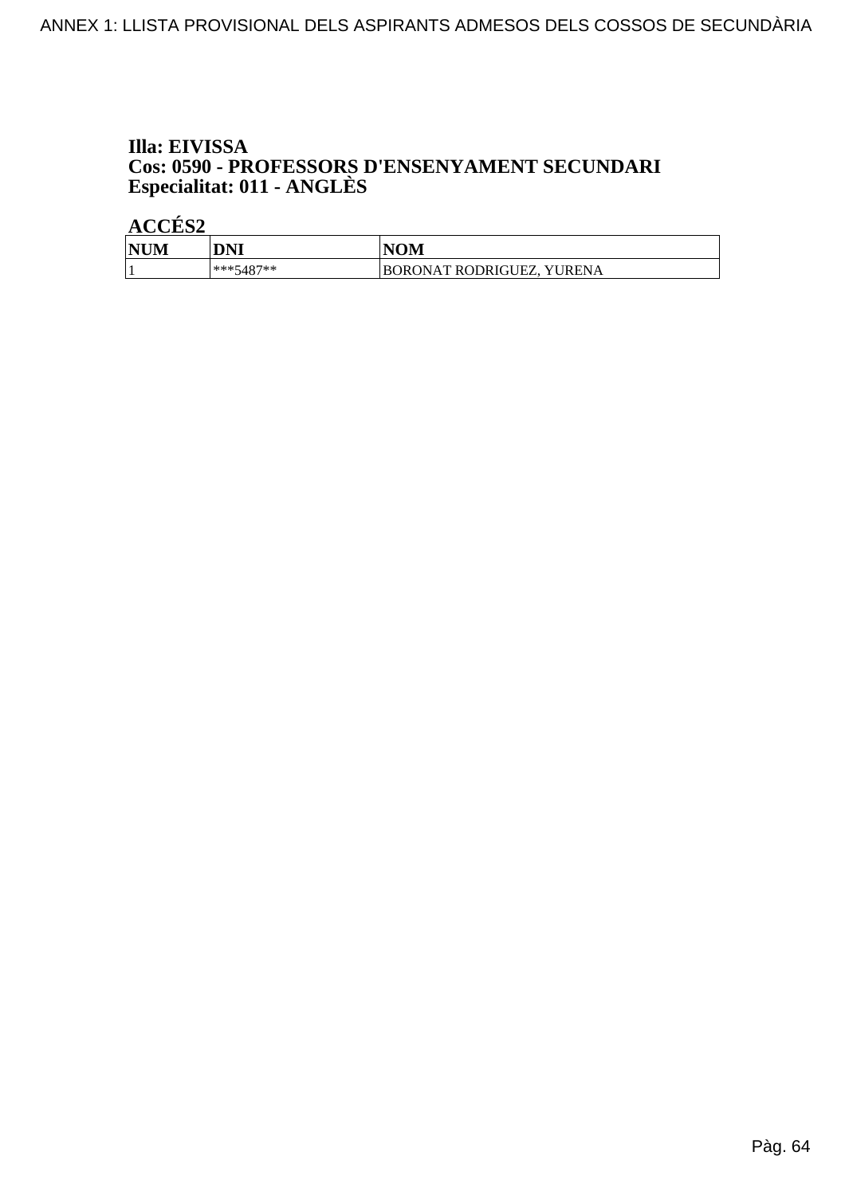**Illa: EIVISSA**
**Cos: 0590 - PROFESSORS D'ENSENYAMENT SECUNDARI**
**Especialitat: 011 - ANGLÈS**

**ACCÉS2**

| NUM | DNI | NOM |
|---|---|---|
| 1 | ***5487** | BORONAT RODRIGUEZ, YURENA |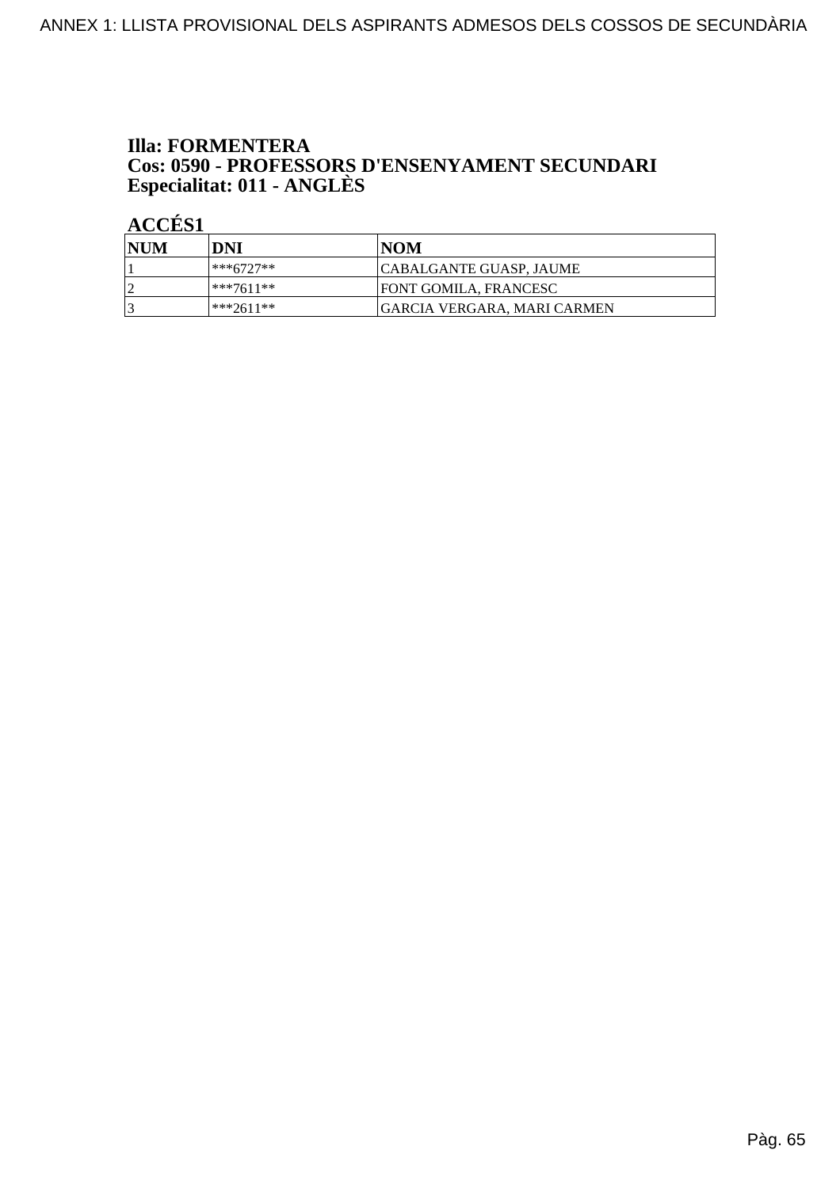**Illa: FORMENTERA**
**Cos: 0590 - PROFESSORS D'ENSENYAMENT SECUNDARI**
**Especialitat: 011 - ANGLÈS**

**ACCÉS1**

| NUM | DNI | NOM |
| --- | --- | --- |
| 1 | ***6727** | CABALGANTE GUASP, JAUME |
| 2 | ***7611** | FONT GOMILA, FRANCESC |
| 3 | ***2611** | GARCIA VERGARA, MARI CARMEN |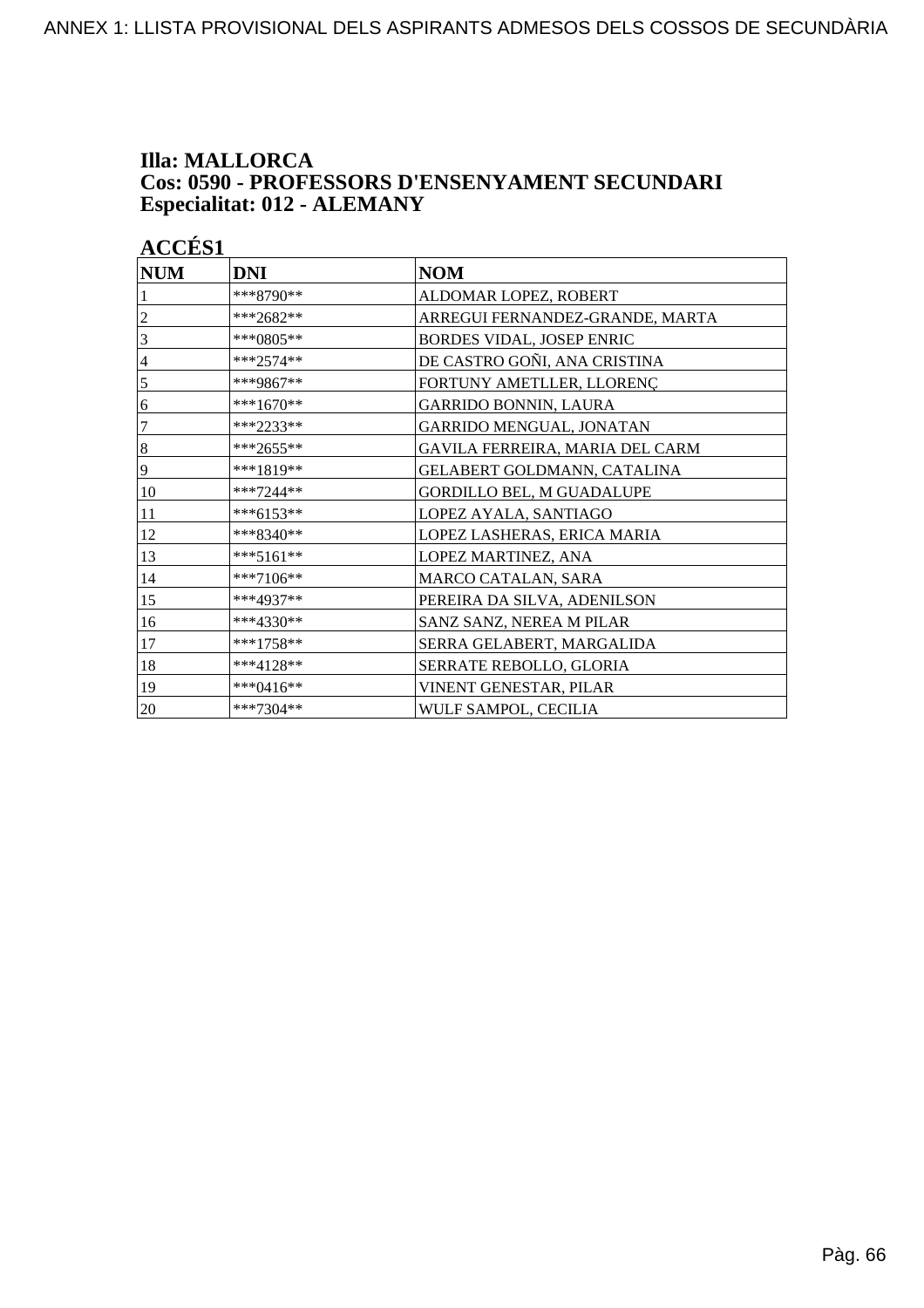# Illa: MALLORCA
# Cos: 0590 - PROFESSORS D'ENSENYAMENT SECUNDARI
# Especialitat: 012 - ALEMANY

## ACCÉS1

| NUM | DNI | NOM |
|---|---|---|
| 1 | ***8790** | ALDOMAR LOPEZ, ROBERT |
| 2 | ***2682** | ARREGUI FERNANDEZ-GRANDE, MARTA |
| 3 | ***0805** | BORDES VIDAL, JOSEP ENRIC |
| 4 | ***2574** | DE CASTRO GOÑI, ANA CRISTINA |
| 5 | ***9867** | FORTUNY AMETLLER, LLORENÇ |
| 6 | ***1670** | GARRIDO BONNIN, LAURA |
| 7 | ***2233** | GARRIDO MENGUAL, JONATAN |
| 8 | ***2655** | GAVILA FERREIRA, MARIA DEL CARM |
| 9 | ***1819** | GELABERT GOLDMANN, CATALINA |
| 10 | ***7244** | GORDILLO BEL, M GUADALUPE |
| 11 | ***6153** | LOPEZ AYALA, SANTIAGO |
| 12 | ***8340** | LOPEZ LASHERAS, ERICA MARIA |
| 13 | ***5161** | LOPEZ MARTINEZ, ANA |
| 14 | ***7106** | MARCO CATALAN, SARA |
| 15 | ***4937** | PEREIRA DA SILVA, ADENILSON |
| 16 | ***4330** | SANZ SANZ, NEREA M PILAR |
| 17 | ***1758** | SERRA GELABERT, MARGALIDA |
| 18 | ***4128** | SERRATE REBOLLO, GLORIA |
| 19 | ***0416** | VINENT GENESTAR, PILAR |
| 20 | ***7304** | WULF SAMPOL, CECILIA |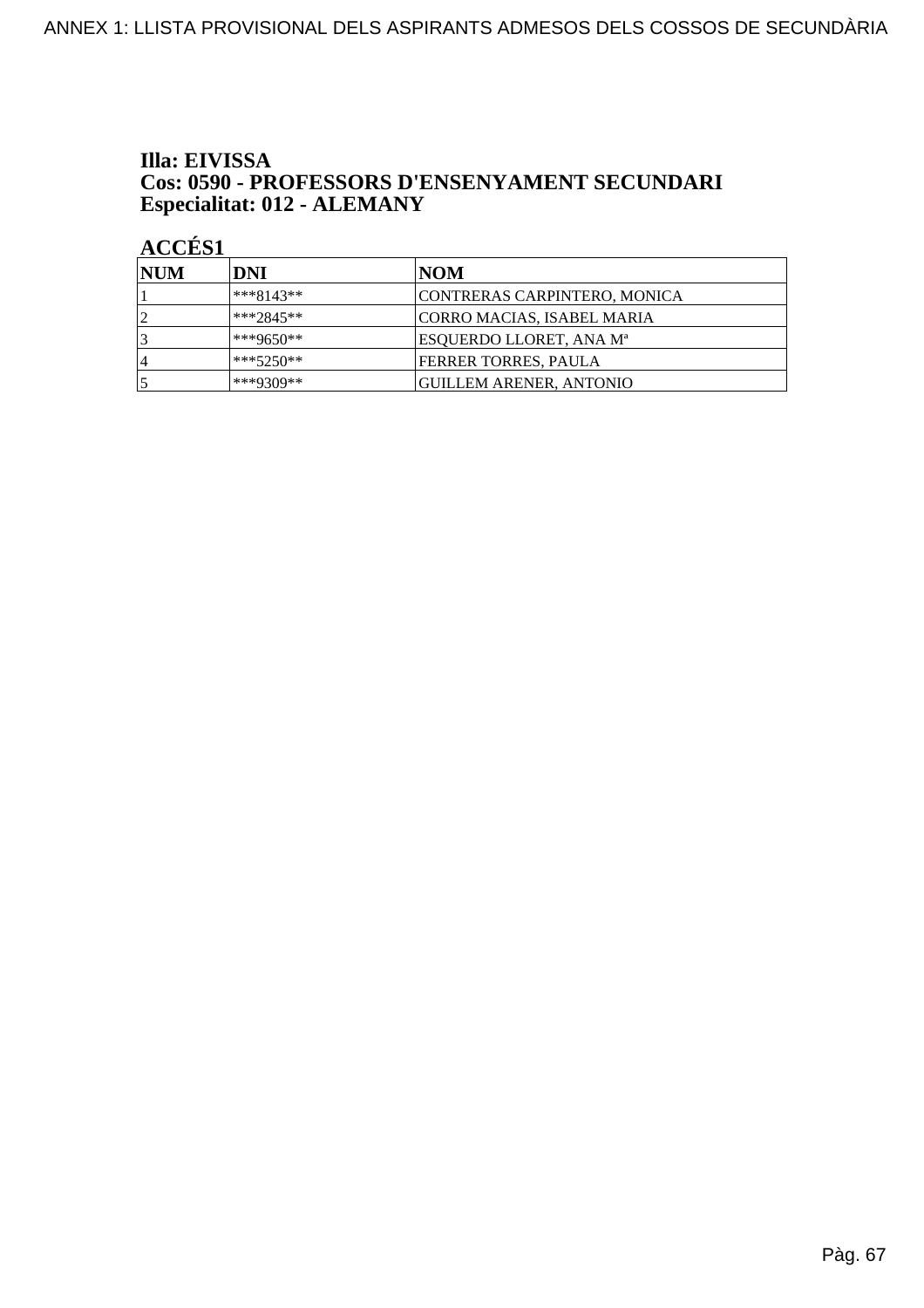**Illa: EIVISSA**
**Cos: 0590 - PROFESSORS D'ENSENYAMENT SECUNDARI**
**Especialitat: 012 - ALEMANY**

**ACCÉS1**

| NUM | DNI | NOM |
|---|---|---|
| 1 | ***8143** | CONTRERAS CARPINTERO, MONICA |
| 2 | ***2845** | CORRO MACIAS, ISABEL MARIA |
| 3 | ***9650** | ESQUERDO LLORET, ANA Mª |
| 4 | ***5250** | FERRER TORRES, PAULA |
| 5 | ***9309** | GUILLEM ARENER, ANTONIO |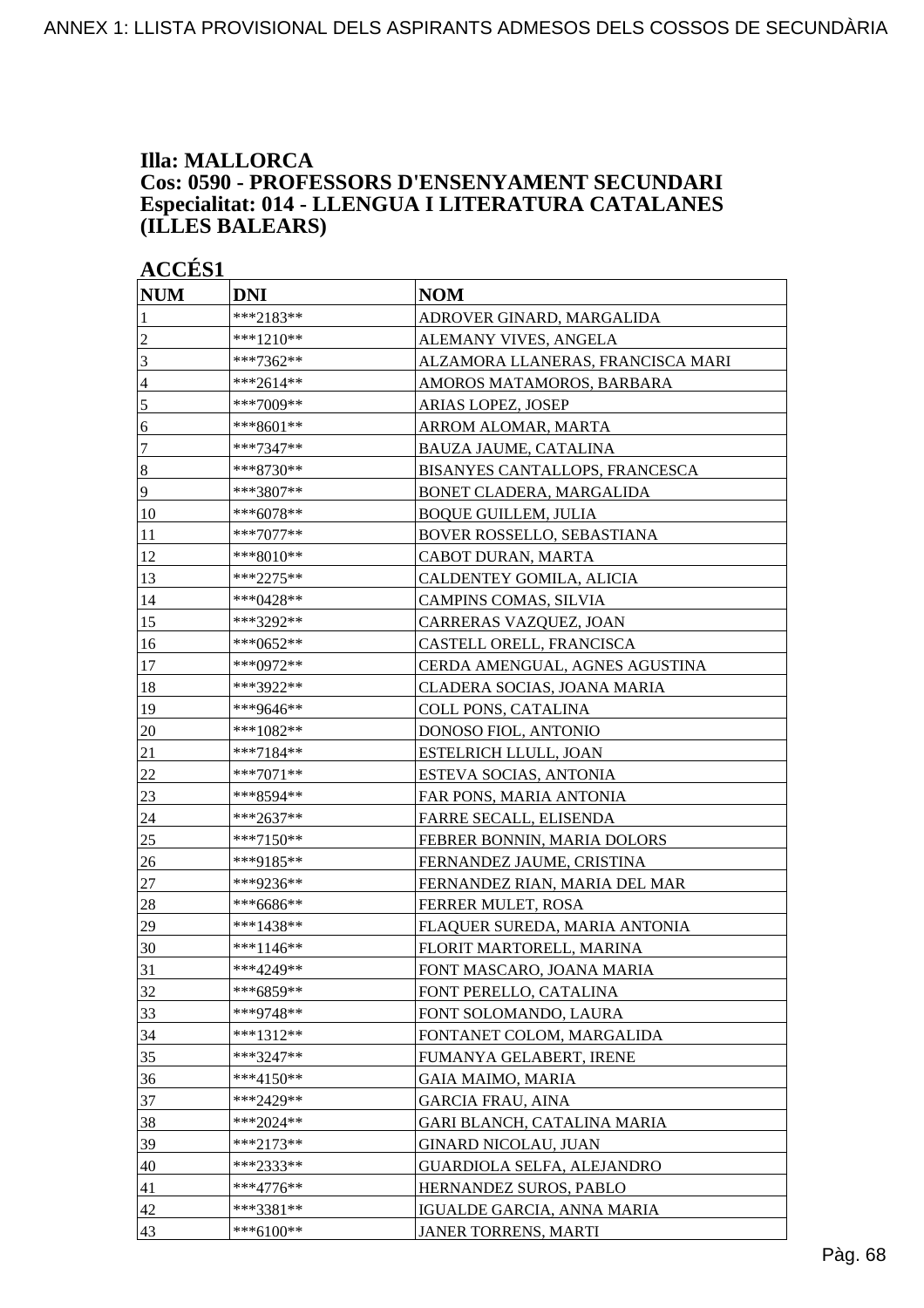ANNEX 1: LLISTA PROVISIONAL DELS ASPIRANTS ADMESOS DELS COSSOS DE SECUNDÀRIA

**Illa: MALLORCA**
**Cos: 0590 - PROFESSORS D'ENSENYAMENT SECUNDARI**
**Especialitat: 014 - LLENGUA I LITERATURA CATALANES (ILLES BALEARS)**

**ACCÉS1**

| NUM | DNI | NOM |
|---|---|---|
| 1 | ***2183** | ADROVER GINARD, MARGALIDA |
| 2 | ***1210** | ALEMANY VIVES, ANGELA |
| 3 | ***7362** | ALZAMORA LLANERAS, FRANCISCA MARI |
| 4 | ***2614** | AMOROS MATAMOROS, BARBARA |
| 5 | ***7009** | ARIAS LOPEZ, JOSEP |
| 6 | ***8601** | ARROM ALOMAR, MARTA |
| 7 | ***7347** | BAUZA JAUME, CATALINA |
| 8 | ***8730** | BISANYES CANTALLOPS, FRANCESCA |
| 9 | ***3807** | BONET CLADERA, MARGALIDA |
| 10 | ***6078** | BOQUE GUILLEM, JULIA |
| 11 | ***7077** | BOVER ROSSELLO, SEBASTIANA |
| 12 | ***8010** | CABOT DURAN, MARTA |
| 13 | ***2275** | CALDENTEY GOMILA, ALICIA |
| 14 | ***0428** | CAMPINS COMAS, SILVIA |
| 15 | ***3292** | CARRERAS VAZQUEZ, JOAN |
| 16 | ***0652** | CASTELL ORELL, FRANCISCA |
| 17 | ***0972** | CERDA AMENGUAL, AGNES AGUSTINA |
| 18 | ***3922** | CLADERA SOCIAS, JOANA MARIA |
| 19 | ***9646** | COLL PONS, CATALINA |
| 20 | ***1082** | DONOSO FIOL, ANTONIO |
| 21 | ***7184** | ESTELRICH LLULL, JOAN |
| 22 | ***7071** | ESTEVA SOCIAS, ANTONIA |
| 23 | ***8594** | FAR PONS, MARIA ANTONIA |
| 24 | ***2637** | FARRE SECALL, ELISENDA |
| 25 | ***7150** | FEBRER BONNIN, MARIA DOLORS |
| 26 | ***9185** | FERNANDEZ JAUME, CRISTINA |
| 27 | ***9236** | FERNANDEZ RIAN, MARIA DEL MAR |
| 28 | ***6686** | FERRER MULET, ROSA |
| 29 | ***1438** | FLAQUER SUREDA, MARIA ANTONIA |
| 30 | ***1146** | FLORIT MARTORELL, MARINA |
| 31 | ***4249** | FONT MASCARO, JOANA MARIA |
| 32 | ***6859** | FONT PERELLO, CATALINA |
| 33 | ***9748** | FONT SOLOMANDO, LAURA |
| 34 | ***1312** | FONTANET COLOM, MARGALIDA |
| 35 | ***3247** | FUMANYA GELABERT, IRENE |
| 36 | ***4150** | GAIA MAIMO, MARIA |
| 37 | ***2429** | GARCIA FRAU, AINA |
| 38 | ***2024** | GARI BLANCH, CATALINA MARIA |
| 39 | ***2173** | GINARD NICOLAU, JUAN |
| 40 | ***2333** | GUARDIOLA SELFA, ALEJANDRO |
| 41 | ***4776** | HERNANDEZ SUROS, PABLO |
| 42 | ***3381** | IGUALDE GARCIA, ANNA MARIA |
| 43 | ***6100** | JANER TORRENS, MARTI |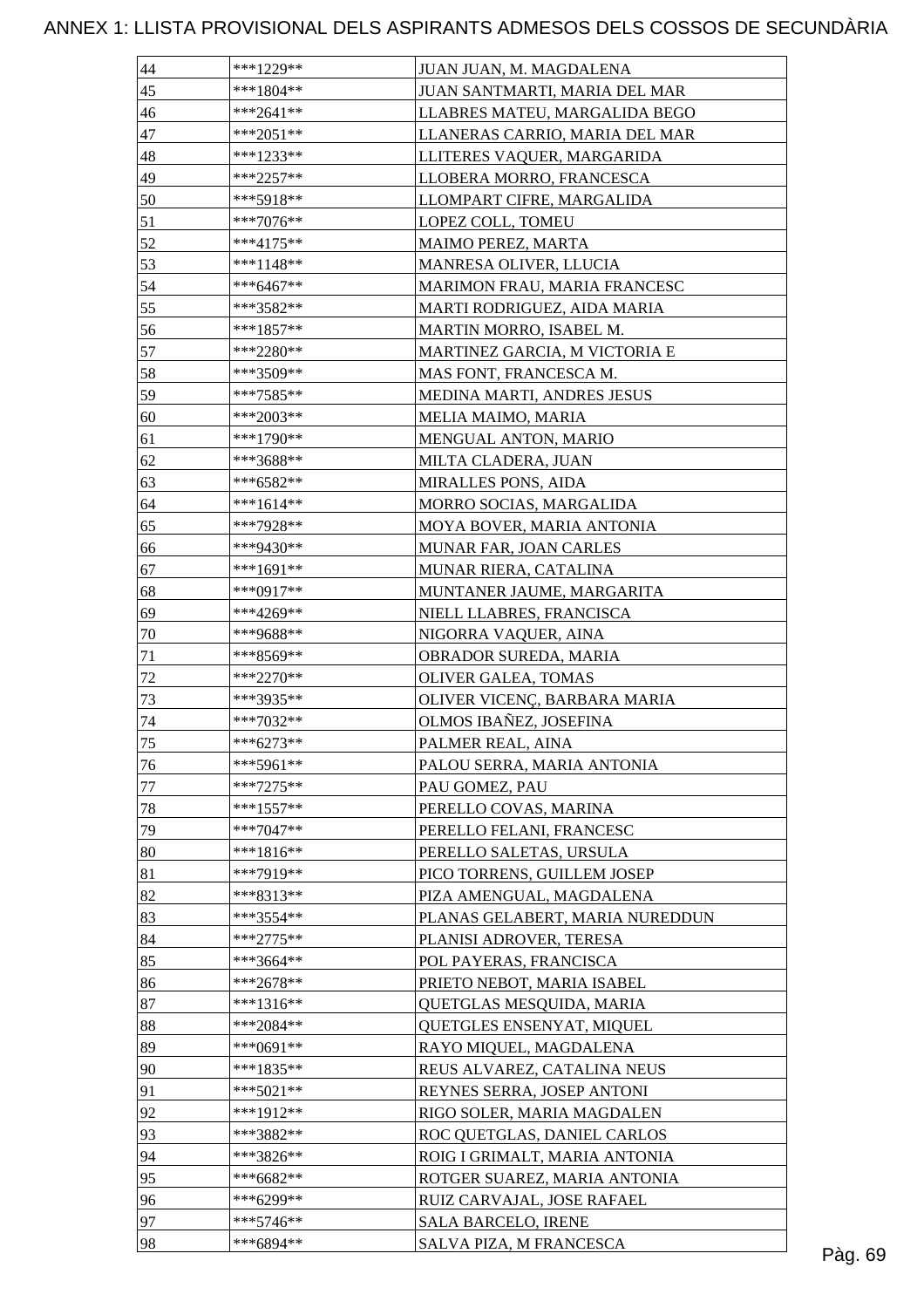# ANNEX 1: LLISTA PROVISIONAL DELS ASPIRANTS ADMESOS DELS COSSOS DE SECUNDÀRIA

| | | |
|---|---|---|
| 44 | ***1229** | JUAN JUAN, M. MAGDALENA |
| 45 | ***1804** | JUAN SANTMARTI, MARIA DEL MAR |
| 46 | ***2641** | LLABRES MATEU, MARGALIDA BEGO |
| 47 | ***2051** | LLANERAS CARRIO, MARIA DEL MAR |
| 48 | ***1233** | LLITERES VAQUER, MARGARIDA |
| 49 | ***2257** | LLOBERA MORRO, FRANCESCA |
| 50 | ***5918** | LLOMPART CIFRE, MARGALIDA |
| 51 | ***7076** | LOPEZ COLL, TOMEU |
| 52 | ***4175** | MAIMO PEREZ, MARTA |
| 53 | ***1148** | MANRESA OLIVER, LLUCIA |
| 54 | ***6467** | MARIMON FRAU, MARIA FRANCESC |
| 55 | ***3582** | MARTI RODRIGUEZ, AIDA MARIA |
| 56 | ***1857** | MARTIN MORRO, ISABEL M. |
| 57 | ***2280** | MARTINEZ GARCIA, M VICTORIA E |
| 58 | ***3509** | MAS FONT, FRANCESCA M. |
| 59 | ***7585** | MEDINA MARTI, ANDRES JESUS |
| 60 | ***2003** | MELIA MAIMO, MARIA |
| 61 | ***1790** | MENGUAL ANTON, MARIO |
| 62 | ***3688** | MILTA CLADERA, JUAN |
| 63 | ***6582** | MIRALLES PONS, AIDA |
| 64 | ***1614** | MORRO SOCIAS, MARGALIDA |
| 65 | ***7928** | MOYA BOVER, MARIA ANTONIA |
| 66 | ***9430** | MUNAR FAR, JOAN CARLES |
| 67 | ***1691** | MUNAR RIERA, CATALINA |
| 68 | ***0917** | MUNTANER JAUME, MARGARITA |
| 69 | ***4269** | NIELL LLABRES, FRANCISCA |
| 70 | ***9688** | NIGORRA VAQUER, AINA |
| 71 | ***8569** | OBRADOR SUREDA, MARIA |
| 72 | ***2270** | OLIVER GALEA, TOMAS |
| 73 | ***3935** | OLIVER VICENÇ, BARBARA MARIA |
| 74 | ***7032** | OLMOS IBAÑEZ, JOSEFINA |
| 75 | ***6273** | PALMER REAL, AINA |
| 76 | ***5961** | PALOU SERRA, MARIA ANTONIA |
| 77 | ***7275** | PAU GOMEZ, PAU |
| 78 | ***1557** | PERELLO COVAS, MARINA |
| 79 | ***7047** | PERELLO FELANI, FRANCESC |
| 80 | ***1816** | PERELLO SALETAS, URSULA |
| 81 | ***7919** | PICO TORRENS, GUILLEM JOSEP |
| 82 | ***8313** | PIZA AMENGUAL, MAGDALENA |
| 83 | ***3554** | PLANAS GELABERT, MARIA NUREDDUN |
| 84 | ***2775** | PLANISI ADROVER, TERESA |
| 85 | ***3664** | POL PAYERAS, FRANCISCA |
| 86 | ***2678** | PRIETO NEBOT, MARIA ISABEL |
| 87 | ***1316** | QUETGLAS MESQUIDA, MARIA |
| 88 | ***2084** | QUETGLES ENSENYAT, MIQUEL |
| 89 | ***0691** | RAYO MIQUEL, MAGDALENA |
| 90 | ***1835** | REUS ALVAREZ, CATALINA NEUS |
| 91 | ***5021** | REYNES SERRA, JOSEP ANTONI |
| 92 | ***1912** | RIGO SOLER, MARIA MAGDALEN |
| 93 | ***3882** | ROC QUETGLAS, DANIEL CARLOS |
| 94 | ***3826** | ROIG I GRIMALT, MARIA ANTONIA |
| 95 | ***6682** | ROTGER SUAREZ, MARIA ANTONIA |
| 96 | ***6299** | RUIZ CARVAJAL, JOSE RAFAEL |
| 97 | ***5746** | SALA BARCELO, IRENE |
| 98 | ***6894** | SALVA PIZA, M FRANCESCA |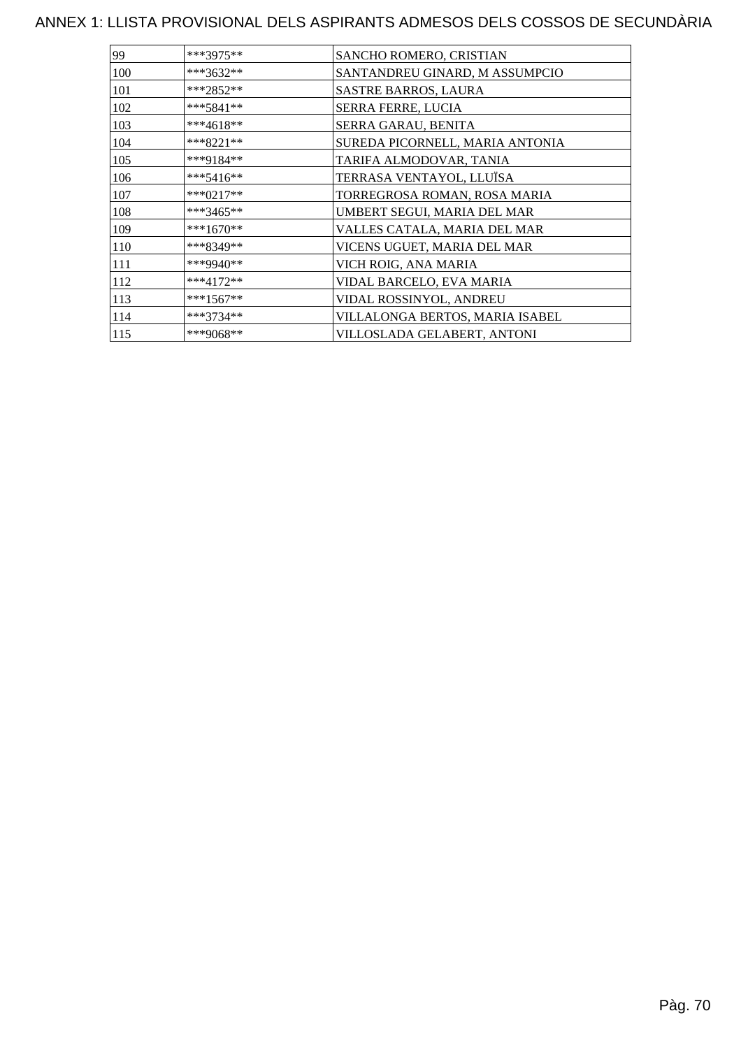# ANNEX 1: LLISTA PROVISIONAL DELS ASPIRANTS ADMESOS DELS COSSOS DE SECUNDÀRIA

| | | |
|---|---|---|
| 99 | ***3975** | SANCHO ROMERO, CRISTIAN |
| 100 | ***3632** | SANTANDREU GINARD, M ASSUMPCIO |
| 101 | ***2852** | SASTRE BARROS, LAURA |
| 102 | ***5841** | SERRA FERRE, LUCIA |
| 103 | ***4618** | SERRA GARAU, BENITA |
| 104 | ***8221** | SUREDA PICORNELL, MARIA ANTONIA |
| 105 | ***9184** | TARIFA ALMODOVAR, TANIA |
| 106 | ***5416** | TERRASA VENTAYOL, LLUÏSA |
| 107 | ***0217** | TORREGROSA ROMAN, ROSA MARIA |
| 108 | ***3465** | UMBERT SEGUI, MARIA DEL MAR |
| 109 | ***1670** | VALLES CATALA, MARIA DEL MAR |
| 110 | ***8349** | VICENS UGUET, MARIA DEL MAR |
| 111 | ***9940** | VICH ROIG, ANA MARIA |
| 112 | ***4172** | VIDAL BARCELO, EVA MARIA |
| 113 | ***1567** | VIDAL ROSSINYOL, ANDREU |
| 114 | ***3734** | VILLALONGA BERTOS, MARIA ISABEL |
| 115 | ***9068** | VILLOSLADA GELABERT, ANTONI |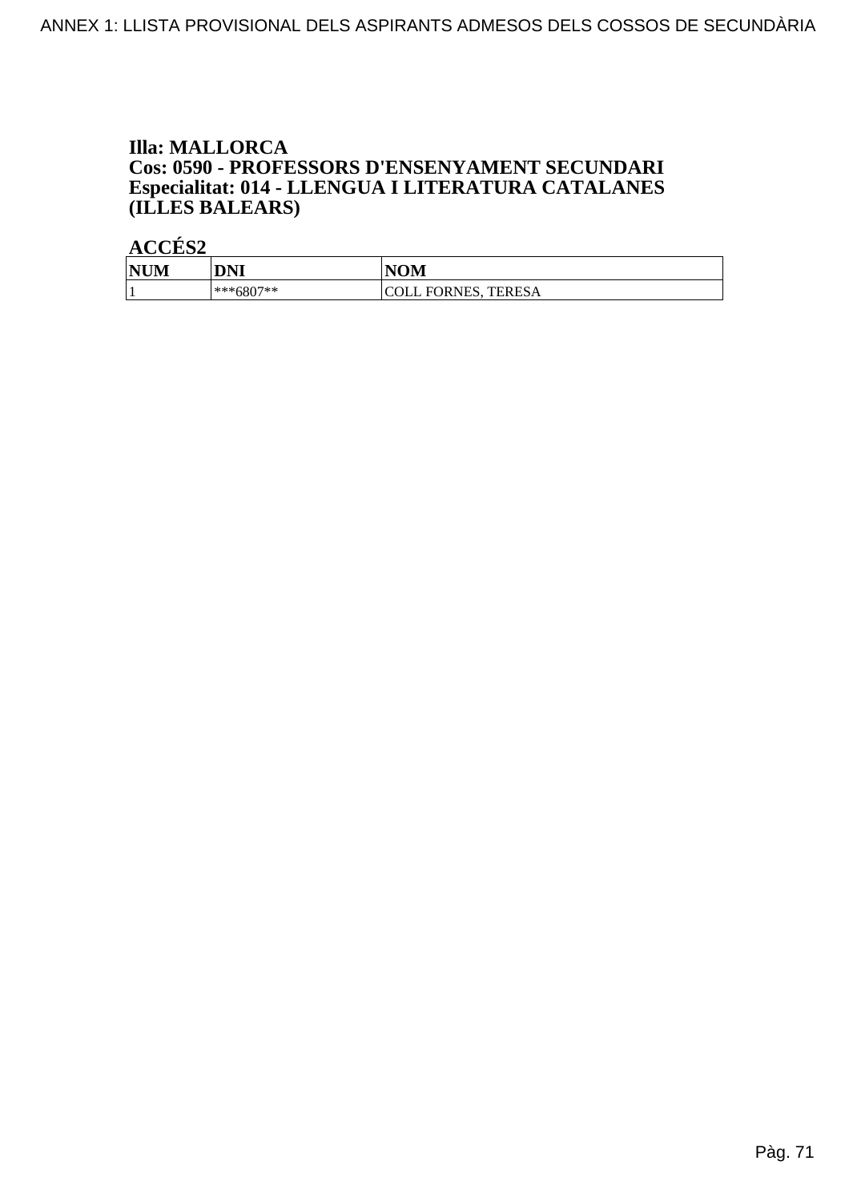**Illa: MALLORCA**
**Cos: 0590 - PROFESSORS D'ENSENYAMENT SECUNDARI**
**Especialitat: 014 - LLENGUA I LITERATURA CATALANES (ILLES BALEARS)**

**ACCÉS2**

| NUM | DNI | NOM |
|---|---|---|
| 1 | ***6807** | COLL FORNES, TERESA |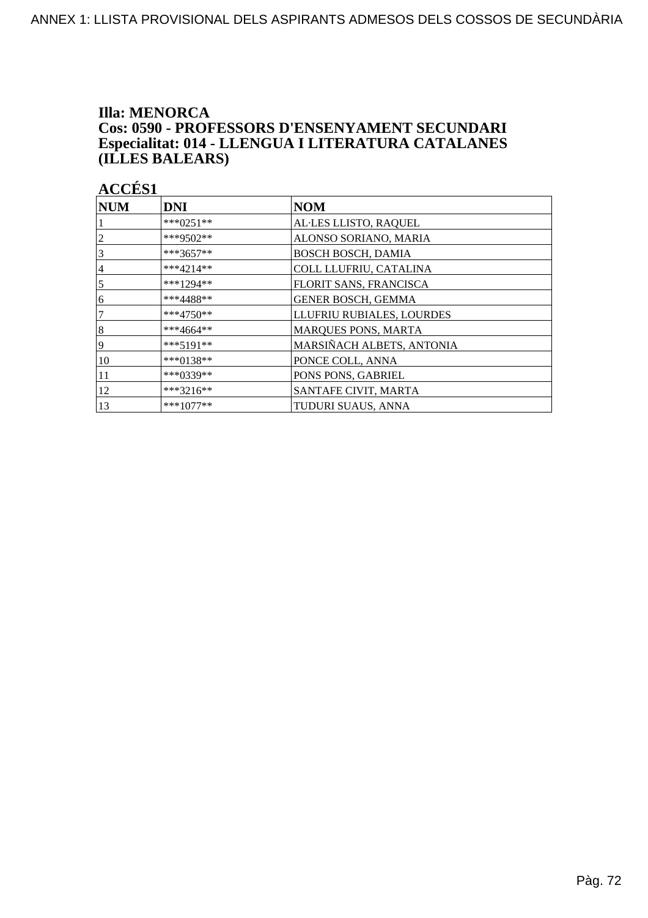**Illa: MENORCA**
**Cos: 0590 - PROFESSORS D'ENSENYAMENT SECUNDARI**
**Especialitat: 014 - LLENGUA I LITERATURA CATALANES (ILLES BALEARS)**

**ACCÉS1**

| NUM | DNI | NOM |
|---|---|---|
| 1 | ***0251** | AL·LES LLISTO, RAQUEL |
| 2 | ***9502** | ALONSO SORIANO, MARIA |
| 3 | ***3657** | BOSCH BOSCH, DAMIA |
| 4 | ***4214** | COLL LLUFRIU, CATALINA |
| 5 | ***1294** | FLORIT SANS, FRANCISCA |
| 6 | ***4488** | GENER BOSCH, GEMMA |
| 7 | ***4750** | LLUFRIU RUBIALES, LOURDES |
| 8 | ***4664** | MARQUES PONS, MARTA |
| 9 | ***5191** | MARSIÑACH ALBETS, ANTONIA |
| 10 | ***0138** | PONCE COLL, ANNA |
| 11 | ***0339** | PONS PONS, GABRIEL |
| 12 | ***3216** | SANTAFE CIVIT, MARTA |
| 13 | ***1077** | TUDURI SUAUS, ANNA |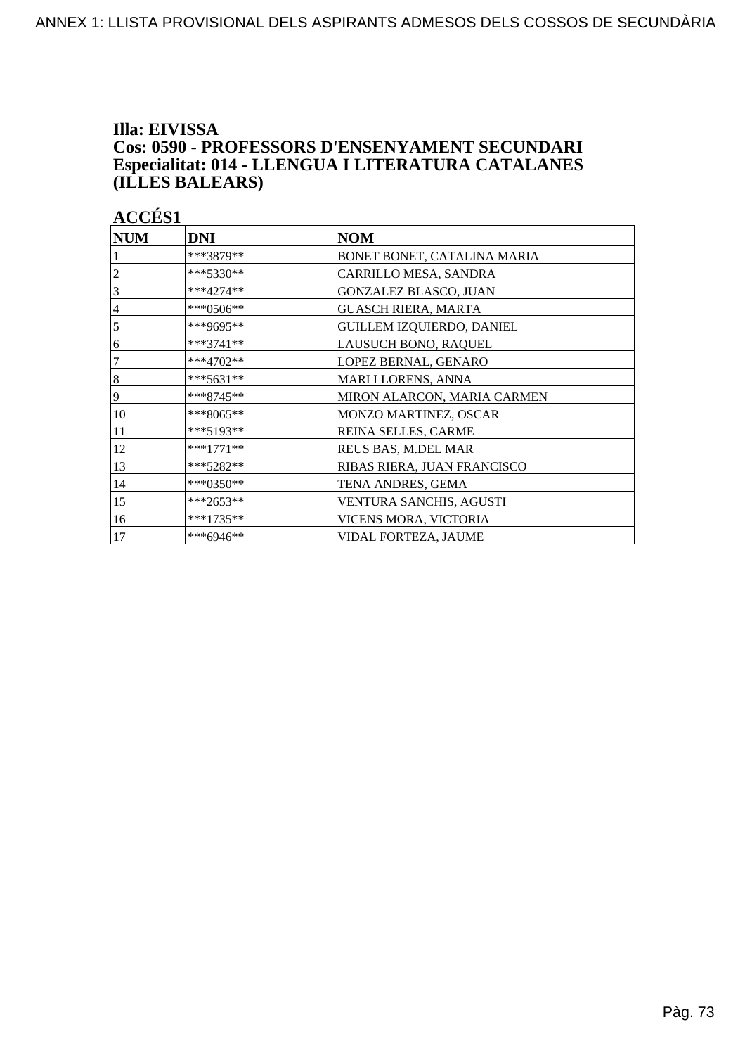**Illa: EIVISSA**
**Cos: 0590 - PROFESSORS D'ENSENYAMENT SECUNDARI**
**Especialitat: 014 - LLENGUA I LITERATURA CATALANES (ILLES BALEARS)**

**ACCÉS1**

| NUM | DNI | NOM |
|---|---|---|
| 1 | ***3879** | BONET BONET, CATALINA MARIA |
| 2 | ***5330** | CARRILLO MESA, SANDRA |
| 3 | ***4274** | GONZALEZ BLASCO, JUAN |
| 4 | ***0506** | GUASCH RIERA, MARTA |
| 5 | ***9695** | GUILLEM IZQUIERDO, DANIEL |
| 6 | ***3741** | LAUSUCH BONO, RAQUEL |
| 7 | ***4702** | LOPEZ BERNAL, GENARO |
| 8 | ***5631** | MARI LLORENS, ANNA |
| 9 | ***8745** | MIRON ALARCON, MARIA CARMEN |
| 10 | ***8065** | MONZO MARTINEZ, OSCAR |
| 11 | ***5193** | REINA SELLES, CARME |
| 12 | ***1771** | REUS BAS, M.DEL MAR |
| 13 | ***5282** | RIBAS RIERA, JUAN FRANCISCO |
| 14 | ***0350** | TENA ANDRES, GEMA |
| 15 | ***2653** | VENTURA SANCHIS, AGUSTI |
| 16 | ***1735** | VICENS MORA, VICTORIA |
| 17 | ***6946** | VIDAL FORTEZA, JAUME |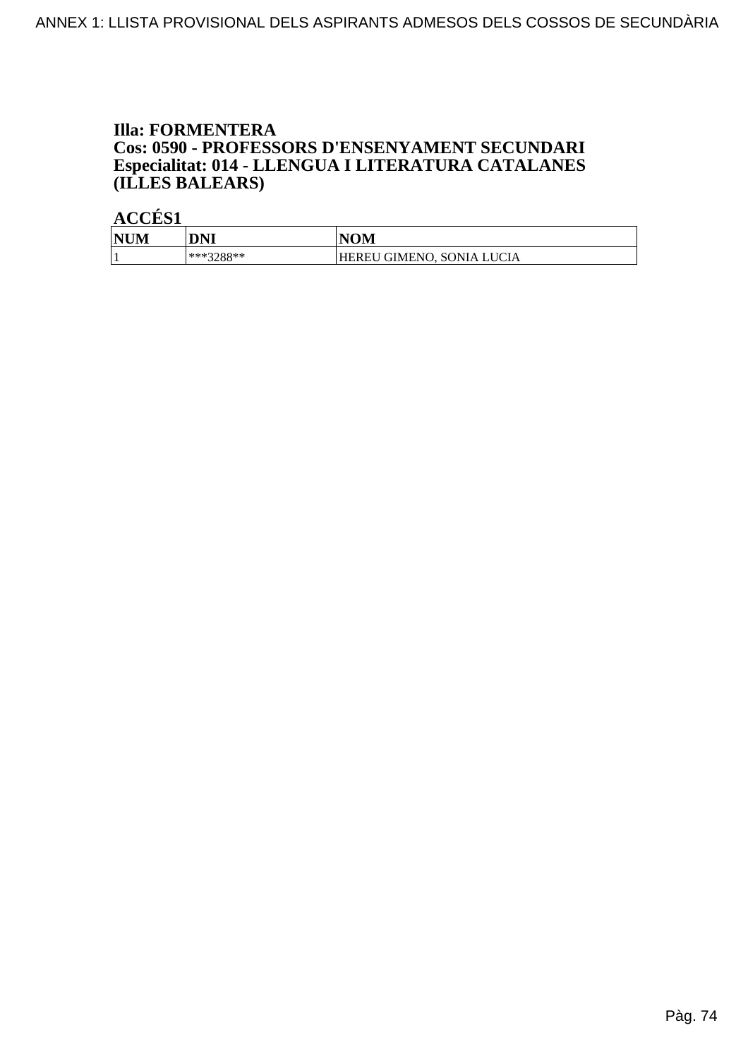**Illa: FORMENTERA**
**Cos: 0590 - PROFESSORS D'ENSENYAMENT SECUNDARI**
**Especialitat: 014 - LLENGUA I LITERATURA CATALANES (ILLES BALEARS)**

**ACCÉS1**

| NUM | DNI | NOM |
|---|---|---|
| 1 | ***3288** | HEREU GIMENO, SONIA LUCIA |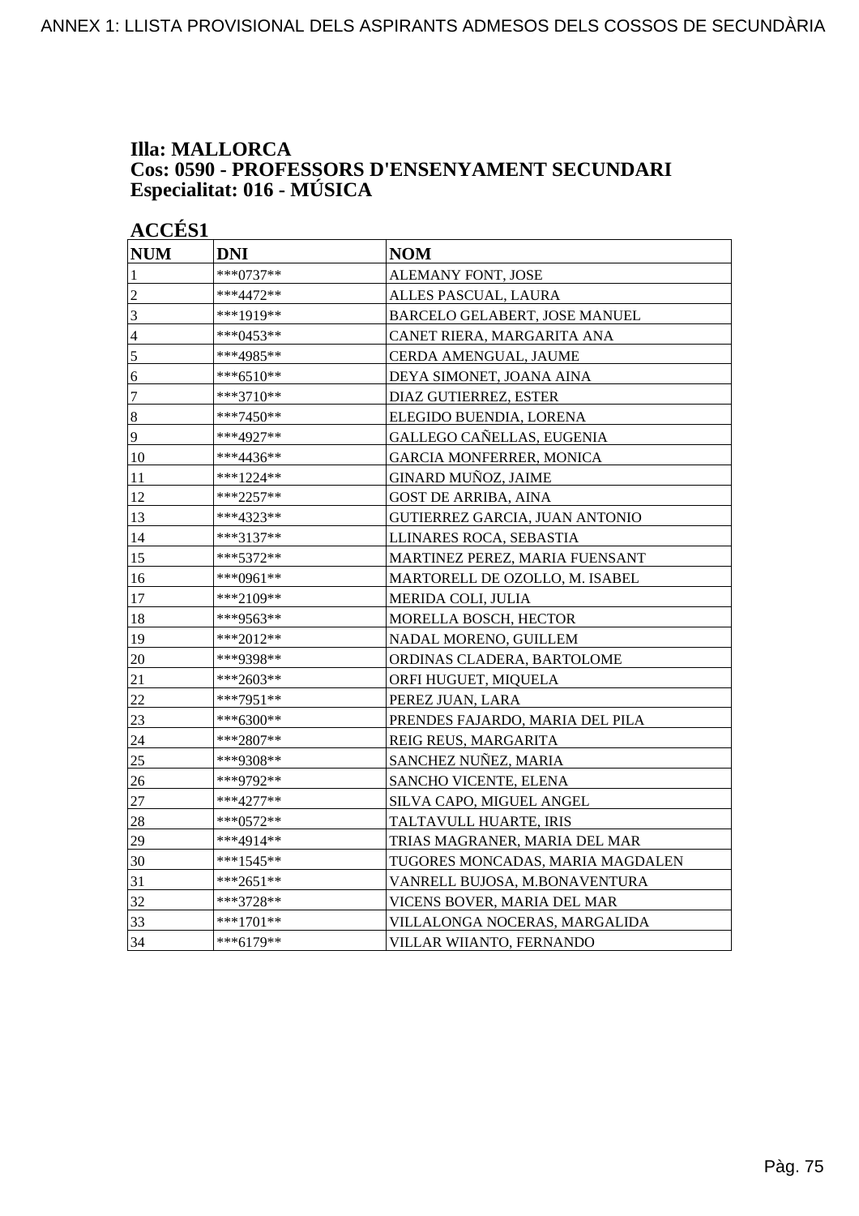**Illa: MALLORCA**
**Cos: 0590 - PROFESSORS D'ENSENYAMENT SECUNDARI**
**Especialitat: 016 - MÚSICA**

**ACCÉS1**

| NUM | DNI | NOM |
|---|---|---|
| 1 | ***0737** | ALEMANY FONT, JOSE |
| 2 | ***4472** | ALLES PASCUAL, LAURA |
| 3 | ***1919** | BARCELO GELABERT, JOSE MANUEL |
| 4 | ***0453** | CANET RIERA, MARGARITA ANA |
| 5 | ***4985** | CERDA AMENGUAL, JAUME |
| 6 | ***6510** | DEYA SIMONET, JOANA AINA |
| 7 | ***3710** | DIAZ GUTIERREZ, ESTER |
| 8 | ***7450** | ELEGIDO BUENDIA, LORENA |
| 9 | ***4927** | GALLEGO CAÑELLAS, EUGENIA |
| 10 | ***4436** | GARCIA MONFERRER, MONICA |
| 11 | ***1224** | GINARD MUÑOZ, JAIME |
| 12 | ***2257** | GOST DE ARRIBA, AINA |
| 13 | ***4323** | GUTIERREZ GARCIA, JUAN ANTONIO |
| 14 | ***3137** | LLINARES ROCA, SEBASTIA |
| 15 | ***5372** | MARTINEZ PEREZ, MARIA FUENSANT |
| 16 | ***0961** | MARTORELL DE OZOLLO, M. ISABEL |
| 17 | ***2109** | MERIDA COLI, JULIA |
| 18 | ***9563** | MORELLA BOSCH, HECTOR |
| 19 | ***2012** | NADAL MORENO, GUILLEM |
| 20 | ***9398** | ORDINAS CLADERA, BARTOLOME |
| 21 | ***2603** | ORFI HUGUET, MIQUELA |
| 22 | ***7951** | PEREZ JUAN, LARA |
| 23 | ***6300** | PRENDES FAJARDO, MARIA DEL PILA |
| 24 | ***2807** | REIG REUS, MARGARITA |
| 25 | ***9308** | SANCHEZ NUÑEZ, MARIA |
| 26 | ***9792** | SANCHO VICENTE, ELENA |
| 27 | ***4277** | SILVA CAPO, MIGUEL ANGEL |
| 28 | ***0572** | TALTAVULL HUARTE, IRIS |
| 29 | ***4914** | TRIAS MAGRANER, MARIA DEL MAR |
| 30 | ***1545** | TUGORES MONCADAS, MARIA MAGDALEN |
| 31 | ***2651** | VANRELL BUJOSA, M.BONAVENTURA |
| 32 | ***3728** | VICENS BOVER, MARIA DEL MAR |
| 33 | ***1701** | VILLALONGA NOCERAS, MARGALIDA |
| 34 | ***6179** | VILLAR WIIANTO, FERNANDO |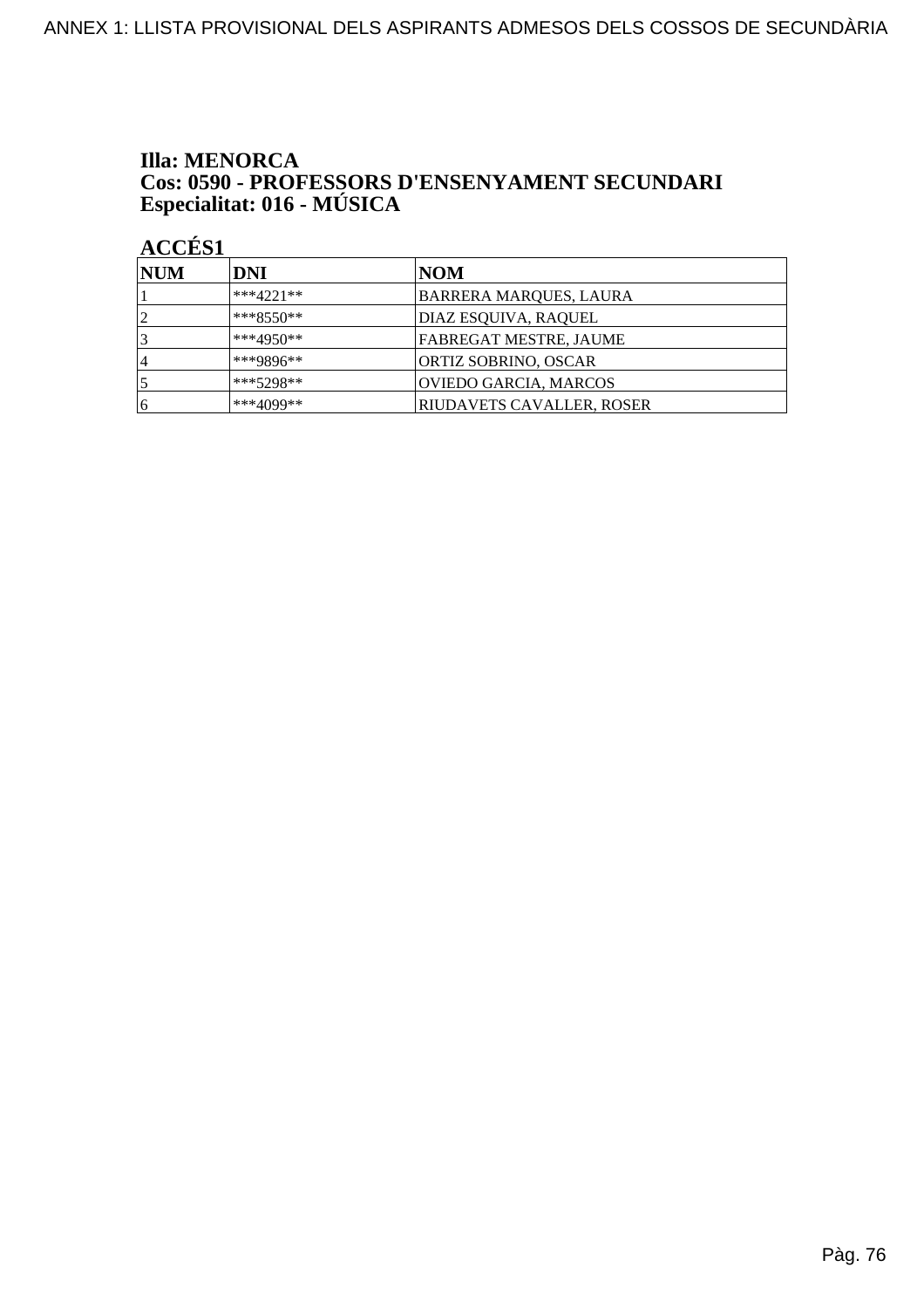**Illa: MENORCA**
**Cos: 0590 - PROFESSORS D'ENSENYAMENT SECUNDARI**
**Especialitat: 016 - MÚSICA**

**ACCÉS1**

| NUM | DNI | NOM |
|---|---|---|
| 1 | ***4221** | BARRERA MARQUES, LAURA |
| 2 | ***8550** | DIAZ ESQUIVA, RAQUEL |
| 3 | ***4950** | FABREGAT MESTRE, JAUME |
| 4 | ***9896** | ORTIZ SOBRINO, OSCAR |
| 5 | ***5298** | OVIEDO GARCIA, MARCOS |
| 6 | ***4099** | RIUDAVETS CAVALLER, ROSER |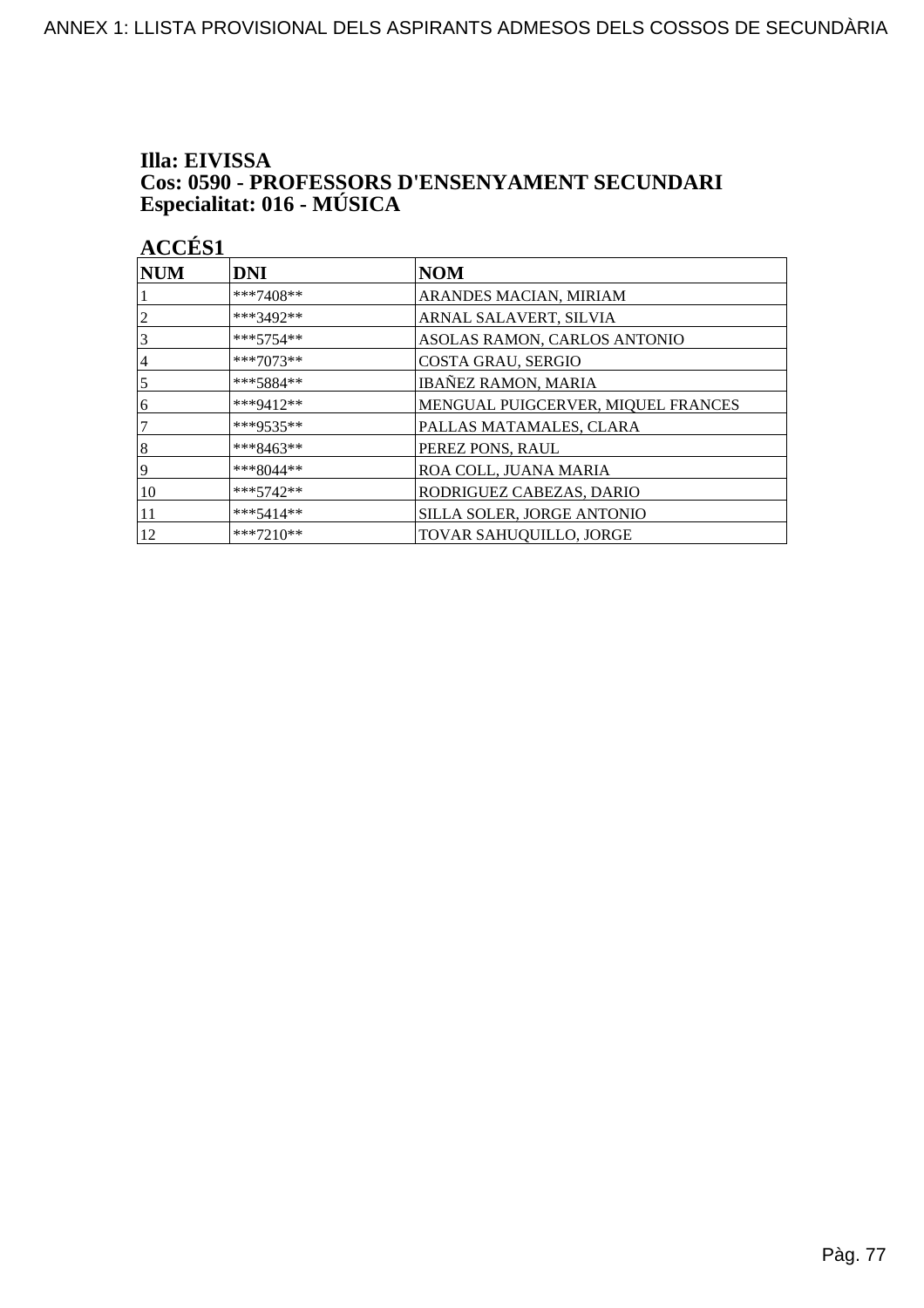**Illa: EIVISSA**
**Cos: 0590 - PROFESSORS D'ENSENYAMENT SECUNDARI**
**Especialitat: 016 - MÚSICA**

**ACCÉS1**

| NUM | DNI | NOM |
|---|---|---|
| 1 | ***7408** | ARANDES MACIAN, MIRIAM |
| 2 | ***3492** | ARNAL SALAVERT, SILVIA |
| 3 | ***5754** | ASOLAS RAMON, CARLOS ANTONIO |
| 4 | ***7073** | COSTA GRAU, SERGIO |
| 5 | ***5884** | IBAÑEZ RAMON, MARIA |
| 6 | ***9412** | MENGUAL PUIGCERVER, MIQUEL FRANCES |
| 7 | ***9535** | PALLAS MATAMALES, CLARA |
| 8 | ***8463** | PEREZ PONS, RAUL |
| 9 | ***8044** | ROA COLL, JUANA MARIA |
| 10 | ***5742** | RODRIGUEZ CABEZAS, DARIO |
| 11 | ***5414** | SILLA SOLER, JORGE ANTONIO |
| 12 | ***7210** | TOVAR SAHUQUILLO, JORGE |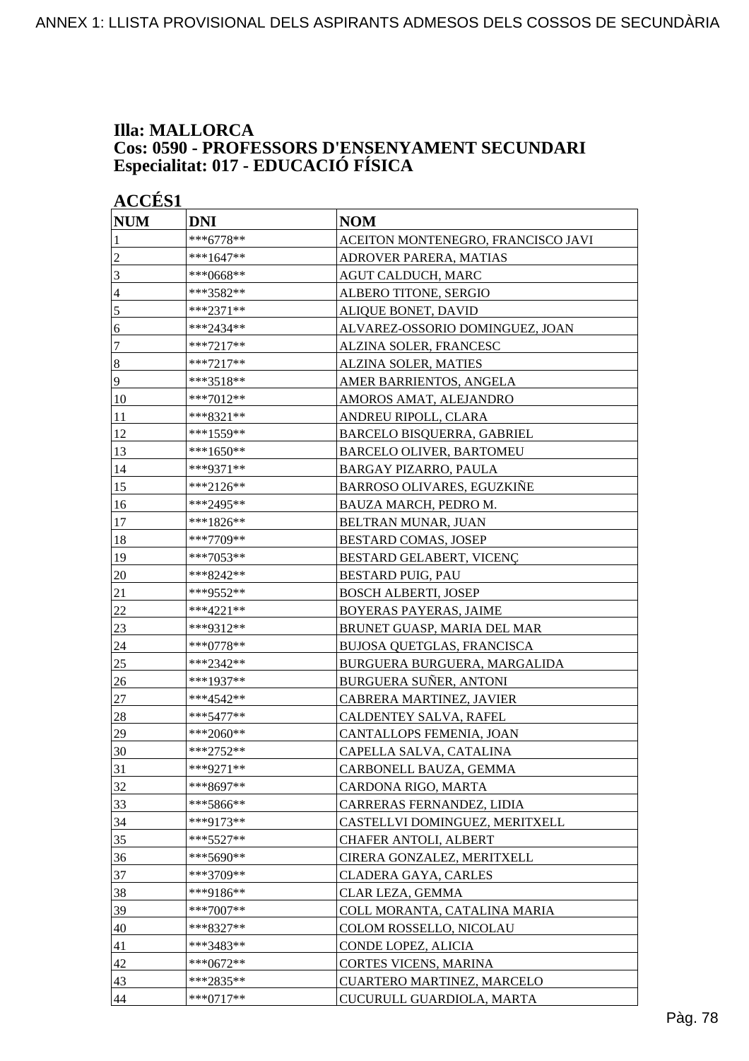**Illa: MALLORCA**
**Cos: 0590 - PROFESSORS D'ENSENYAMENT SECUNDARI**
**Especialitat: 017 - EDUCACIÓ FÍSICA**

**ACCÉS1**

| NUM | DNI | NOM |
|---|---|---|
| 1 | ***6778** | ACEITON MONTENEGRO, FRANCISCO JAVI |
| 2 | ***1647** | ADROVER PARERA, MATIAS |
| 3 | ***0668** | AGUT CALDUCH, MARC |
| 4 | ***3582** | ALBERO TITONE, SERGIO |
| 5 | ***2371** | ALIQUE BONET, DAVID |
| 6 | ***2434** | ALVAREZ-OSSORIO DOMINGUEZ, JOAN |
| 7 | ***7217** | ALZINA SOLER, FRANCESC |
| 8 | ***7217** | ALZINA SOLER, MATIES |
| 9 | ***3518** | AMER BARRIENTOS, ANGELA |
| 10 | ***7012** | AMOROS AMAT, ALEJANDRO |
| 11 | ***8321** | ANDREU RIPOLL, CLARA |
| 12 | ***1559** | BARCELO BISQUERRA, GABRIEL |
| 13 | ***1650** | BARCELO OLIVER, BARTOMEU |
| 14 | ***9371** | BARGAY PIZARRO, PAULA |
| 15 | ***2126** | BARROSO OLIVARES, EGUZKIÑE |
| 16 | ***2495** | BAUZA MARCH, PEDRO M. |
| 17 | ***1826** | BELTRAN MUNAR, JUAN |
| 18 | ***7709** | BESTARD COMAS, JOSEP |
| 19 | ***7053** | BESTARD GELABERT, VICENÇ |
| 20 | ***8242** | BESTARD PUIG, PAU |
| 21 | ***9552** | BOSCH ALBERTI, JOSEP |
| 22 | ***4221** | BOYERAS PAYERAS, JAIME |
| 23 | ***9312** | BRUNET GUASP, MARIA DEL MAR |
| 24 | ***0778** | BUJOSA QUETGLAS, FRANCISCA |
| 25 | ***2342** | BURGUERA BURGUERA, MARGALIDA |
| 26 | ***1937** | BURGUERA SUÑER, ANTONI |
| 27 | ***4542** | CABRERA MARTINEZ, JAVIER |
| 28 | ***5477** | CALDENTEY SALVA, RAFEL |
| 29 | ***2060** | CANTALLOPS FEMENIA, JOAN |
| 30 | ***2752** | CAPELLA SALVA, CATALINA |
| 31 | ***9271** | CARBONELL BAUZA, GEMMA |
| 32 | ***8697** | CARDONA RIGO, MARTA |
| 33 | ***5866** | CARRERAS FERNANDEZ, LIDIA |
| 34 | ***9173** | CASTELLVI DOMINGUEZ, MERITXELL |
| 35 | ***5527** | CHAFER ANTOLI, ALBERT |
| 36 | ***5690** | CIRERA GONZALEZ, MERITXELL |
| 37 | ***3709** | CLADERA GAYA, CARLES |
| 38 | ***9186** | CLAR LEZA, GEMMA |
| 39 | ***7007** | COLL MORANTA, CATALINA MARIA |
| 40 | ***8327** | COLOM ROSSELLO, NICOLAU |
| 41 | ***3483** | CONDE LOPEZ, ALICIA |
| 42 | ***0672** | CORTES VICENS, MARINA |
| 43 | ***2835** | CUARTERO MARTINEZ, MARCELO |
| 44 | ***0717** | CUCURULL GUARDIOLA, MARTA |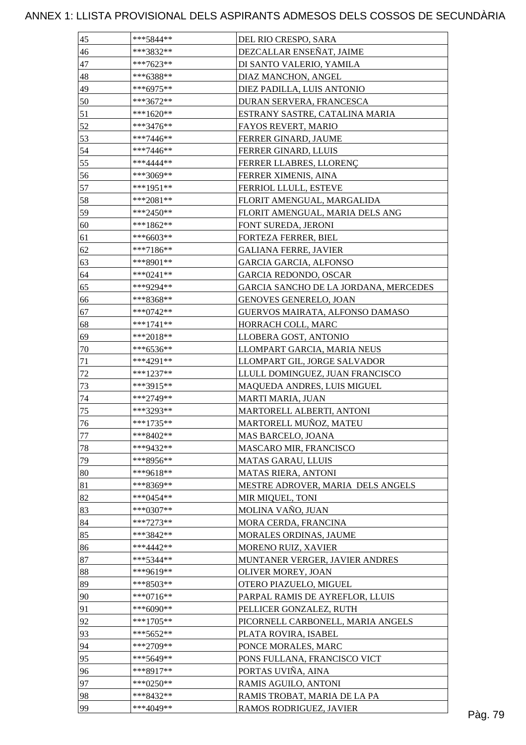# ANNEX 1: LLISTA PROVISIONAL DELS ASPIRANTS ADMESOS DELS COSSOS DE SECUNDÀRIA

| | | |
|---|---|---|
| 45 | ***5844** | DEL RIO CRESPO, SARA |
| 46 | ***3832** | DEZCALLAR ENSEÑAT, JAIME |
| 47 | ***7623** | DI SANTO VALERIO, YAMILA |
| 48 | ***6388** | DIAZ MANCHON, ANGEL |
| 49 | ***6975** | DIEZ PADILLA, LUIS ANTONIO |
| 50 | ***3672** | DURAN SERVERA, FRANCESCA |
| 51 | ***1620** | ESTRANY SASTRE, CATALINA MARIA |
| 52 | ***3476** | FAYOS REVERT, MARIO |
| 53 | ***7446** | FERRER GINARD, JAUME |
| 54 | ***7446** | FERRER GINARD, LLUIS |
| 55 | ***4444** | FERRER LLABRES, LLORENÇ |
| 56 | ***3069** | FERRER XIMENIS, AINA |
| 57 | ***1951** | FERRIOL LLULL, ESTEVE |
| 58 | ***2081** | FLORIT AMENGUAL, MARGALIDA |
| 59 | ***2450** | FLORIT AMENGUAL, MARIA DELS ANG |
| 60 | ***1862** | FONT SUREDA, JERONI |
| 61 | ***6603** | FORTEZA FERRER, BIEL |
| 62 | ***7186** | GALIANA FERRE, JAVIER |
| 63 | ***8901** | GARCIA GARCIA, ALFONSO |
| 64 | ***0241** | GARCIA REDONDO, OSCAR |
| 65 | ***9294** | GARCIA SANCHO DE LA JORDANA, MERCEDES |
| 66 | ***8368** | GENOVES GENERELO, JOAN |
| 67 | ***0742** | GUERVOS MAIRATA, ALFONSO DAMASO |
| 68 | ***1741** | HORRACH COLL, MARC |
| 69 | ***2018** | LLOBERA GOST, ANTONIO |
| 70 | ***6536** | LLOMPART GARCIA, MARIA NEUS |
| 71 | ***4291** | LLOMPART GIL, JORGE SALVADOR |
| 72 | ***1237** | LLULL DOMINGUEZ, JUAN FRANCISCO |
| 73 | ***3915** | MAQUEDA ANDRES, LUIS MIGUEL |
| 74 | ***2749** | MARTI MARIA, JUAN |
| 75 | ***3293** | MARTORELL ALBERTI, ANTONI |
| 76 | ***1735** | MARTORELL MUÑOZ, MATEU |
| 77 | ***8402** | MAS BARCELO, JOANA |
| 78 | ***9432** | MASCARO MIR, FRANCISCO |
| 79 | ***8956** | MATAS GARAU, LLUIS |
| 80 | ***9618** | MATAS RIERA, ANTONI |
| 81 | ***8369** | MESTRE ADROVER, MARIA DELS ANGELS |
| 82 | ***0454** | MIR MIQUEL, TONI |
| 83 | ***0307** | MOLINA VAÑO, JUAN |
| 84 | ***7273** | MORA CERDA, FRANCINA |
| 85 | ***3842** | MORALES ORDINAS, JAUME |
| 86 | ***4442** | MORENO RUIZ, XAVIER |
| 87 | ***5344** | MUNTANER VERGER, JAVIER ANDRES |
| 88 | ***9619** | OLIVER MOREY, JOAN |
| 89 | ***8503** | OTERO PIAZUELO, MIGUEL |
| 90 | ***0716** | PARPAL RAMIS DE AYREFLOR, LLUIS |
| 91 | ***6090** | PELLICER GONZALEZ, RUTH |
| 92 | ***1705** | PICORNELL CARBONELL, MARIA ANGELS |
| 93 | ***5652** | PLATA ROVIRA, ISABEL |
| 94 | ***2709** | PONCE MORALES, MARC |
| 95 | ***5649** | PONS FULLANA, FRANCISCO VICT |
| 96 | ***8917** | PORTAS UVIÑA, AINA |
| 97 | ***0250** | RAMIS AGUILO, ANTONI |
| 98 | ***8432** | RAMIS TROBAT, MARIA DE LA PA |
| 99 | ***4049** | RAMOS RODRIGUEZ, JAVIER |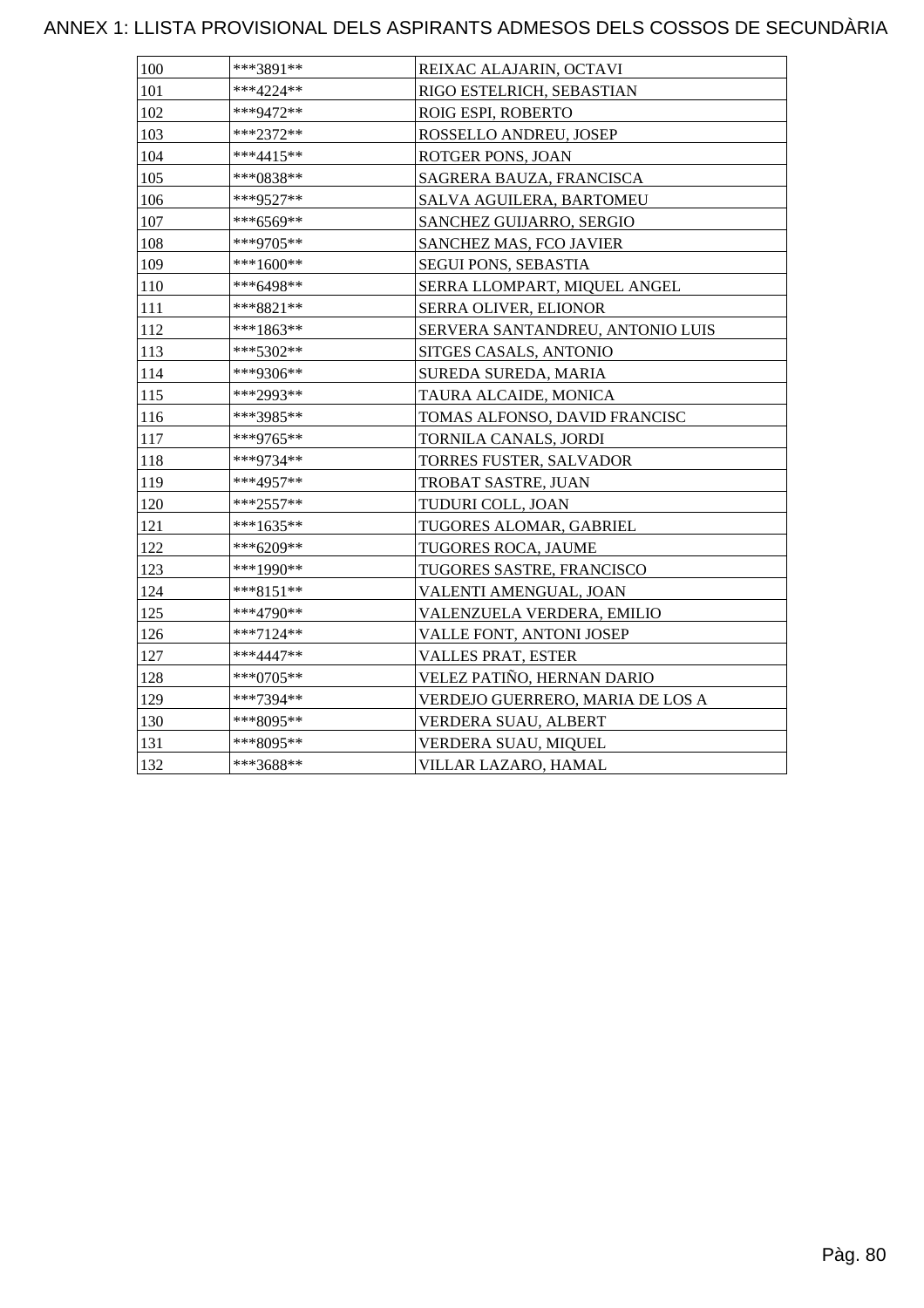# ANNEX 1: LLISTA PROVISIONAL DELS ASPIRANTS ADMESOS DELS COSSOS DE SECUNDÀRIA

| | | |
|---|---|---|
| 100 | ***3891** | REIXAC ALAJARIN, OCTAVI |
| 101 | ***4224** | RIGO ESTELRICH, SEBASTIAN |
| 102 | ***9472** | ROIG ESPI, ROBERTO |
| 103 | ***2372** | ROSSELLO ANDREU, JOSEP |
| 104 | ***4415** | ROTGER PONS, JOAN |
| 105 | ***0838** | SAGRERA BAUZA, FRANCISCA |
| 106 | ***9527** | SALVA AGUILERA, BARTOMEU |
| 107 | ***6569** | SANCHEZ GUIJARRO, SERGIO |
| 108 | ***9705** | SANCHEZ MAS, FCO JAVIER |
| 109 | ***1600** | SEGUI PONS, SEBASTIA |
| 110 | ***6498** | SERRA LLOMPART, MIQUEL ANGEL |
| 111 | ***8821** | SERRA OLIVER, ELIONOR |
| 112 | ***1863** | SERVERA SANTANDREU, ANTONIO LUIS |
| 113 | ***5302** | SITGES CASALS, ANTONIO |
| 114 | ***9306** | SUREDA SUREDA, MARIA |
| 115 | ***2993** | TAURA ALCAIDE, MONICA |
| 116 | ***3985** | TOMAS ALFONSO, DAVID FRANCISC |
| 117 | ***9765** | TORNILA CANALS, JORDI |
| 118 | ***9734** | TORRES FUSTER, SALVADOR |
| 119 | ***4957** | TROBAT SASTRE, JUAN |
| 120 | ***2557** | TUDURI COLL, JOAN |
| 121 | ***1635** | TUGORES ALOMAR, GABRIEL |
| 122 | ***6209** | TUGORES ROCA, JAUME |
| 123 | ***1990** | TUGORES SASTRE, FRANCISCO |
| 124 | ***8151** | VALENTI AMENGUAL, JOAN |
| 125 | ***4790** | VALENZUELA VERDERA, EMILIO |
| 126 | ***7124** | VALLE FONT, ANTONI JOSEP |
| 127 | ***4447** | VALLES PRAT, ESTER |
| 128 | ***0705** | VELEZ PATIÑO, HERNAN DARIO |
| 129 | ***7394** | VERDEJO GUERRERO, MARIA DE LOS A |
| 130 | ***8095** | VERDERA SUAU, ALBERT |
| 131 | ***8095** | VERDERA SUAU, MIQUEL |
| 132 | ***3688** | VILLAR LAZARO, HAMAL |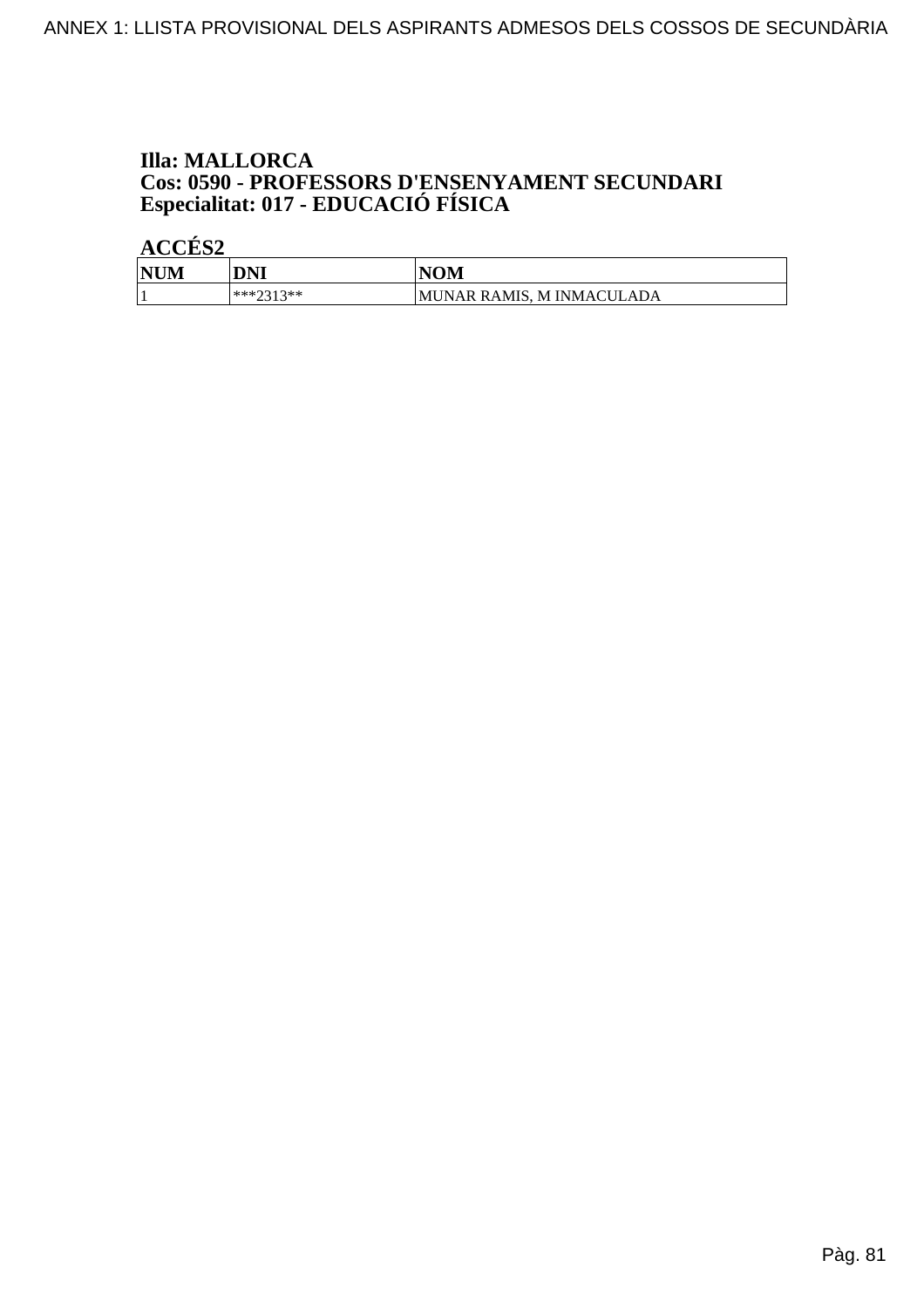**Illa: MALLORCA**
**Cos: 0590 - PROFESSORS D'ENSENYAMENT SECUNDARI**
**Especialitat: 017 - EDUCACIÓ FÍSICA**

**ACCÉS2**

| NUM | DNI | NOM |
|---|---|---|
| 1 | ***2313** | MUNAR RAMIS, M INMACULADA |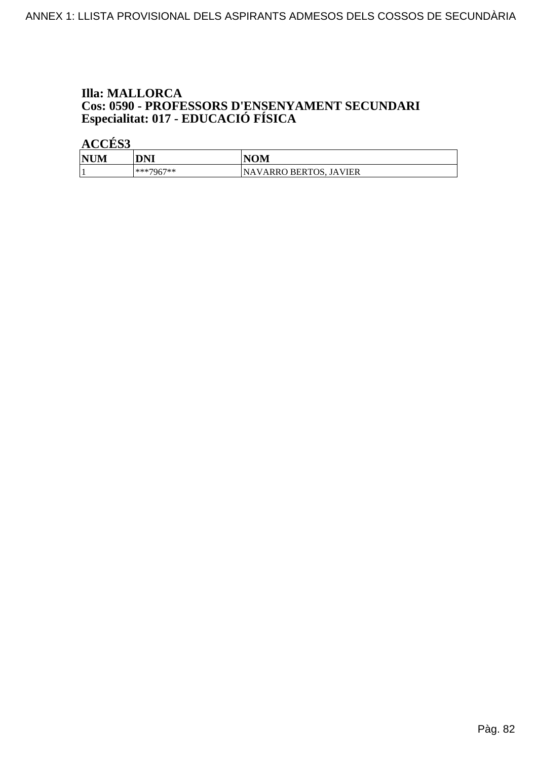**Illa: MALLORCA**
**Cos: 0590 - PROFESSORS D'ENSENYAMENT SECUNDARI**
**Especialitat: 017 - EDUCACIÓ FÍSICA**

**ACCÉS3**

| NUM | DNI | NOM |
|---|---|---|
| 1 | ***7967** | NAVARRO BERTOS, JAVIER |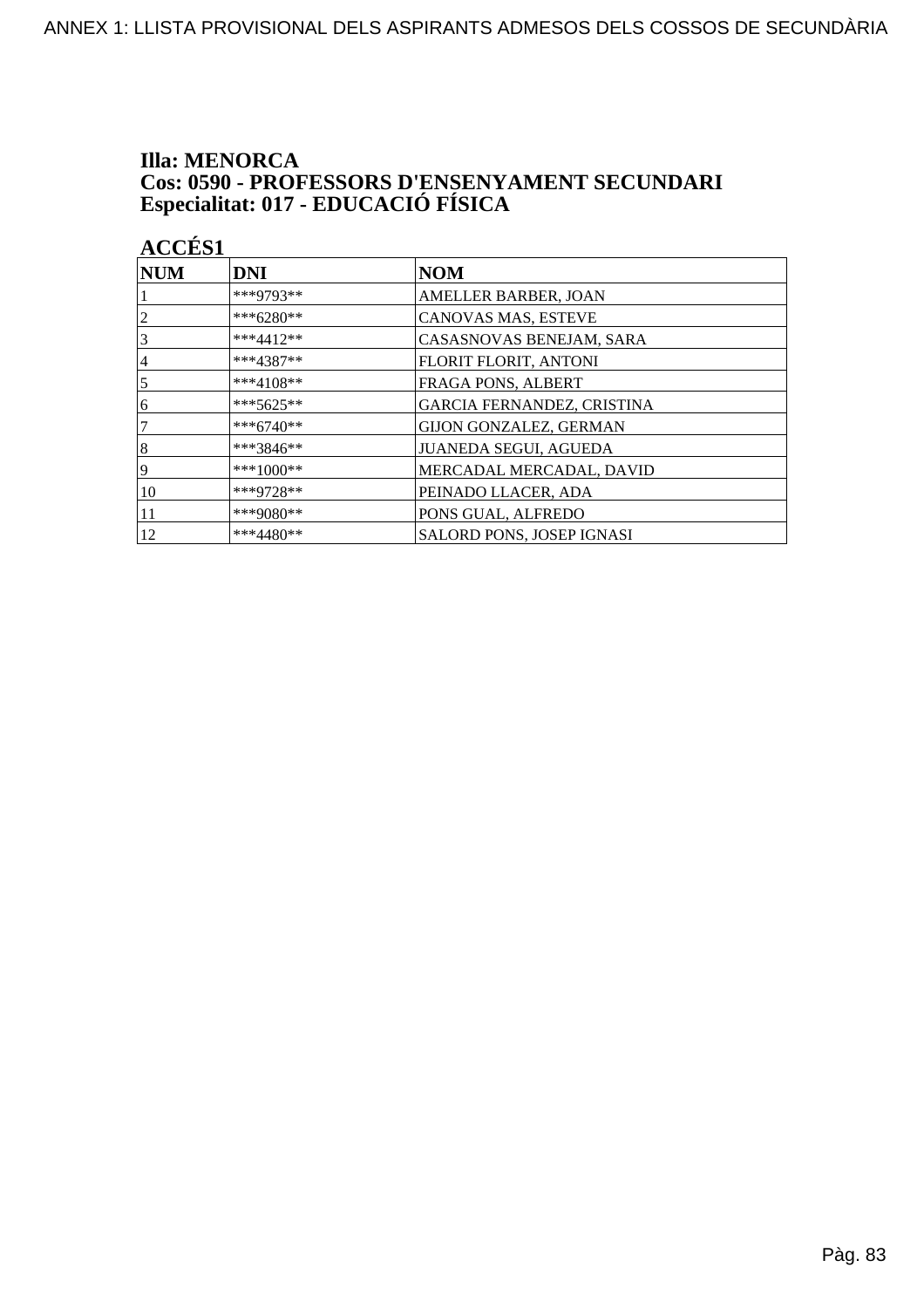ANNEX 1: LLISTA PROVISIONAL DELS ASPIRANTS ADMESOS DELS COSSOS DE SECUNDÀRIA

**Illa: MENORCA**
**Cos: 0590 - PROFESSORS D'ENSENYAMENT SECUNDARI**
**Especialitat: 017 - EDUCACIÓ FÍSICA**

**ACCÉS1**

| NUM | DNI | NOM |
|---|---|---|
| 1 | ***9793** | AMELLER BARBER, JOAN |
| 2 | ***6280** | CANOVAS MAS, ESTEVE |
| 3 | ***4412** | CASASNOVAS BENEJAM, SARA |
| 4 | ***4387** | FLORIT FLORIT, ANTONI |
| 5 | ***4108** | FRAGA PONS, ALBERT |
| 6 | ***5625** | GARCIA FERNANDEZ, CRISTINA |
| 7 | ***6740** | GIJON GONZALEZ, GERMAN |
| 8 | ***3846** | JUANEDA SEGUI, AGUEDA |
| 9 | ***1000** | MERCADAL MERCADAL, DAVID |
| 10 | ***9728** | PEINADO LLACER, ADA |
| 11 | ***9080** | PONS GUAL, ALFREDO |
| 12 | ***4480** | SALORD PONS, JOSEP IGNASI |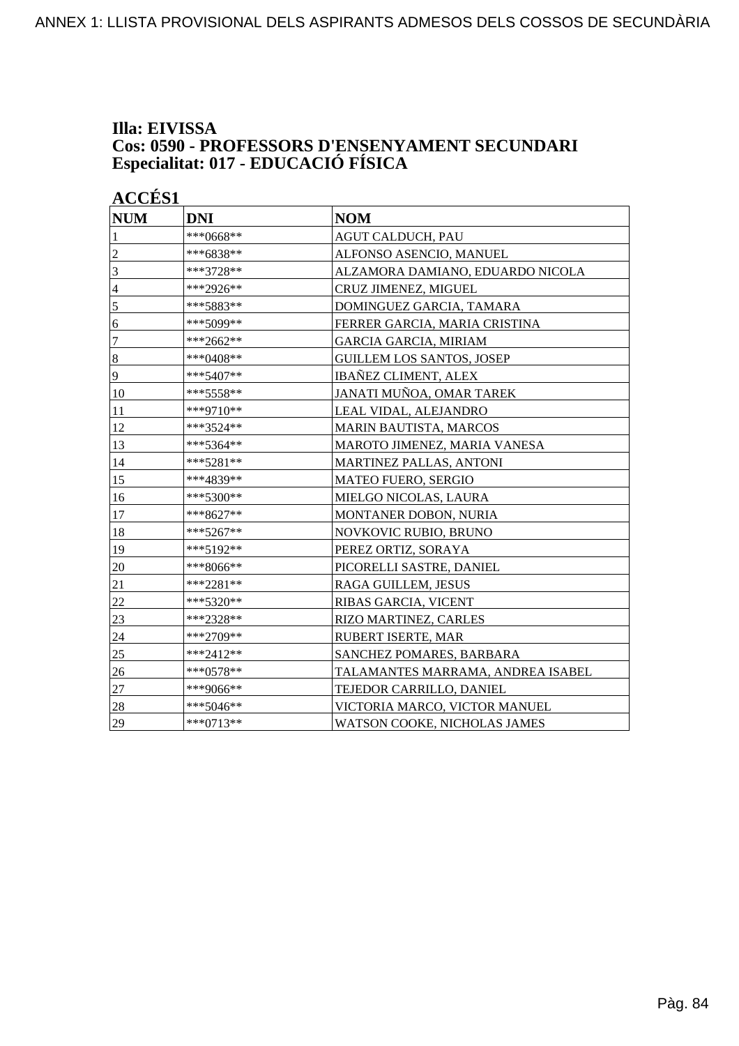**Illa: EIVISSA**
**Cos: 0590 - PROFESSORS D'ENSENYAMENT SECUNDARI**
**Especialitat: 017 - EDUCACIÓ FÍSICA**

**ACCÉS1**

| NUM | DNI | NOM |
|---|---|---|
| 1 | ***0668** | AGUT CALDUCH, PAU |
| 2 | ***6838** | ALFONSO ASENCIO, MANUEL |
| 3 | ***3728** | ALZAMORA DAMIANO, EDUARDO NICOLA |
| 4 | ***2926** | CRUZ JIMENEZ, MIGUEL |
| 5 | ***5883** | DOMINGUEZ GARCIA, TAMARA |
| 6 | ***5099** | FERRER GARCIA, MARIA CRISTINA |
| 7 | ***2662** | GARCIA GARCIA, MIRIAM |
| 8 | ***0408** | GUILLEM LOS SANTOS, JOSEP |
| 9 | ***5407** | IBAÑEZ CLIMENT, ALEX |
| 10 | ***5558** | JANATI MUÑOA, OMAR TAREK |
| 11 | ***9710** | LEAL VIDAL, ALEJANDRO |
| 12 | ***3524** | MARIN BAUTISTA, MARCOS |
| 13 | ***5364** | MAROTO JIMENEZ, MARIA VANESA |
| 14 | ***5281** | MARTINEZ PALLAS, ANTONI |
| 15 | ***4839** | MATEO FUERO, SERGIO |
| 16 | ***5300** | MIELGO NICOLAS, LAURA |
| 17 | ***8627** | MONTANER DOBON, NURIA |
| 18 | ***5267** | NOVKOVIC RUBIO, BRUNO |
| 19 | ***5192** | PEREZ ORTIZ, SORAYA |
| 20 | ***8066** | PICORELLI SASTRE, DANIEL |
| 21 | ***2281** | RAGA GUILLEM, JESUS |
| 22 | ***5320** | RIBAS GARCIA, VICENT |
| 23 | ***2328** | RIZO MARTINEZ, CARLES |
| 24 | ***2709** | RUBERT ISERTE, MAR |
| 25 | ***2412** | SANCHEZ POMARES, BARBARA |
| 26 | ***0578** | TALAMANTES MARRAMA, ANDREA ISABEL |
| 27 | ***9066** | TEJEDOR CARRILLO, DANIEL |
| 28 | ***5046** | VICTORIA MARCO, VICTOR MANUEL |
| 29 | ***0713** | WATSON COOKE, NICHOLAS JAMES |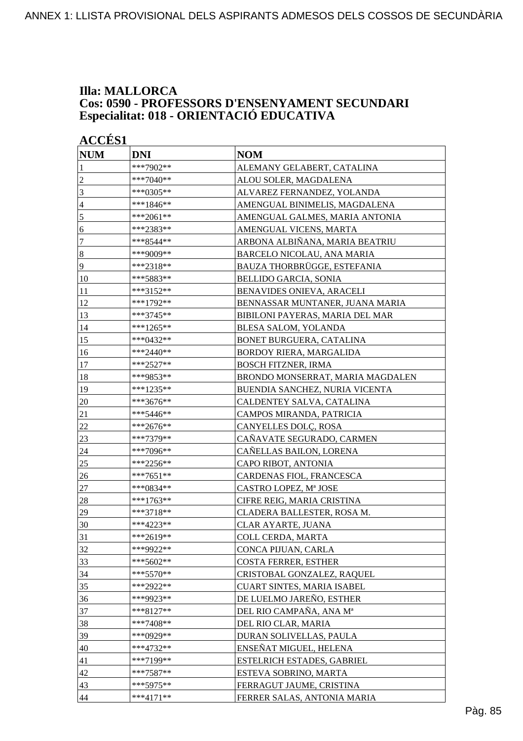**Illa: MALLORCA**
**Cos: 0590 - PROFESSORS D'ENSENYAMENT SECUNDARI**
**Especialitat: 018 - ORIENTACIÓ EDUCATIVA**

**ACCÉS1**

| NUM | DNI | NOM |
|---|---|---|
| 1 | ***7902** | ALEMANY GELABERT, CATALINA |
| 2 | ***7040** | ALOU SOLER, MAGDALENA |
| 3 | ***0305** | ALVAREZ FERNANDEZ, YOLANDA |
| 4 | ***1846** | AMENGUAL BINIMELIS, MAGDALENA |
| 5 | ***2061** | AMENGUAL GALMES, MARIA ANTONIA |
| 6 | ***2383** | AMENGUAL VICENS, MARTA |
| 7 | ***8544** | ARBONA ALBIÑANA, MARIA BEATRIU |
| 8 | ***9009** | BARCELO NICOLAU, ANA MARIA |
| 9 | ***2318** | BAUZA THORBRÜGGE, ESTEFANIA |
| 10 | ***5883** | BELLIDO GARCIA, SONIA |
| 11 | ***3152** | BENAVIDES ONIEVA, ARACELI |
| 12 | ***1792** | BENNASSAR MUNTANER, JUANA MARIA |
| 13 | ***3745** | BIBILONI PAYERAS, MARIA DEL MAR |
| 14 | ***1265** | BLESA SALOM, YOLANDA |
| 15 | ***0432** | BONET BURGUERA, CATALINA |
| 16 | ***2440** | BORDOY RIERA, MARGALIDA |
| 17 | ***2527** | BOSCH FITZNER, IRMA |
| 18 | ***9853** | BRONDO MONSERRAT, MARIA MAGDALEN |
| 19 | ***1235** | BUENDIA SANCHEZ, NURIA VICENTA |
| 20 | ***3676** | CALDENTEY SALVA, CATALINA |
| 21 | ***5446** | CAMPOS MIRANDA, PATRICIA |
| 22 | ***2676** | CANYELLES DOLÇ, ROSA |
| 23 | ***7379** | CAÑAVATE SEGURADO, CARMEN |
| 24 | ***7096** | CAÑELLAS BAILON, LORENA |
| 25 | ***2256** | CAPO RIBOT, ANTONIA |
| 26 | ***7651** | CARDENAS FIOL, FRANCESCA |
| 27 | ***0834** | CASTRO LOPEZ, Mª JOSE |
| 28 | ***1763** | CIFRE REIG, MARIA CRISTINA |
| 29 | ***3718** | CLADERA BALLESTER, ROSA M. |
| 30 | ***4223** | CLAR AYARTE, JUANA |
| 31 | ***2619** | COLL CERDA, MARTA |
| 32 | ***9922** | CONCA PIJUAN, CARLA |
| 33 | ***5602** | COSTA FERRER, ESTHER |
| 34 | ***5570** | CRISTOBAL GONZALEZ, RAQUEL |
| 35 | ***2922** | CUART SINTES, MARIA ISABEL |
| 36 | ***9923** | DE LUELMO JAREÑO, ESTHER |
| 37 | ***8127** | DEL RIO CAMPAÑA, ANA Mª |
| 38 | ***7408** | DEL RIO CLAR, MARIA |
| 39 | ***0929** | DURAN SOLIVELLAS, PAULA |
| 40 | ***4732** | ENSEÑAT MIGUEL, HELENA |
| 41 | ***7199** | ESTELRICH ESTADES, GABRIEL |
| 42 | ***7587** | ESTEVA SOBRINO, MARTA |
| 43 | ***5975** | FERRAGUT JAUME, CRISTINA |
| 44 | ***4171** | FERRER SALAS, ANTONIA MARIA |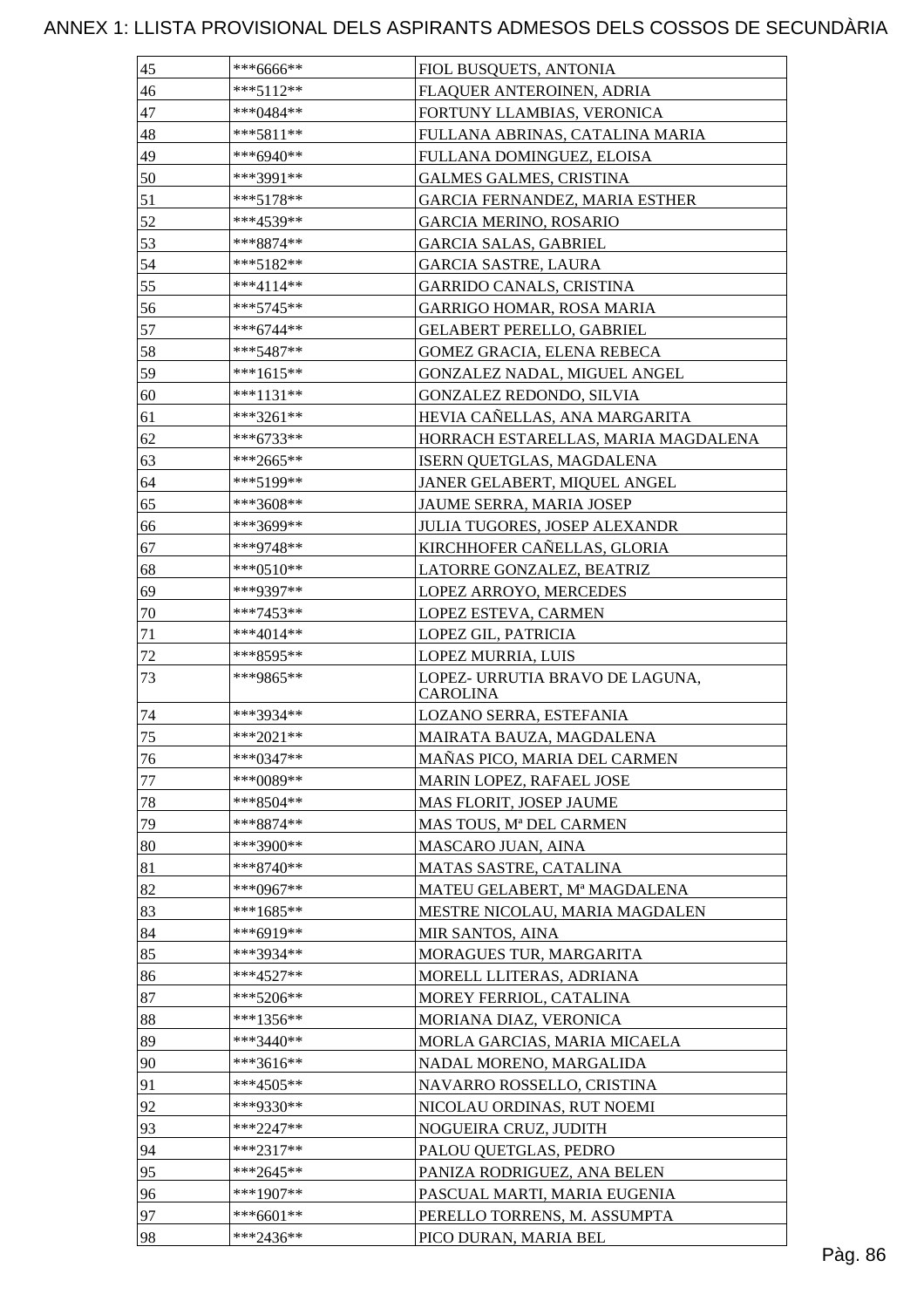# ANNEX 1: LLISTA PROVISIONAL DELS ASPIRANTS ADMESOS DELS COSSOS DE SECUNDÀRIA

| | | |
|---|---|---|
| 45 | ***6666** | FIOL BUSQUETS, ANTONIA |
| 46 | ***5112** | FLAQUER ANTEROINEN, ADRIA |
| 47 | ***0484** | FORTUNY LLAMBIAS, VERONICA |
| 48 | ***5811** | FULLANA ABRINAS, CATALINA MARIA |
| 49 | ***6940** | FULLANA DOMINGUEZ, ELOISA |
| 50 | ***3991** | GALMES GALMES, CRISTINA |
| 51 | ***5178** | GARCIA FERNANDEZ, MARIA ESTHER |
| 52 | ***4539** | GARCIA MERINO, ROSARIO |
| 53 | ***8874** | GARCIA SALAS, GABRIEL |
| 54 | ***5182** | GARCIA SASTRE, LAURA |
| 55 | ***4114** | GARRIDO CANALS, CRISTINA |
| 56 | ***5745** | GARRIGO HOMAR, ROSA MARIA |
| 57 | ***6744** | GELABERT PERELLO, GABRIEL |
| 58 | ***5487** | GOMEZ GRACIA, ELENA REBECA |
| 59 | ***1615** | GONZALEZ NADAL, MIGUEL ANGEL |
| 60 | ***1131** | GONZALEZ REDONDO, SILVIA |
| 61 | ***3261** | HEVIA CAÑELLAS, ANA MARGARITA |
| 62 | ***6733** | HORRACH ESTARELLAS, MARIA MAGDALENA |
| 63 | ***2665** | ISERN QUETGLAS, MAGDALENA |
| 64 | ***5199** | JANER GELABERT, MIQUEL ANGEL |
| 65 | ***3608** | JAUME SERRA, MARIA JOSEP |
| 66 | ***3699** | JULIA TUGORES, JOSEP ALEXANDR |
| 67 | ***9748** | KIRCHHOFER CAÑELLAS, GLORIA |
| 68 | ***0510** | LATORRE GONZALEZ, BEATRIZ |
| 69 | ***9397** | LOPEZ ARROYO, MERCEDES |
| 70 | ***7453** | LOPEZ ESTEVA, CARMEN |
| 71 | ***4014** | LOPEZ GIL, PATRICIA |
| 72 | ***8595** | LOPEZ MURRIA, LUIS |
| 73 | ***9865** | LOPEZ- URRUTIA BRAVO DE LAGUNA, CAROLINA |
| 74 | ***3934** | LOZANO SERRA, ESTEFANIA |
| 75 | ***2021** | MAIRATA BAUZA, MAGDALENA |
| 76 | ***0347** | MAÑAS PICO, MARIA DEL CARMEN |
| 77 | ***0089** | MARIN LOPEZ, RAFAEL JOSE |
| 78 | ***8504** | MAS FLORIT, JOSEP JAUME |
| 79 | ***8874** | MAS TOUS, Mª DEL CARMEN |
| 80 | ***3900** | MASCARO JUAN, AINA |
| 81 | ***8740** | MATAS SASTRE, CATALINA |
| 82 | ***0967** | MATEU GELABERT, Mª MAGDALENA |
| 83 | ***1685** | MESTRE NICOLAU, MARIA MAGDALEN |
| 84 | ***6919** | MIR SANTOS, AINA |
| 85 | ***3934** | MORAGUES TUR, MARGARITA |
| 86 | ***4527** | MORELL LLITERAS, ADRIANA |
| 87 | ***5206** | MOREY FERRIOL, CATALINA |
| 88 | ***1356** | MORIANA DIAZ, VERONICA |
| 89 | ***3440** | MORLA GARCIAS, MARIA MICAELA |
| 90 | ***3616** | NADAL MORENO, MARGALIDA |
| 91 | ***4505** | NAVARRO ROSSELLO, CRISTINA |
| 92 | ***9330** | NICOLAU ORDINAS, RUT NOEMI |
| 93 | ***2247** | NOGUEIRA CRUZ, JUDITH |
| 94 | ***2317** | PALOU QUETGLAS, PEDRO |
| 95 | ***2645** | PANIZA RODRIGUEZ, ANA BELEN |
| 96 | ***1907** | PASCUAL MARTI, MARIA EUGENIA |
| 97 | ***6601** | PERELLO TORRENS, M. ASSUMPTA |
| 98 | ***2436** | PICO DURAN, MARIA BEL |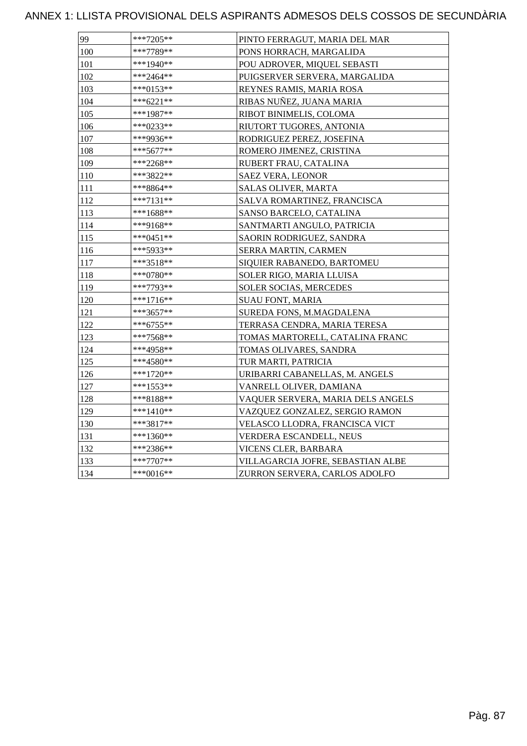# ANNEX 1: LLISTA PROVISIONAL DELS ASPIRANTS ADMESOS DELS COSSOS DE SECUNDÀRIA

| | | |
|---|---|---|
| 99 | ***7205** | PINTO FERRAGUT, MARIA DEL MAR |
| 100 | ***7789** | PONS HORRACH, MARGALIDA |
| 101 | ***1940** | POU ADROVER, MIQUEL SEBASTI |
| 102 | ***2464** | PUIGSERVER SERVERA, MARGALIDA |
| 103 | ***0153** | REYNES RAMIS, MARIA ROSA |
| 104 | ***6221** | RIBAS NUÑEZ, JUANA MARIA |
| 105 | ***1987** | RIBOT BINIMELIS, COLOMA |
| 106 | ***0233** | RIUTORT TUGORES, ANTONIA |
| 107 | ***9936** | RODRIGUEZ PEREZ, JOSEFINA |
| 108 | ***5677** | ROMERO JIMENEZ, CRISTINA |
| 109 | ***2268** | RUBERT FRAU, CATALINA |
| 110 | ***3822** | SAEZ VERA, LEONOR |
| 111 | ***8864** | SALAS OLIVER, MARTA |
| 112 | ***7131** | SALVA ROMARTINEZ, FRANCISCA |
| 113 | ***1688** | SANSO BARCELO, CATALINA |
| 114 | ***9168** | SANTMARTI ANGULO, PATRICIA |
| 115 | ***0451** | SAORIN RODRIGUEZ, SANDRA |
| 116 | ***5933** | SERRA MARTIN, CARMEN |
| 117 | ***3518** | SIQUIER RABANEDO, BARTOMEU |
| 118 | ***0780** | SOLER RIGO, MARIA LLUISA |
| 119 | ***7793** | SOLER SOCIAS, MERCEDES |
| 120 | ***1716** | SUAU FONT, MARIA |
| 121 | ***3657** | SUREDA FONS, M.MAGDALENA |
| 122 | ***6755** | TERRASA CENDRA, MARIA TERESA |
| 123 | ***7568** | TOMAS MARTORELL, CATALINA FRANC |
| 124 | ***4958** | TOMAS OLIVARES, SANDRA |
| 125 | ***4580** | TUR MARTI, PATRICIA |
| 126 | ***1720** | URIBARRI CABANELLAS, M. ANGELS |
| 127 | ***1553** | VANRELL OLIVER, DAMIANA |
| 128 | ***8188** | VAQUER SERVERA, MARIA DELS ANGELS |
| 129 | ***1410** | VAZQUEZ GONZALEZ, SERGIO RAMON |
| 130 | ***3817** | VELASCO LLODRA, FRANCISCA VICT |
| 131 | ***1360** | VERDERA ESCANDELL, NEUS |
| 132 | ***2386** | VICENS CLER, BARBARA |
| 133 | ***7707** | VILLAGARCIA JOFRE, SEBASTIAN ALBE |
| 134 | ***0016** | ZURRON SERVERA, CARLOS ADOLFO |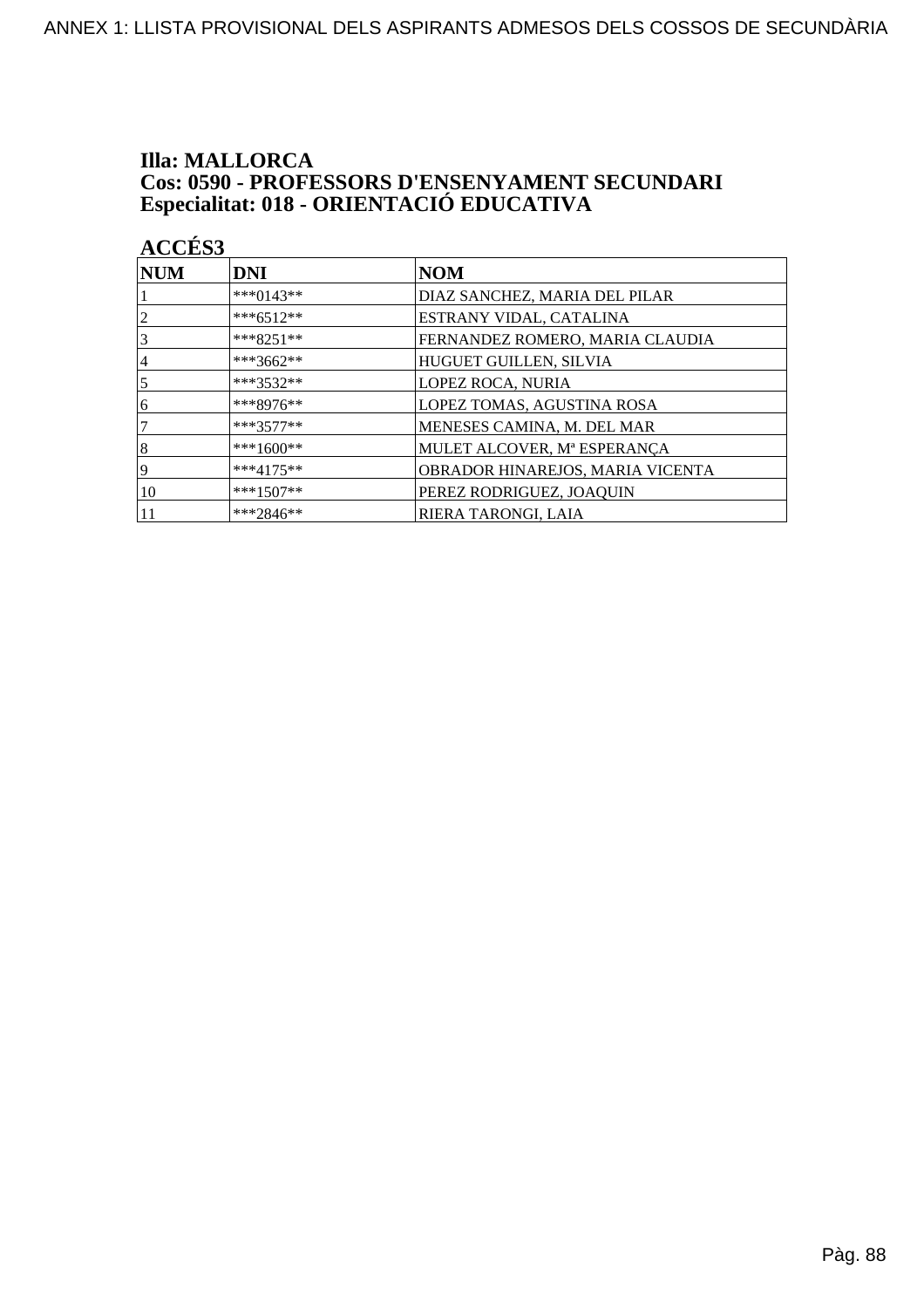**Illa: MALLORCA**
**Cos: 0590 - PROFESSORS D'ENSENYAMENT SECUNDARI**
**Especialitat: 018 - ORIENTACIÓ EDUCATIVA**

**ACCÉS3**

| NUM | DNI | NOM |
|---|---|---|
| 1 | ***0143** | DIAZ SANCHEZ, MARIA DEL PILAR |
| 2 | ***6512** | ESTRANY VIDAL, CATALINA |
| 3 | ***8251** | FERNANDEZ ROMERO, MARIA CLAUDIA |
| 4 | ***3662** | HUGUET GUILLEN, SILVIA |
| 5 | ***3532** | LOPEZ ROCA, NURIA |
| 6 | ***8976** | LOPEZ TOMAS, AGUSTINA ROSA |
| 7 | ***3577** | MENESES CAMINA, M. DEL MAR |
| 8 | ***1600** | MULET ALCOVER, Mª ESPERANÇA |
| 9 | ***4175** | OBRADOR HINAREJOS, MARIA VICENTA |
| 10 | ***1507** | PEREZ RODRIGUEZ, JOAQUIN |
| 11 | ***2846** | RIERA TARONGI, LAIA |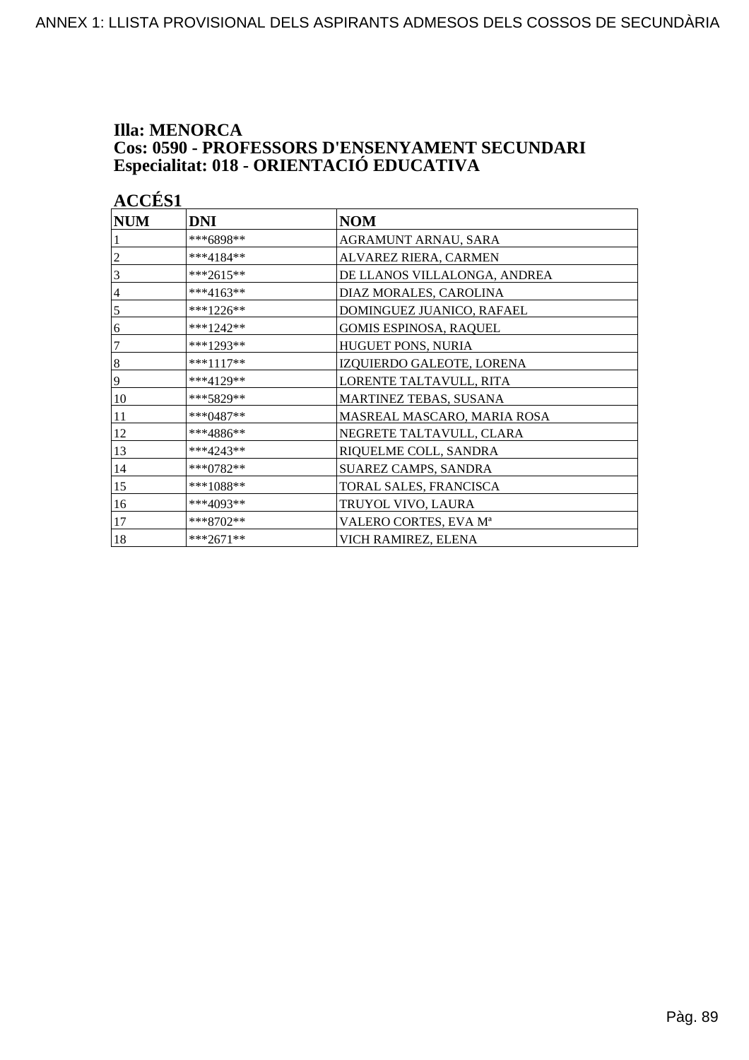**Illa: MENORCA**
**Cos: 0590 - PROFESSORS D'ENSENYAMENT SECUNDARI**
**Especialitat: 018 - ORIENTACIÓ EDUCATIVA**

**ACCÉS1**

| NUM | DNI | NOM |
|---|---|---|
| 1 | ***6898** | AGRAMUNT ARNAU, SARA |
| 2 | ***4184** | ALVAREZ RIERA, CARMEN |
| 3 | ***2615** | DE LLANOS VILLALONGA, ANDREA |
| 4 | ***4163** | DIAZ MORALES, CAROLINA |
| 5 | ***1226** | DOMINGUEZ JUANICO, RAFAEL |
| 6 | ***1242** | GOMIS ESPINOSA, RAQUEL |
| 7 | ***1293** | HUGUET PONS, NURIA |
| 8 | ***1117** | IZQUIERDO GALEOTE, LORENA |
| 9 | ***4129** | LORENTE TALTAVULL, RITA |
| 10 | ***5829** | MARTINEZ TEBAS, SUSANA |
| 11 | ***0487** | MASREAL MASCARO, MARIA ROSA |
| 12 | ***4886** | NEGRETE TALTAVULL, CLARA |
| 13 | ***4243** | RIQUELME COLL, SANDRA |
| 14 | ***0782** | SUAREZ CAMPS, SANDRA |
| 15 | ***1088** | TORAL SALES, FRANCISCA |
| 16 | ***4093** | TRUYOL VIVO, LAURA |
| 17 | ***8702** | VALERO CORTES, EVA Mª |
| 18 | ***2671** | VICH RAMIREZ, ELENA |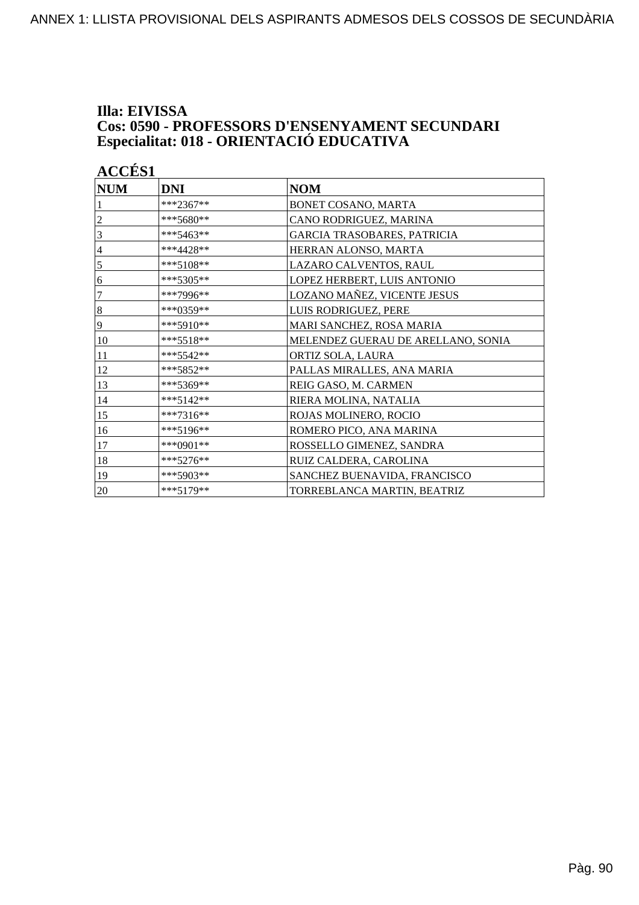**Illa: EIVISSA**
**Cos: 0590 - PROFESSORS D'ENSENYAMENT SECUNDARI**
**Especialitat: 018 - ORIENTACIÓ EDUCATIVA**

**ACCÉS1**

| NUM | DNI | NOM |
|---|---|---|
| 1 | ***2367** | BONET COSANO, MARTA |
| 2 | ***5680** | CANO RODRIGUEZ, MARINA |
| 3 | ***5463** | GARCIA TRASOBARES, PATRICIA |
| 4 | ***4428** | HERRAN ALONSO, MARTA |
| 5 | ***5108** | LAZARO CALVENTOS, RAUL |
| 6 | ***5305** | LOPEZ HERBERT, LUIS ANTONIO |
| 7 | ***7996** | LOZANO MAÑEZ, VICENTE JESUS |
| 8 | ***0359** | LUIS RODRIGUEZ, PERE |
| 9 | ***5910** | MARI SANCHEZ, ROSA MARIA |
| 10 | ***5518** | MELENDEZ GUERAU DE ARELLANO, SONIA |
| 11 | ***5542** | ORTIZ SOLA, LAURA |
| 12 | ***5852** | PALLAS MIRALLES, ANA MARIA |
| 13 | ***5369** | REIG GASO, M. CARMEN |
| 14 | ***5142** | RIERA MOLINA, NATALIA |
| 15 | ***7316** | ROJAS MOLINERO, ROCIO |
| 16 | ***5196** | ROMERO PICO, ANA MARINA |
| 17 | ***0901** | ROSSELLO GIMENEZ, SANDRA |
| 18 | ***5276** | RUIZ CALDERA, CAROLINA |
| 19 | ***5903** | SANCHEZ BUENAVIDA, FRANCISCO |
| 20 | ***5179** | TORREBLANCA MARTIN, BEATRIZ |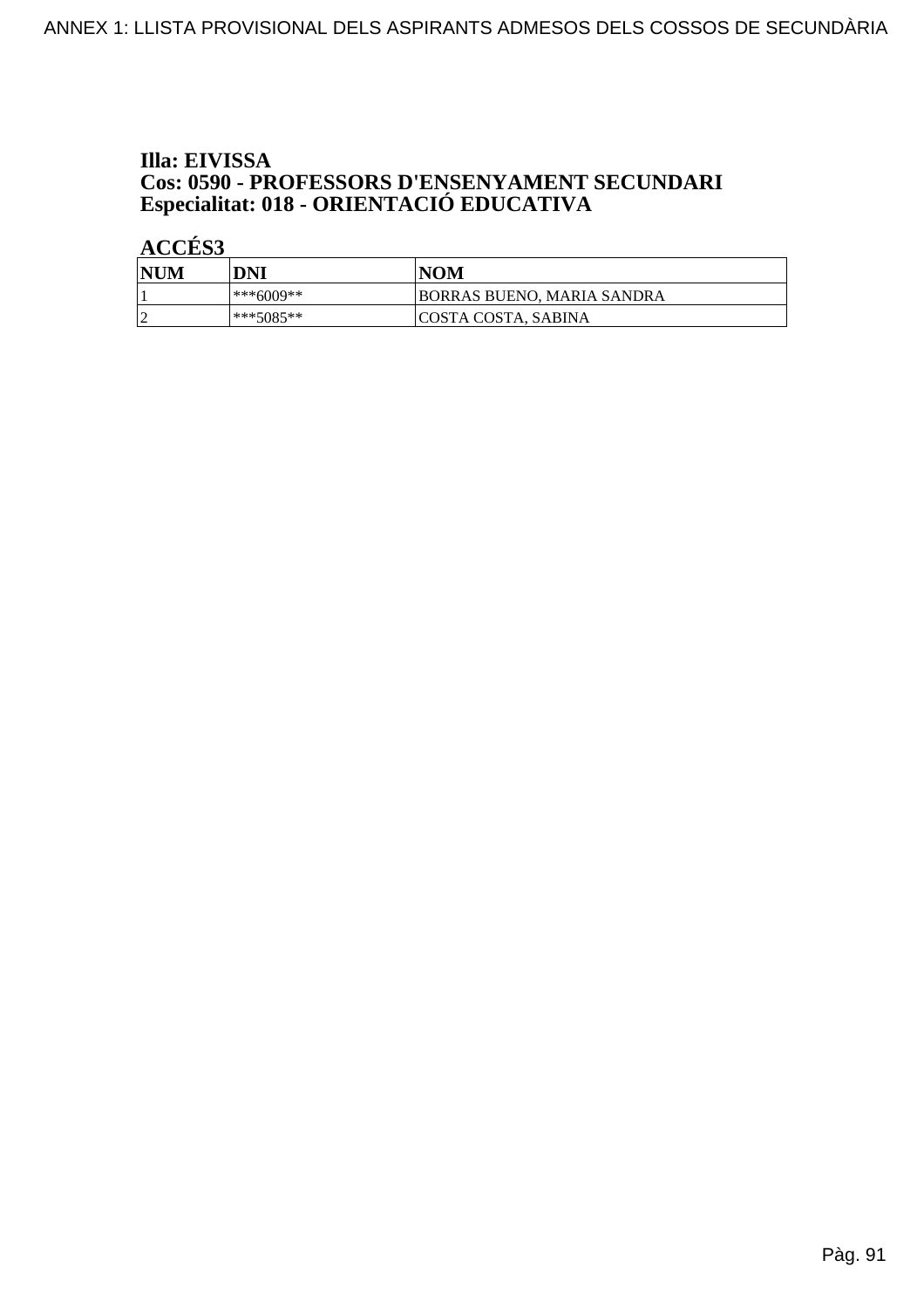**Illa: EIVISSA**
**Cos: 0590 - PROFESSORS D'ENSENYAMENT SECUNDARI**
**Especialitat: 018 - ORIENTACIÓ EDUCATIVA**

**ACCÉS3**

| NUM | DNI | NOM |
|---|---|---|
| 1 | ***6009** | BORRAS BUENO, MARIA SANDRA |
| 2 | ***5085** | COSTA COSTA, SABINA |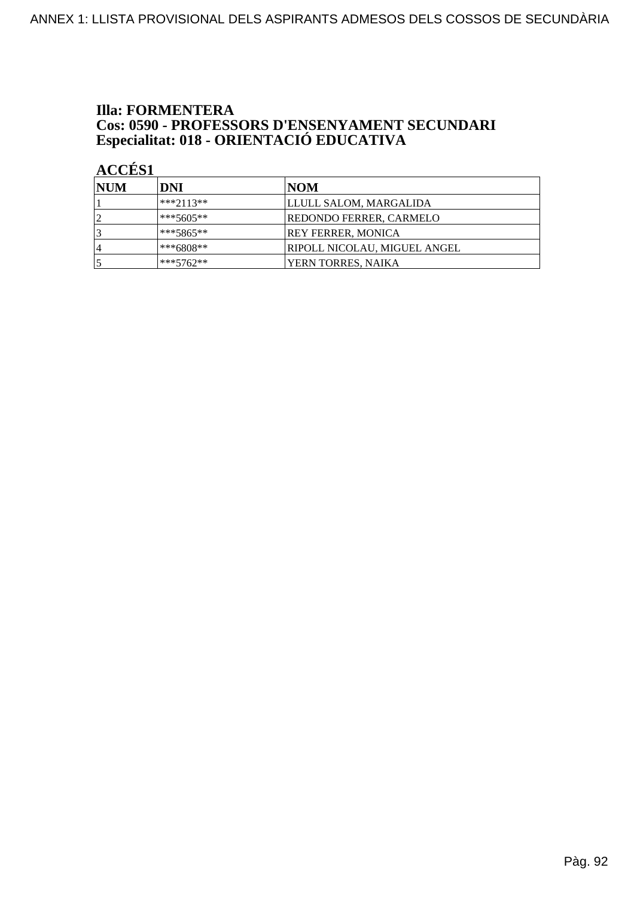**Illa: FORMENTERA**
**Cos: 0590 - PROFESSORS D'ENSENYAMENT SECUNDARI**
**Especialitat: 018 - ORIENTACIÓ EDUCATIVA**

**ACCÉS1**

| NUM | DNI | NOM |
|---|---|---|
| 1 | ***2113** | LLULL SALOM, MARGALIDA |
| 2 | ***5605** | REDONDO FERRER, CARMELO |
| 3 | ***5865** | REY FERRER, MONICA |
| 4 | ***6808** | RIPOLL NICOLAU, MIGUEL ANGEL |
| 5 | ***5762** | YERN TORRES, NAIKA |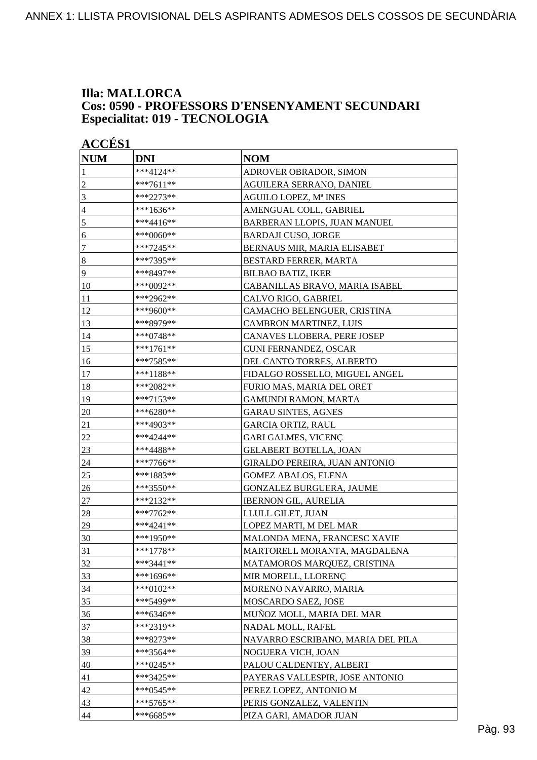**Illa: MALLORCA**
**Cos: 0590 - PROFESSORS D'ENSENYAMENT SECUNDARI**
**Especialitat: 019 - TECNOLOGIA**

**ACCÉS1**

| NUM | DNI | NOM |
| --- | --- | --- |
| 1 | ***4124** | ADROVER OBRADOR, SIMON |
| 2 | ***7611** | AGUILERA SERRANO, DANIEL |
| 3 | ***2273** | AGUILO LOPEZ, Mª INES |
| 4 | ***1636** | AMENGUAL COLL, GABRIEL |
| 5 | ***4416** | BARBERAN LLOPIS, JUAN MANUEL |
| 6 | ***0060** | BARDAJI CUSO, JORGE |
| 7 | ***7245** | BERNAUS MIR, MARIA ELISABET |
| 8 | ***7395** | BESTARD FERRER, MARTA |
| 9 | ***8497** | BILBAO BATIZ, IKER |
| 10 | ***0092** | CABANILLAS BRAVO, MARIA ISABEL |
| 11 | ***2962** | CALVO RIGO, GABRIEL |
| 12 | ***9600** | CAMACHO BELENGUER, CRISTINA |
| 13 | ***8979** | CAMBRON MARTINEZ, LUIS |
| 14 | ***0748** | CANAVES LLOBERA, PERE JOSEP |
| 15 | ***1761** | CUNI FERNANDEZ, OSCAR |
| 16 | ***7585** | DEL CANTO TORRES, ALBERTO |
| 17 | ***1188** | FIDALGO ROSSELLO, MIGUEL ANGEL |
| 18 | ***2082** | FURIO MAS, MARIA DEL ORET |
| 19 | ***7153** | GAMUNDI RAMON, MARTA |
| 20 | ***6280** | GARAU SINTES, AGNES |
| 21 | ***4903** | GARCIA ORTIZ, RAUL |
| 22 | ***4244** | GARI GALMES, VICENÇ |
| 23 | ***4488** | GELABERT BOTELLA, JOAN |
| 24 | ***7766** | GIRALDO PEREIRA, JUAN ANTONIO |
| 25 | ***1883** | GOMEZ ABALOS, ELENA |
| 26 | ***3550** | GONZALEZ BURGUERA, JAUME |
| 27 | ***2132** | IBERNON GIL, AURELIA |
| 28 | ***7762** | LLULL GILET, JUAN |
| 29 | ***4241** | LOPEZ MARTI, M DEL MAR |
| 30 | ***1950** | MALONDA MENA, FRANCESC XAVIE |
| 31 | ***1778** | MARTORELL MORANTA, MAGDALENA |
| 32 | ***3441** | MATAMOROS MARQUEZ, CRISTINA |
| 33 | ***1696** | MIR MORELL, LLORENÇ |
| 34 | ***0102** | MORENO NAVARRO, MARIA |
| 35 | ***5499** | MOSCARDO SAEZ, JOSE |
| 36 | ***6346** | MUÑOZ MOLL, MARIA DEL MAR |
| 37 | ***2319** | NADAL MOLL, RAFEL |
| 38 | ***8273** | NAVARRO ESCRIBANO, MARIA DEL PILA |
| 39 | ***3564** | NOGUERA VICH, JOAN |
| 40 | ***0245** | PALOU CALDENTEY, ALBERT |
| 41 | ***3425** | PAYERAS VALLESPIR, JOSE ANTONIO |
| 42 | ***0545** | PEREZ LOPEZ, ANTONIO M |
| 43 | ***5765** | PERIS GONZALEZ, VALENTIN |
| 44 | ***6685** | PIZA GARI, AMADOR JUAN |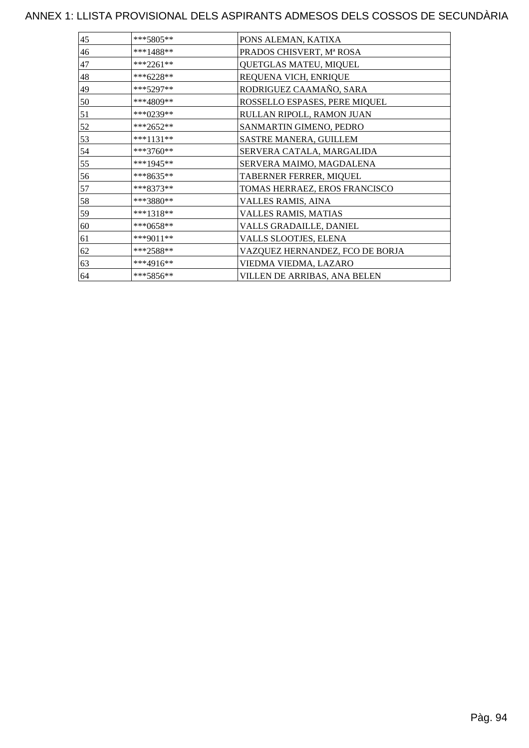ANNEX 1: LLISTA PROVISIONAL DELS ASPIRANTS ADMESOS DELS COSSOS DE SECUNDÀRIA

| | | |
|---|---|---|
| 45 | ***5805** | PONS ALEMAN, KATIXA |
| 46 | ***1488** | PRADOS CHISVERT, Mª ROSA |
| 47 | ***2261** | QUETGLAS MATEU, MIQUEL |
| 48 | ***6228** | REQUENA VICH, ENRIQUE |
| 49 | ***5297** | RODRIGUEZ CAAMAÑO, SARA |
| 50 | ***4809** | ROSSELLO ESPASES, PERE MIQUEL |
| 51 | ***0239** | RULLAN RIPOLL, RAMON JUAN |
| 52 | ***2652** | SANMARTIN GIMENO, PEDRO |
| 53 | ***1131** | SASTRE MANERA, GUILLEM |
| 54 | ***3760** | SERVERA CATALA, MARGALIDA |
| 55 | ***1945** | SERVERA MAIMO, MAGDALENA |
| 56 | ***8635** | TABERNER FERRER, MIQUEL |
| 57 | ***8373** | TOMAS HERRAEZ, EROS FRANCISCO |
| 58 | ***3880** | VALLES RAMIS, AINA |
| 59 | ***1318** | VALLES RAMIS, MATIAS |
| 60 | ***0658** | VALLS GRADAILLE, DANIEL |
| 61 | ***9011** | VALLS SLOOTJES, ELENA |
| 62 | ***2588** | VAZQUEZ HERNANDEZ, FCO DE BORJA |
| 63 | ***4916** | VIEDMA VIEDMA, LAZARO |
| 64 | ***5856** | VILLEN DE ARRIBAS, ANA BELEN |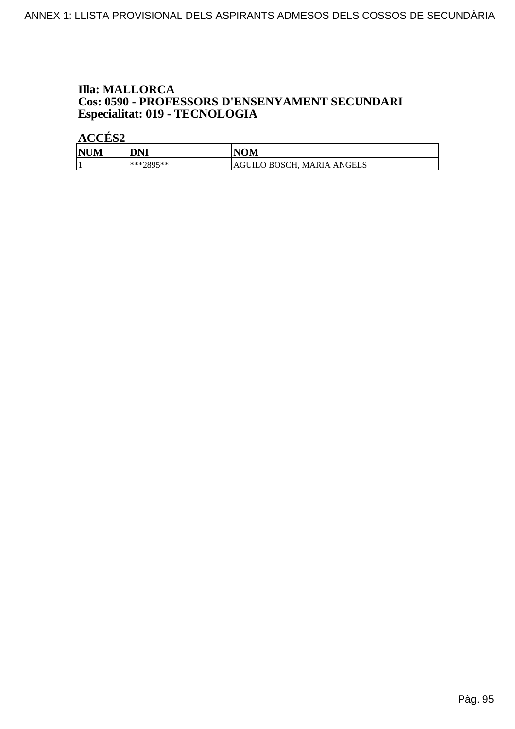**Illa: MALLORCA**
**Cos: 0590 - PROFESSORS D'ENSENYAMENT SECUNDARI**
**Especialitat: 019 - TECNOLOGIA**

**ACCÉS2**

| NUM | DNI | NOM |
|---|---|---|
| 1 | ***2895** | AGUILO BOSCH, MARIA ANGELS |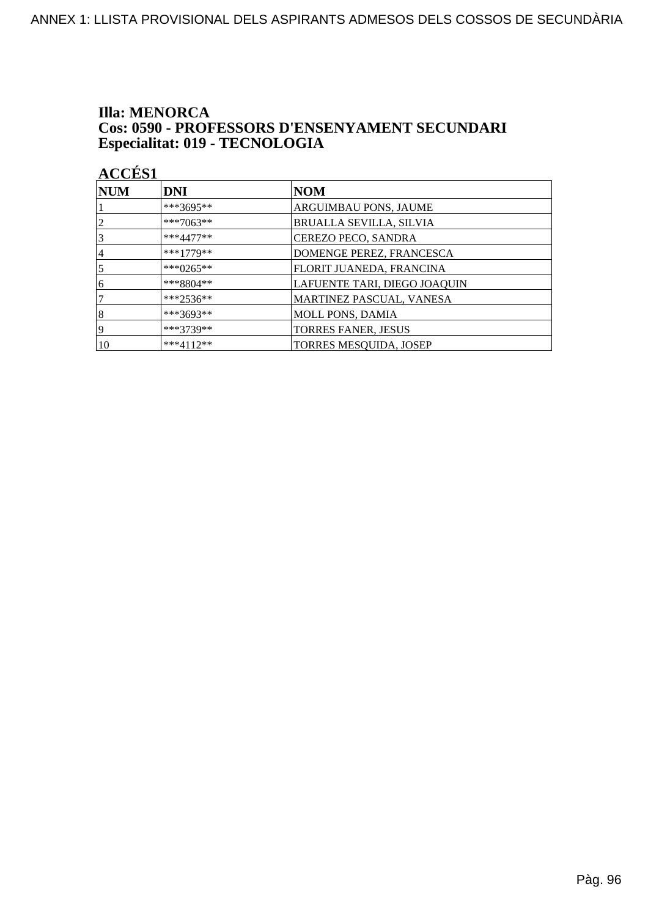**Illa: MENORCA**
**Cos: 0590 - PROFESSORS D'ENSENYAMENT SECUNDARI**
**Especialitat: 019 - TECNOLOGIA**

**ACCÉS1**

| NUM | DNI | NOM |
|---|---|---|
| 1 | ***3695** | ARGUIMBAU PONS, JAUME |
| 2 | ***7063** | BRUALLA SEVILLA, SILVIA |
| 3 | ***4477** | CEREZO PECO, SANDRA |
| 4 | ***1779** | DOMENGE PEREZ, FRANCESCA |
| 5 | ***0265** | FLORIT JUANEDA, FRANCINA |
| 6 | ***8804** | LAFUENTE TARI, DIEGO JOAQUIN |
| 7 | ***2536** | MARTINEZ PASCUAL, VANESA |
| 8 | ***3693** | MOLL PONS, DAMIA |
| 9 | ***3739** | TORRES FANER, JESUS |
| 10 | ***4112** | TORRES MESQUIDA, JOSEP |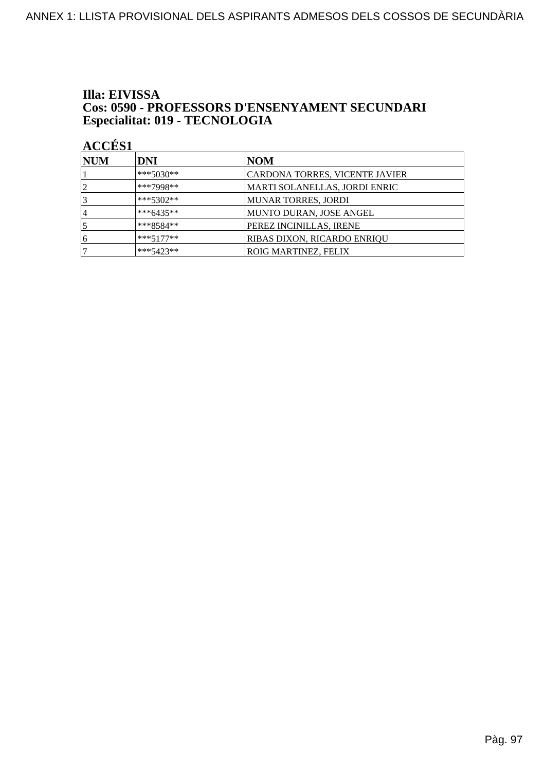**Illa: EIVISSA**
**Cos: 0590 - PROFESSORS D'ENSENYAMENT SECUNDARI**
**Especialitat: 019 - TECNOLOGIA**

**ACCÉS1**

| NUM | DNI | NOM |
|---|---|---|
| 1 | ***5030** | CARDONA TORRES, VICENTE JAVIER |
| 2 | ***7998** | MARTI SOLANELLAS, JORDI ENRIC |
| 3 | ***5302** | MUNAR TORRES, JORDI |
| 4 | ***6435** | MUNTO DURAN, JOSE ANGEL |
| 5 | ***8584** | PEREZ INCINILLAS, IRENE |
| 6 | ***5177** | RIBAS DIXON, RICARDO ENRIQU |
| 7 | ***5423** | ROIG MARTINEZ, FELIX |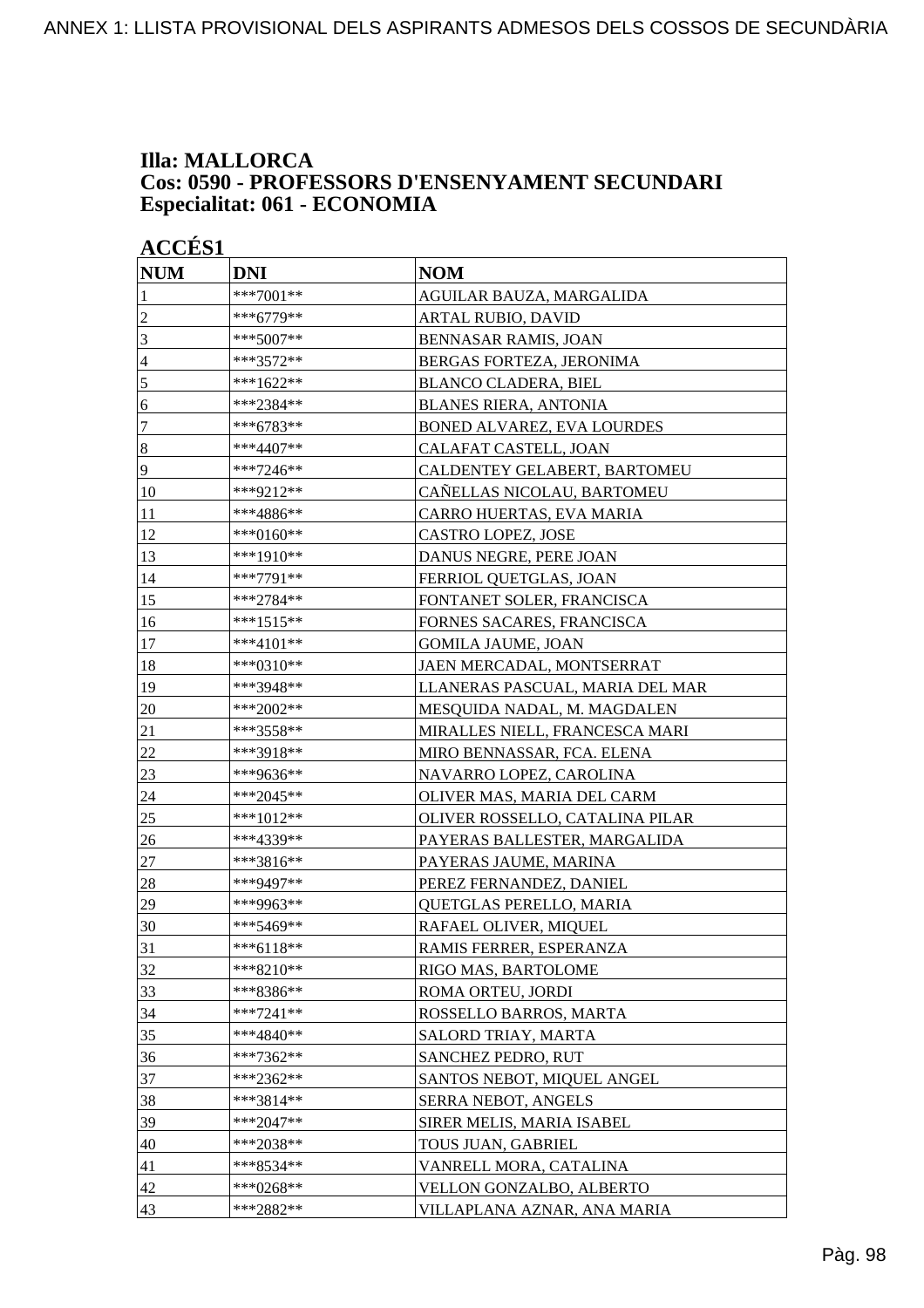**Illa: MALLORCA**
**Cos: 0590 - PROFESSORS D'ENSENYAMENT SECUNDARI**
**Especialitat: 061 - ECONOMIA**

**ACCÉS1**

| NUM | DNI | NOM |
|---|---|---|
| 1 | ***7001** | AGUILAR BAUZA, MARGALIDA |
| 2 | ***6779** | ARTAL RUBIO, DAVID |
| 3 | ***5007** | BENNASAR RAMIS, JOAN |
| 4 | ***3572** | BERGAS FORTEZA, JERONIMA |
| 5 | ***1622** | BLANCO CLADERA, BIEL |
| 6 | ***2384** | BLANES RIERA, ANTONIA |
| 7 | ***6783** | BONED ALVAREZ, EVA LOURDES |
| 8 | ***4407** | CALAFAT CASTELL, JOAN |
| 9 | ***7246** | CALDENTEY GELABERT, BARTOMEU |
| 10 | ***9212** | CAÑELLAS NICOLAU, BARTOMEU |
| 11 | ***4886** | CARRO HUERTAS, EVA MARIA |
| 12 | ***0160** | CASTRO LOPEZ, JOSE |
| 13 | ***1910** | DANUS NEGRE, PERE JOAN |
| 14 | ***7791** | FERRIOL QUETGLAS, JOAN |
| 15 | ***2784** | FONTANET SOLER, FRANCISCA |
| 16 | ***1515** | FORNES SACARES, FRANCISCA |
| 17 | ***4101** | GOMILA JAUME, JOAN |
| 18 | ***0310** | JAEN MERCADAL, MONTSERRAT |
| 19 | ***3948** | LLANERAS PASCUAL, MARIA DEL MAR |
| 20 | ***2002** | MESQUIDA NADAL, M. MAGDALEN |
| 21 | ***3558** | MIRALLES NIELL, FRANCESCA MARI |
| 22 | ***3918** | MIRO BENNASSAR, FCA. ELENA |
| 23 | ***9636** | NAVARRO LOPEZ, CAROLINA |
| 24 | ***2045** | OLIVER MAS, MARIA DEL CARM |
| 25 | ***1012** | OLIVER ROSSELLO, CATALINA PILAR |
| 26 | ***4339** | PAYERAS BALLESTER, MARGALIDA |
| 27 | ***3816** | PAYERAS JAUME, MARINA |
| 28 | ***9497** | PEREZ FERNANDEZ, DANIEL |
| 29 | ***9963** | QUETGLAS PERELLO, MARIA |
| 30 | ***5469** | RAFAEL OLIVER, MIQUEL |
| 31 | ***6118** | RAMIS FERRER, ESPERANZA |
| 32 | ***8210** | RIGO MAS, BARTOLOME |
| 33 | ***8386** | ROMA ORTEU, JORDI |
| 34 | ***7241** | ROSSELLO BARROS, MARTA |
| 35 | ***4840** | SALORD TRIAY, MARTA |
| 36 | ***7362** | SANCHEZ PEDRO, RUT |
| 37 | ***2362** | SANTOS NEBOT, MIQUEL ANGEL |
| 38 | ***3814** | SERRA NEBOT, ANGELS |
| 39 | ***2047** | SIRER MELIS, MARIA ISABEL |
| 40 | ***2038** | TOUS JUAN, GABRIEL |
| 41 | ***8534** | VANRELL MORA, CATALINA |
| 42 | ***0268** | VELLON GONZALBO, ALBERTO |
| 43 | ***2882** | VILLAPLANA AZNAR, ANA MARIA |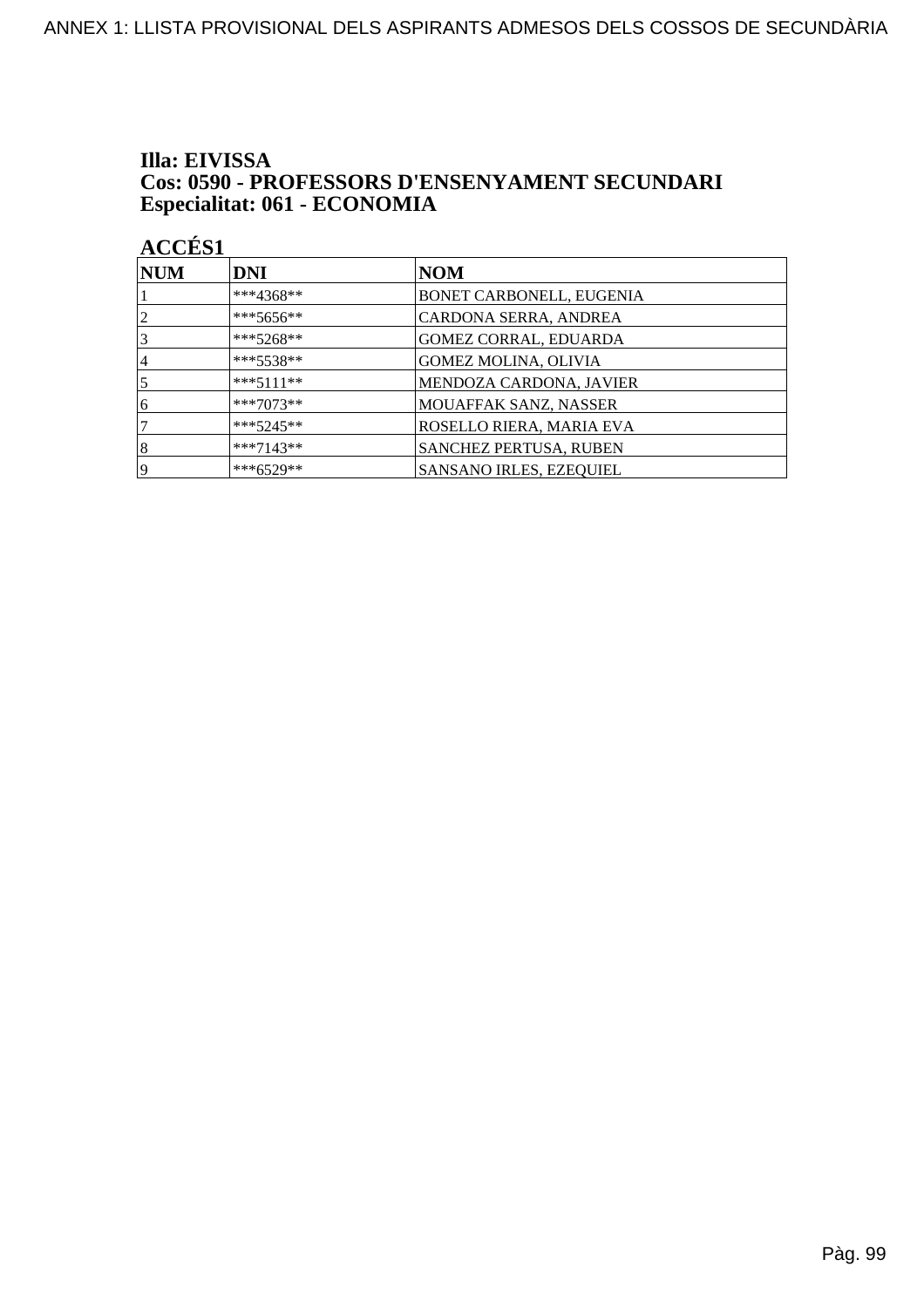**Illa: EIVISSA**
**Cos: 0590 - PROFESSORS D'ENSENYAMENT SECUNDARI**
**Especialitat: 061 - ECONOMIA**

**ACCÉS1**

| NUM | DNI | NOM |
|---|---|---|
| 1 | ***4368** | BONET CARBONELL, EUGENIA |
| 2 | ***5656** | CARDONA SERRA, ANDREA |
| 3 | ***5268** | GOMEZ CORRAL, EDUARDA |
| 4 | ***5538** | GOMEZ MOLINA, OLIVIA |
| 5 | ***5111** | MENDOZA CARDONA, JAVIER |
| 6 | ***7073** | MOUAFFAK SANZ, NASSER |
| 7 | ***5245** | ROSELLO RIERA, MARIA EVA |
| 8 | ***7143** | SANCHEZ PERTUSA, RUBEN |
| 9 | ***6529** | SANSANO IRLES, EZEQUIEL |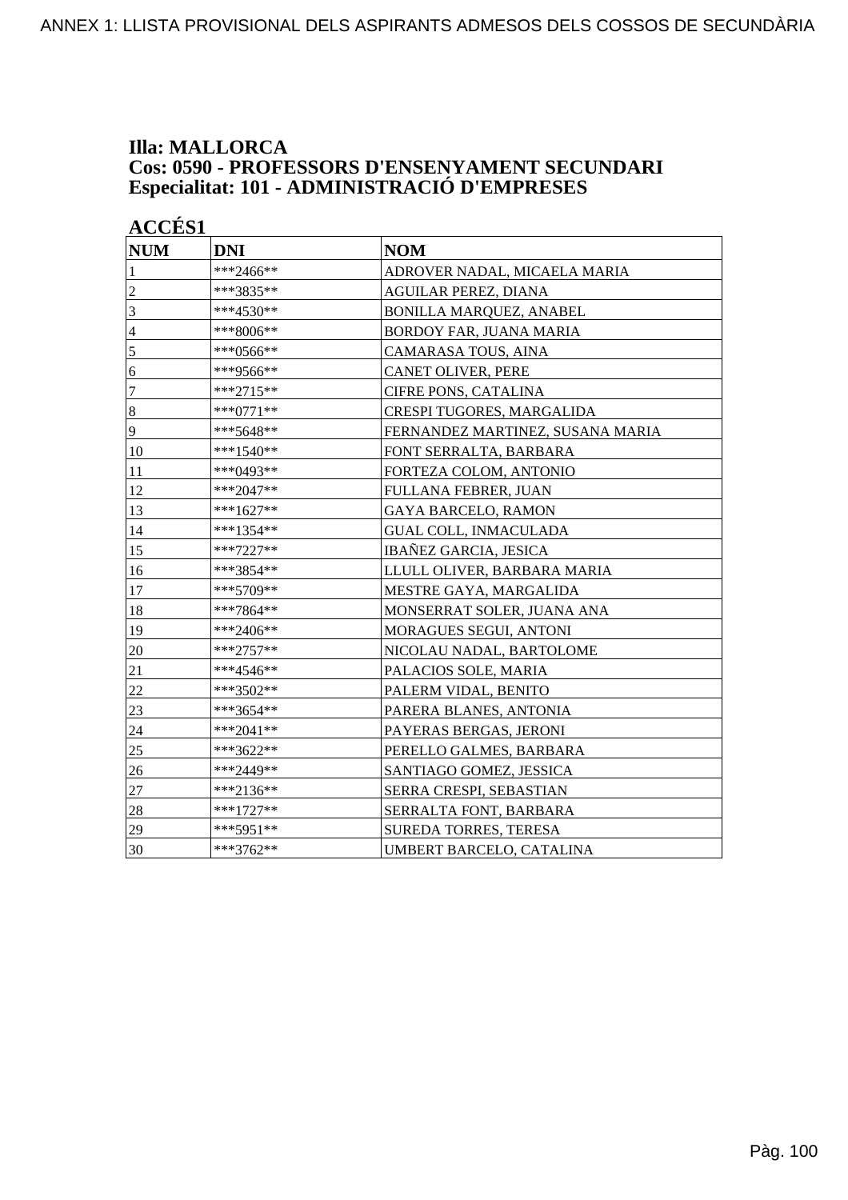**Illa: MALLORCA**
**Cos: 0590 - PROFESSORS D'ENSENYAMENT SECUNDARI**
**Especialitat: 101 - ADMINISTRACIÓ D'EMPRESES**

**ACCÉS1**

| NUM | DNI | NOM |
|---|---|---|
| 1 | ***2466** | ADROVER NADAL, MICAELA MARIA |
| 2 | ***3835** | AGUILAR PEREZ, DIANA |
| 3 | ***4530** | BONILLA MARQUEZ, ANABEL |
| 4 | ***8006** | BORDOY FAR, JUANA MARIA |
| 5 | ***0566** | CAMARASA TOUS, AINA |
| 6 | ***9566** | CANET OLIVER, PERE |
| 7 | ***2715** | CIFRE PONS, CATALINA |
| 8 | ***0771** | CRESPI TUGORES, MARGALIDA |
| 9 | ***5648** | FERNANDEZ MARTINEZ, SUSANA MARIA |
| 10 | ***1540** | FONT SERRALTA, BARBARA |
| 11 | ***0493** | FORTEZA COLOM, ANTONIO |
| 12 | ***2047** | FULLANA FEBRER, JUAN |
| 13 | ***1627** | GAYA BARCELO, RAMON |
| 14 | ***1354** | GUAL COLL, INMACULADA |
| 15 | ***7227** | IBAÑEZ GARCIA, JESICA |
| 16 | ***3854** | LLULL OLIVER, BARBARA MARIA |
| 17 | ***5709** | MESTRE GAYA, MARGALIDA |
| 18 | ***7864** | MONSERRAT SOLER, JUANA ANA |
| 19 | ***2406** | MORAGUES SEGUI, ANTONI |
| 20 | ***2757** | NICOLAU NADAL, BARTOLOME |
| 21 | ***4546** | PALACIOS SOLE, MARIA |
| 22 | ***3502** | PALERM VIDAL, BENITO |
| 23 | ***3654** | PARERA BLANES, ANTONIA |
| 24 | ***2041** | PAYERAS BERGAS, JERONI |
| 25 | ***3622** | PERELLO GALMES, BARBARA |
| 26 | ***2449** | SANTIAGO GOMEZ, JESSICA |
| 27 | ***2136** | SERRA CRESPI, SEBASTIAN |
| 28 | ***1727** | SERRALTA FONT, BARBARA |
| 29 | ***5951** | SUREDA TORRES, TERESA |
| 30 | ***3762** | UMBERT BARCELO, CATALINA |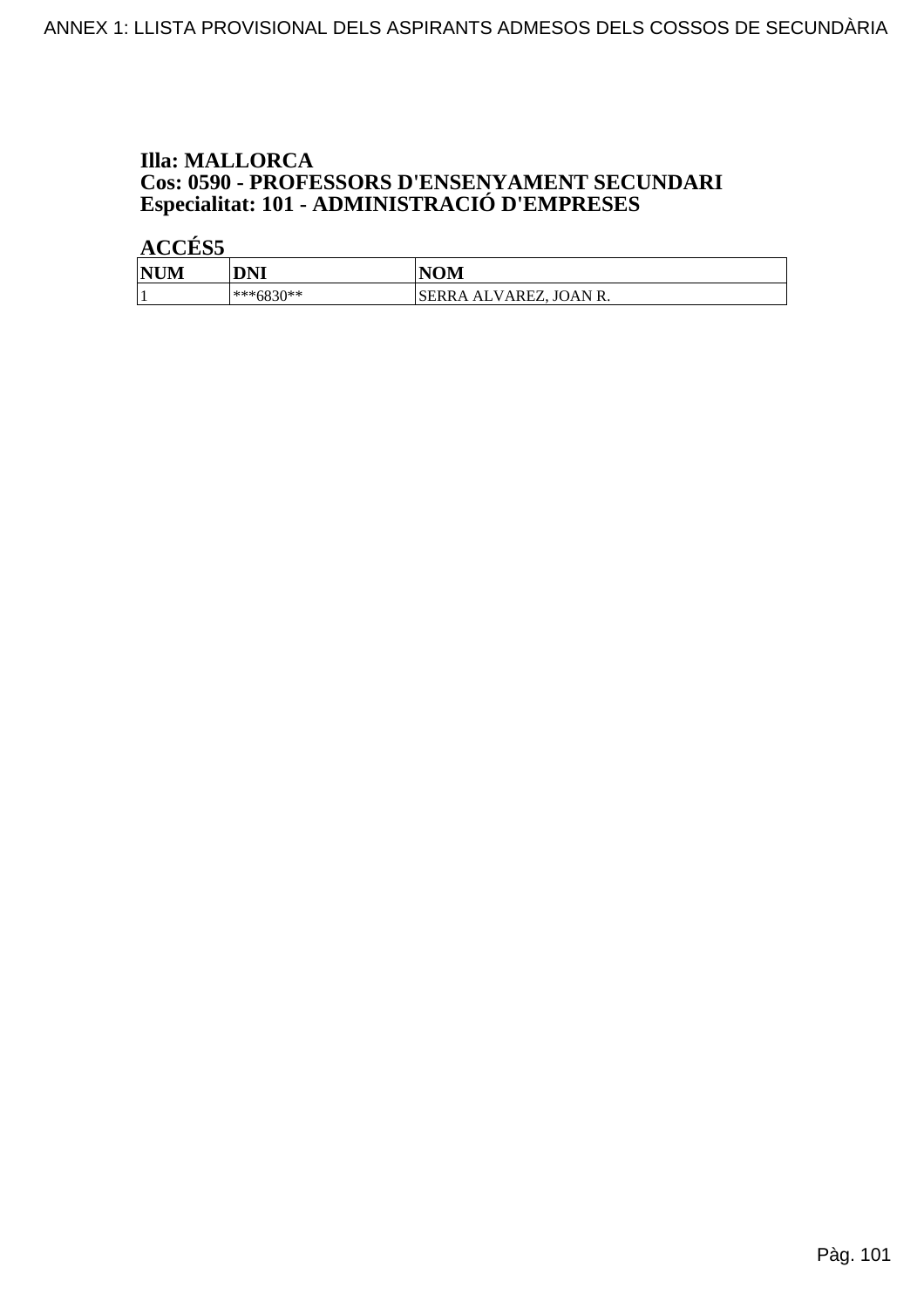**Illa: MALLORCA**
**Cos: 0590 - PROFESSORS D'ENSENYAMENT SECUNDARI**
**Especialitat: 101 - ADMINISTRACIÓ D'EMPRESES**

**ACCÉS5**

| NUM | DNI | NOM |
| --- | --- | --- |
| 1 | ***6830** | SERRA ALVAREZ, JOAN R. |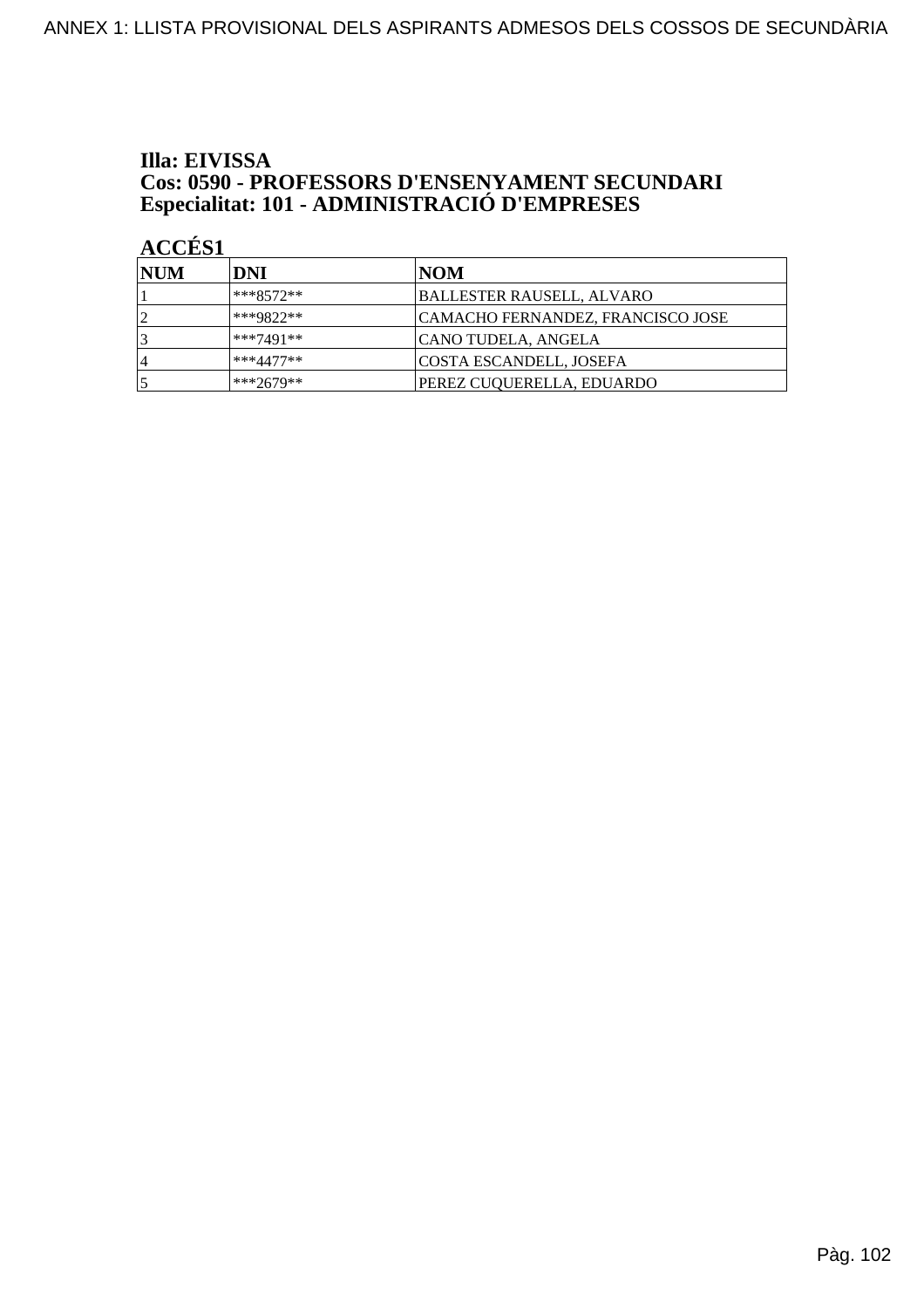**Illa: EIVISSA**
**Cos: 0590 - PROFESSORS D'ENSENYAMENT SECUNDARI**
**Especialitat: 101 - ADMINISTRACIÓ D'EMPRESES**

**ACCÉS1**

| NUM | DNI | NOM |
| --- | --- | --- |
| 1 | ***8572** | BALLESTER RAUSELL, ALVARO |
| 2 | ***9822** | CAMACHO FERNANDEZ, FRANCISCO JOSE |
| 3 | ***7491** | CANO TUDELA, ANGELA |
| 4 | ***4477** | COSTA ESCANDELL, JOSEFA |
| 5 | ***2679** | PEREZ CUQUERELLA, EDUARDO |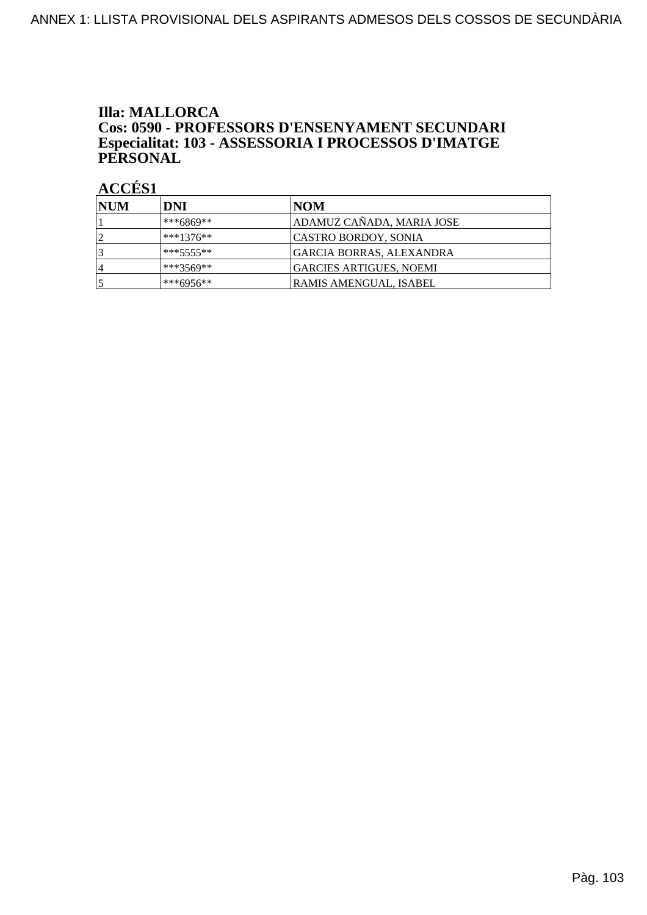**Illa: MALLORCA**
**Cos: 0590 - PROFESSORS D'ENSENYAMENT SECUNDARI**
**Especialitat: 103 - ASSESSORIA I PROCESSOS D'IMATGE PERSONAL**

**ACCÉS1**

| NUM | DNI | NOM |
|---|---|---|
| 1 | ***6869** | ADAMUZ CAÑADA, MARIA JOSE |
| 2 | ***1376** | CASTRO BORDOY, SONIA |
| 3 | ***5555** | GARCIA BORRAS, ALEXANDRA |
| 4 | ***3569** | GARCIES ARTIGUES, NOEMI |
| 5 | ***6956** | RAMIS AMENGUAL, ISABEL |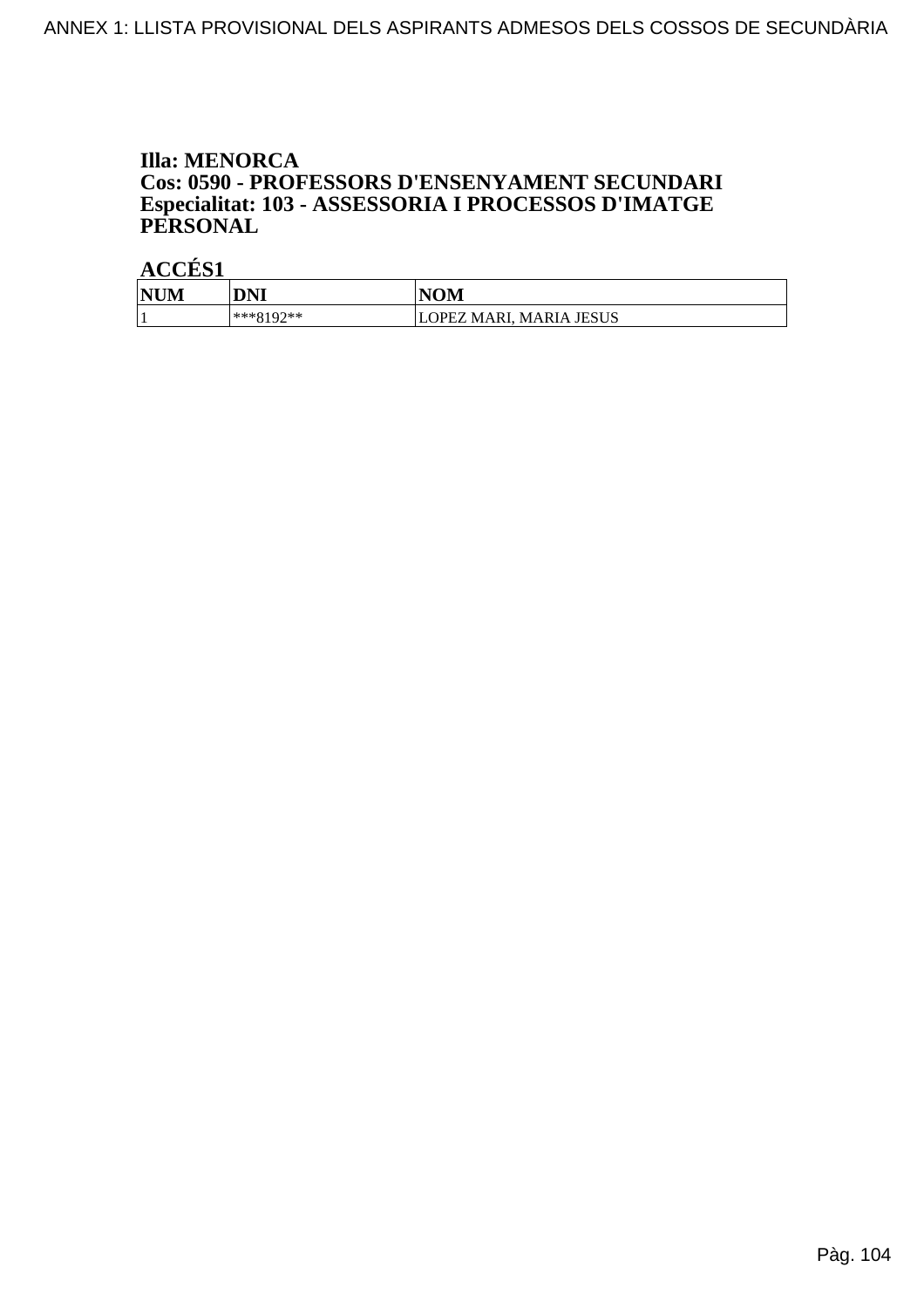**Illa: MENORCA**
**Cos: 0590 - PROFESSORS D'ENSENYAMENT SECUNDARI**
**Especialitat: 103 - ASSESSORIA I PROCESSOS D'IMATGE PERSONAL**

**ACCÉS1**

| NUM | DNI | NOM |
|---|---|---|
| 1 | ***8192** | LOPEZ MARI, MARIA JESUS |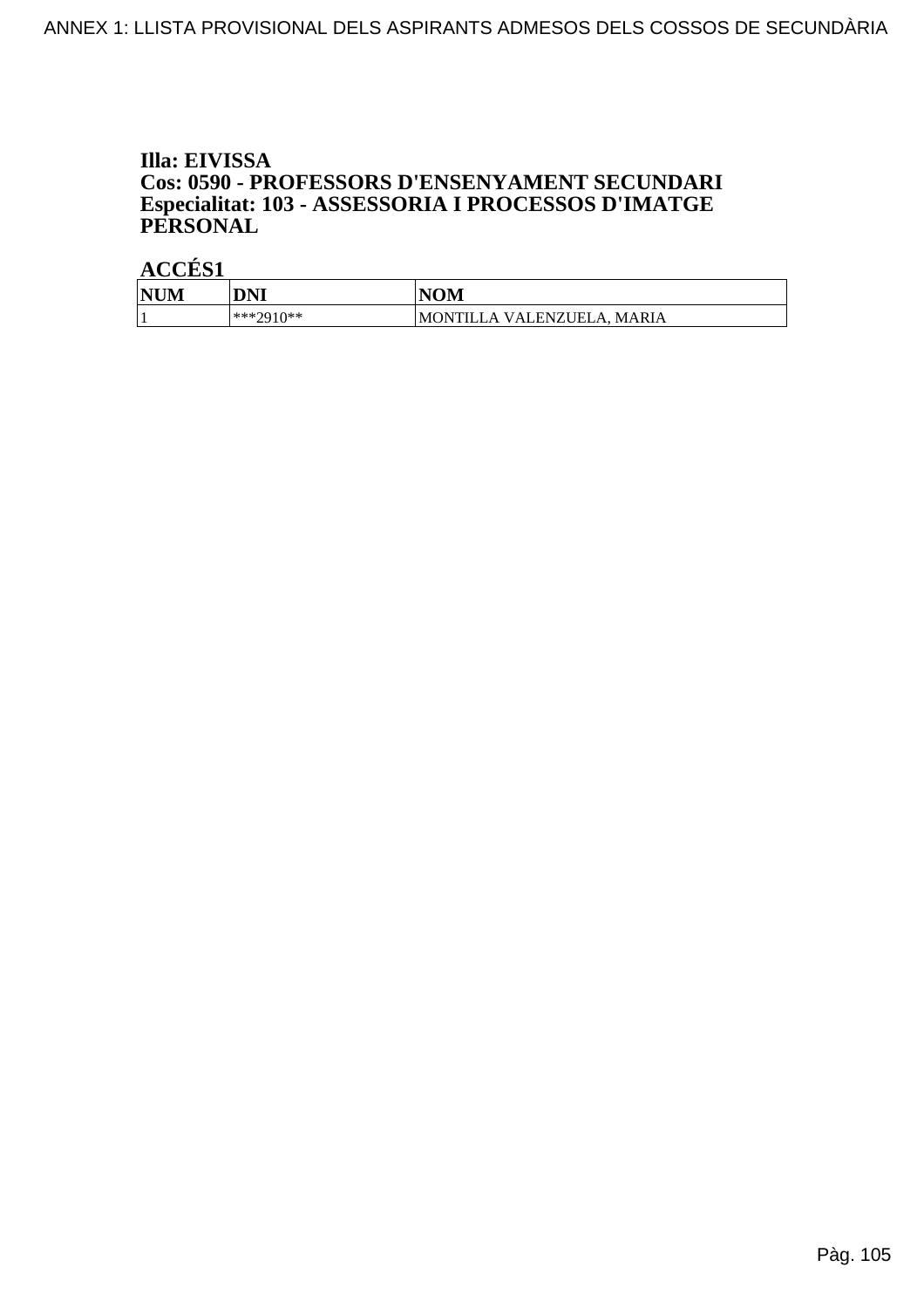**Illa: EIVISSA**
**Cos: 0590 - PROFESSORS D'ENSENYAMENT SECUNDARI**
**Especialitat: 103 - ASSESSORIA I PROCESSOS D'IMATGE PERSONAL**

**ACCÉS1**

| NUM | DNI | NOM |
|---|---|---|
| 1 | ***2910** | MONTILLA VALENZUELA, MARIA |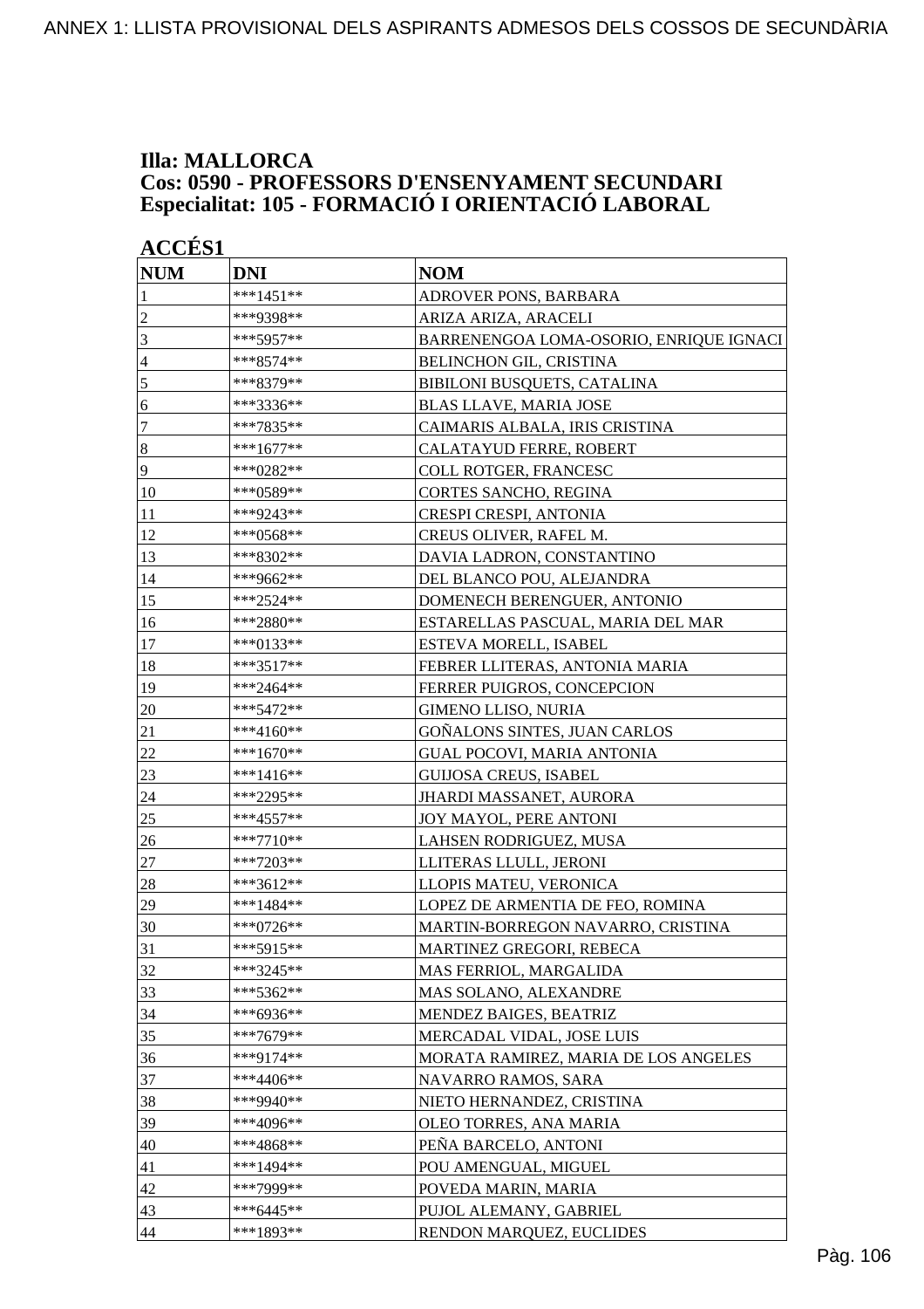# Illa: MALLORCA
## Cos: 0590 - PROFESSORS D'ENSENYAMENT SECUNDARI
## Especialitat: 105 - FORMACIÓ I ORIENTACIÓ LABORAL

### ACCÉS1

| NUM | DNI | NOM |
| --- | --- | --- |
| 1 | ***1451** | ADROVER PONS, BARBARA |
| 2 | ***9398** | ARIZA ARIZA, ARACELI |
| 3 | ***5957** | BARRENENGOA LOMA-OSORIO, ENRIQUE IGNACI |
| 4 | ***8574** | BELINCHON GIL, CRISTINA |
| 5 | ***8379** | BIBILONI BUSQUETS, CATALINA |
| 6 | ***3336** | BLAS LLAVE, MARIA JOSE |
| 7 | ***7835** | CAIMARIS ALBALA, IRIS CRISTINA |
| 8 | ***1677** | CALATAYUD FERRE, ROBERT |
| 9 | ***0282** | COLL ROTGER, FRANCESC |
| 10 | ***0589** | CORTES SANCHO, REGINA |
| 11 | ***9243** | CRESPI CRESPI, ANTONIA |
| 12 | ***0568** | CREUS OLIVER, RAFEL M. |
| 13 | ***8302** | DAVIA LADRON, CONSTANTINO |
| 14 | ***9662** | DEL BLANCO POU, ALEJANDRA |
| 15 | ***2524** | DOMENECH BERENGUER, ANTONIO |
| 16 | ***2880** | ESTARELLAS PASCUAL, MARIA DEL MAR |
| 17 | ***0133** | ESTEVA MORELL, ISABEL |
| 18 | ***3517** | FEBRER LLITERAS, ANTONIA MARIA |
| 19 | ***2464** | FERRER PUIGROS, CONCEPCION |
| 20 | ***5472** | GIMENO LLISO, NURIA |
| 21 | ***4160** | GOÑALONS SINTES, JUAN CARLOS |
| 22 | ***1670** | GUAL POCOVI, MARIA ANTONIA |
| 23 | ***1416** | GUIJOSA CREUS, ISABEL |
| 24 | ***2295** | JHARDI MASSANET, AURORA |
| 25 | ***4557** | JOY MAYOL, PERE ANTONI |
| 26 | ***7710** | LAHSEN RODRIGUEZ, MUSA |
| 27 | ***7203** | LLITERAS LLULL, JERONI |
| 28 | ***3612** | LLOPIS MATEU, VERONICA |
| 29 | ***1484** | LOPEZ DE ARMENTIA DE FEO, ROMINA |
| 30 | ***0726** | MARTIN-BORREGON NAVARRO, CRISTINA |
| 31 | ***5915** | MARTINEZ GREGORI, REBECA |
| 32 | ***3245** | MAS FERRIOL, MARGALIDA |
| 33 | ***5362** | MAS SOLANO, ALEXANDRE |
| 34 | ***6936** | MENDEZ BAIGES, BEATRIZ |
| 35 | ***7679** | MERCADAL VIDAL, JOSE LUIS |
| 36 | ***9174** | MORATA RAMIREZ, MARIA DE LOS ANGELES |
| 37 | ***4406** | NAVARRO RAMOS, SARA |
| 38 | ***9940** | NIETO HERNANDEZ, CRISTINA |
| 39 | ***4096** | OLEO TORRES, ANA MARIA |
| 40 | ***4868** | PEÑA BARCELO, ANTONI |
| 41 | ***1494** | POU AMENGUAL, MIGUEL |
| 42 | ***7999** | POVEDA MARIN, MARIA |
| 43 | ***6445** | PUJOL ALEMANY, GABRIEL |
| 44 | ***1893** | RENDON MARQUEZ, EUCLIDES |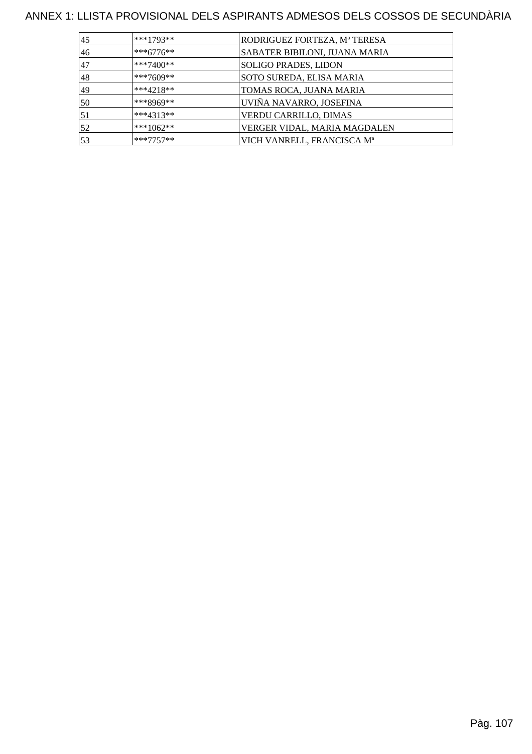ANNEX 1: LLISTA PROVISIONAL DELS ASPIRANTS ADMESOS DELS COSSOS DE SECUNDÀRIA

| | | |
|---|---|---|
| 45 | ***1793** | RODRIGUEZ FORTEZA, Mª TERESA |
| 46 | ***6776** | SABATER BIBILONI, JUANA MARIA |
| 47 | ***7400** | SOLIGO PRADES, LIDON |
| 48 | ***7609** | SOTO SUREDA, ELISA MARIA |
| 49 | ***4218** | TOMAS ROCA, JUANA MARIA |
| 50 | ***8969** | UVIÑA NAVARRO, JOSEFINA |
| 51 | ***4313** | VERDU CARRILLO, DIMAS |
| 52 | ***1062** | VERGER VIDAL, MARIA MAGDALEN |
| 53 | ***7757** | VICH VANRELL, FRANCISCA Mª |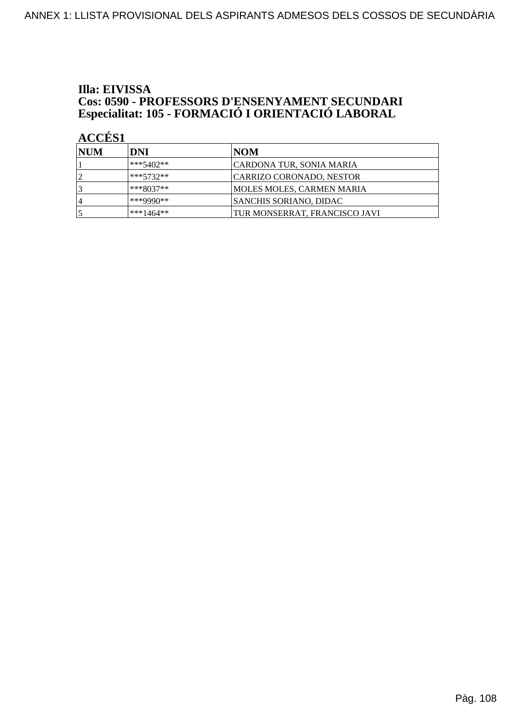**Illa: EIVISSA**
**Cos: 0590 - PROFESSORS D'ENSENYAMENT SECUNDARI**
**Especialitat: 105 - FORMACIÓ I ORIENTACIÓ LABORAL**

**ACCÉS1**

| NUM | DNI | NOM |
|---|---|---|
| 1 | ***5402** | CARDONA TUR, SONIA MARIA |
| 2 | ***5732** | CARRIZO CORONADO, NESTOR |
| 3 | ***8037** | MOLES MOLES, CARMEN MARIA |
| 4 | ***9990** | SANCHIS SORIANO, DIDAC |
| 5 | ***1464** | TUR MONSERRAT, FRANCISCO JAVI |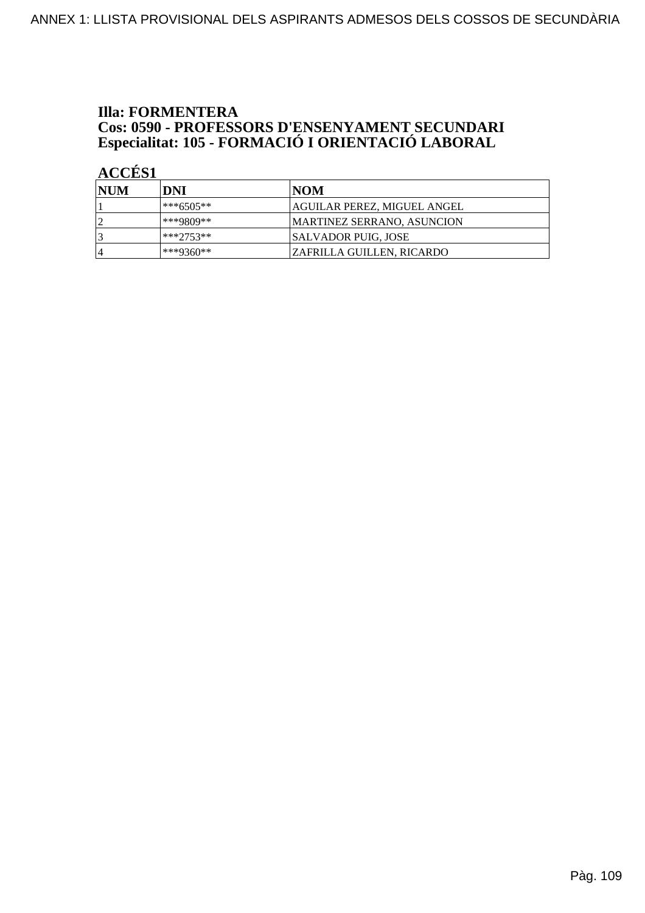**Illa: FORMENTERA**
**Cos: 0590 - PROFESSORS D'ENSENYAMENT SECUNDARI**
**Especialitat: 105 - FORMACIÓ I ORIENTACIÓ LABORAL**

**ACCÉS1**

| NUM | DNI | NOM |
|---|---|---|
| 1 | ***6505** | AGUILAR PEREZ, MIGUEL ANGEL |
| 2 | ***9809** | MARTINEZ SERRANO, ASUNCION |
| 3 | ***2753** | SALVADOR PUIG, JOSE |
| 4 | ***9360** | ZAFRILLA GUILLEN, RICARDO |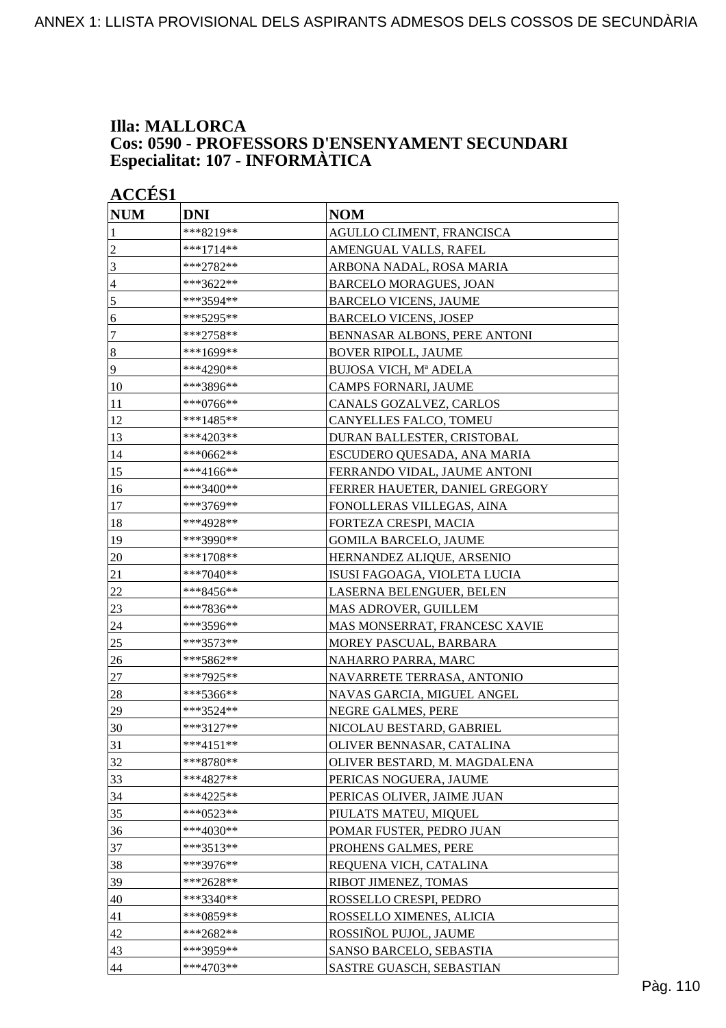**Illa: MALLORCA**
**Cos: 0590 - PROFESSORS D'ENSENYAMENT SECUNDARI**
**Especialitat: 107 - INFORMÀTICA**

**ACCÉS1**

| NUM | DNI | NOM |
|---|---|---|
| 1 | ***8219** | AGULLO CLIMENT, FRANCISCA |
| 2 | ***1714** | AMENGUAL VALLS, RAFEL |
| 3 | ***2782** | ARBONA NADAL, ROSA MARIA |
| 4 | ***3622** | BARCELO MORAGUES, JOAN |
| 5 | ***3594** | BARCELO VICENS, JAUME |
| 6 | ***5295** | BARCELO VICENS, JOSEP |
| 7 | ***2758** | BENNASAR ALBONS, PERE ANTONI |
| 8 | ***1699** | BOVER RIPOLL, JAUME |
| 9 | ***4290** | BUJOSA VICH, Mª ADELA |
| 10 | ***3896** | CAMPS FORNARI, JAUME |
| 11 | ***0766** | CANALS GOZALVEZ, CARLOS |
| 12 | ***1485** | CANYELLES FALCO, TOMEU |
| 13 | ***4203** | DURAN BALLESTER, CRISTOBAL |
| 14 | ***0662** | ESCUDERO QUESADA, ANA MARIA |
| 15 | ***4166** | FERRANDO VIDAL, JAUME ANTONI |
| 16 | ***3400** | FERRER HAUETER, DANIEL GREGORY |
| 17 | ***3769** | FONOLLERAS VILLEGAS, AINA |
| 18 | ***4928** | FORTEZA CRESPI, MACIA |
| 19 | ***3990** | GOMILA BARCELO, JAUME |
| 20 | ***1708** | HERNANDEZ ALIQUE, ARSENIO |
| 21 | ***7040** | ISUSI FAGOAGA, VIOLETA LUCIA |
| 22 | ***8456** | LASERNA BELENGUER, BELEN |
| 23 | ***7836** | MAS ADROVER, GUILLEM |
| 24 | ***3596** | MAS MONSERRAT, FRANCESC XAVIE |
| 25 | ***3573** | MOREY PASCUAL, BARBARA |
| 26 | ***5862** | NAHARRO PARRA, MARC |
| 27 | ***7925** | NAVARRETE TERRASA, ANTONIO |
| 28 | ***5366** | NAVAS GARCIA, MIGUEL ANGEL |
| 29 | ***3524** | NEGRE GALMES, PERE |
| 30 | ***3127** | NICOLAU BESTARD, GABRIEL |
| 31 | ***4151** | OLIVER BENNASAR, CATALINA |
| 32 | ***8780** | OLIVER BESTARD, M. MAGDALENA |
| 33 | ***4827** | PERICAS NOGUERA, JAUME |
| 34 | ***4225** | PERICAS OLIVER, JAIME JUAN |
| 35 | ***0523** | PIULATS MATEU, MIQUEL |
| 36 | ***4030** | POMAR FUSTER, PEDRO JUAN |
| 37 | ***3513** | PROHENS GALMES, PERE |
| 38 | ***3976** | REQUENA VICH, CATALINA |
| 39 | ***2628** | RIBOT JIMENEZ, TOMAS |
| 40 | ***3340** | ROSSELLO CRESPI, PEDRO |
| 41 | ***0859** | ROSSELLO XIMENES, ALICIA |
| 42 | ***2682** | ROSSIÑOL PUJOL, JAUME |
| 43 | ***3959** | SANSO BARCELO, SEBASTIA |
| 44 | ***4703** | SASTRE GUASCH, SEBASTIAN |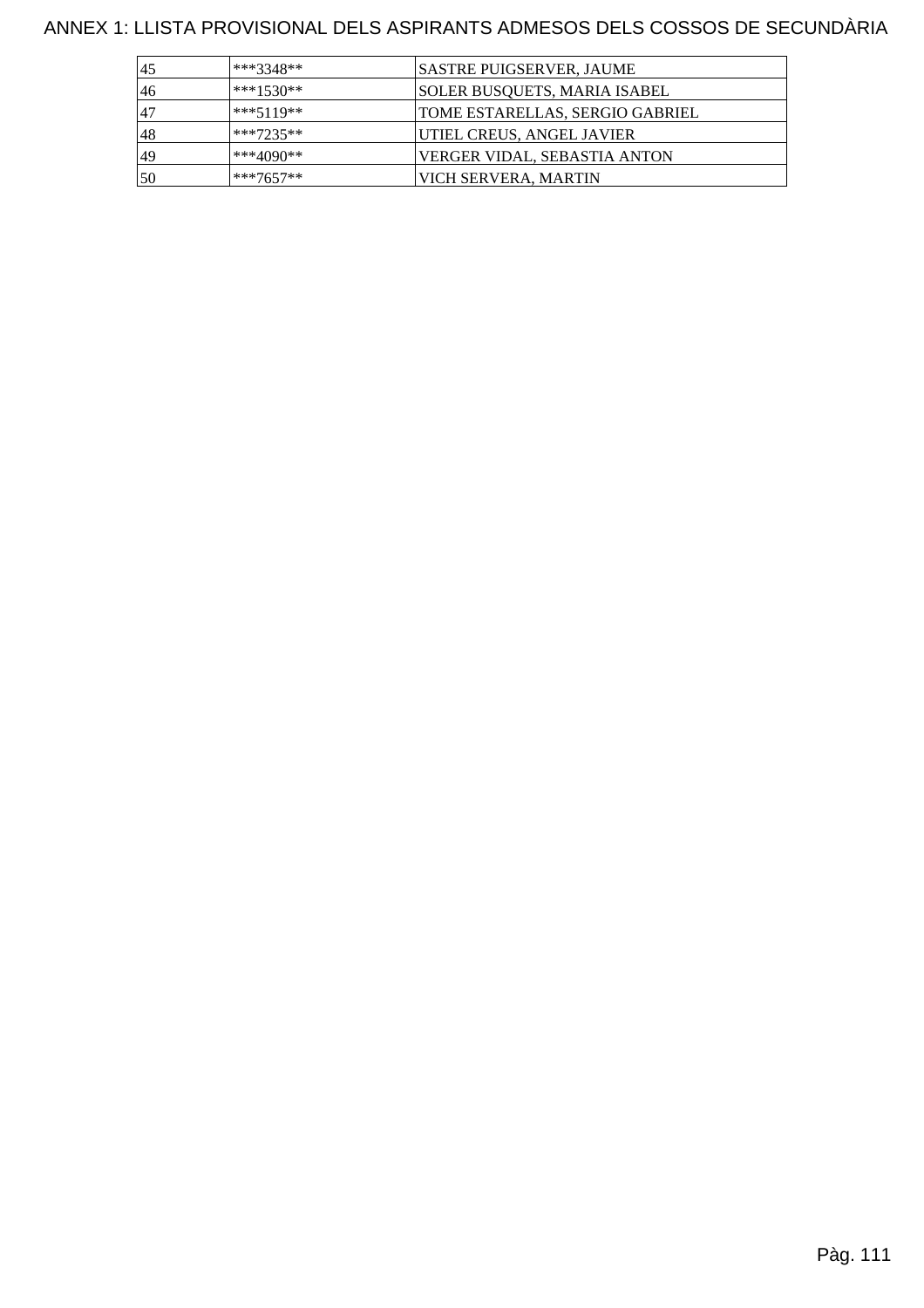ANNEX 1: LLISTA PROVISIONAL DELS ASPIRANTS ADMESOS DELS COSSOS DE SECUNDÀRIA

| | | |
|---|---|---|
| 45 | ***3348** | SASTRE PUIGSERVER, JAUME |
| 46 | ***1530** | SOLER BUSQUETS, MARIA ISABEL |
| 47 | ***5119** | TOME ESTARELLAS, SERGIO GABRIEL |
| 48 | ***7235** | UTIEL CREUS, ANGEL JAVIER |
| 49 | ***4090** | VERGER VIDAL, SEBASTIA ANTON |
| 50 | ***7657** | VICH SERVERA, MARTIN |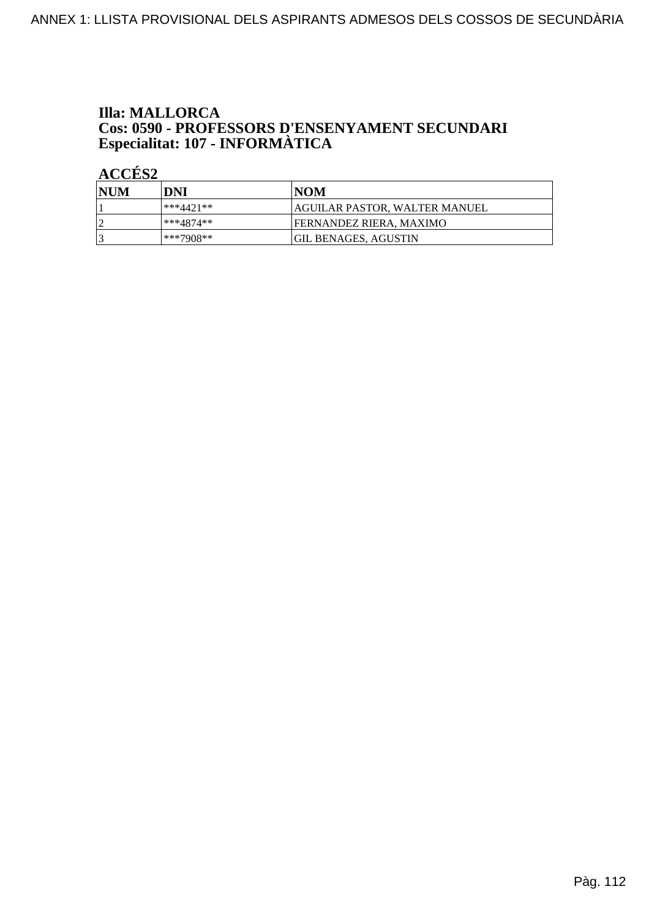**Illa: MALLORCA**
**Cos: 0590 - PROFESSORS D'ENSENYAMENT SECUNDARI**
**Especialitat: 107 - INFORMÀTICA**

**ACCÉS2**

| NUM | DNI | NOM |
|---|---|---|
| 1 | ***4421** | AGUILAR PASTOR, WALTER MANUEL |
| 2 | ***4874** | FERNANDEZ RIERA, MAXIMO |
| 3 | ***7908** | GIL BENAGES, AGUSTIN |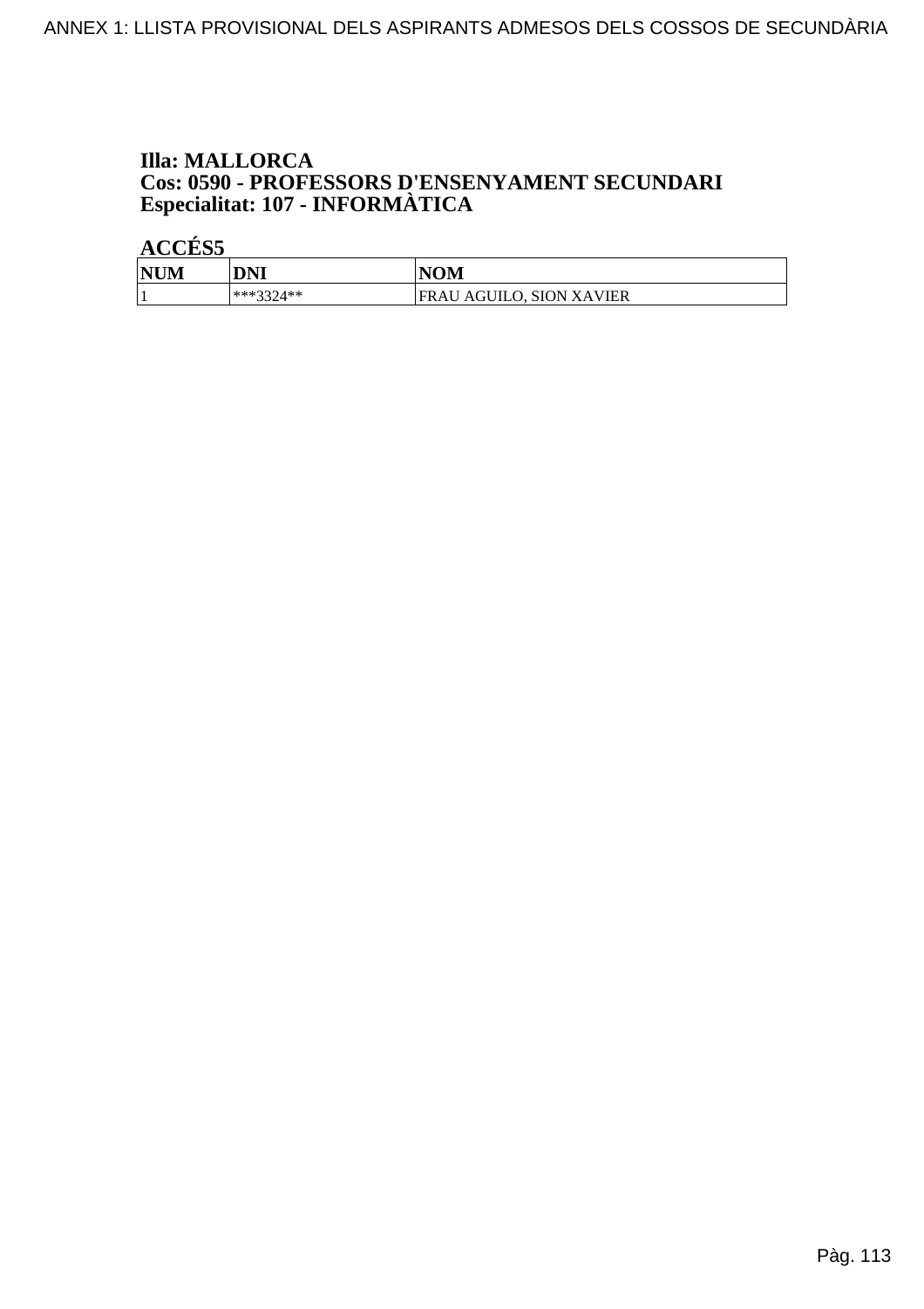**Illa: MALLORCA**
**Cos: 0590 - PROFESSORS D'ENSENYAMENT SECUNDARI**
**Especialitat: 107 - INFORMÀTICA**

**ACCÉS5**

| NUM | DNI | NOM |
|---|---|---|
| 1 | ***3324** | FRAU AGUILO, SION XAVIER |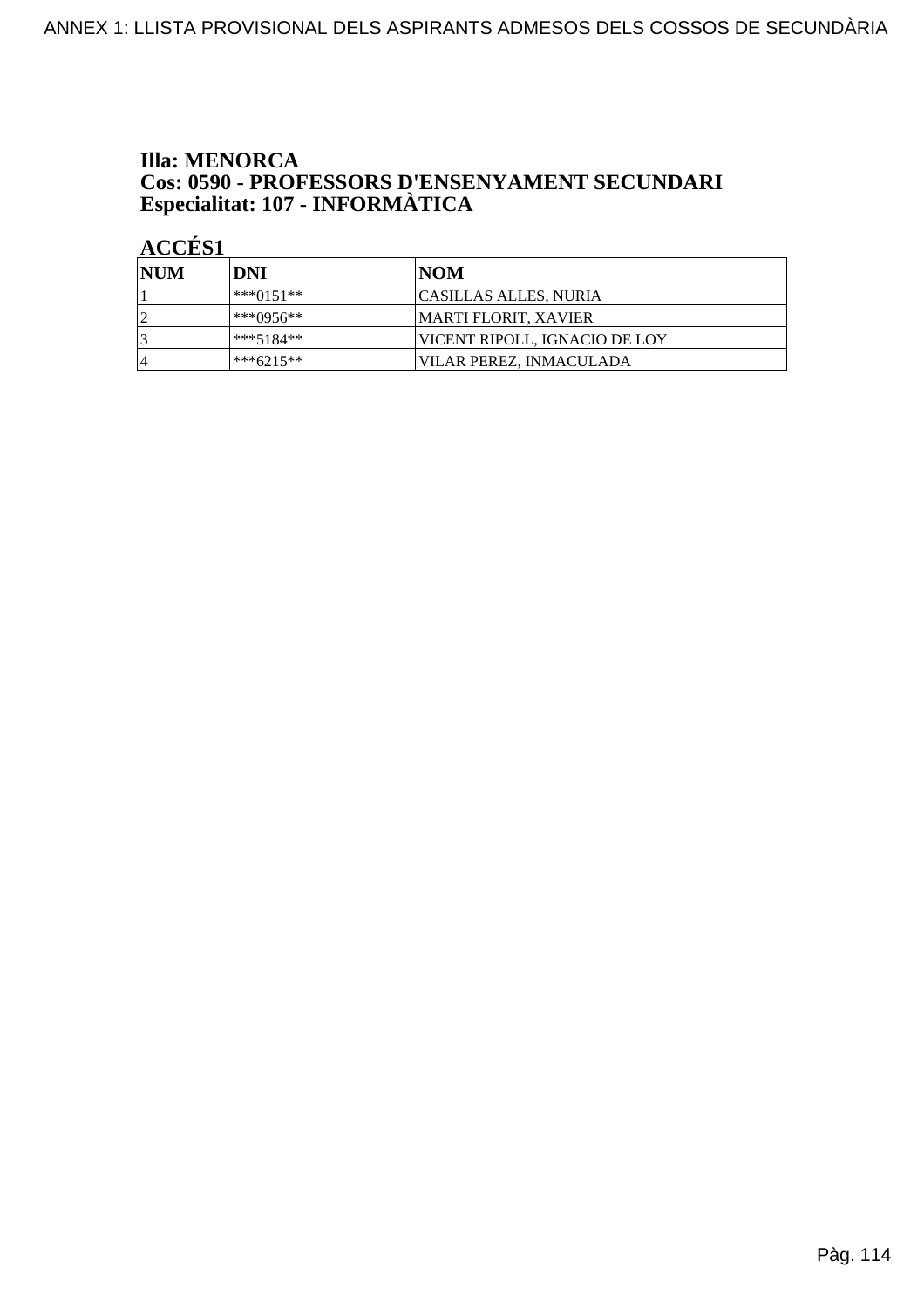**Illa: MENORCA**
**Cos: 0590 - PROFESSORS D'ENSENYAMENT SECUNDARI**
**Especialitat: 107 - INFORMÀTICA**

**ACCÉS1**

| NUM | DNI | NOM |
|---|---|---|
| 1 | ***0151** | CASILLAS ALLES, NURIA |
| 2 | ***0956** | MARTI FLORIT, XAVIER |
| 3 | ***5184** | VICENT RIPOLL, IGNACIO DE LOY |
| 4 | ***6215** | VILAR PEREZ, INMACULADA |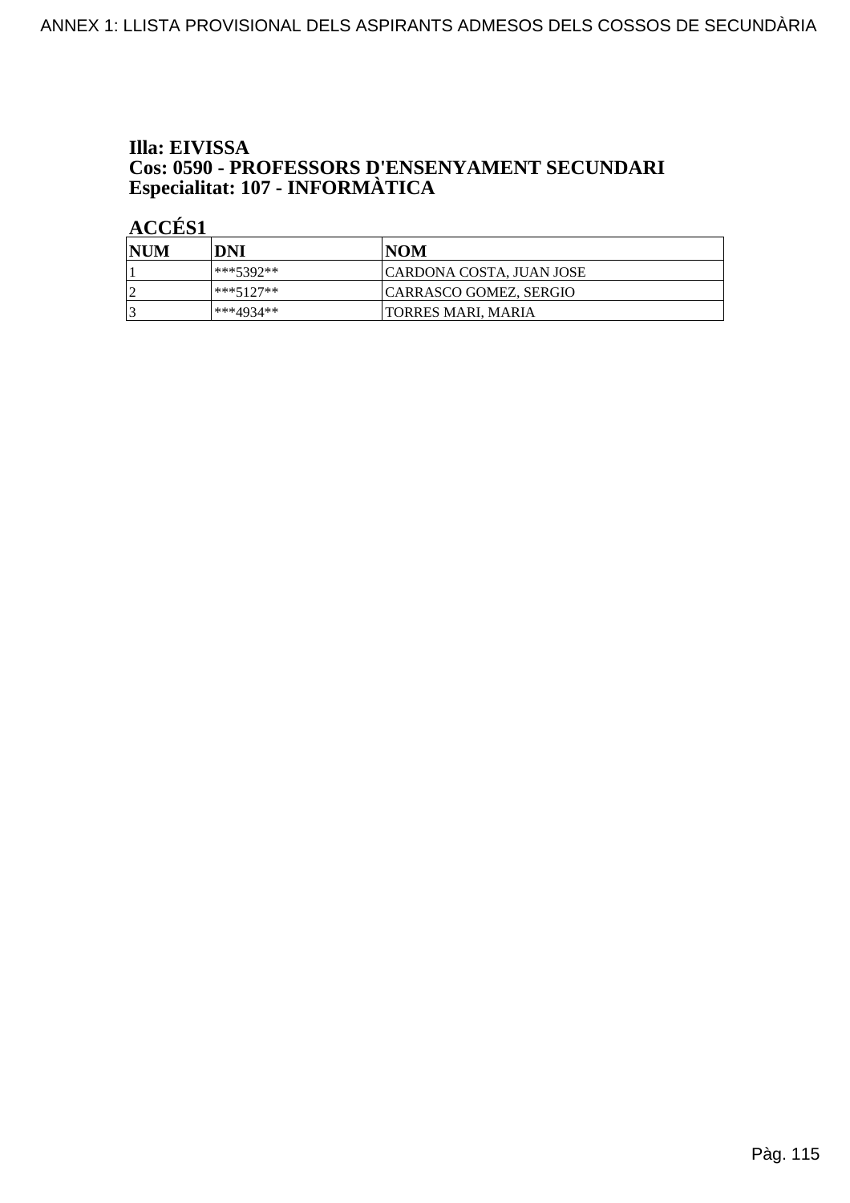**Illa: EIVISSA**
**Cos: 0590 - PROFESSORS D'ENSENYAMENT SECUNDARI**
**Especialitat: 107 - INFORMÀTICA**

**ACCÉS1**

| NUM | DNI | NOM |
|---|---|---|
| 1 | ***5392** | CARDONA COSTA, JUAN JOSE |
| 2 | ***5127** | CARRASCO GOMEZ, SERGIO |
| 3 | ***4934** | TORRES MARI, MARIA |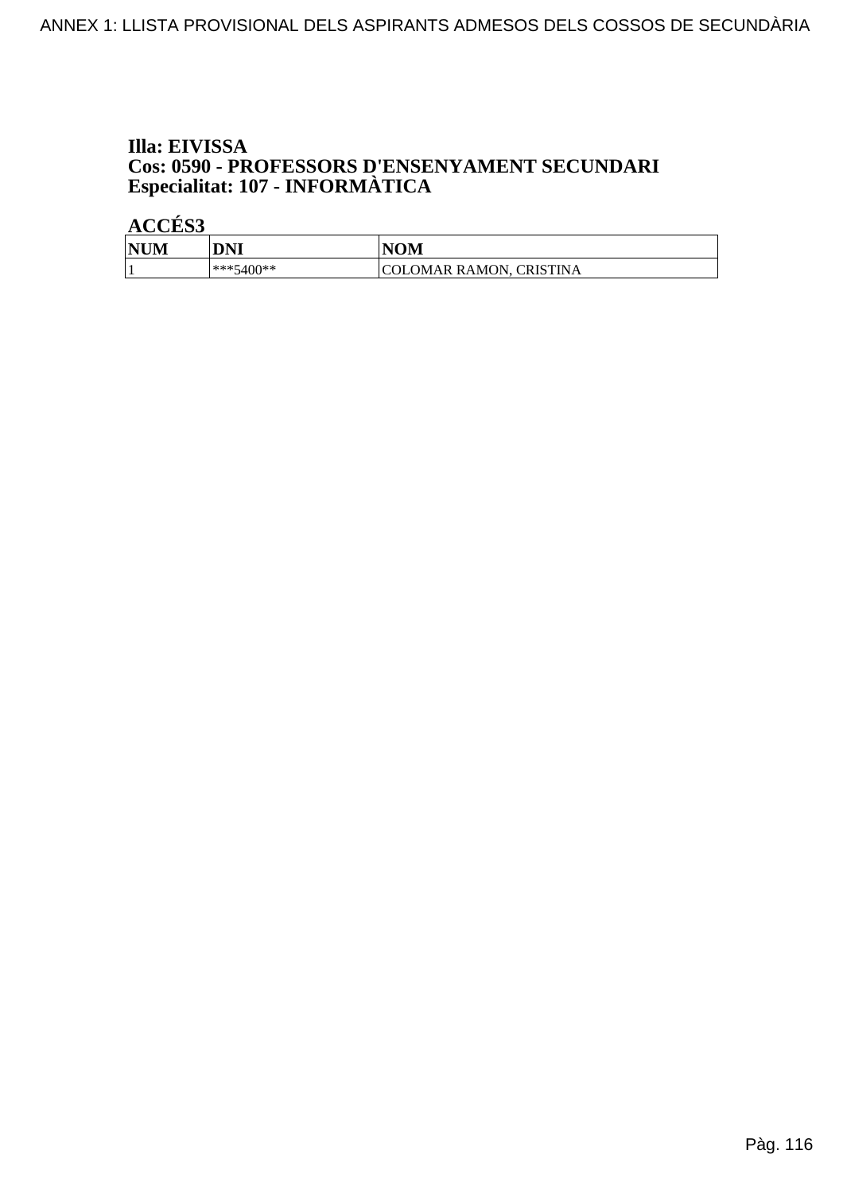**Illa: EIVISSA**
**Cos: 0590 - PROFESSORS D'ENSENYAMENT SECUNDARI**
**Especialitat: 107 - INFORMÀTICA**

**ACCÉS3**

| NUM | DNI | NOM |
|---|---|---|
| 1 | ***5400** | COLOMAR RAMON, CRISTINA |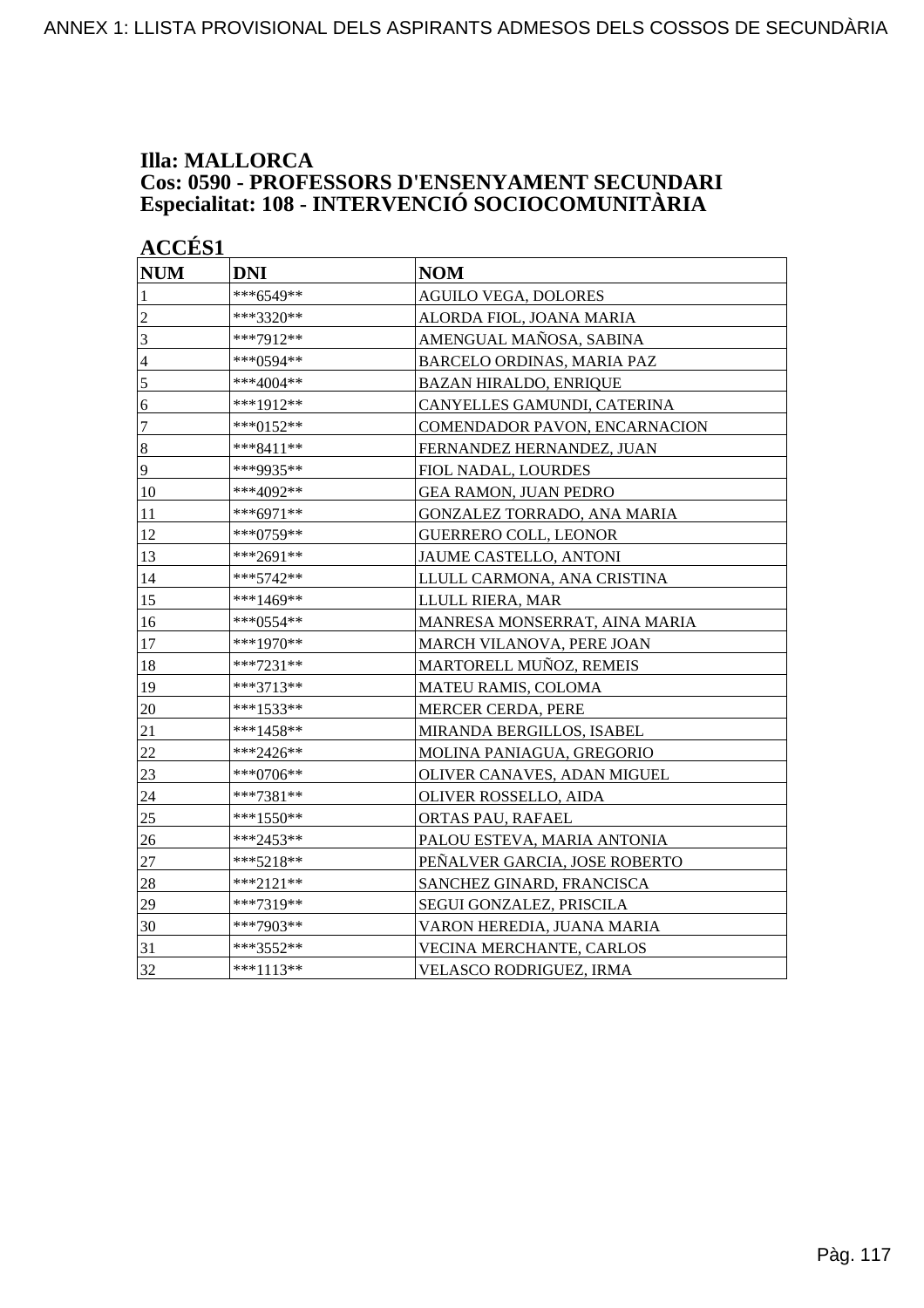**Illa: MALLORCA**
**Cos: 0590 - PROFESSORS D'ENSENYAMENT SECUNDARI**
**Especialitat: 108 - INTERVENCIÓ SOCIOCOMUNITÀRIA**

**ACCÉS1**

| NUM | DNI | NOM |
|---|---|---|
| 1 | ***6549** | AGUILO VEGA, DOLORES |
| 2 | ***3320** | ALORDA FIOL, JOANA MARIA |
| 3 | ***7912** | AMENGUAL MAÑOSA, SABINA |
| 4 | ***0594** | BARCELO ORDINAS, MARIA PAZ |
| 5 | ***4004** | BAZAN HIRALDO, ENRIQUE |
| 6 | ***1912** | CANYELLES GAMUNDI, CATERINA |
| 7 | ***0152** | COMENDADOR PAVON, ENCARNACION |
| 8 | ***8411** | FERNANDEZ HERNANDEZ, JUAN |
| 9 | ***9935** | FIOL NADAL, LOURDES |
| 10 | ***4092** | GEA RAMON, JUAN PEDRO |
| 11 | ***6971** | GONZALEZ TORRADO, ANA MARIA |
| 12 | ***0759** | GUERRERO COLL, LEONOR |
| 13 | ***2691** | JAUME CASTELLO, ANTONI |
| 14 | ***5742** | LLULL CARMONA, ANA CRISTINA |
| 15 | ***1469** | LLULL RIERA, MAR |
| 16 | ***0554** | MANRESA MONSERRAT, AINA MARIA |
| 17 | ***1970** | MARCH VILANOVA, PERE JOAN |
| 18 | ***7231** | MARTORELL MUÑOZ, REMEIS |
| 19 | ***3713** | MATEU RAMIS, COLOMA |
| 20 | ***1533** | MERCER CERDA, PERE |
| 21 | ***1458** | MIRANDA BERGILLOS, ISABEL |
| 22 | ***2426** | MOLINA PANIAGUA, GREGORIO |
| 23 | ***0706** | OLIVER CANAVES, ADAN MIGUEL |
| 24 | ***7381** | OLIVER ROSSELLO, AIDA |
| 25 | ***1550** | ORTAS PAU, RAFAEL |
| 26 | ***2453** | PALOU ESTEVA, MARIA ANTONIA |
| 27 | ***5218** | PEÑALVER GARCIA, JOSE ROBERTO |
| 28 | ***2121** | SANCHEZ GINARD, FRANCISCA |
| 29 | ***7319** | SEGUI GONZALEZ, PRISCILA |
| 30 | ***7903** | VARON HEREDIA, JUANA MARIA |
| 31 | ***3552** | VECINA MERCHANTE, CARLOS |
| 32 | ***1113** | VELASCO RODRIGUEZ, IRMA |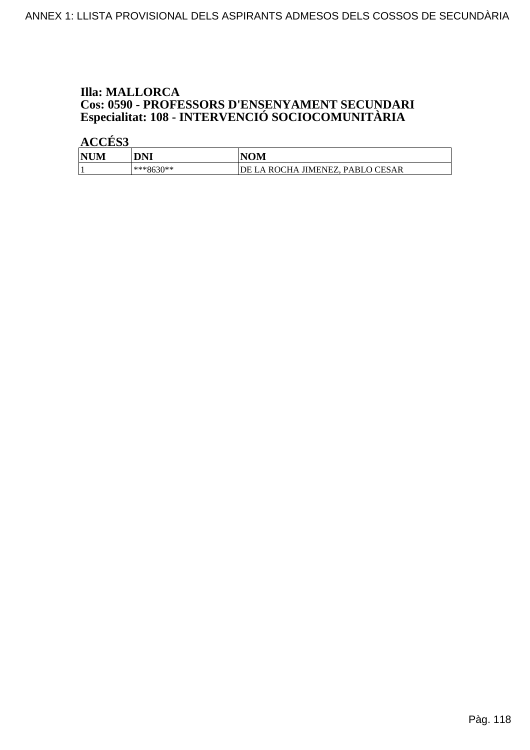**Illa: MALLORCA**
**Cos: 0590 - PROFESSORS D'ENSENYAMENT SECUNDARI**
**Especialitat: 108 - INTERVENCIÓ SOCIOCOMUNITÀRIA**

**ACCÉS3**

| NUM | DNI | NOM |
|---|---|---|
| 1 | ***8630** | DE LA ROCHA JIMENEZ, PABLO CESAR |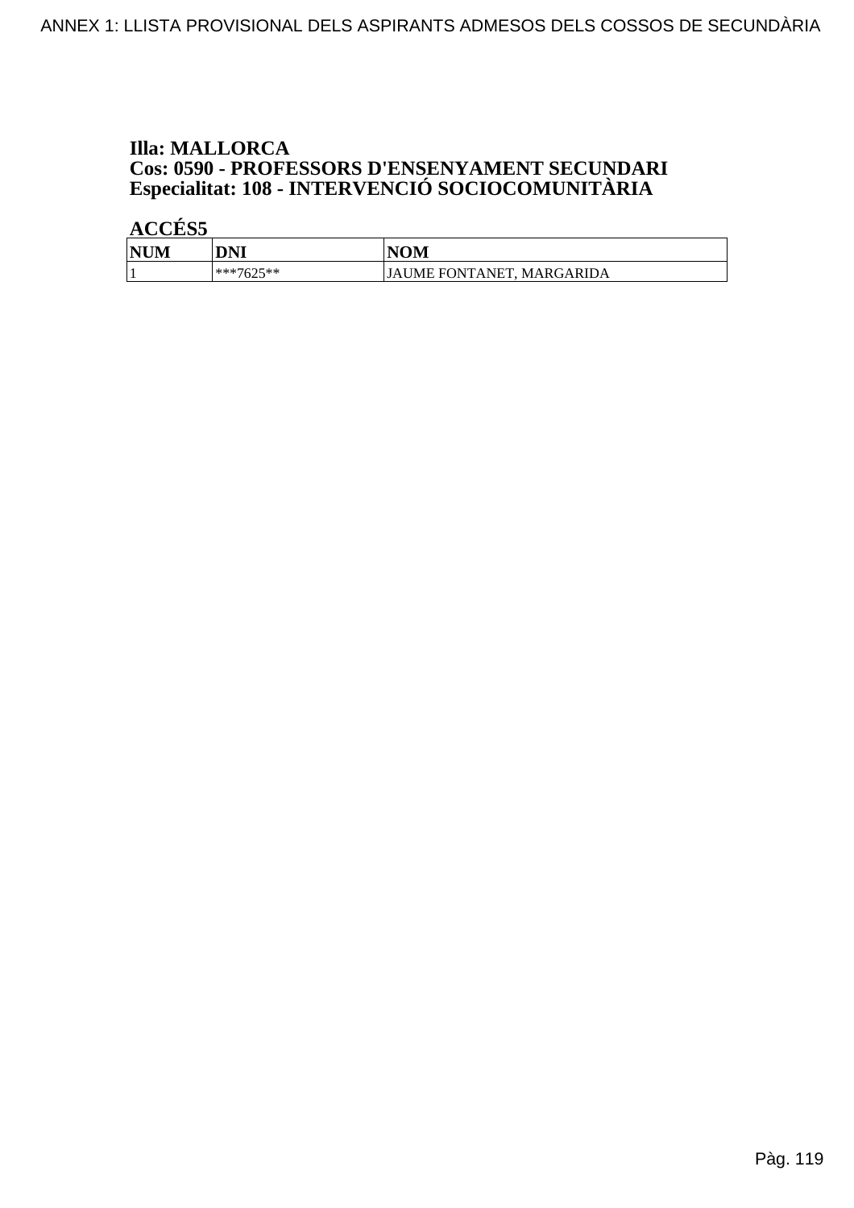**Illa: MALLORCA**
**Cos: 0590 - PROFESSORS D'ENSENYAMENT SECUNDARI**
**Especialitat: 108 - INTERVENCIÓ SOCIOCOMUNITÀRIA**

**ACCÉS5**

| NUM | DNI | NOM |
|---|---|---|
| 1 | ***7625** | JAUME FONTANET, MARGARIDA |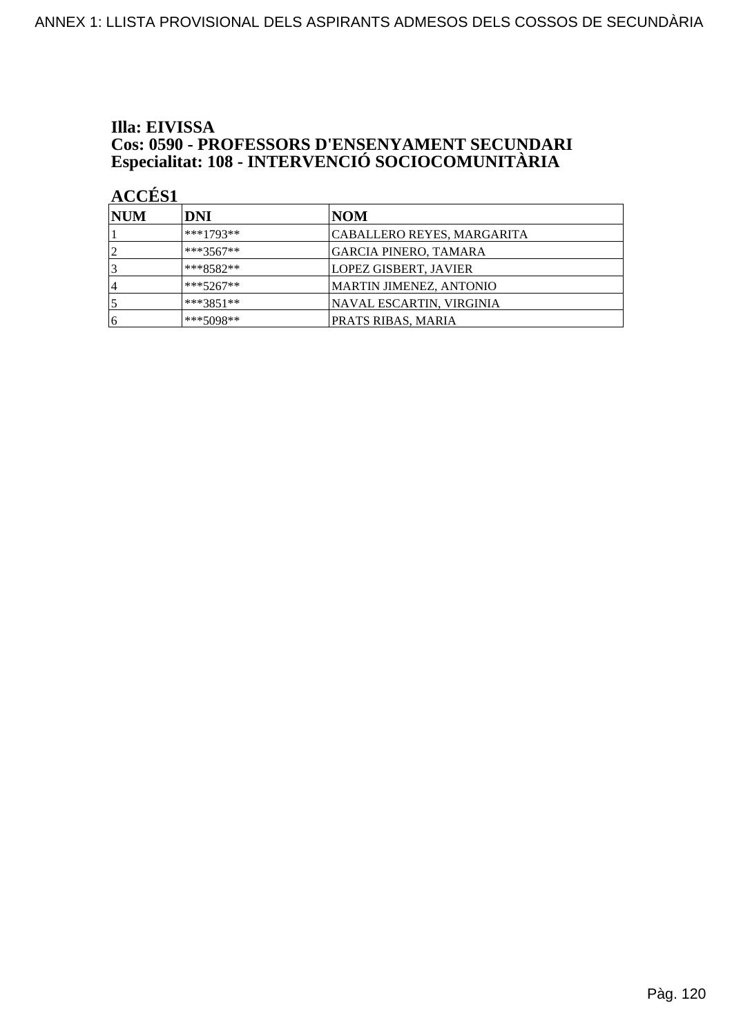**Illa: EIVISSA**
**Cos: 0590 - PROFESSORS D'ENSENYAMENT SECUNDARI**
**Especialitat: 108 - INTERVENCIÓ SOCIOCOMUNITÀRIA**

**ACCÉS1**

| NUM | DNI | NOM |
|---|---|---|
| 1 | ***1793** | CABALLERO REYES, MARGARITA |
| 2 | ***3567** | GARCIA PINERO, TAMARA |
| 3 | ***8582** | LOPEZ GISBERT, JAVIER |
| 4 | ***5267** | MARTIN JIMENEZ, ANTONIO |
| 5 | ***3851** | NAVAL ESCARTIN, VIRGINIA |
| 6 | ***5098** | PRATS RIBAS, MARIA |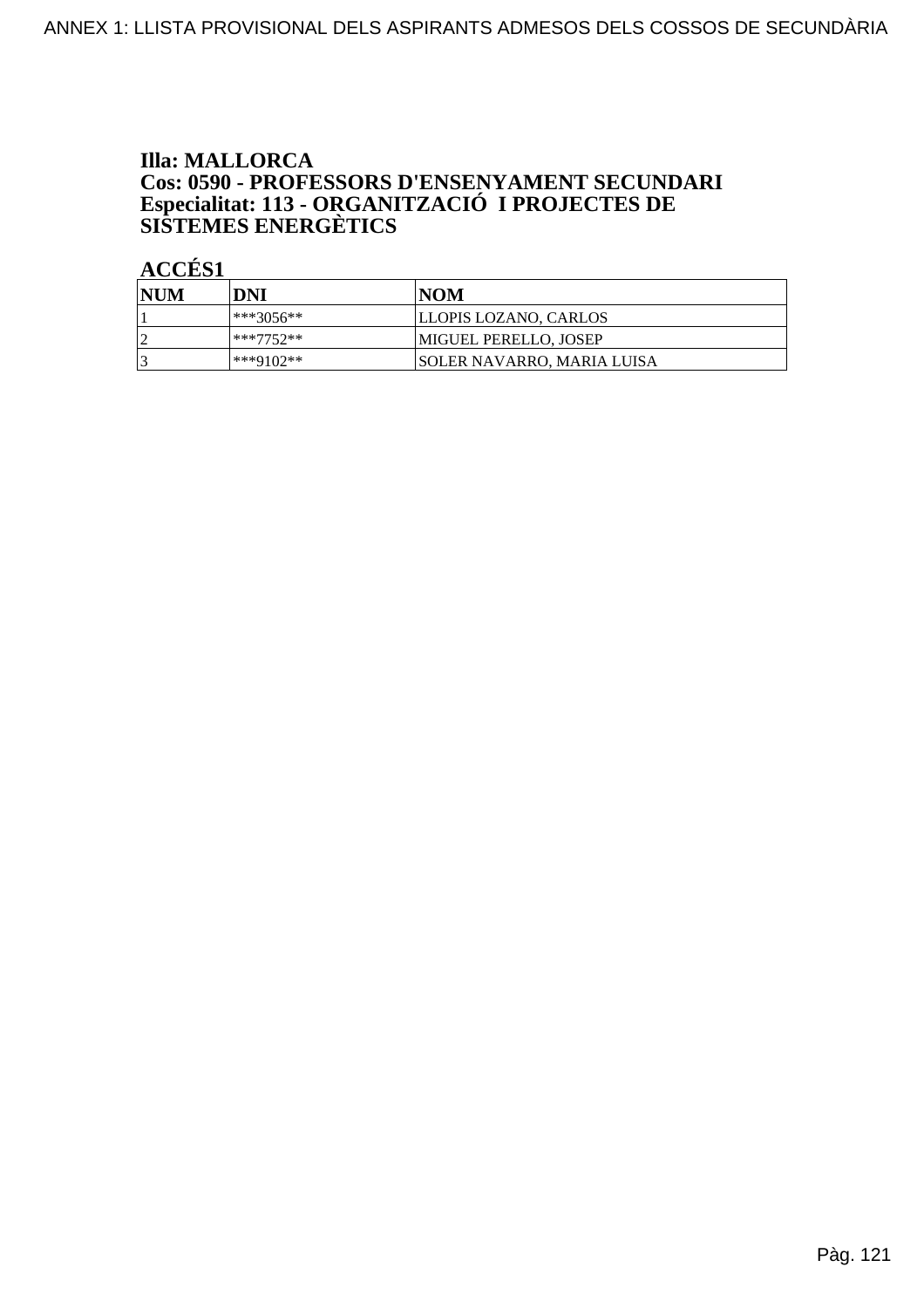**Illa: MALLORCA**
**Cos: 0590 - PROFESSORS D'ENSENYAMENT SECUNDARI**
**Especialitat: 113 - ORGANITZACIÓ I PROJECTES DE SISTEMES ENERGÈTICS**

**ACCÉS1**

| NUM | DNI | NOM |
|---|---|---|
| 1 | ***3056** | LLOPIS LOZANO, CARLOS |
| 2 | ***7752** | MIGUEL PERELLO, JOSEP |
| 3 | ***9102** | SOLER NAVARRO, MARIA LUISA |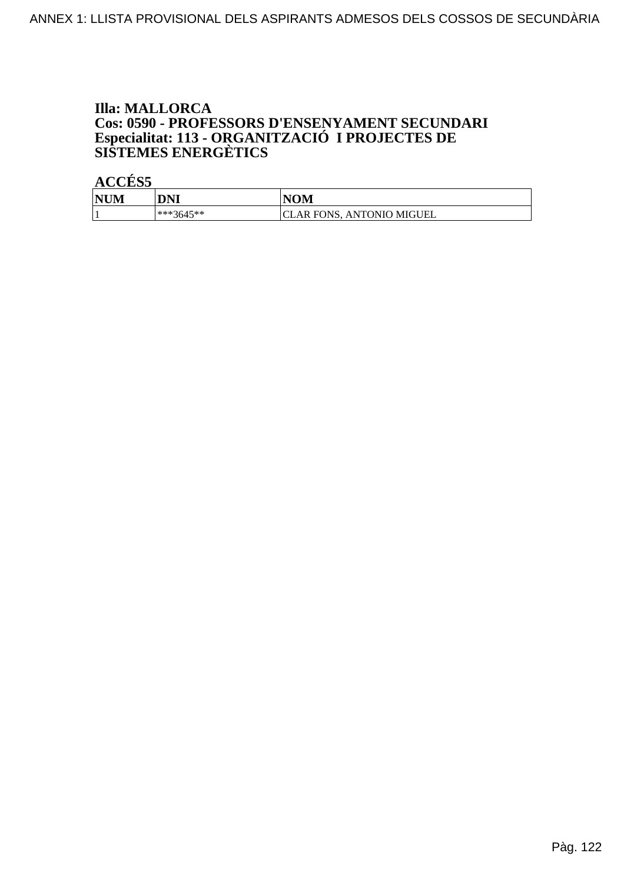**Illa: MALLORCA**
**Cos: 0590 - PROFESSORS D'ENSENYAMENT SECUNDARI**
**Especialitat: 113 - ORGANITZACIÓ I PROJECTES DE SISTEMES ENERGÈTICS**

**ACCÉS5**

| NUM | DNI | NOM |
|---|---|---|
| 1 | ***3645** | CLAR FONS, ANTONIO MIGUEL |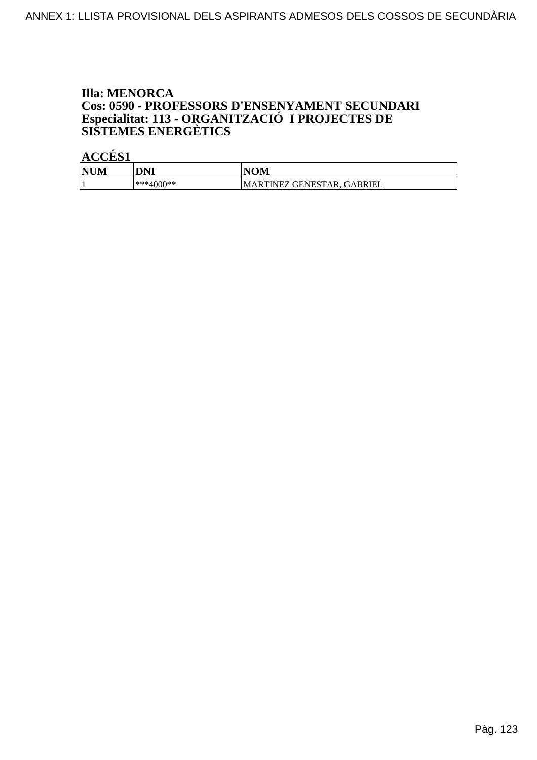**Illa: MENORCA**
**Cos: 0590 - PROFESSORS D'ENSENYAMENT SECUNDARI**
**Especialitat: 113 - ORGANITZACIÓ I PROJECTES DE SISTEMES ENERGÈTICS**

**ACCÉS1**

| NUM | DNI | NOM |
|---|---|---|
| 1 | ***4000** | MARTINEZ GENESTAR, GABRIEL |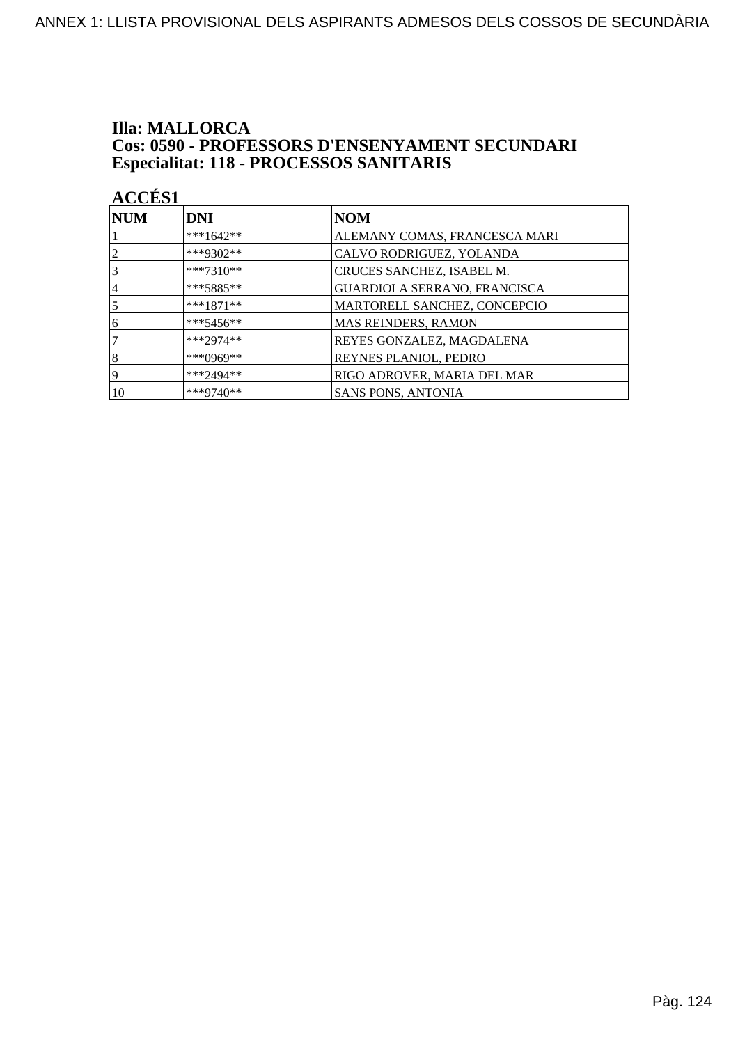**Illa: MALLORCA**
**Cos: 0590 - PROFESSORS D'ENSENYAMENT SECUNDARI**
**Especialitat: 118 - PROCESSOS SANITARIS**

**ACCÉS1**

| NUM | DNI | NOM |
|---|---|---|
| 1 | ***1642** | ALEMANY COMAS, FRANCESCA MARI |
| 2 | ***9302** | CALVO RODRIGUEZ, YOLANDA |
| 3 | ***7310** | CRUCES SANCHEZ, ISABEL M. |
| 4 | ***5885** | GUARDIOLA SERRANO, FRANCISCA |
| 5 | ***1871** | MARTORELL SANCHEZ, CONCEPCIO |
| 6 | ***5456** | MAS REINDERS, RAMON |
| 7 | ***2974** | REYES GONZALEZ, MAGDALENA |
| 8 | ***0969** | REYNES PLANIOL, PEDRO |
| 9 | ***2494** | RIGO ADROVER, MARIA DEL MAR |
| 10 | ***9740** | SANS PONS, ANTONIA |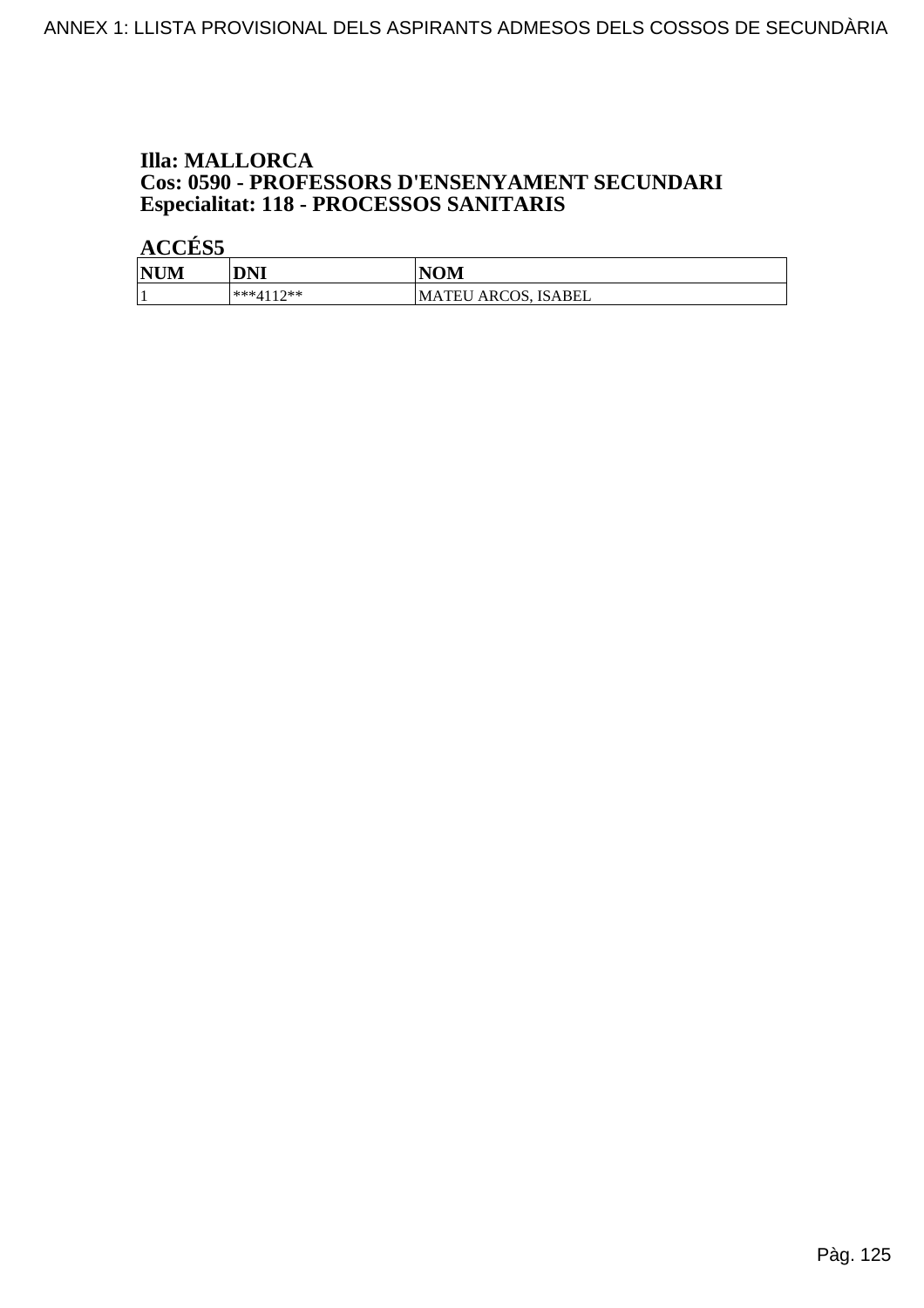**Illa: MALLORCA**
**Cos: 0590 - PROFESSORS D'ENSENYAMENT SECUNDARI**
**Especialitat: 118 - PROCESSOS SANITARIS**

**ACCÉS5**

| NUM | DNI | NOM |
|---|---|---|
| 1 | ***4112** | MATEU ARCOS, ISABEL |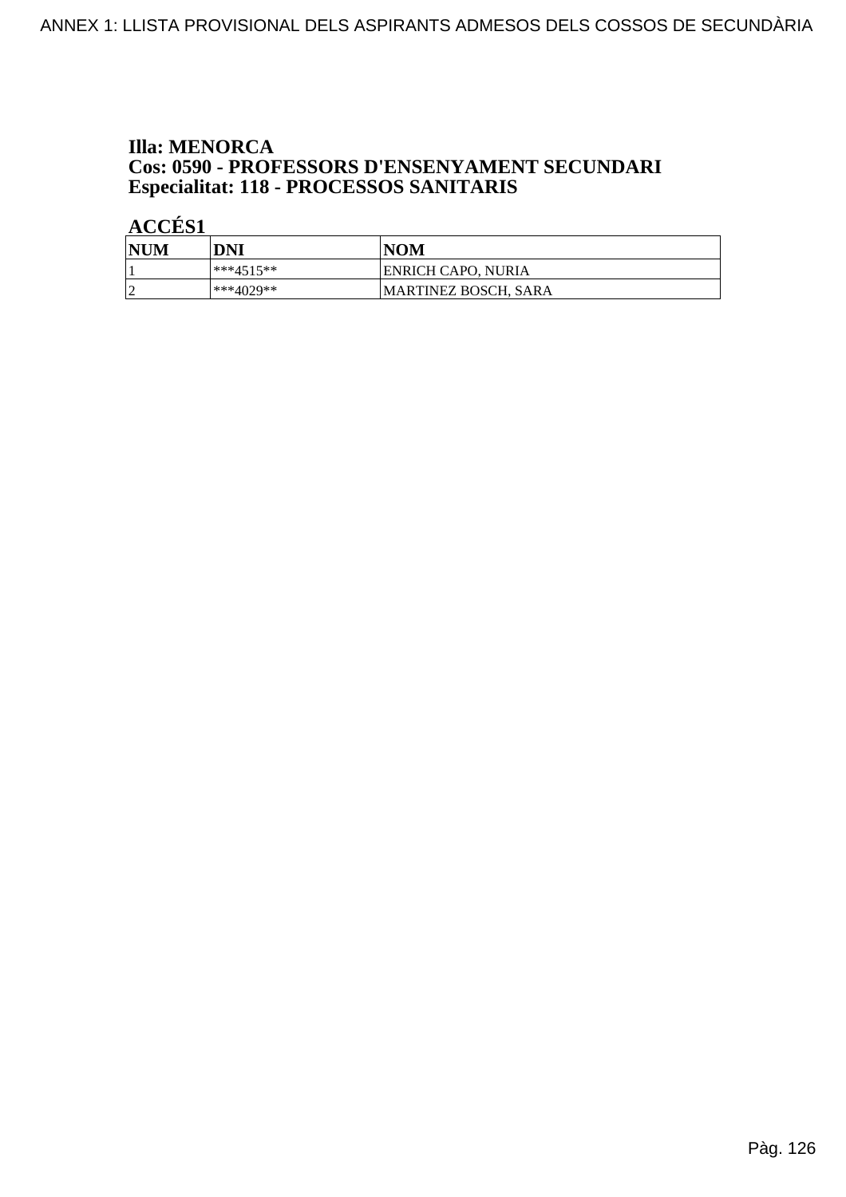**Illa: MENORCA**
**Cos: 0590 - PROFESSORS D'ENSENYAMENT SECUNDARI**
**Especialitat: 118 - PROCESSOS SANITARIS**

**ACCÉS1**

| NUM | DNI | NOM |
|---|---|---|
| 1 | ***4515** | ENRICH CAPO, NURIA |
| 2 | ***4029** | MARTINEZ BOSCH, SARA |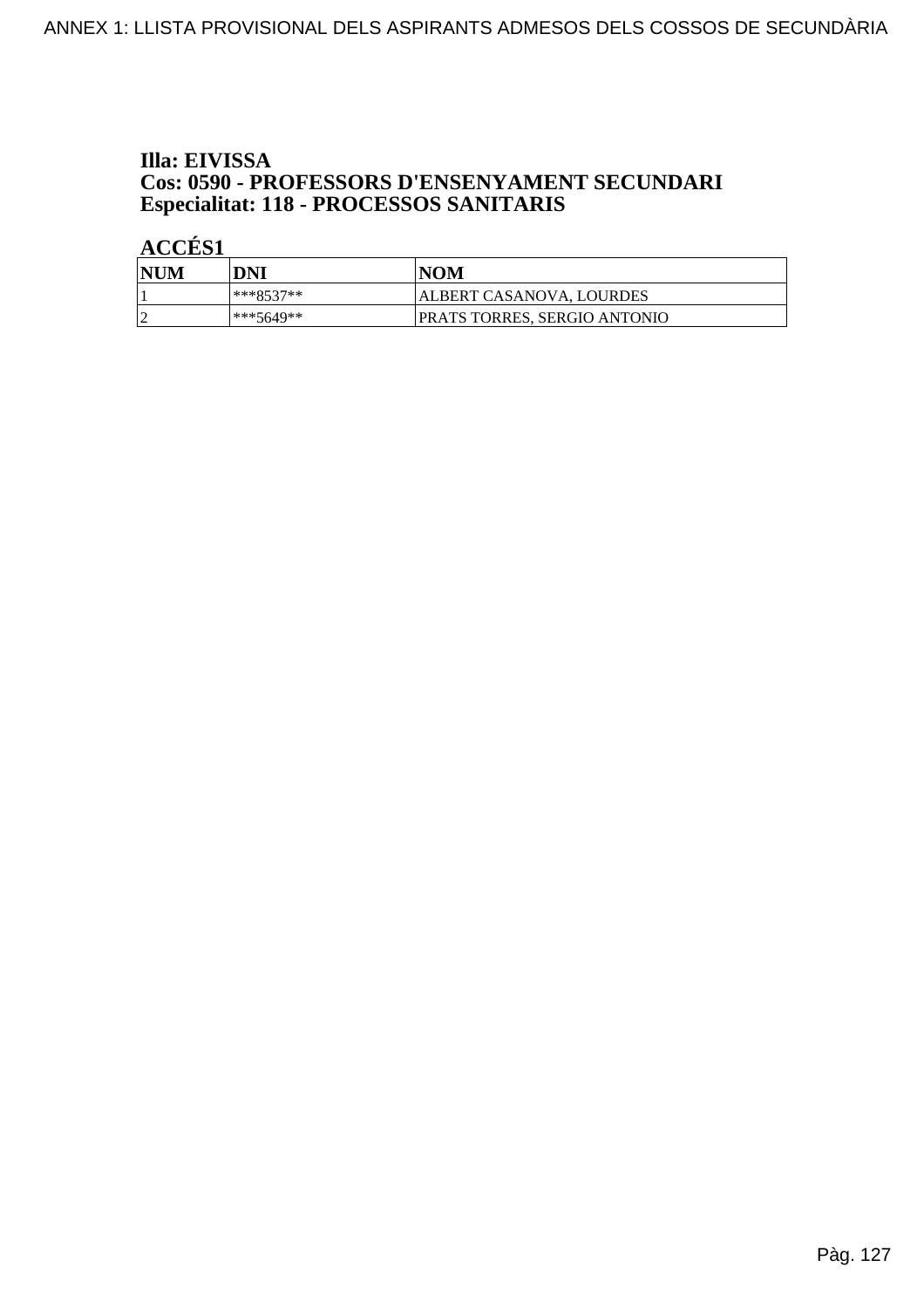**Illa: EIVISSA**
**Cos: 0590 - PROFESSORS D'ENSENYAMENT SECUNDARI**
**Especialitat: 118 - PROCESSOS SANITARIS**

**ACCÉS1**

| NUM | DNI | NOM |
|---|---|---|
| 1 | ***8537** | ALBERT CASANOVA, LOURDES |
| 2 | ***5649** | PRATS TORRES, SERGIO ANTONIO |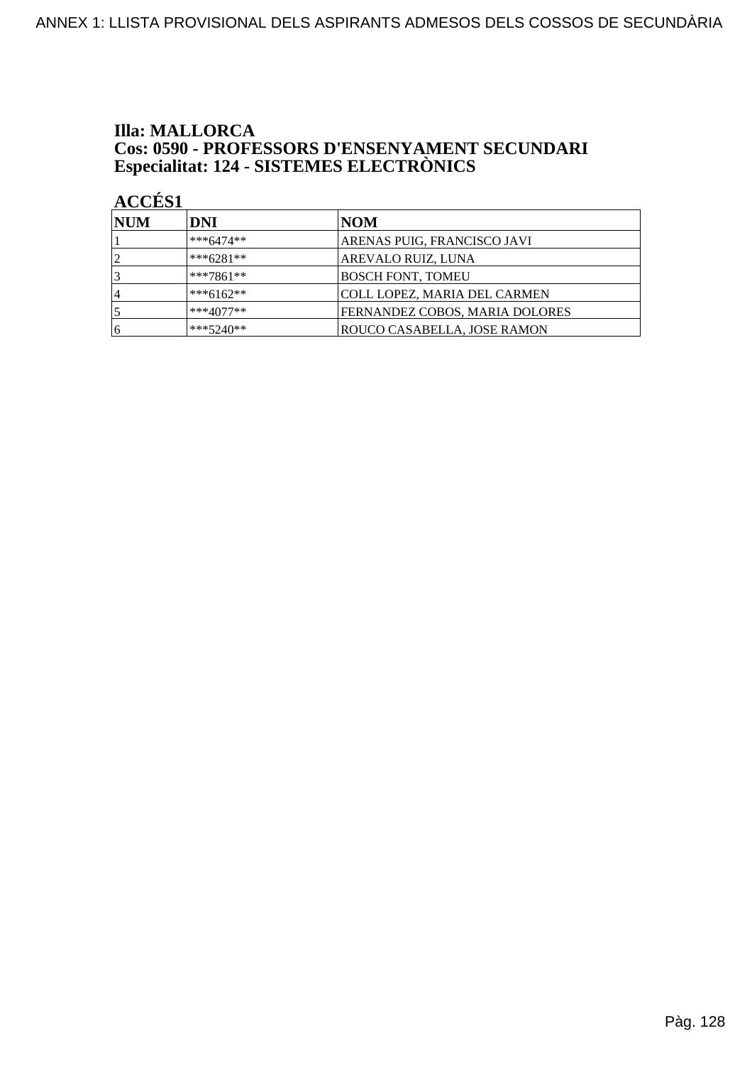**Illa: MALLORCA**
**Cos: 0590 - PROFESSORS D'ENSENYAMENT SECUNDARI**
**Especialitat: 124 - SISTEMES ELECTRÒNICS**

**ACCÉS1**

| NUM | DNI | NOM |
|---|---|---|
| 1 | ***6474** | ARENAS PUIG, FRANCISCO JAVI |
| 2 | ***6281** | AREVALO RUIZ, LUNA |
| 3 | ***7861** | BOSCH FONT, TOMEU |
| 4 | ***6162** | COLL LOPEZ, MARIA DEL CARMEN |
| 5 | ***4077** | FERNANDEZ COBOS, MARIA DOLORES |
| 6 | ***5240** | ROUCO CASABELLA, JOSE RAMON |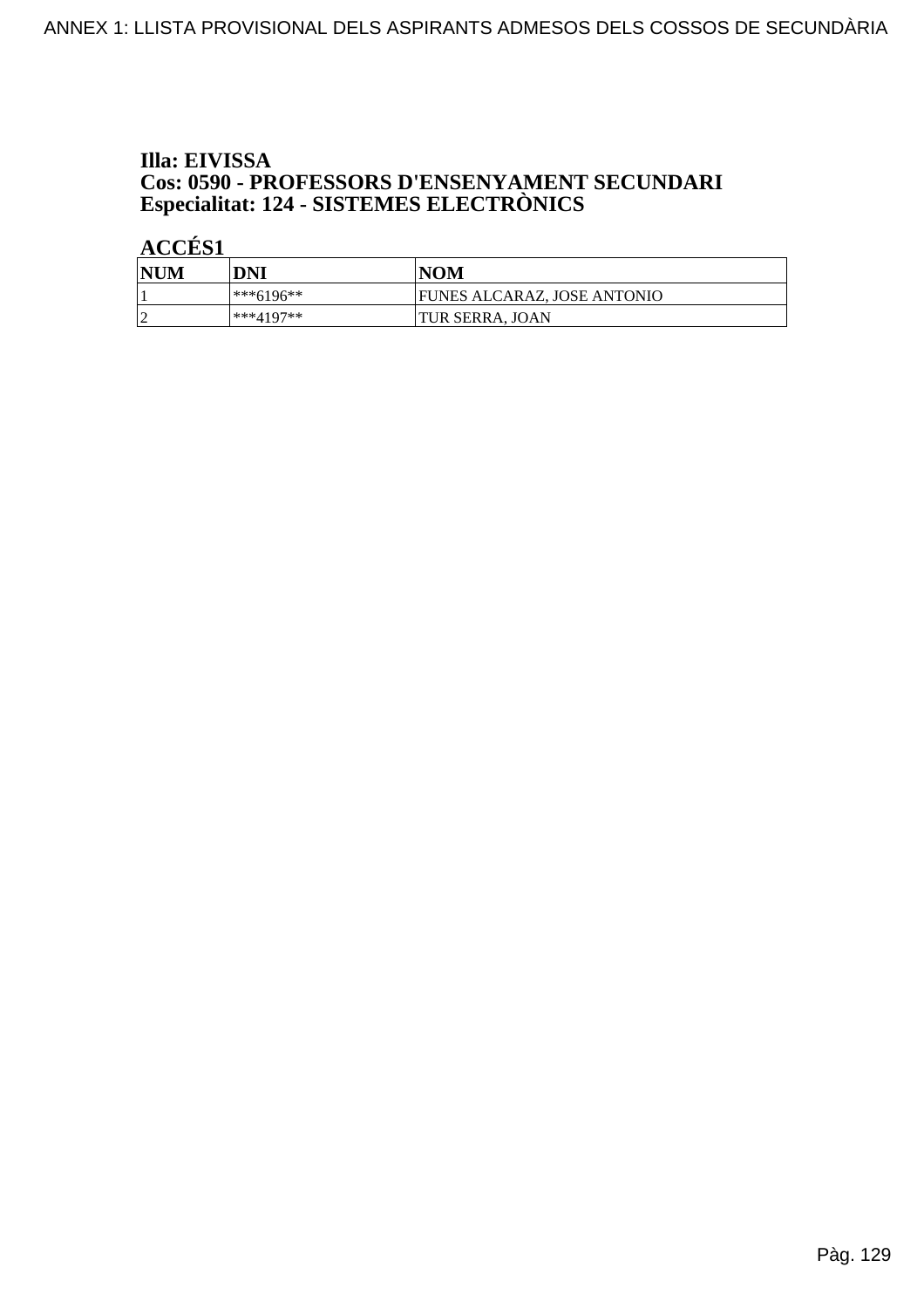**Illa: EIVISSA**
**Cos: 0590 - PROFESSORS D'ENSENYAMENT SECUNDARI**
**Especialitat: 124 - SISTEMES ELECTRÒNICS**

**ACCÉS1**

| NUM | DNI | NOM |
|---|---|---|
| 1 | ***6196** | FUNES ALCARAZ, JOSE ANTONIO |
| 2 | ***4197** | TUR SERRA, JOAN |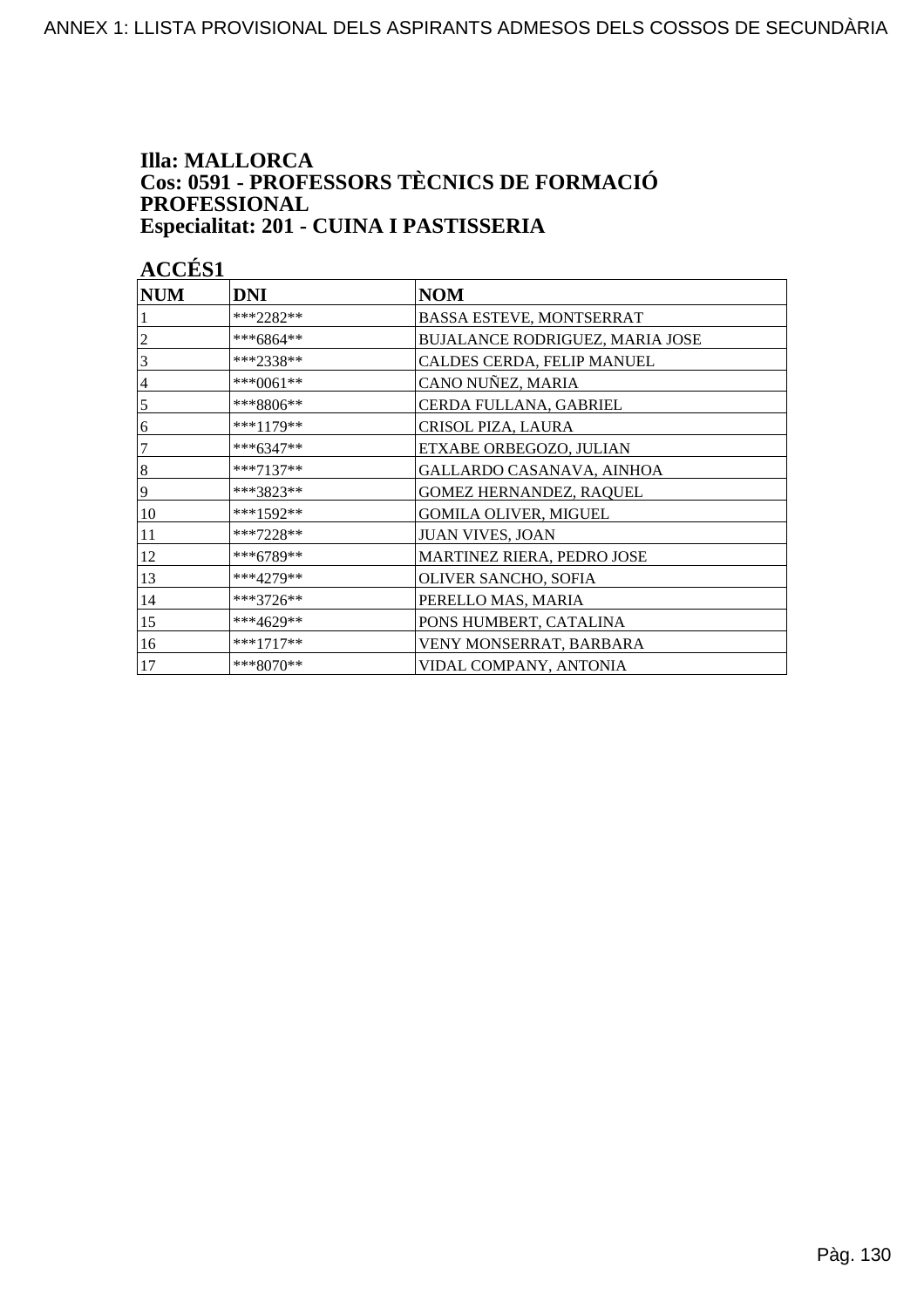**Illa: MALLORCA**
**Cos: 0591 - PROFESSORS TÈCNICS DE FORMACIÓ PROFESSIONAL**
**Especialitat: 201 - CUINA I PASTISSERIA**

**ACCÉS1**

| NUM | DNI | NOM |
|---|---|---|
| 1 | ***2282** | BASSA ESTEVE, MONTSERRAT |
| 2 | ***6864** | BUJALANCE RODRIGUEZ, MARIA JOSE |
| 3 | ***2338** | CALDES CERDA, FELIP MANUEL |
| 4 | ***0061** | CANO NUÑEZ, MARIA |
| 5 | ***8806** | CERDA FULLANA, GABRIEL |
| 6 | ***1179** | CRISOL PIZA, LAURA |
| 7 | ***6347** | ETXABE ORBEGOZO, JULIAN |
| 8 | ***7137** | GALLARDO CASANAVA, AINHOA |
| 9 | ***3823** | GOMEZ HERNANDEZ, RAQUEL |
| 10 | ***1592** | GOMILA OLIVER, MIGUEL |
| 11 | ***7228** | JUAN VIVES, JOAN |
| 12 | ***6789** | MARTINEZ RIERA, PEDRO JOSE |
| 13 | ***4279** | OLIVER SANCHO, SOFIA |
| 14 | ***3726** | PERELLO MAS, MARIA |
| 15 | ***4629** | PONS HUMBERT, CATALINA |
| 16 | ***1717** | VENY MONSERRAT, BARBARA |
| 17 | ***8070** | VIDAL COMPANY, ANTONIA |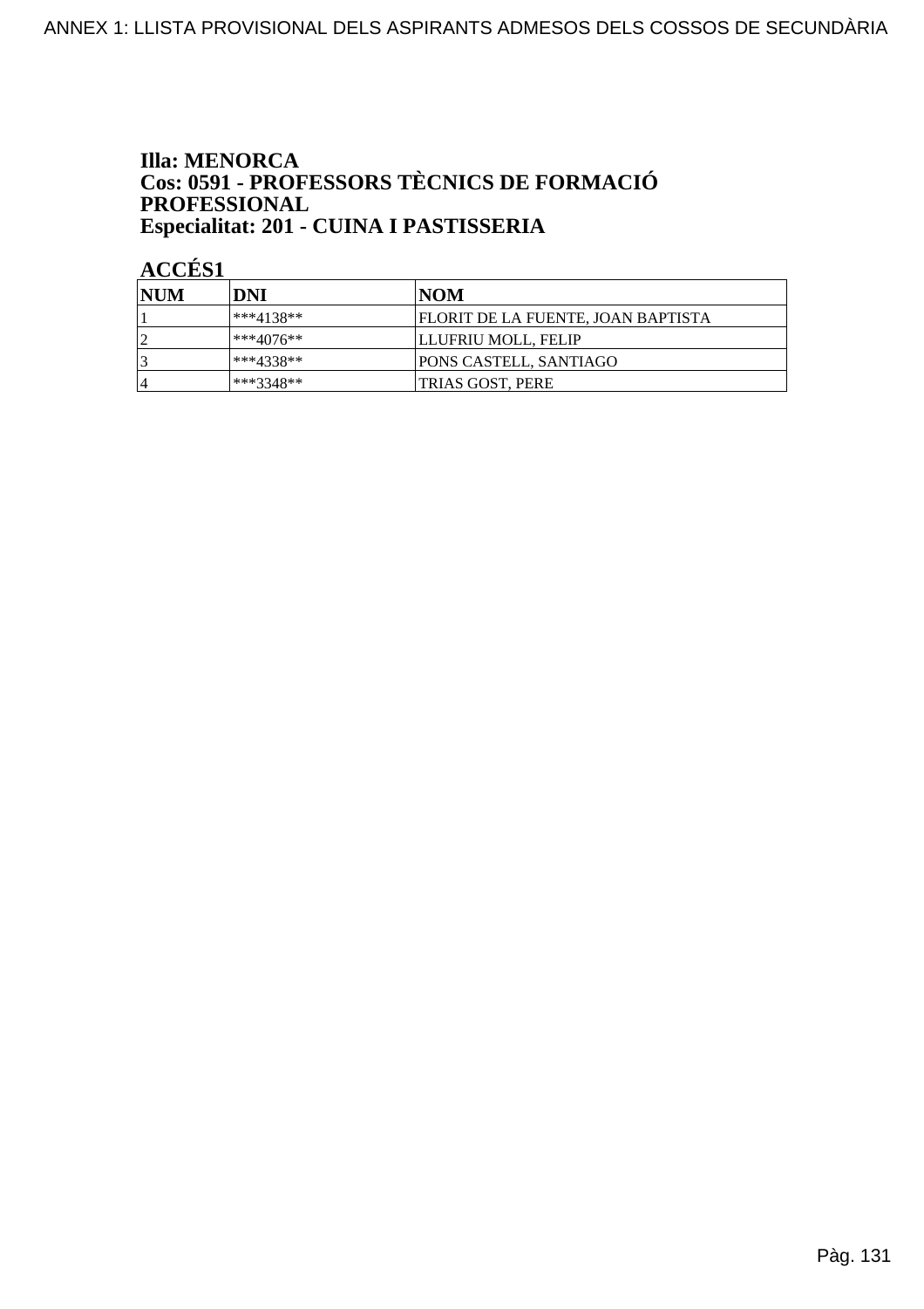**Illa: MENORCA**
**Cos: 0591 - PROFESSORS TÈCNICS DE FORMACIÓ PROFESSIONAL**
**Especialitat: 201 - CUINA I PASTISSERIA**

**ACCÉS1**

| NUM | DNI | NOM |
|---|---|---|
| 1 | ***4138** | FLORIT DE LA FUENTE, JOAN BAPTISTA |
| 2 | ***4076** | LLUFRIU MOLL, FELIP |
| 3 | ***4338** | PONS CASTELL, SANTIAGO |
| 4 | ***3348** | TRIAS GOST, PERE |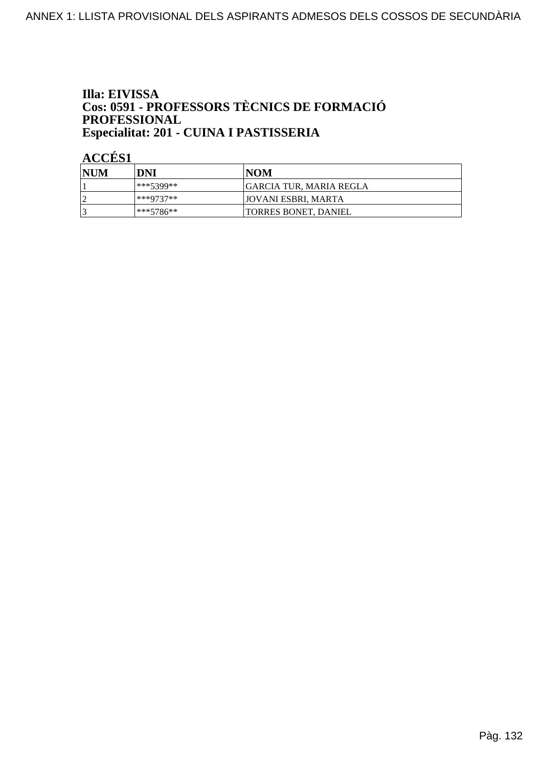### Illa: EIVISSA
### Cos: 0591 - PROFESSORS TÈCNICS DE FORMACIÓ PROFESSIONAL
### Especialitat: 201 - CUINA I PASTISSERIA

**ACCÉS1**

| NUM | DNI | NOM |
|---|---|---|
| 1 | ***5399** | GARCIA TUR, MARIA REGLA |
| 2 | ***9737** | JOVANI ESBRI, MARTA |
| 3 | ***5786** | TORRES BONET, DANIEL |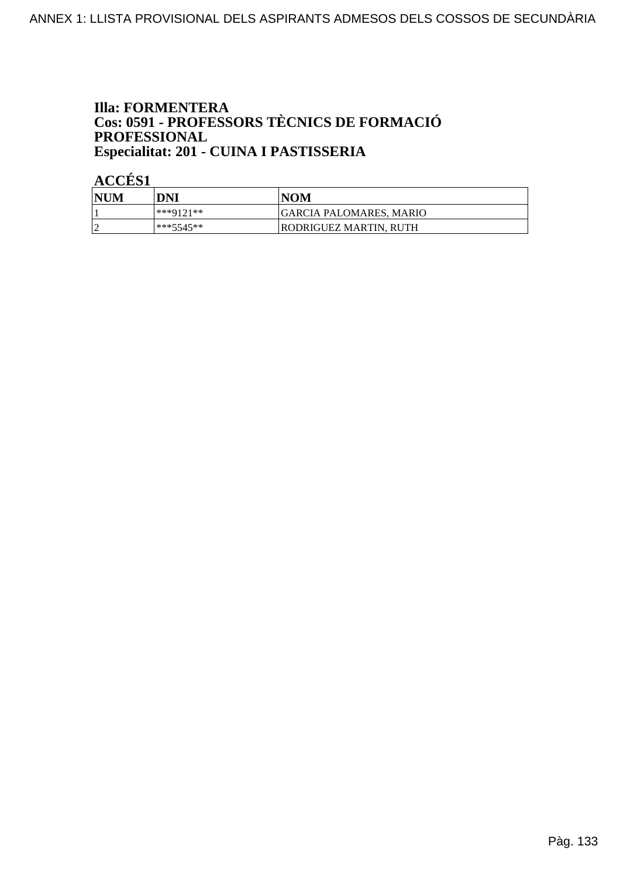**Illa: FORMENTERA**
**Cos: 0591 - PROFESSORS TÈCNICS DE FORMACIÓ PROFESSIONAL**
**Especialitat: 201 - CUINA I PASTISSERIA**

**ACCÉS1**

| NUM | DNI | NOM |
|---|---|---|
| 1 | ***9121** | GARCIA PALOMARES, MARIO |
| 2 | ***5545** | RODRIGUEZ MARTIN, RUTH |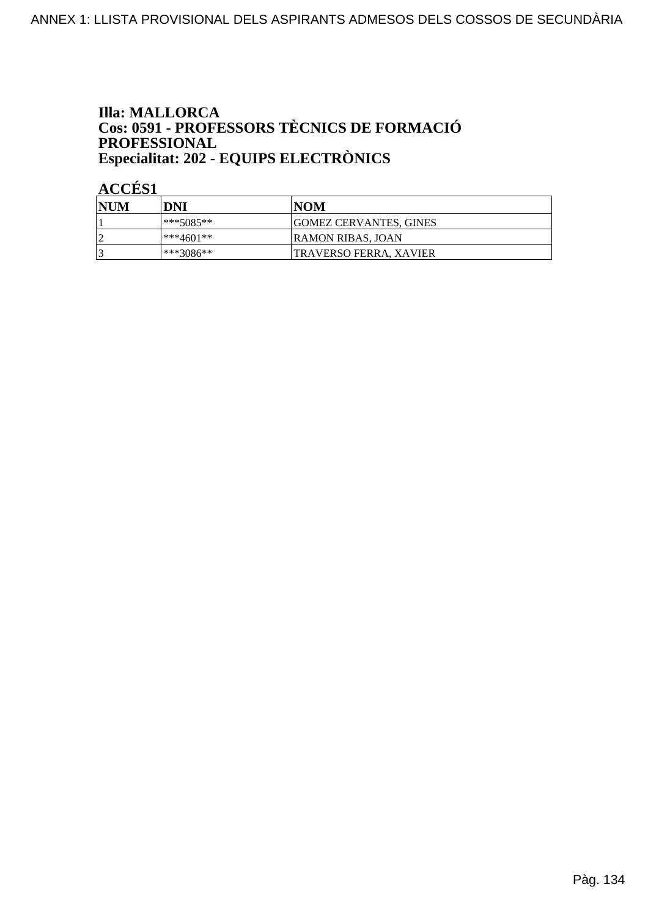**Illa: MALLORCA**
**Cos: 0591 - PROFESSORS TÈCNICS DE FORMACIÓ PROFESSIONAL**
**Especialitat: 202 - EQUIPS ELECTRÒNICS**

**ACCÉS1**

| NUM | DNI | NOM |
|---|---|---|
| 1 | ***5085** | GOMEZ CERVANTES, GINES |
| 2 | ***4601** | RAMON RIBAS, JOAN |
| 3 | ***3086** | TRAVERSO FERRA, XAVIER |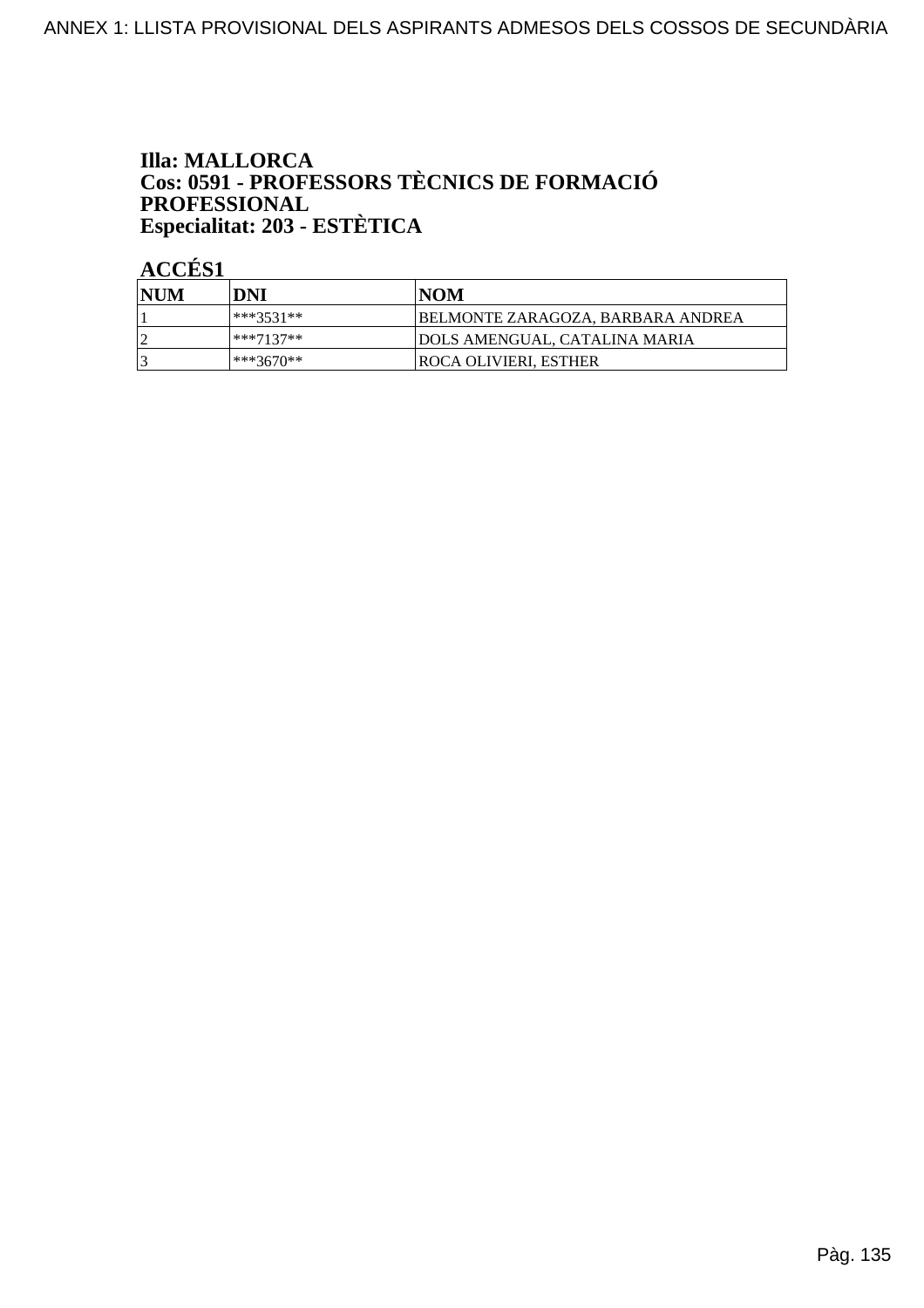**Illa: MALLORCA**
**Cos: 0591 - PROFESSORS TÈCNICS DE FORMACIÓ PROFESSIONAL**
**Especialitat: 203 - ESTÈTICA**

**ACCÉS1**

| NUM | DNI | NOM |
|---|---|---|
| 1 | ***3531** | BELMONTE ZARAGOZA, BARBARA ANDREA |
| 2 | ***7137** | DOLS AMENGUAL, CATALINA MARIA |
| 3 | ***3670** | ROCA OLIVIERI, ESTHER |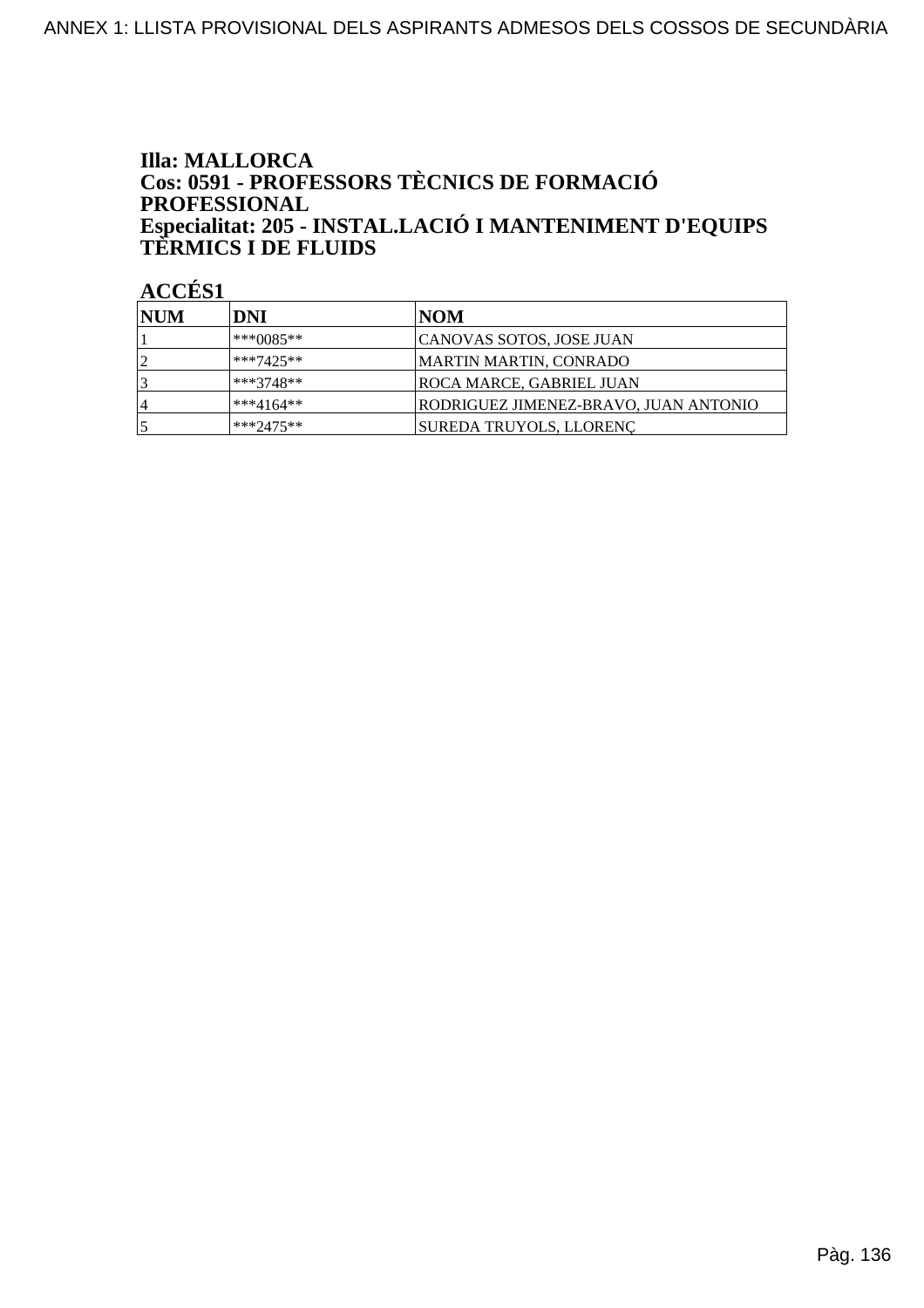**Illa: MALLORCA**
**Cos: 0591 - PROFESSORS TÈCNICS DE FORMACIÓ PROFESSIONAL**
**Especialitat: 205 - INSTAL.LACIÓ I MANTENIMENT D'EQUIPS TÈRMICS I DE FLUIDS**

**ACCÉS1**

| NUM | DNI | NOM |
|---|---|---|
| 1 | ***0085** | CANOVAS SOTOS, JOSE JUAN |
| 2 | ***7425** | MARTIN MARTIN, CONRADO |
| 3 | ***3748** | ROCA MARCE, GABRIEL JUAN |
| 4 | ***4164** | RODRIGUEZ JIMENEZ-BRAVO, JUAN ANTONIO |
| 5 | ***2475** | SUREDA TRUYOLS, LLORENÇ |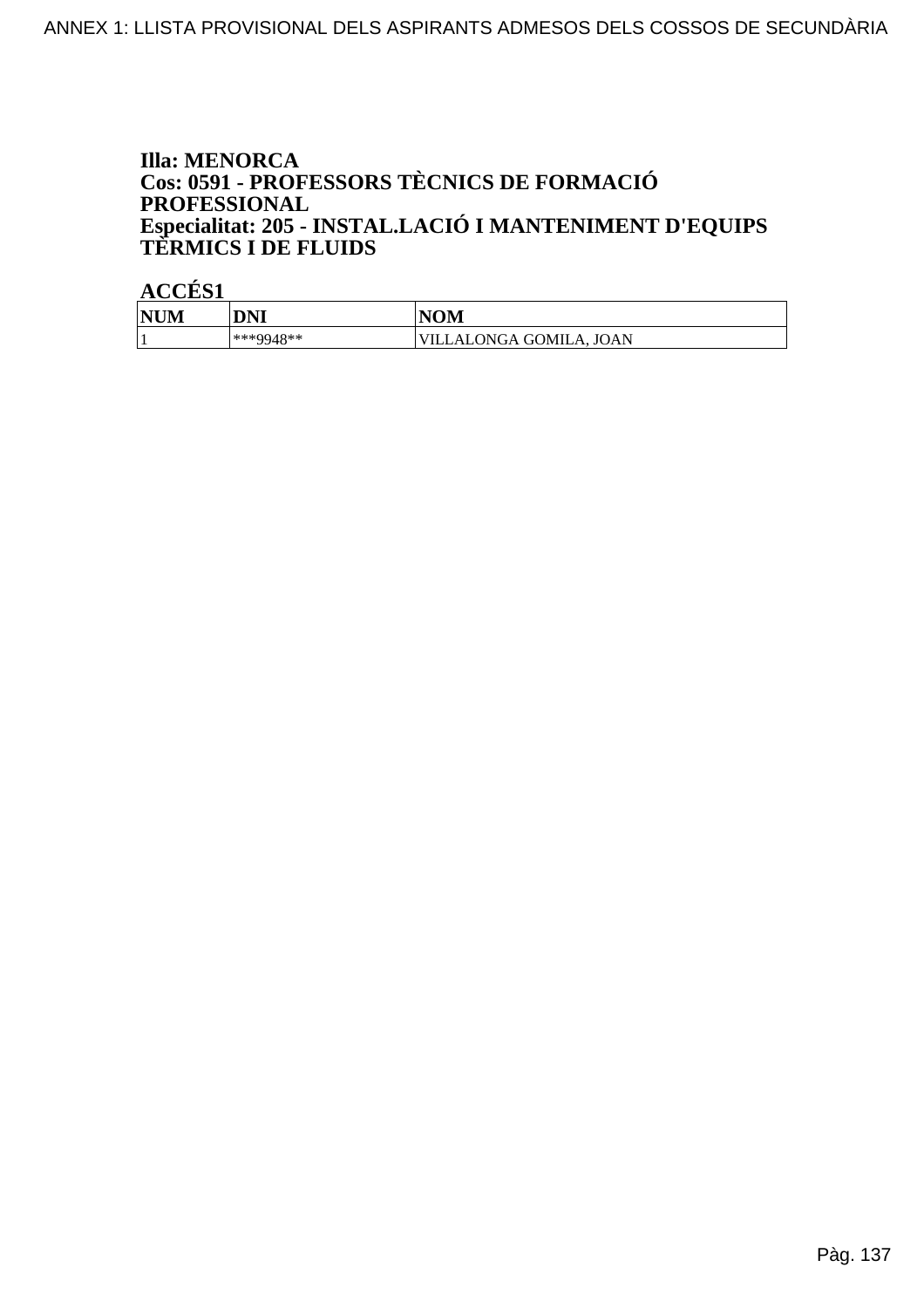**Illa: MENORCA**
**Cos: 0591 - PROFESSORS TÈCNICS DE FORMACIÓ PROFESSIONAL**
**Especialitat: 205 - INSTAL.LACIÓ I MANTENIMENT D'EQUIPS TÈRMICS I DE FLUIDS**

**ACCÉS1**

| NUM | DNI | NOM |
|---|---|---|
| 1 | ***9948** | VILLALONGA GOMILA, JOAN |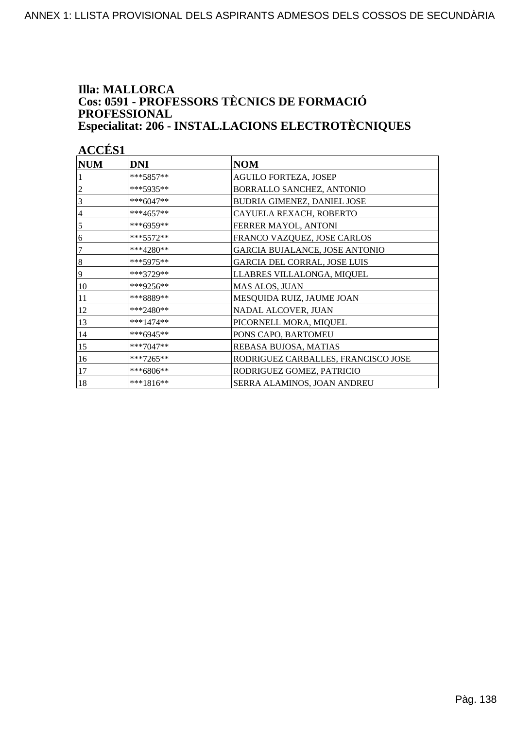**Illa: MALLORCA**
**Cos: 0591 - PROFESSORS TÈCNICS DE FORMACIÓ PROFESSIONAL**
**Especialitat: 206 - INSTAL.LACIONS ELECTROTÈCNIQUES**

**ACCÉS1**

| NUM | DNI | NOM |
|---|---|---|
| 1 | ***5857** | AGUILO FORTEZA, JOSEP |
| 2 | ***5935** | BORRALLO SANCHEZ, ANTONIO |
| 3 | ***6047** | BUDRIA GIMENEZ, DANIEL JOSE |
| 4 | ***4657** | CAYUELA REXACH, ROBERTO |
| 5 | ***6959** | FERRER MAYOL, ANTONI |
| 6 | ***5572** | FRANCO VAZQUEZ, JOSE CARLOS |
| 7 | ***4280** | GARCIA BUJALANCE, JOSE ANTONIO |
| 8 | ***5975** | GARCIA DEL CORRAL, JOSE LUIS |
| 9 | ***3729** | LLABRES VILLALONGA, MIQUEL |
| 10 | ***9256** | MAS ALOS, JUAN |
| 11 | ***8889** | MESQUIDA RUIZ, JAUME JOAN |
| 12 | ***2480** | NADAL ALCOVER, JUAN |
| 13 | ***1474** | PICORNELL MORA, MIQUEL |
| 14 | ***6945** | PONS CAPO, BARTOMEU |
| 15 | ***7047** | REBASA BUJOSA, MATIAS |
| 16 | ***7265** | RODRIGUEZ CARBALLES, FRANCISCO JOSE |
| 17 | ***6806** | RODRIGUEZ GOMEZ, PATRICIO |
| 18 | ***1816** | SERRA ALAMINOS, JOAN ANDREU |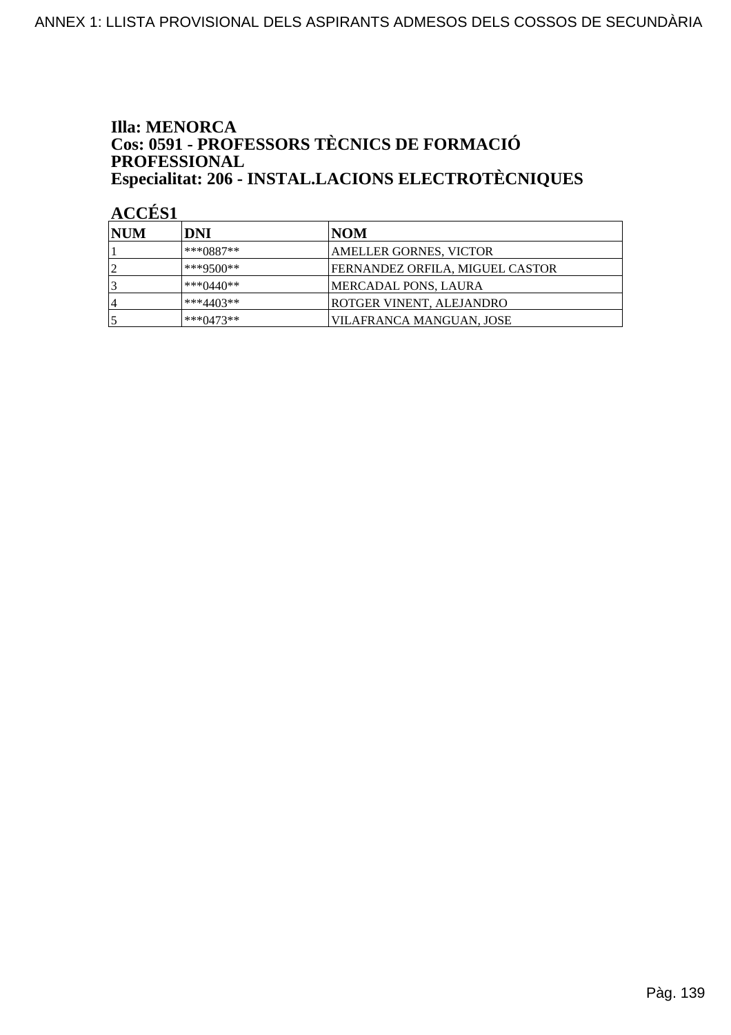**Illa: MENORCA**
**Cos: 0591 - PROFESSORS TÈCNICS DE FORMACIÓ PROFESSIONAL**
**Especialitat: 206 - INSTAL.LACIONS ELECTROTÈCNIQUES**

**ACCÉS1**

| NUM | DNI | NOM |
|---|---|---|
| 1 | ***0887** | AMELLER GORNES, VICTOR |
| 2 | ***9500** | FERNANDEZ ORFILA, MIGUEL CASTOR |
| 3 | ***0440** | MERCADAL PONS, LAURA |
| 4 | ***4403** | ROTGER VINENT, ALEJANDRO |
| 5 | ***0473** | VILAFRANCA MANGUAN, JOSE |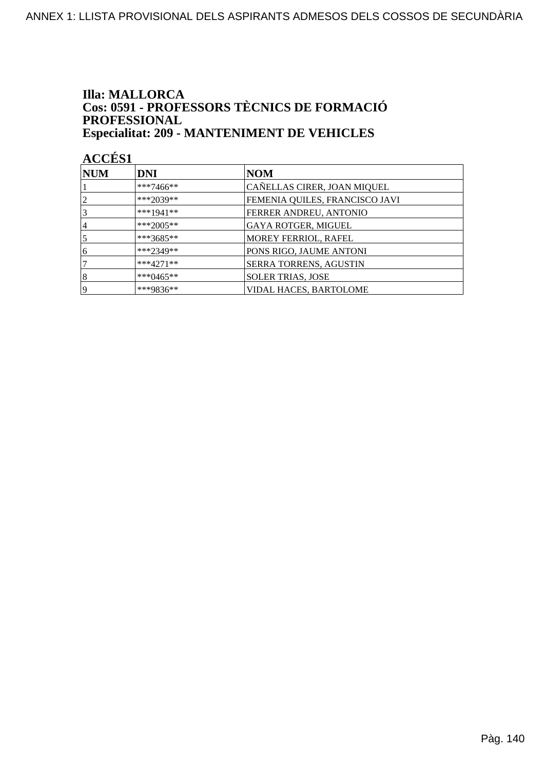**Illa: MALLORCA**
**Cos: 0591 - PROFESSORS TÈCNICS DE FORMACIÓ PROFESSIONAL**
**Especialitat: 209 - MANTENIMENT DE VEHICLES**

**ACCÉS1**

| NUM | DNI | NOM |
|---|---|---|
| 1 | ***7466** | CAÑELLAS CIRER, JOAN MIQUEL |
| 2 | ***2039** | FEMENIA QUILES, FRANCISCO JAVI |
| 3 | ***1941** | FERRER ANDREU, ANTONIO |
| 4 | ***2005** | GAYA ROTGER, MIGUEL |
| 5 | ***3685** | MOREY FERRIOL, RAFEL |
| 6 | ***2349** | PONS RIGO, JAUME ANTONI |
| 7 | ***4271** | SERRA TORRENS, AGUSTIN |
| 8 | ***0465** | SOLER TRIAS, JOSE |
| 9 | ***9836** | VIDAL HACES, BARTOLOME |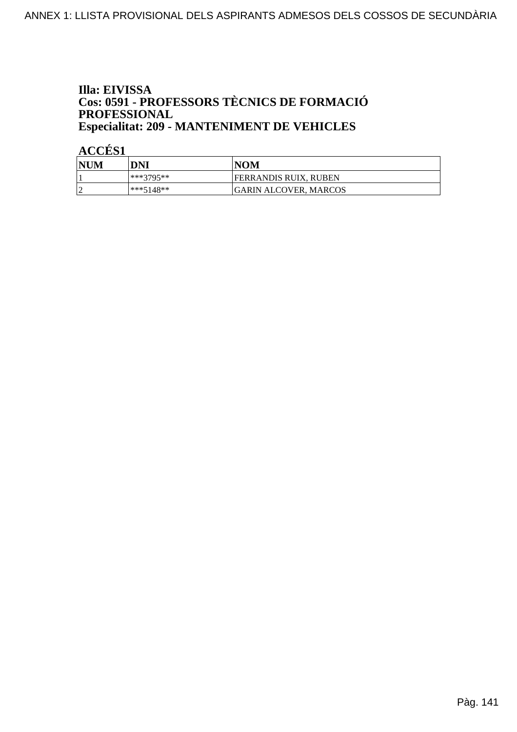**Illa: EIVISSA**
**Cos: 0591 - PROFESSORS TÈCNICS DE FORMACIÓ PROFESSIONAL**
**Especialitat: 209 - MANTENIMENT DE VEHICLES**

**ACCÉS1**

| NUM | DNI | NOM |
|---|---|---|
| 1 | ***3795** | FERRANDIS RUIX, RUBEN |
| 2 | ***5148** | GARIN ALCOVER, MARCOS |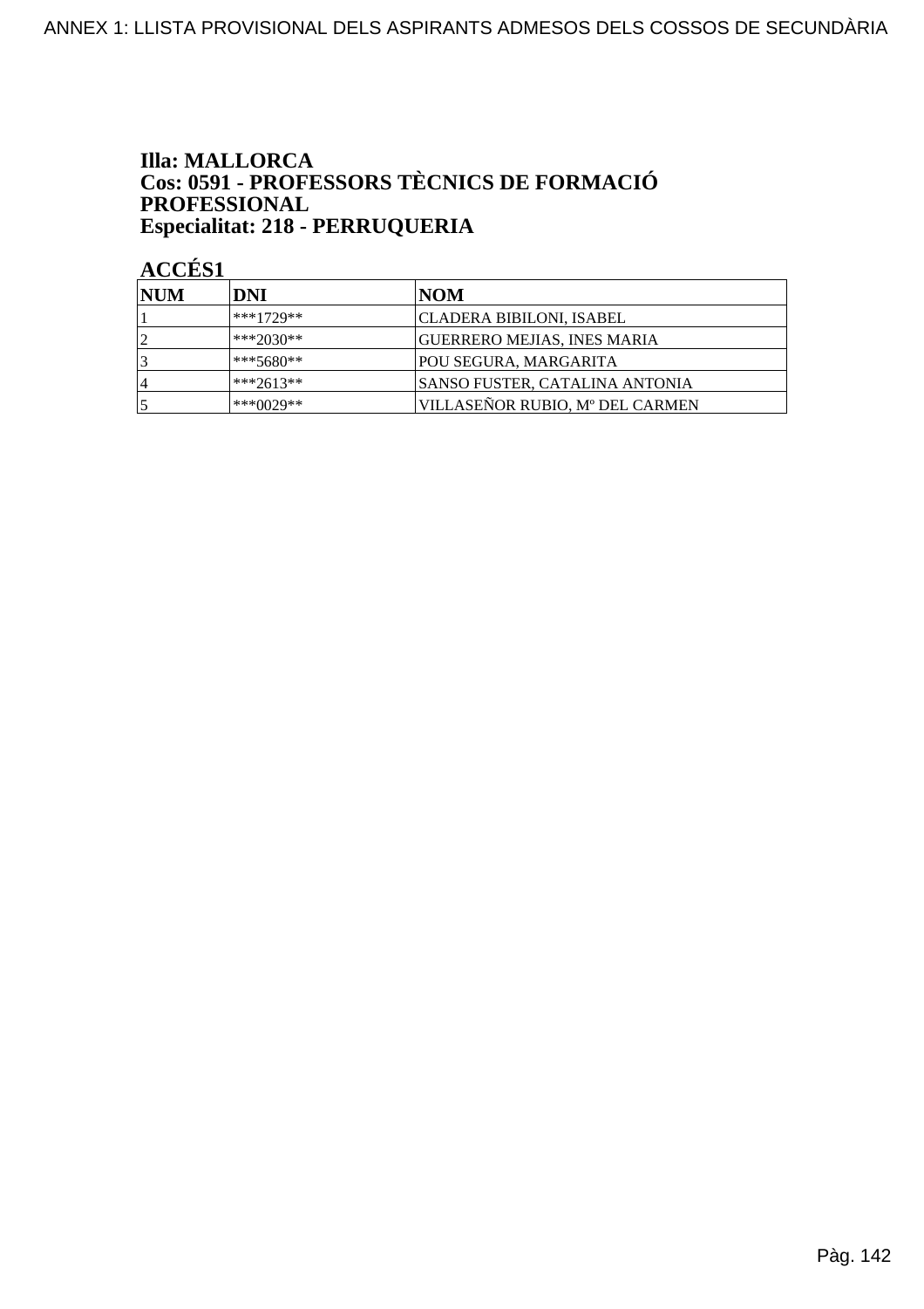**Illa: MALLORCA**
**Cos: 0591 - PROFESSORS TÈCNICS DE FORMACIÓ PROFESSIONAL**
**Especialitat: 218 - PERRUQUERIA**

**ACCÉS1**

| NUM | DNI | NOM |
|---|---|---|
| 1 | ***1729** | CLADERA BIBILONI, ISABEL |
| 2 | ***2030** | GUERRERO MEJIAS, INES MARIA |
| 3 | ***5680** | POU SEGURA, MARGARITA |
| 4 | ***2613** | SANSO FUSTER, CATALINA ANTONIA |
| 5 | ***0029** | VILLASEÑOR RUBIO, Mº DEL CARMEN |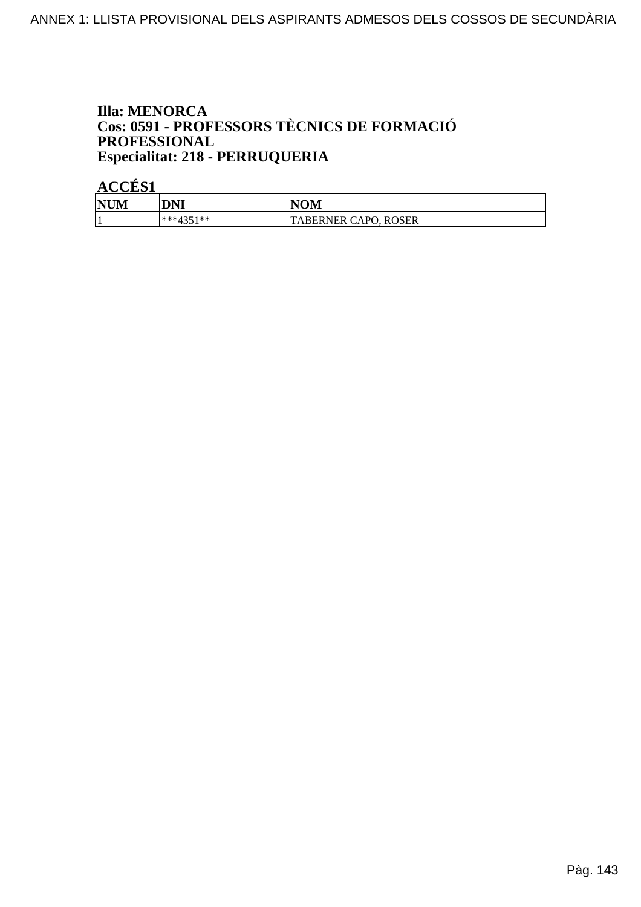**Illa: MENORCA**
**Cos: 0591 - PROFESSORS TÈCNICS DE FORMACIÓ PROFESSIONAL**
**Especialitat: 218 - PERRUQUERIA**

**ACCÉS1**

| NUM | DNI | NOM |
|---|---|---|
| 1 | ***4351** | TABERNER CAPO, ROSER |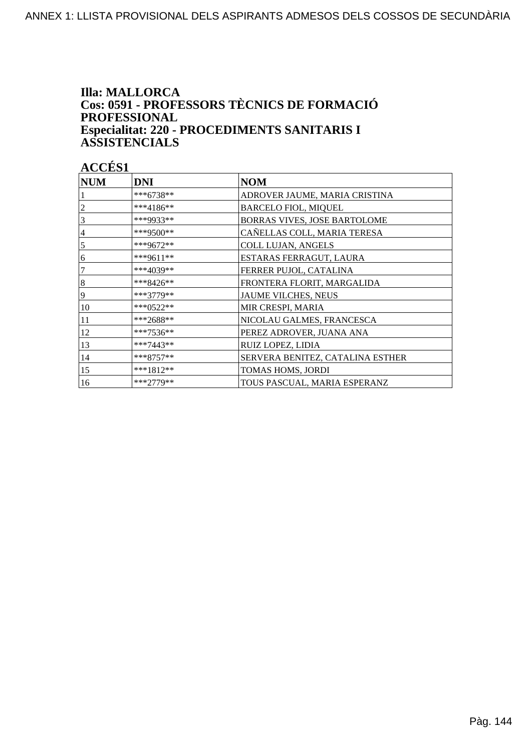**Illa: MALLORCA**
**Cos: 0591 - PROFESSORS TÈCNICS DE FORMACIÓ PROFESSIONAL**
**Especialitat: 220 - PROCEDIMENTS SANITARIS I ASSISTENCIALS**

**ACCÉS1**

| NUM | DNI | NOM |
|---|---|---|
| 1 | ***6738** | ADROVER JAUME, MARIA CRISTINA |
| 2 | ***4186** | BARCELO FIOL, MIQUEL |
| 3 | ***9933** | BORRAS VIVES, JOSE BARTOLOME |
| 4 | ***9500** | CAÑELLAS COLL, MARIA TERESA |
| 5 | ***9672** | COLL LUJAN, ANGELS |
| 6 | ***9611** | ESTARAS FERRAGUT, LAURA |
| 7 | ***4039** | FERRER PUJOL, CATALINA |
| 8 | ***8426** | FRONTERA FLORIT, MARGALIDA |
| 9 | ***3779** | JAUME VILCHES, NEUS |
| 10 | ***0522** | MIR CRESPI, MARIA |
| 11 | ***2688** | NICOLAU GALMES, FRANCESCA |
| 12 | ***7536** | PEREZ ADROVER, JUANA ANA |
| 13 | ***7443** | RUIZ LOPEZ, LIDIA |
| 14 | ***8757** | SERVERA BENITEZ, CATALINA ESTHER |
| 15 | ***1812** | TOMAS HOMS, JORDI |
| 16 | ***2779** | TOUS PASCUAL, MARIA ESPERANZ |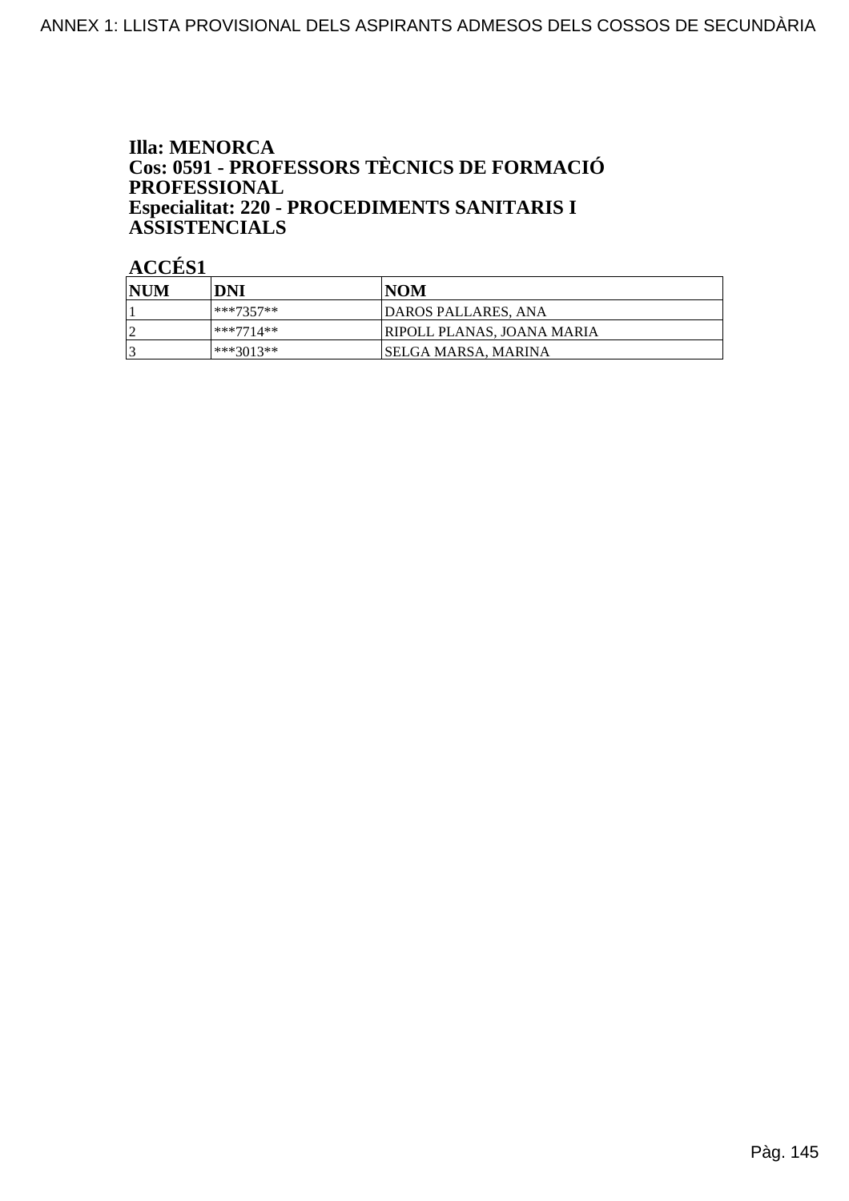**Illa: MENORCA**
**Cos: 0591 - PROFESSORS TÈCNICS DE FORMACIÓ PROFESSIONAL**
**Especialitat: 220 - PROCEDIMENTS SANITARIS I ASSISTENCIALS**

**ACCÉS1**

| NUM | DNI | NOM |
|---|---|---|
| 1 | ***7357** | DAROS PALLARES, ANA |
| 2 | ***7714** | RIPOLL PLANAS, JOANA MARIA |
| 3 | ***3013** | SELGA MARSA, MARINA |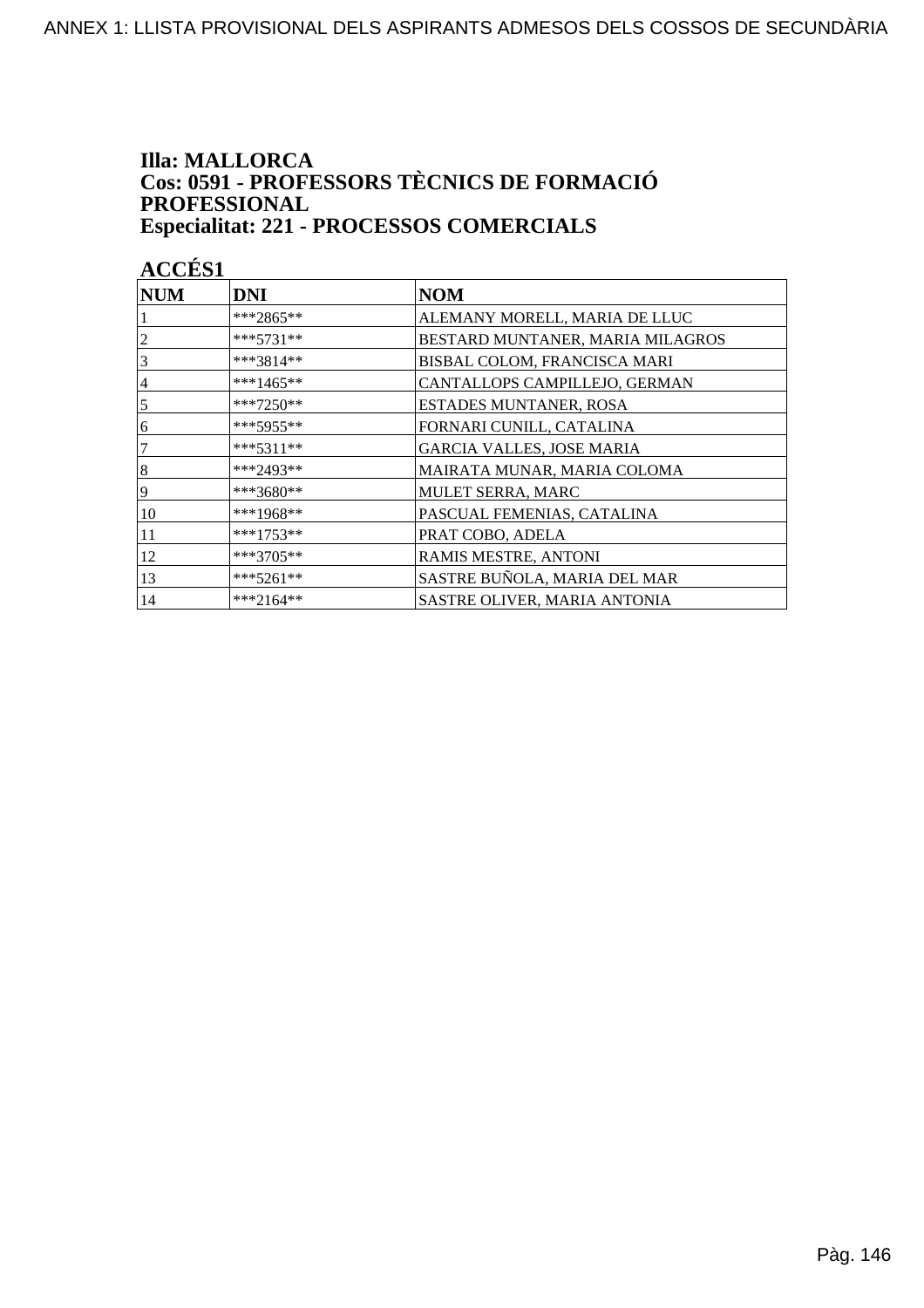**Illa: MALLORCA**
**Cos: 0591 - PROFESSORS TÈCNICS DE FORMACIÓ PROFESSIONAL**
**Especialitat: 221 - PROCESSOS COMERCIALS**

**ACCÉS1**

| NUM | DNI | NOM |
|---|---|---|
| 1 | ***2865** | ALEMANY MORELL, MARIA DE LLUC |
| 2 | ***5731** | BESTARD MUNTANER, MARIA MILAGROS |
| 3 | ***3814** | BISBAL COLOM, FRANCISCA MARI |
| 4 | ***1465** | CANTALLOPS CAMPILLEJO, GERMAN |
| 5 | ***7250** | ESTADES MUNTANER, ROSA |
| 6 | ***5955** | FORNARI CUNILL, CATALINA |
| 7 | ***5311** | GARCIA VALLES, JOSE MARIA |
| 8 | ***2493** | MAIRATA MUNAR, MARIA COLOMA |
| 9 | ***3680** | MULET SERRA, MARC |
| 10 | ***1968** | PASCUAL FEMENIAS, CATALINA |
| 11 | ***1753** | PRAT COBO, ADELA |
| 12 | ***3705** | RAMIS MESTRE, ANTONI |
| 13 | ***5261** | SASTRE BUÑOLA, MARIA DEL MAR |
| 14 | ***2164** | SASTRE OLIVER, MARIA ANTONIA |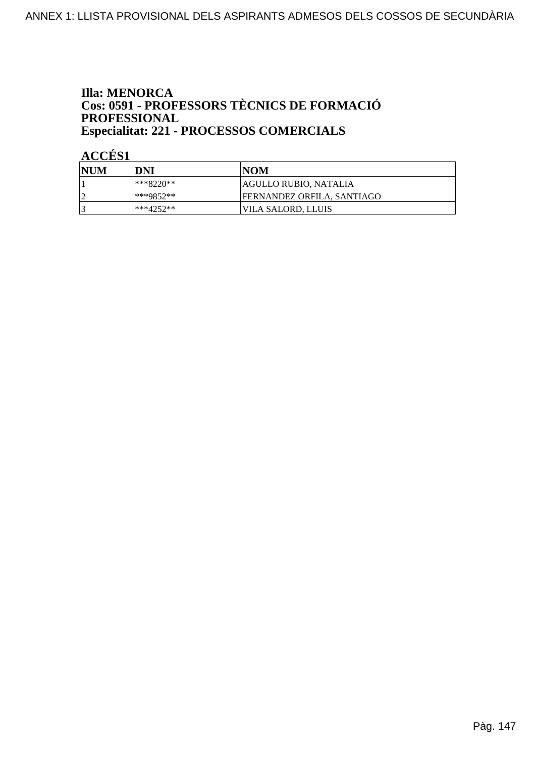**Illa: MENORCA**
**Cos: 0591 - PROFESSORS TÈCNICS DE FORMACIÓ PROFESSIONAL**
**Especialitat: 221 - PROCESSOS COMERCIALS**

**ACCÉS1**

| NUM | DNI | NOM |
|---|---|---|
| 1 | ***8220** | AGULLO RUBIO, NATALIA |
| 2 | ***9852** | FERNANDEZ ORFILA, SANTIAGO |
| 3 | ***4252** | VILA SALORD, LLUIS |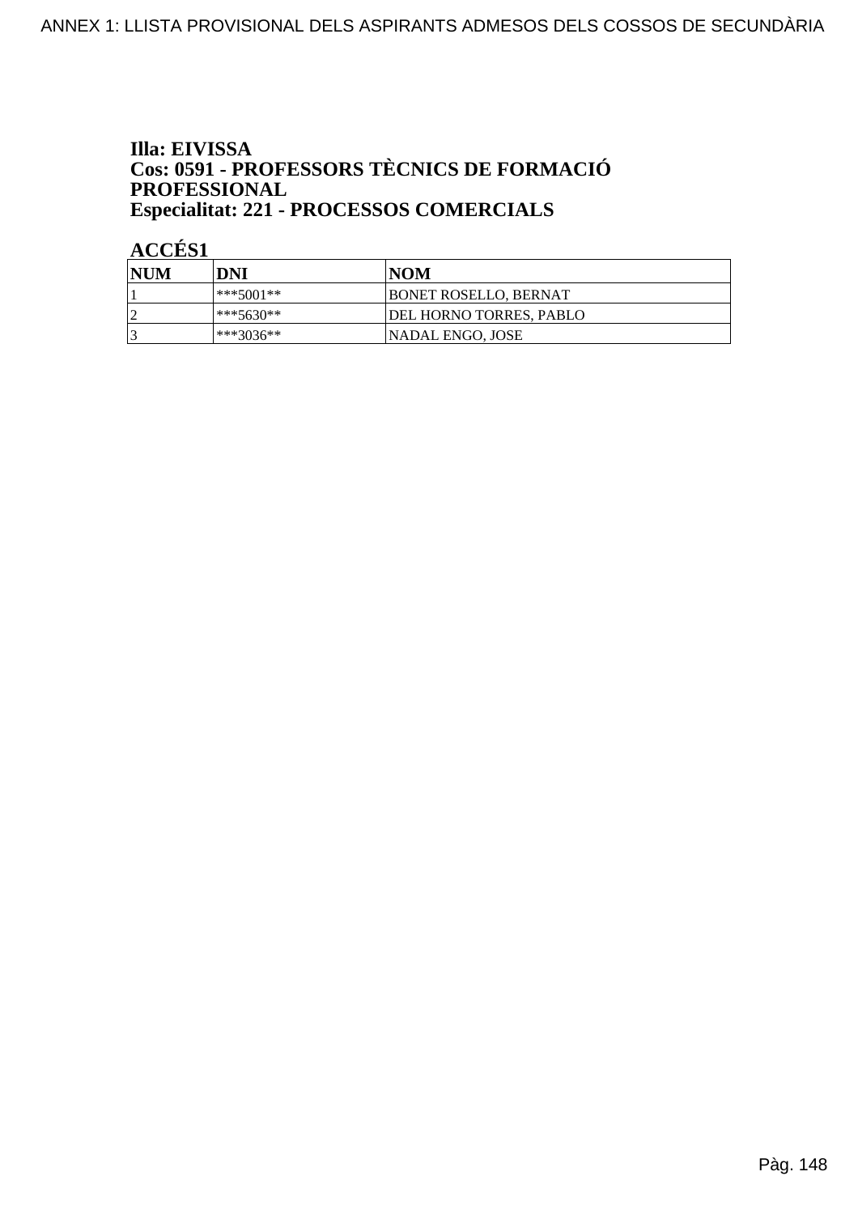### Illa: EIVISSA
### Cos: 0591 - PROFESSORS TÈCNICS DE FORMACIÓ PROFESSIONAL
### Especialitat: 221 - PROCESSOS COMERCIALS

**ACCÉS1**

| NUM | DNI | NOM |
|---|---|---|
| 1 | ***5001** | BONET ROSELLO, BERNAT |
| 2 | ***5630** | DEL HORNO TORRES, PABLO |
| 3 | ***3036** | NADAL ENGO, JOSE |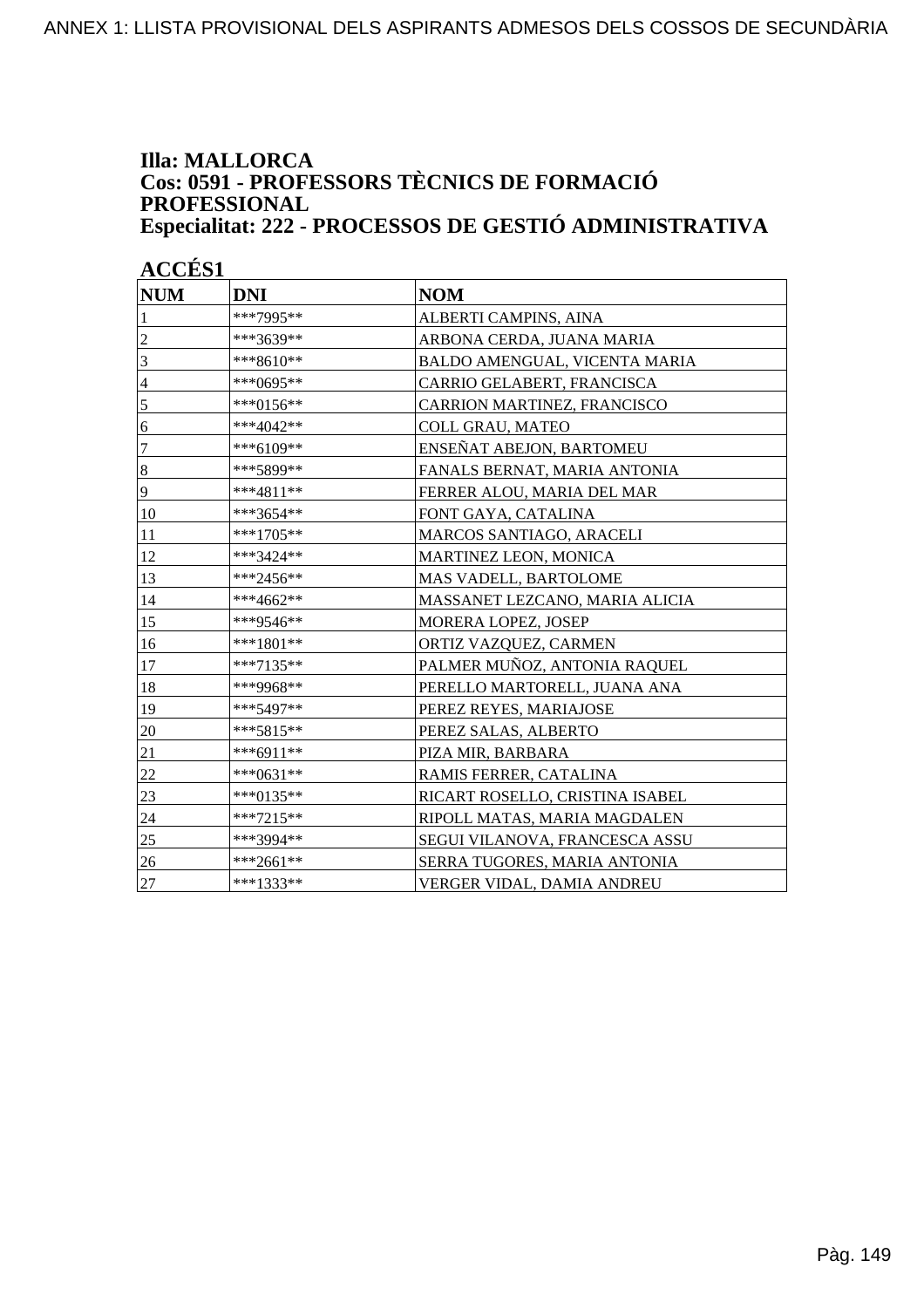**Illa: MALLORCA**
**Cos: 0591 - PROFESSORS TÈCNICS DE FORMACIÓ PROFESSIONAL**
**Especialitat: 222 - PROCESSOS DE GESTIÓ ADMINISTRATIVA**

**ACCÉS1**

| NUM | DNI | NOM |
|---|---|---|
| 1 | ***7995** | ALBERTI CAMPINS, AINA |
| 2 | ***3639** | ARBONA CERDA, JUANA MARIA |
| 3 | ***8610** | BALDO AMENGUAL, VICENTA MARIA |
| 4 | ***0695** | CARRIO GELABERT, FRANCISCA |
| 5 | ***0156** | CARRION MARTINEZ, FRANCISCO |
| 6 | ***4042** | COLL GRAU, MATEO |
| 7 | ***6109** | ENSEÑAT ABEJON, BARTOMEU |
| 8 | ***5899** | FANALS BERNAT, MARIA ANTONIA |
| 9 | ***4811** | FERRER ALOU, MARIA DEL MAR |
| 10 | ***3654** | FONT GAYA, CATALINA |
| 11 | ***1705** | MARCOS SANTIAGO, ARACELI |
| 12 | ***3424** | MARTINEZ LEON, MONICA |
| 13 | ***2456** | MAS VADELL, BARTOLOME |
| 14 | ***4662** | MASSANET LEZCANO, MARIA ALICIA |
| 15 | ***9546** | MORERA LOPEZ, JOSEP |
| 16 | ***1801** | ORTIZ VAZQUEZ, CARMEN |
| 17 | ***7135** | PALMER MUÑOZ, ANTONIA RAQUEL |
| 18 | ***9968** | PERELLO MARTORELL, JUANA ANA |
| 19 | ***5497** | PEREZ REYES, MARIAJOSE |
| 20 | ***5815** | PEREZ SALAS, ALBERTO |
| 21 | ***6911** | PIZA MIR, BARBARA |
| 22 | ***0631** | RAMIS FERRER, CATALINA |
| 23 | ***0135** | RICART ROSELLO, CRISTINA ISABEL |
| 24 | ***7215** | RIPOLL MATAS, MARIA MAGDALEN |
| 25 | ***3994** | SEGUI VILANOVA, FRANCESCA ASSU |
| 26 | ***2661** | SERRA TUGORES, MARIA ANTONIA |
| 27 | ***1333** | VERGER VIDAL, DAMIA ANDREU |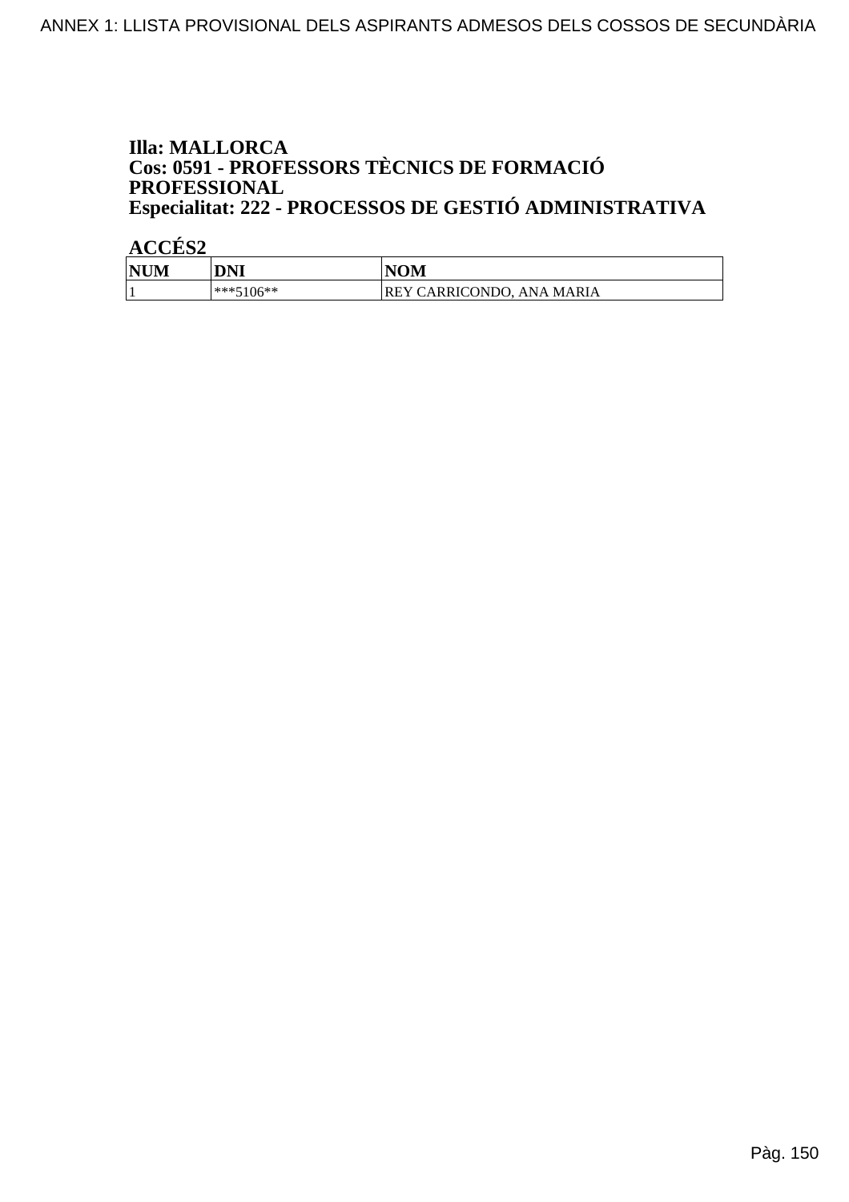**Illa: MALLORCA**
**Cos: 0591 - PROFESSORS TÈCNICS DE FORMACIÓ PROFESSIONAL**
**Especialitat: 222 - PROCESSOS DE GESTIÓ ADMINISTRATIVA**

**ACCÉS2**

| NUM | DNI | NOM |
|---|---|---|
| 1 | ***5106** | REY CARRICONDO, ANA MARIA |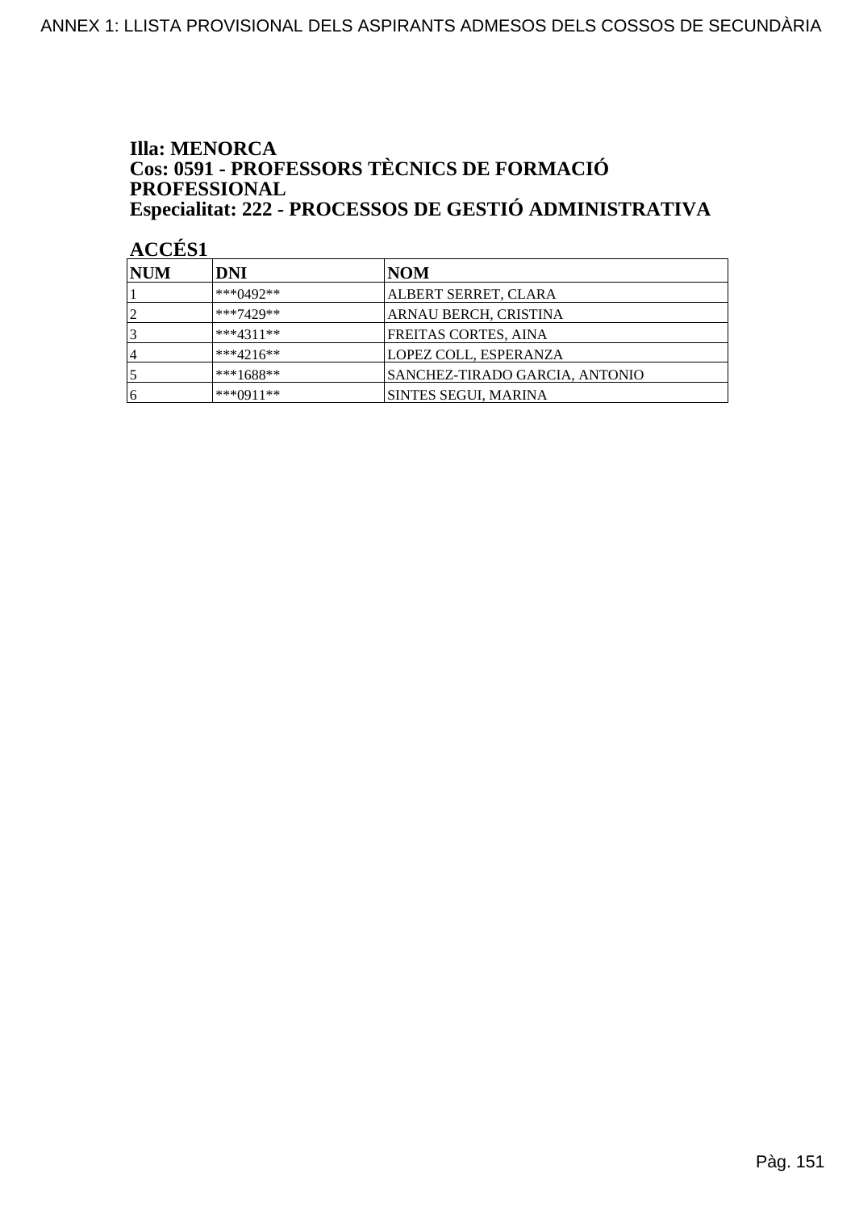**Illa: MENORCA**
**Cos: 0591 - PROFESSORS TÈCNICS DE FORMACIÓ PROFESSIONAL**
**Especialitat: 222 - PROCESSOS DE GESTIÓ ADMINISTRATIVA**

**ACCÉS1**

| NUM | DNI | NOM |
|---|---|---|
| 1 | ***0492** | ALBERT SERRET, CLARA |
| 2 | ***7429** | ARNAU BERCH, CRISTINA |
| 3 | ***4311** | FREITAS CORTES, AINA |
| 4 | ***4216** | LOPEZ COLL, ESPERANZA |
| 5 | ***1688** | SANCHEZ-TIRADO GARCIA, ANTONIO |
| 6 | ***0911** | SINTES SEGUI, MARINA |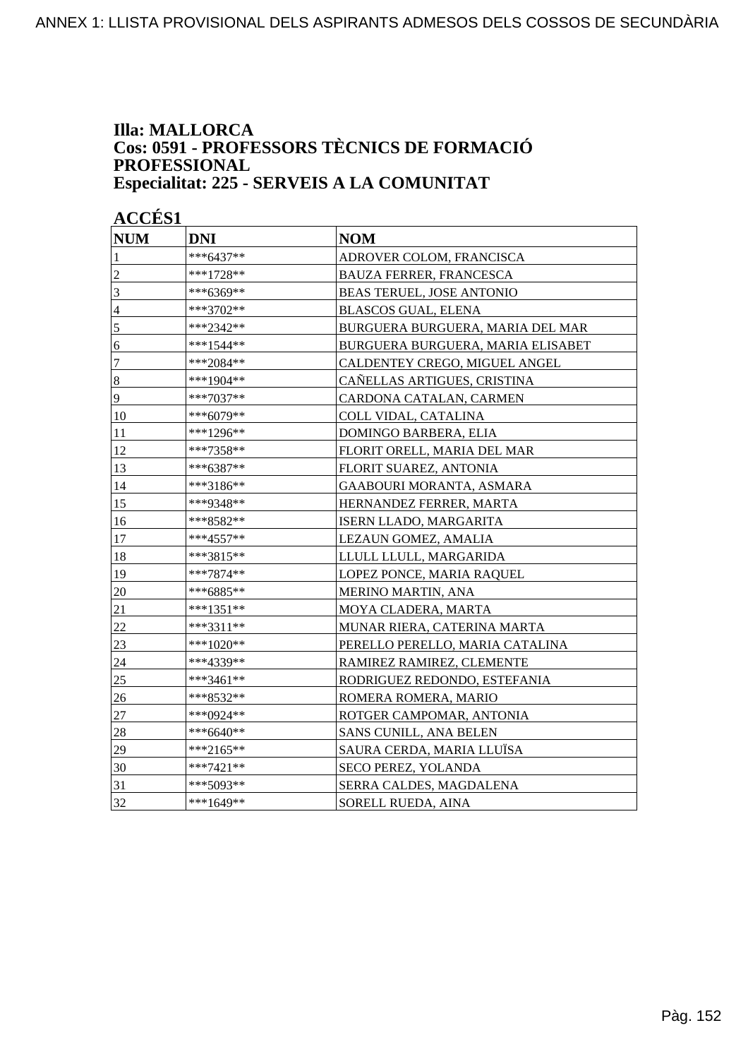ANNEX 1: LLISTA PROVISIONAL DELS ASPIRANTS ADMESOS DELS COSSOS DE SECUNDÀRIA

### Illa: MALLORCA
### Cos: 0591 - PROFESSORS TÈCNICS DE FORMACIÓ PROFESSIONAL
### Especialitat: 225 - SERVEIS A LA COMUNITAT

### ACCÉS1

| NUM | DNI | NOM |
|---|---|---|
| 1 | ***6437** | ADROVER COLOM, FRANCISCA |
| 2 | ***1728** | BAUZA FERRER, FRANCESCA |
| 3 | ***6369** | BEAS TERUEL, JOSE ANTONIO |
| 4 | ***3702** | BLASCOS GUAL, ELENA |
| 5 | ***2342** | BURGUERA BURGUERA, MARIA DEL MAR |
| 6 | ***1544** | BURGUERA BURGUERA, MARIA ELISABET |
| 7 | ***2084** | CALDENTEY CREGO, MIGUEL ANGEL |
| 8 | ***1904** | CAÑELLAS ARTIGUES, CRISTINA |
| 9 | ***7037** | CARDONA CATALAN, CARMEN |
| 10 | ***6079** | COLL VIDAL, CATALINA |
| 11 | ***1296** | DOMINGO BARBERA, ELIA |
| 12 | ***7358** | FLORIT ORELL, MARIA DEL MAR |
| 13 | ***6387** | FLORIT SUAREZ, ANTONIA |
| 14 | ***3186** | GAABOURI MORANTA, ASMARA |
| 15 | ***9348** | HERNANDEZ FERRER, MARTA |
| 16 | ***8582** | ISERN LLADO, MARGARITA |
| 17 | ***4557** | LEZAUN GOMEZ, AMALIA |
| 18 | ***3815** | LLULL LLULL, MARGARIDA |
| 19 | ***7874** | LOPEZ PONCE, MARIA RAQUEL |
| 20 | ***6885** | MERINO MARTIN, ANA |
| 21 | ***1351** | MOYA CLADERA, MARTA |
| 22 | ***3311** | MUNAR RIERA, CATERINA MARTA |
| 23 | ***1020** | PERELLO PERELLO, MARIA CATALINA |
| 24 | ***4339** | RAMIREZ RAMIREZ, CLEMENTE |
| 25 | ***3461** | RODRIGUEZ REDONDO, ESTEFANIA |
| 26 | ***8532** | ROMERA ROMERA, MARIO |
| 27 | ***0924** | ROTGER CAMPOMAR, ANTONIA |
| 28 | ***6640** | SANS CUNILL, ANA BELEN |
| 29 | ***2165** | SAURA CERDA, MARIA LLUÏSA |
| 30 | ***7421** | SECO PEREZ, YOLANDA |
| 31 | ***5093** | SERRA CALDES, MAGDALENA |
| 32 | ***1649** | SORELL RUEDA, AINA |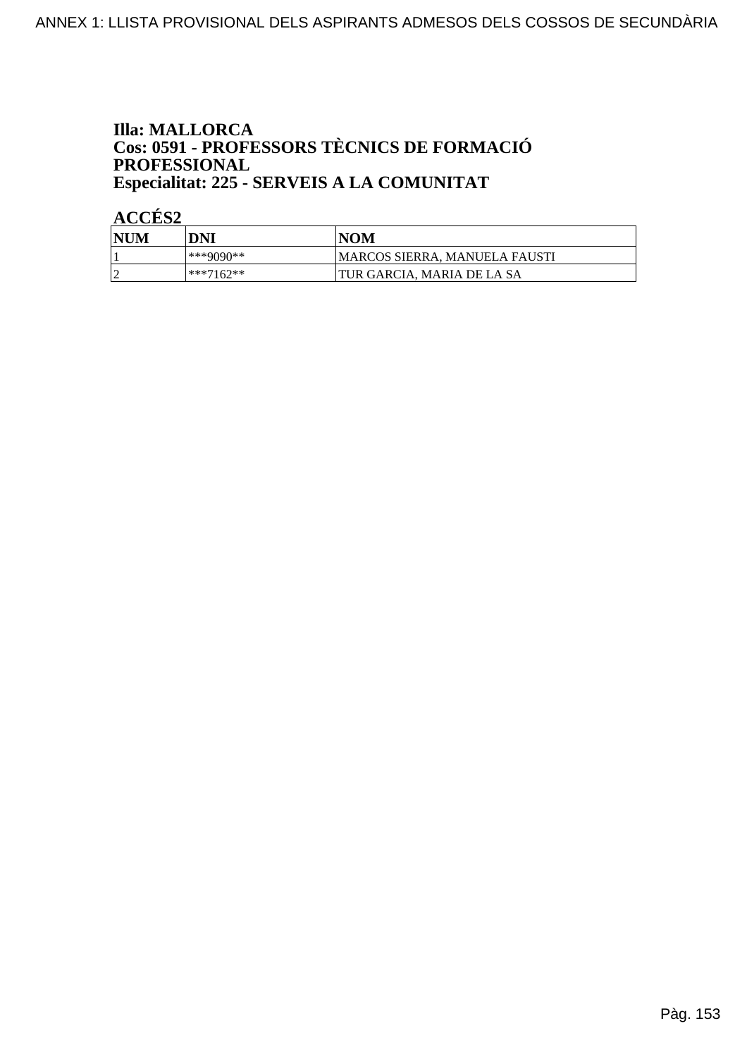**Illa: MALLORCA**
**Cos: 0591 - PROFESSORS TÈCNICS DE FORMACIÓ PROFESSIONAL**
**Especialitat: 225 - SERVEIS A LA COMUNITAT**

**ACCÉS2**

| NUM | DNI | NOM |
|---|---|---|
| 1 | ***9090** | MARCOS SIERRA, MANUELA FAUSTI |
| 2 | ***7162** | TUR GARCIA, MARIA DE LA SA |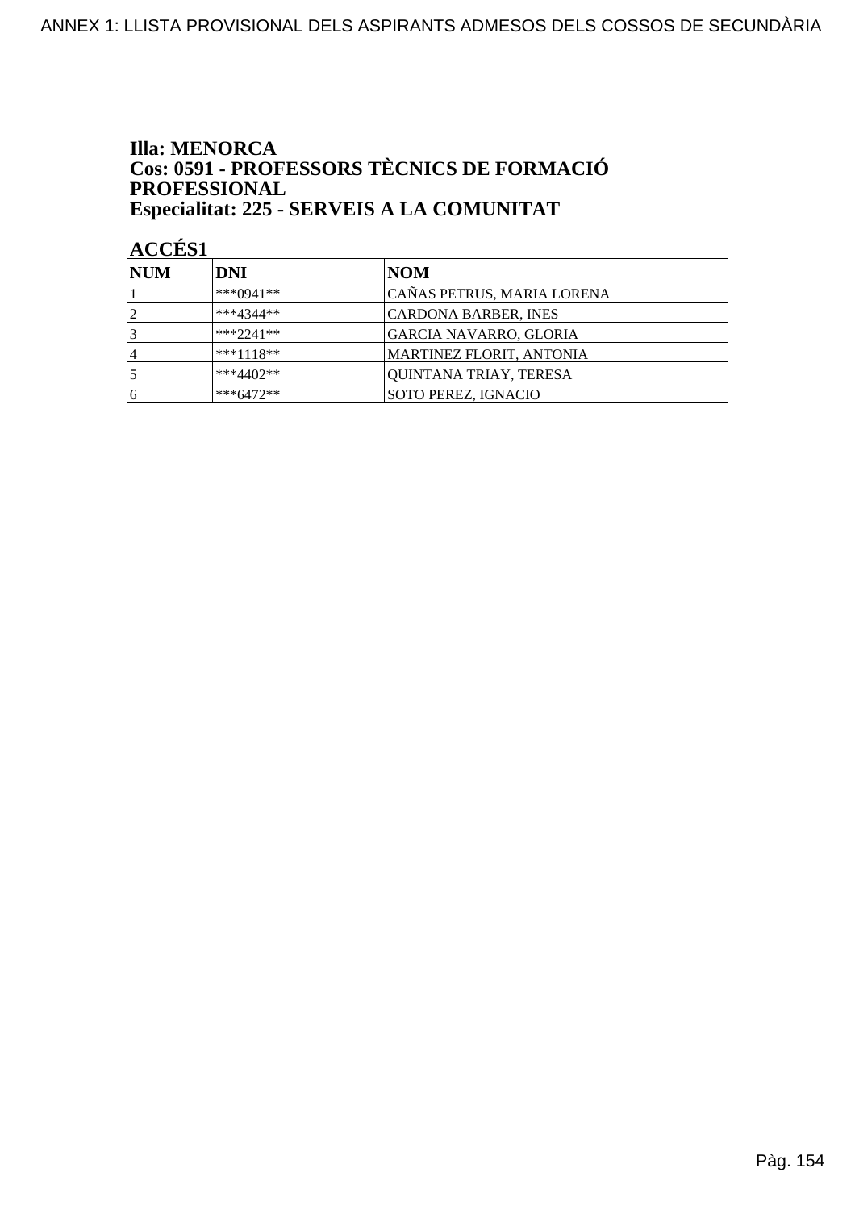**Illa: MENORCA**
**Cos: 0591 - PROFESSORS TÈCNICS DE FORMACIÓ PROFESSIONAL**
**Especialitat: 225 - SERVEIS A LA COMUNITAT**

**ACCÉS1**

| NUM | DNI | NOM |
|---|---|---|
| 1 | ***0941** | CAÑAS PETRUS, MARIA LORENA |
| 2 | ***4344** | CARDONA BARBER, INES |
| 3 | ***2241** | GARCIA NAVARRO, GLORIA |
| 4 | ***1118** | MARTINEZ FLORIT, ANTONIA |
| 5 | ***4402** | QUINTANA TRIAY, TERESA |
| 6 | ***6472** | SOTO PEREZ, IGNACIO |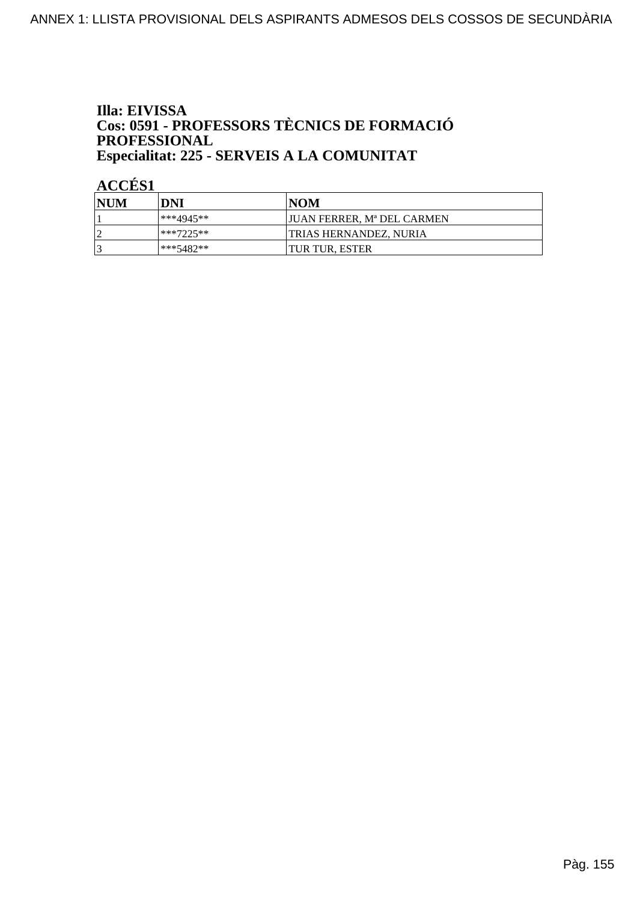**Illa: EIVISSA**
**Cos: 0591 - PROFESSORS TÈCNICS DE FORMACIÓ PROFESSIONAL**
**Especialitat: 225 - SERVEIS A LA COMUNITAT**

**ACCÉS1**

| NUM | DNI | NOM |
|---|---|---|
| 1 | ***4945** | JUAN FERRER, Mª DEL CARMEN |
| 2 | ***7225** | TRIAS HERNANDEZ, NURIA |
| 3 | ***5482** | TUR TUR, ESTER |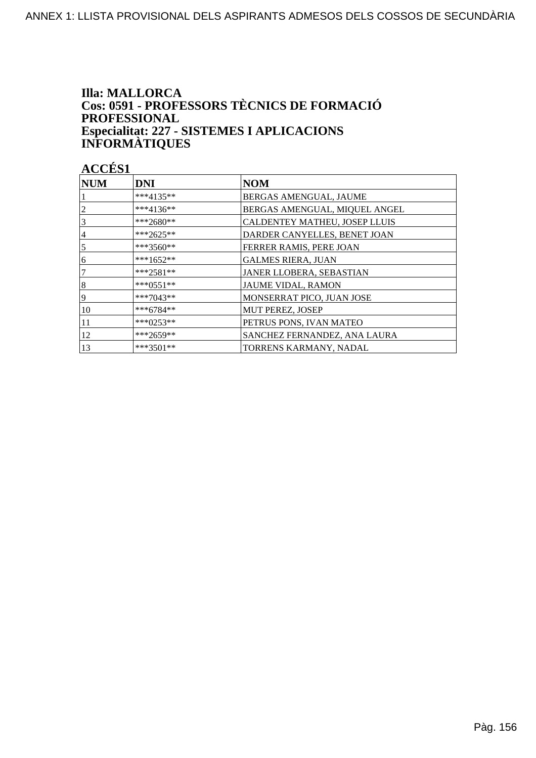**Illa: MALLORCA**
**Cos: 0591 - PROFESSORS TÈCNICS DE FORMACIÓ PROFESSIONAL**
**Especialitat: 227 - SISTEMES I APLICACIONS INFORMÀTIQUES**

**ACCÉS1**

| NUM | DNI | NOM |
|---|---|---|
| 1 | ***4135** | BERGAS AMENGUAL, JAUME |
| 2 | ***4136** | BERGAS AMENGUAL, MIQUEL ANGEL |
| 3 | ***2680** | CALDENTEY MATHEU, JOSEP LLUIS |
| 4 | ***2625** | DARDER CANYELLES, BENET JOAN |
| 5 | ***3560** | FERRER RAMIS, PERE JOAN |
| 6 | ***1652** | GALMES RIERA, JUAN |
| 7 | ***2581** | JANER LLOBERA, SEBASTIAN |
| 8 | ***0551** | JAUME VIDAL, RAMON |
| 9 | ***7043** | MONSERRAT PICO, JUAN JOSE |
| 10 | ***6784** | MUT PEREZ, JOSEP |
| 11 | ***0253** | PETRUS PONS, IVAN MATEO |
| 12 | ***2659** | SANCHEZ FERNANDEZ, ANA LAURA |
| 13 | ***3501** | TORRENS KARMANY, NADAL |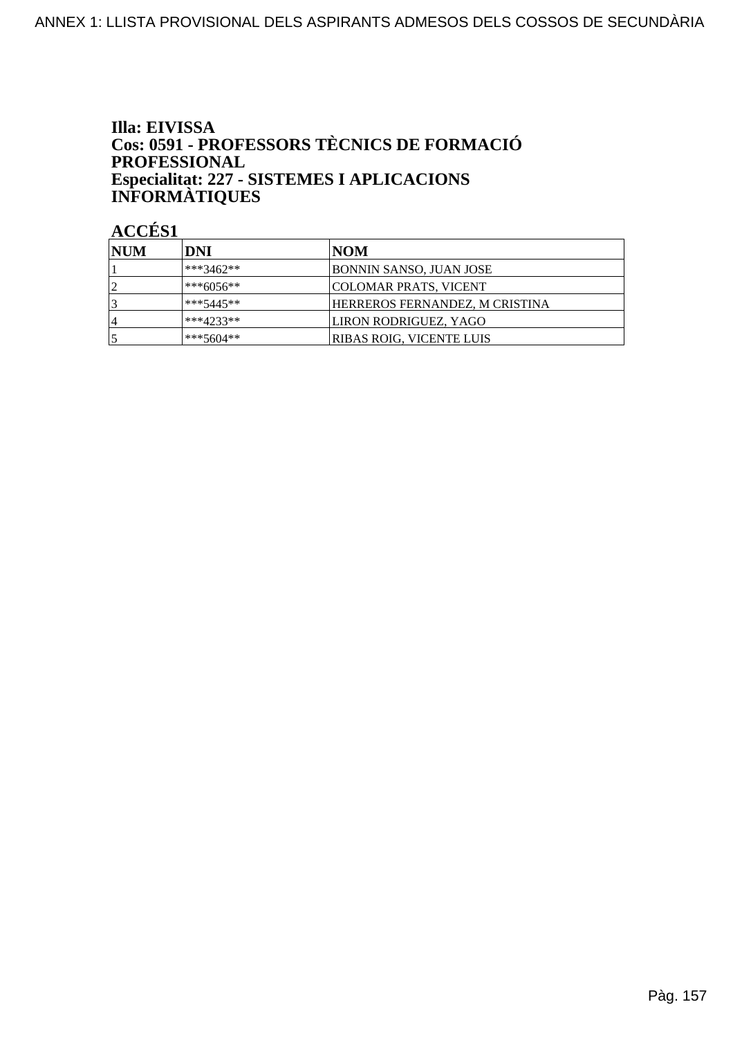**Illa: EIVISSA**
**Cos: 0591 - PROFESSORS TÈCNICS DE FORMACIÓ PROFESSIONAL**
**Especialitat: 227 - SISTEMES I APLICACIONS INFORMÀTIQUES**

**ACCÉS1**

| NUM | DNI | NOM |
|---|---|---|
| 1 | ***3462** | BONNIN SANSO, JUAN JOSE |
| 2 | ***6056** | COLOMAR PRATS, VICENT |
| 3 | ***5445** | HERREROS FERNANDEZ, M CRISTINA |
| 4 | ***4233** | LIRON RODRIGUEZ, YAGO |
| 5 | ***5604** | RIBAS ROIG, VICENTE LUIS |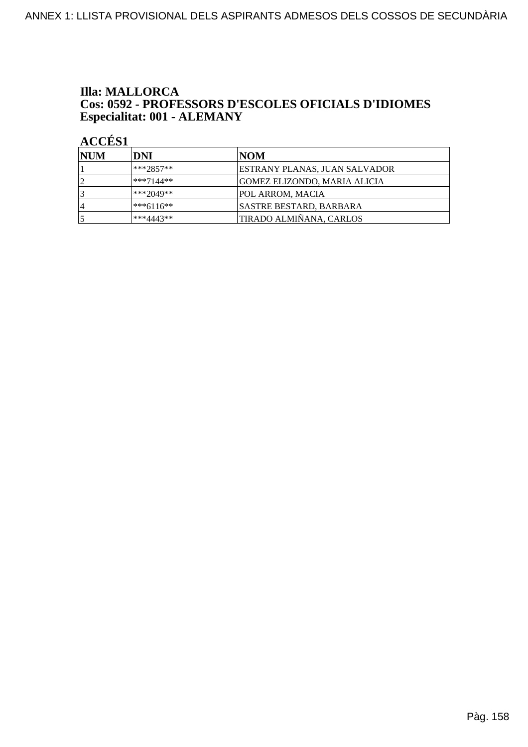**Illa: MALLORCA**
**Cos: 0592 - PROFESSORS D'ESCOLES OFICIALS D'IDIOMES**
**Especialitat: 001 - ALEMANY**

**ACCÉS1**

| NUM | DNI | NOM |
|---|---|---|
| 1 | ***2857** | ESTRANY PLANAS, JUAN SALVADOR |
| 2 | ***7144** | GOMEZ ELIZONDO, MARIA ALICIA |
| 3 | ***2049** | POL ARROM, MACIA |
| 4 | ***6116** | SASTRE BESTARD, BARBARA |
| 5 | ***4443** | TIRADO ALMIÑANA, CARLOS |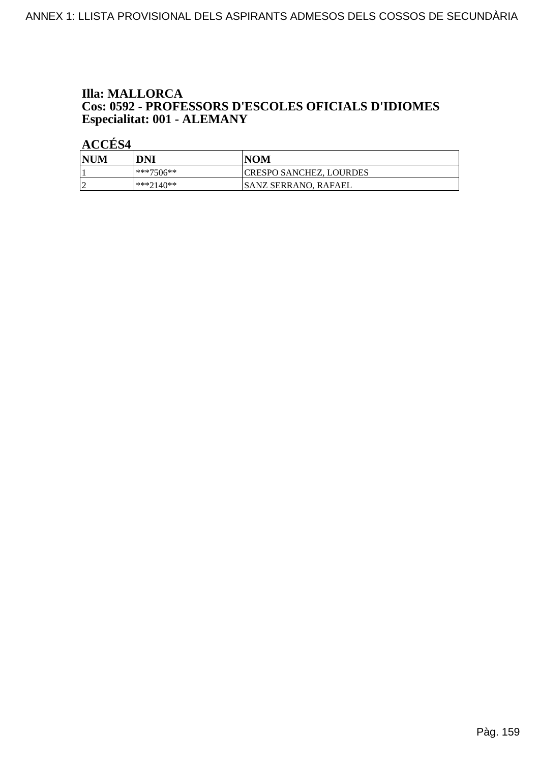**Illa: MALLORCA**
**Cos: 0592 - PROFESSORS D'ESCOLES OFICIALS D'IDIOMES**
**Especialitat: 001 - ALEMANY**

**ACCÉS4**

| NUM | DNI | NOM |
|---|---|---|
| 1 | ***7506** | CRESPO SANCHEZ, LOURDES |
| 2 | ***2140** | SANZ SERRANO, RAFAEL |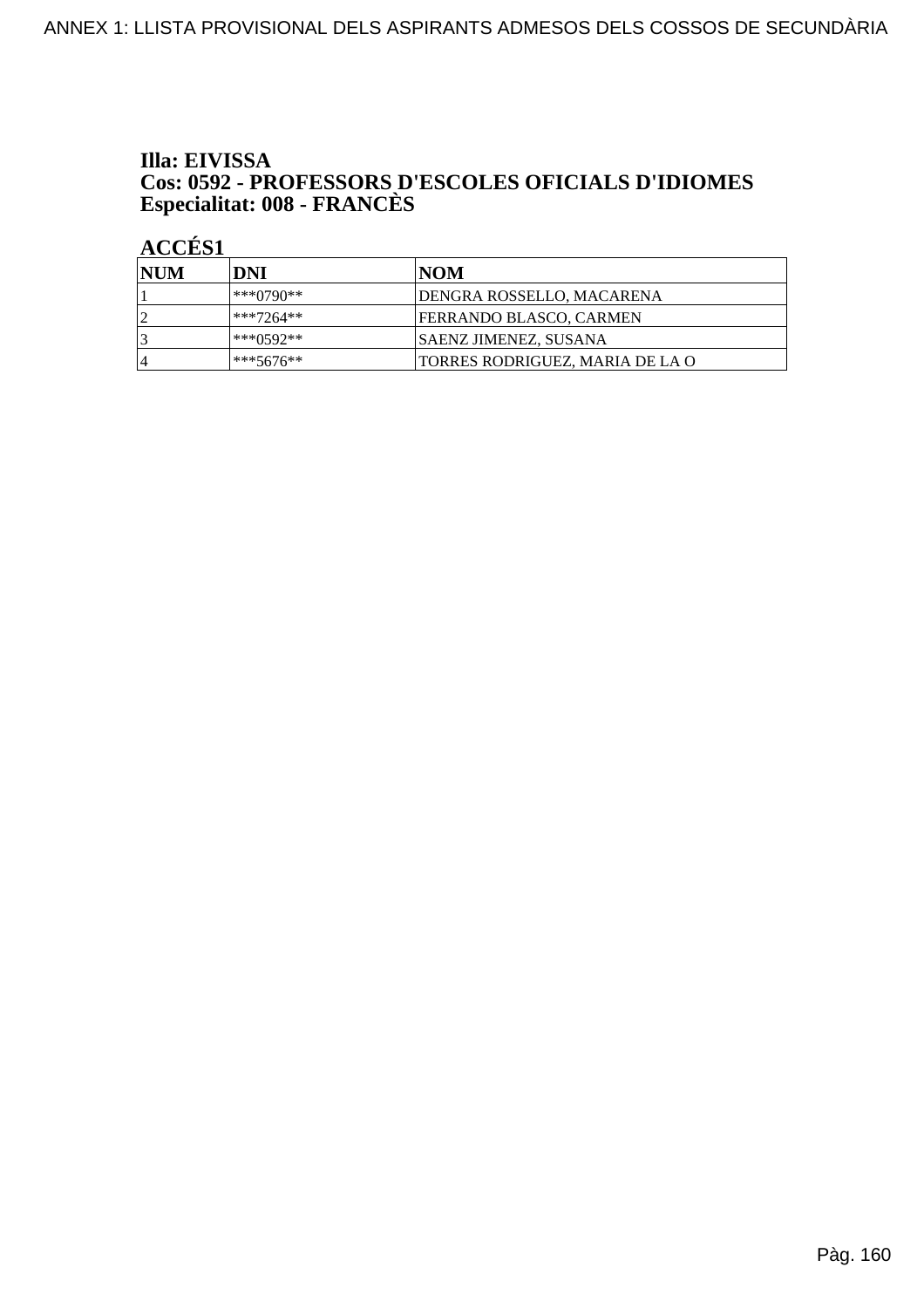**Illa: EIVISSA**
**Cos: 0592 - PROFESSORS D'ESCOLES OFICIALS D'IDIOMES**
**Especialitat: 008 - FRANCÈS**

**ACCÉS1**

| NUM | DNI | NOM |
|---|---|---|
| 1 | ***0790** | DENGRA ROSSELLO, MACARENA |
| 2 | ***7264** | FERRANDO BLASCO, CARMEN |
| 3 | ***0592** | SAENZ JIMENEZ, SUSANA |
| 4 | ***5676** | TORRES RODRIGUEZ, MARIA DE LA O |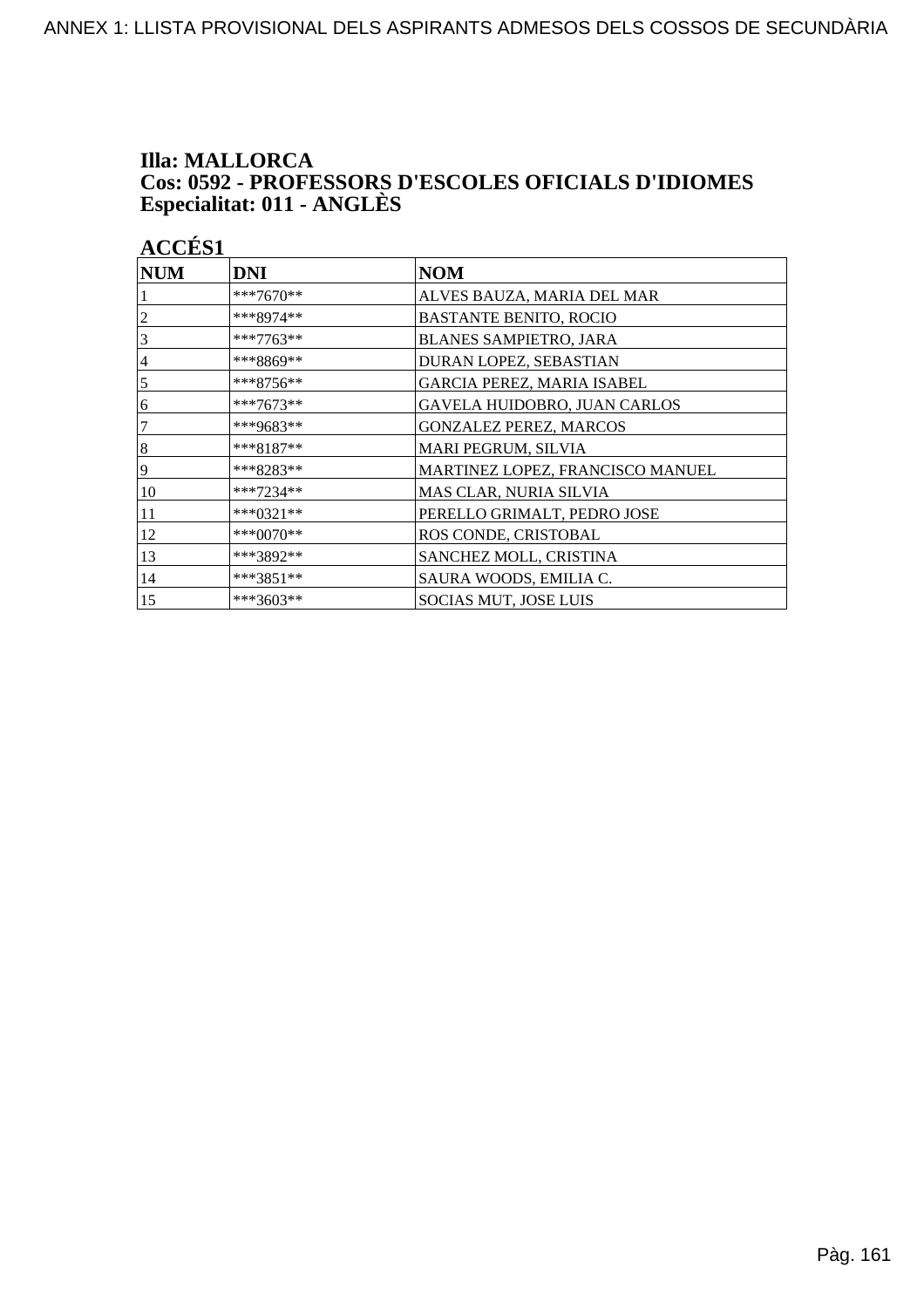**Illa: MALLORCA**
**Cos: 0592 - PROFESSORS D'ESCOLES OFICIALS D'IDIOMES**
**Especialitat: 011 - ANGLÈS**

**ACCÉS1**

| NUM | DNI | NOM |
|---|---|---|
| 1 | ***7670** | ALVES BAUZA, MARIA DEL MAR |
| 2 | ***8974** | BASTANTE BENITO, ROCIO |
| 3 | ***7763** | BLANES SAMPIETRO, JARA |
| 4 | ***8869** | DURAN LOPEZ, SEBASTIAN |
| 5 | ***8756** | GARCIA PEREZ, MARIA ISABEL |
| 6 | ***7673** | GAVELA HUIDOBRO, JUAN CARLOS |
| 7 | ***9683** | GONZALEZ PEREZ, MARCOS |
| 8 | ***8187** | MARI PEGRUM, SILVIA |
| 9 | ***8283** | MARTINEZ LOPEZ, FRANCISCO MANUEL |
| 10 | ***7234** | MAS CLAR, NURIA SILVIA |
| 11 | ***0321** | PERELLO GRIMALT, PEDRO JOSE |
| 12 | ***0070** | ROS CONDE, CRISTOBAL |
| 13 | ***3892** | SANCHEZ MOLL, CRISTINA |
| 14 | ***3851** | SAURA WOODS, EMILIA C. |
| 15 | ***3603** | SOCIAS MUT, JOSE LUIS |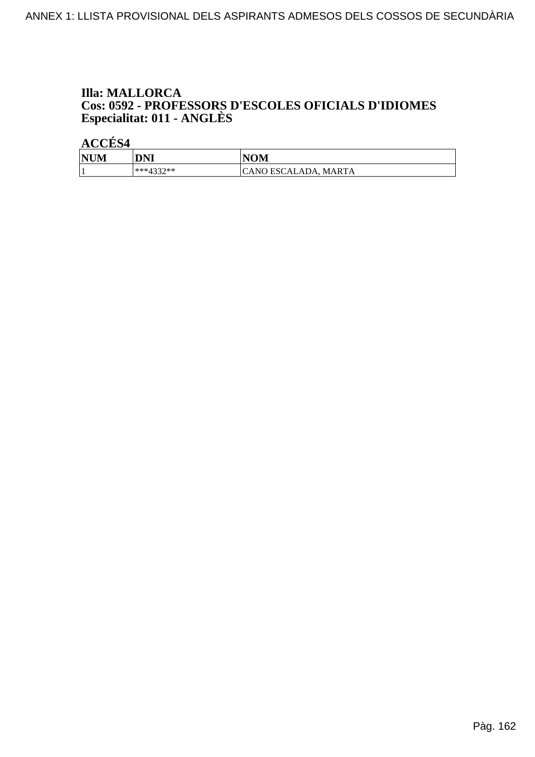**Illa: MALLORCA**
**Cos: 0592 - PROFESSORS D'ESCOLES OFICIALS D'IDIOMES**
**Especialitat: 011 - ANGLÈS**

**ACCÉS4**

| NUM | DNI | NOM |
|---|---|---|
| 1 | ***4332** | CANO ESCALADA, MARTA |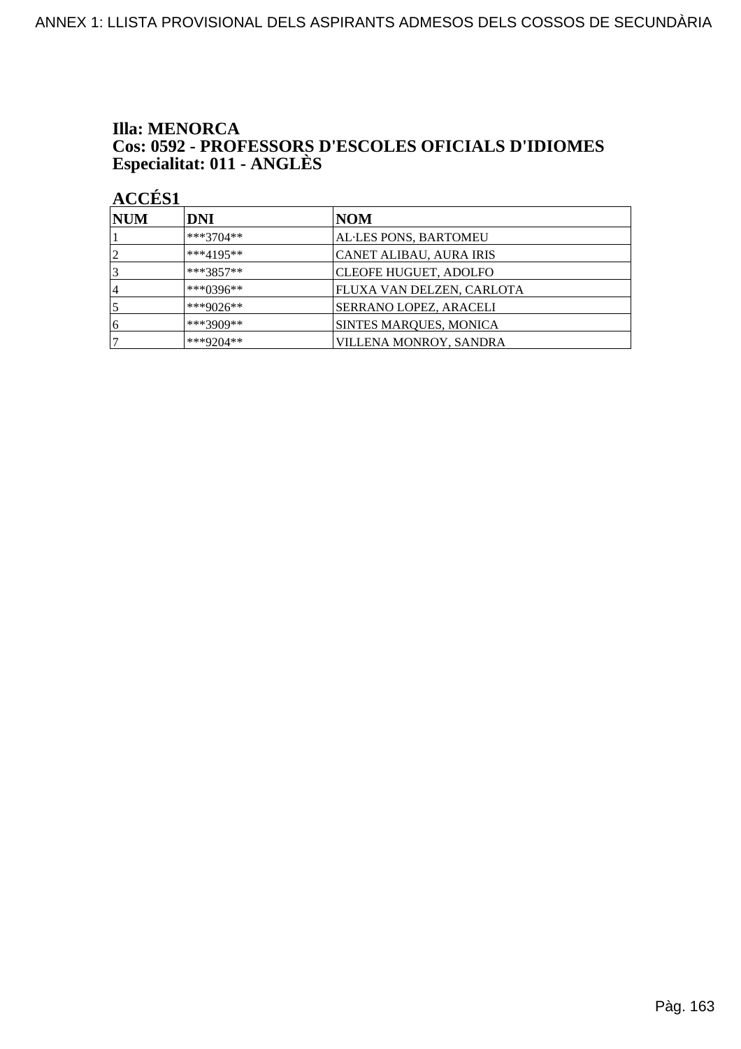**Illa: MENORCA**
**Cos: 0592 - PROFESSORS D'ESCOLES OFICIALS D'IDIOMES**
**Especialitat: 011 - ANGLÈS**

**ACCÉS1**

| NUM | DNI | NOM |
|---|---|---|
| 1 | ***3704** | AL·LES PONS, BARTOMEU |
| 2 | ***4195** | CANET ALIBAU, AURA IRIS |
| 3 | ***3857** | CLEOFE HUGUET, ADOLFO |
| 4 | ***0396** | FLUXA VAN DELZEN, CARLOTA |
| 5 | ***9026** | SERRANO LOPEZ, ARACELI |
| 6 | ***3909** | SINTES MARQUES, MONICA |
| 7 | ***9204** | VILLENA MONROY, SANDRA |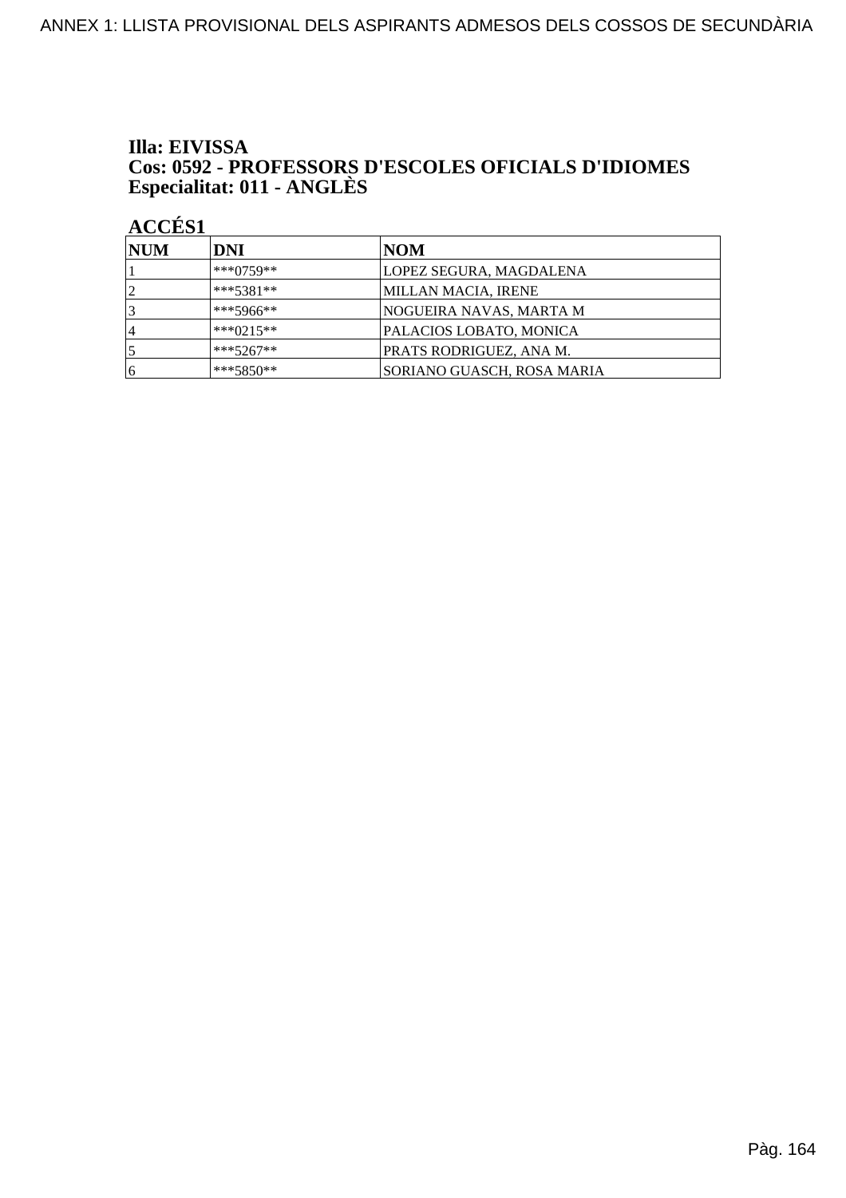**Illa: EIVISSA**
**Cos: 0592 - PROFESSORS D'ESCOLES OFICIALS D'IDIOMES**
**Especialitat: 011 - ANGLÈS**

**ACCÉS1**

| NUM | DNI | NOM |
|---|---|---|
| 1 | ***0759** | LOPEZ SEGURA, MAGDALENA |
| 2 | ***5381** | MILLAN MACIA, IRENE |
| 3 | ***5966** | NOGUEIRA NAVAS, MARTA M |
| 4 | ***0215** | PALACIOS LOBATO, MONICA |
| 5 | ***5267** | PRATS RODRIGUEZ, ANA M. |
| 6 | ***5850** | SORIANO GUASCH, ROSA MARIA |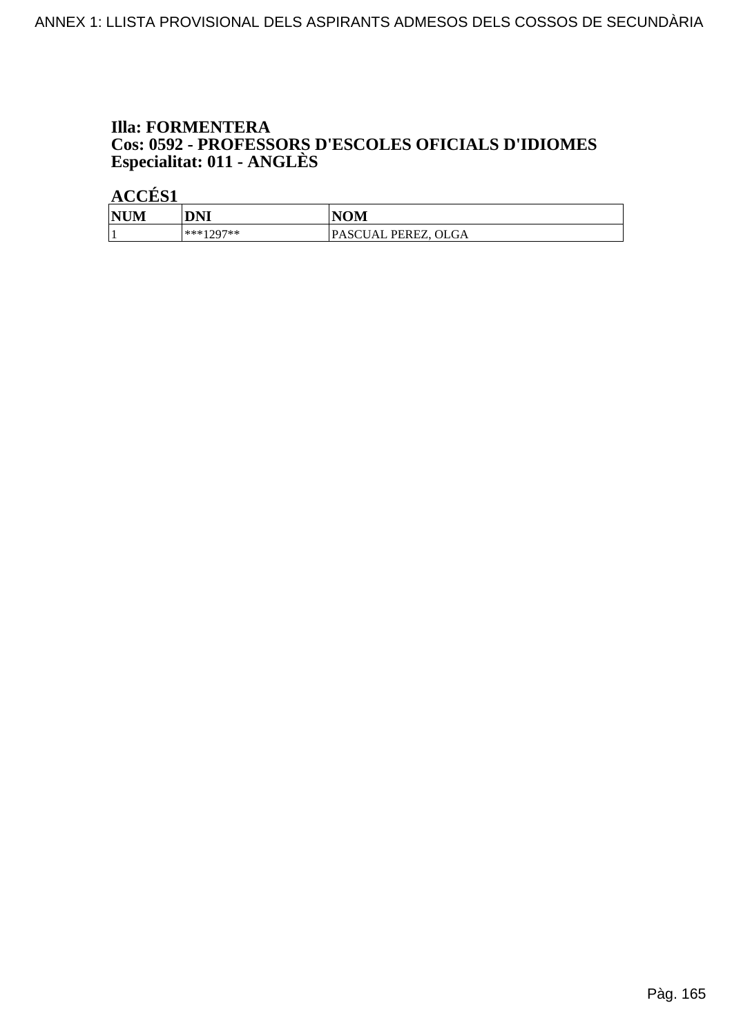**Illa: FORMENTERA**
**Cos: 0592 - PROFESSORS D'ESCOLES OFICIALS D'IDIOMES**
**Especialitat: 011 - ANGLÈS**

**ACCÉS1**

| NUM | DNI | NOM |
|---|---|---|
| 1 | ***1297** | PASCUAL PEREZ, OLGA |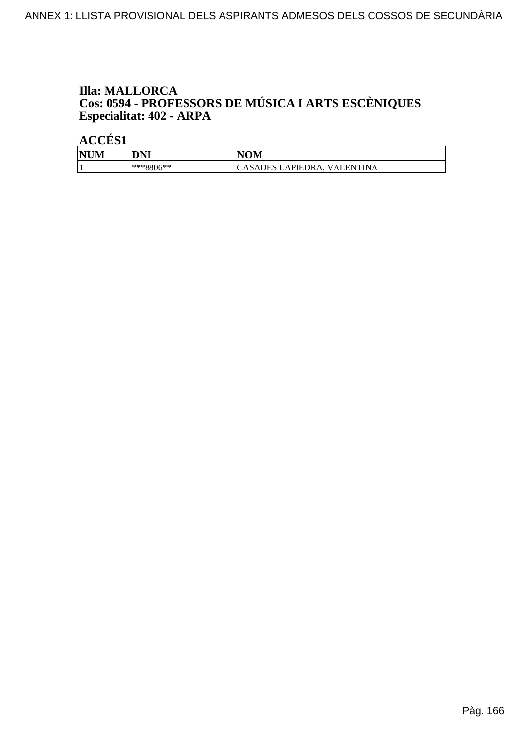**Illa: MALLORCA**
**Cos: 0594 - PROFESSORS DE MÚSICA I ARTS ESCÈNIQUES**
**Especialitat: 402 - ARPA**

**ACCÉS1**

| NUM | DNI | NOM |
|---|---|---|
| 1 | ***8806** | CASADES LAPIEDRA, VALENTINA |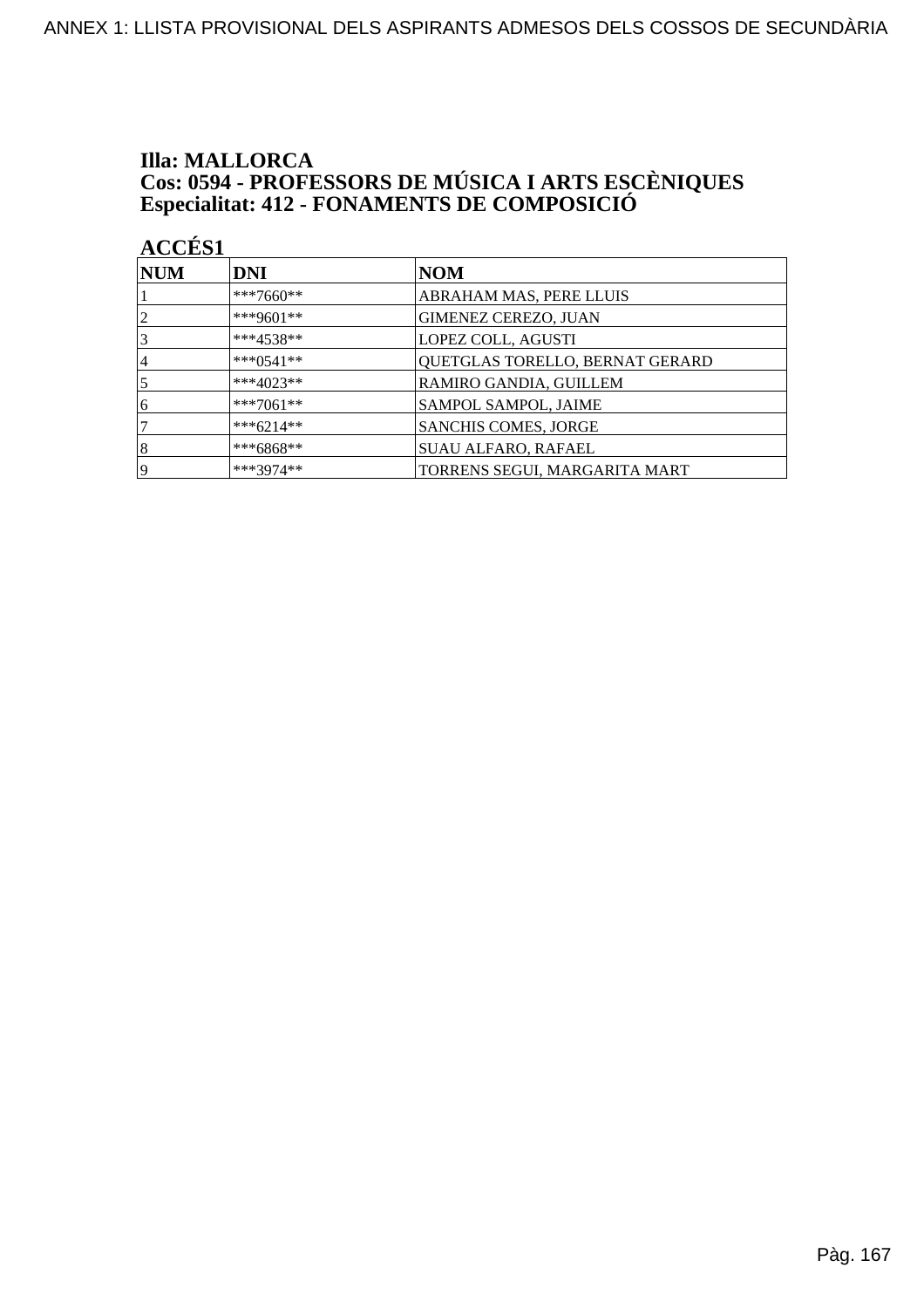**Illa: MALLORCA**
**Cos: 0594 - PROFESSORS DE MÚSICA I ARTS ESCÈNIQUES**
**Especialitat: 412 - FONAMENTS DE COMPOSICIÓ**

**ACCÉS1**

| NUM | DNI | NOM |
|---|---|---|
| 1 | ***7660** | ABRAHAM MAS, PERE LLUIS |
| 2 | ***9601** | GIMENEZ CEREZO, JUAN |
| 3 | ***4538** | LOPEZ COLL, AGUSTI |
| 4 | ***0541** | QUETGLAS TORELLO, BERNAT GERARD |
| 5 | ***4023** | RAMIRO GANDIA, GUILLEM |
| 6 | ***7061** | SAMPOL SAMPOL, JAIME |
| 7 | ***6214** | SANCHIS COMES, JORGE |
| 8 | ***6868** | SUAU ALFARO, RAFAEL |
| 9 | ***3974** | TORRENS SEGUI, MARGARITA MART |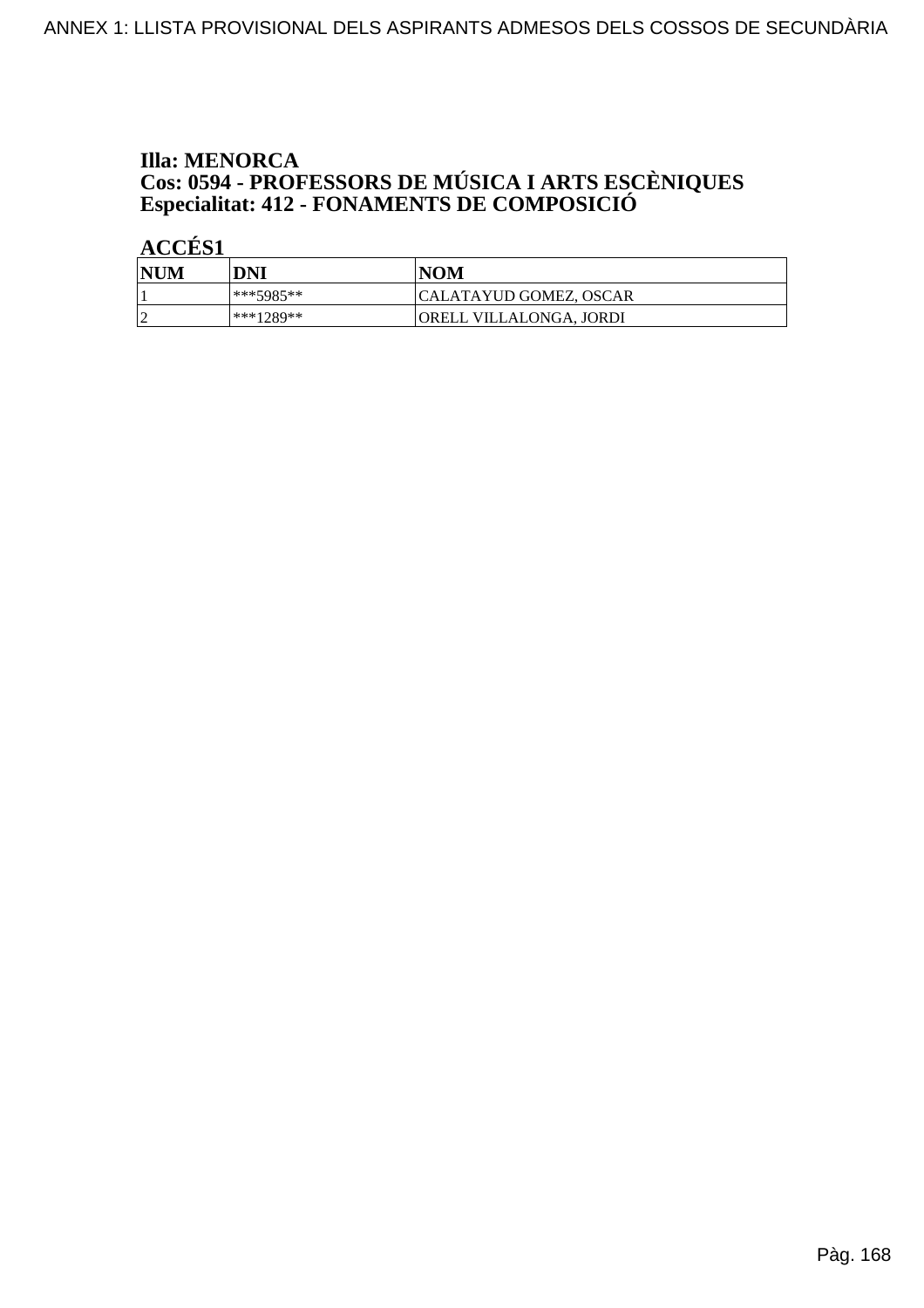**Illa: MENORCA**
**Cos: 0594 - PROFESSORS DE MÚSICA I ARTS ESCÈNIQUES**
**Especialitat: 412 - FONAMENTS DE COMPOSICIÓ**

**ACCÉS1**

| NUM | DNI | NOM |
|---|---|---|
| 1 | ***5985** | CALATAYUD GOMEZ, OSCAR |
| 2 | ***1289** | ORELL VILLALONGA, JORDI |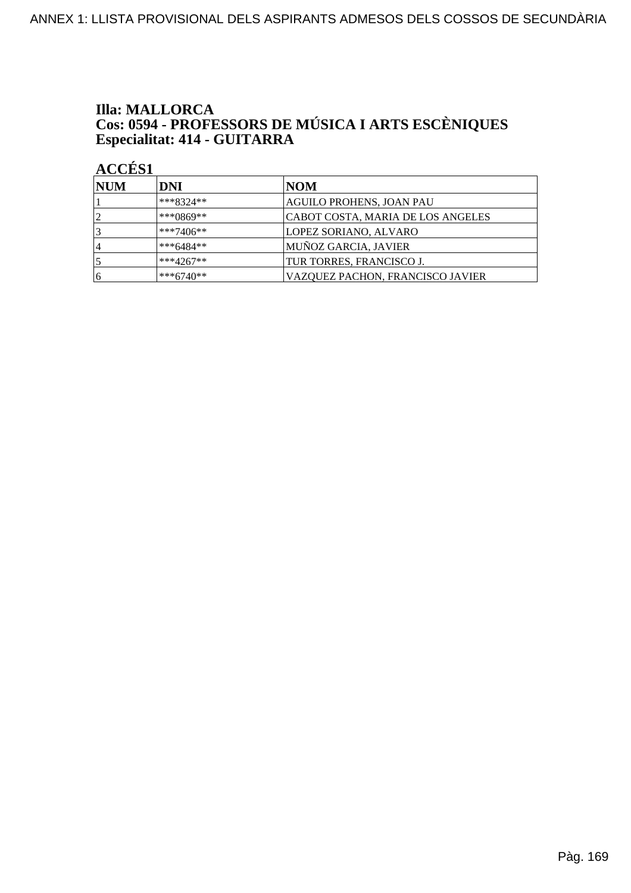**Illa: MALLORCA**
**Cos: 0594 - PROFESSORS DE MÚSICA I ARTS ESCÈNIQUES**
**Especialitat: 414 - GUITARRA**

**ACCÉS1**

| NUM | DNI | NOM |
|---|---|---|
| 1 | ***8324** | AGUILO PROHENS, JOAN PAU |
| 2 | ***0869** | CABOT COSTA, MARIA DE LOS ANGELES |
| 3 | ***7406** | LOPEZ SORIANO, ALVARO |
| 4 | ***6484** | MUÑOZ GARCIA, JAVIER |
| 5 | ***4267** | TUR TORRES, FRANCISCO J. |
| 6 | ***6740** | VAZQUEZ PACHON, FRANCISCO JAVIER |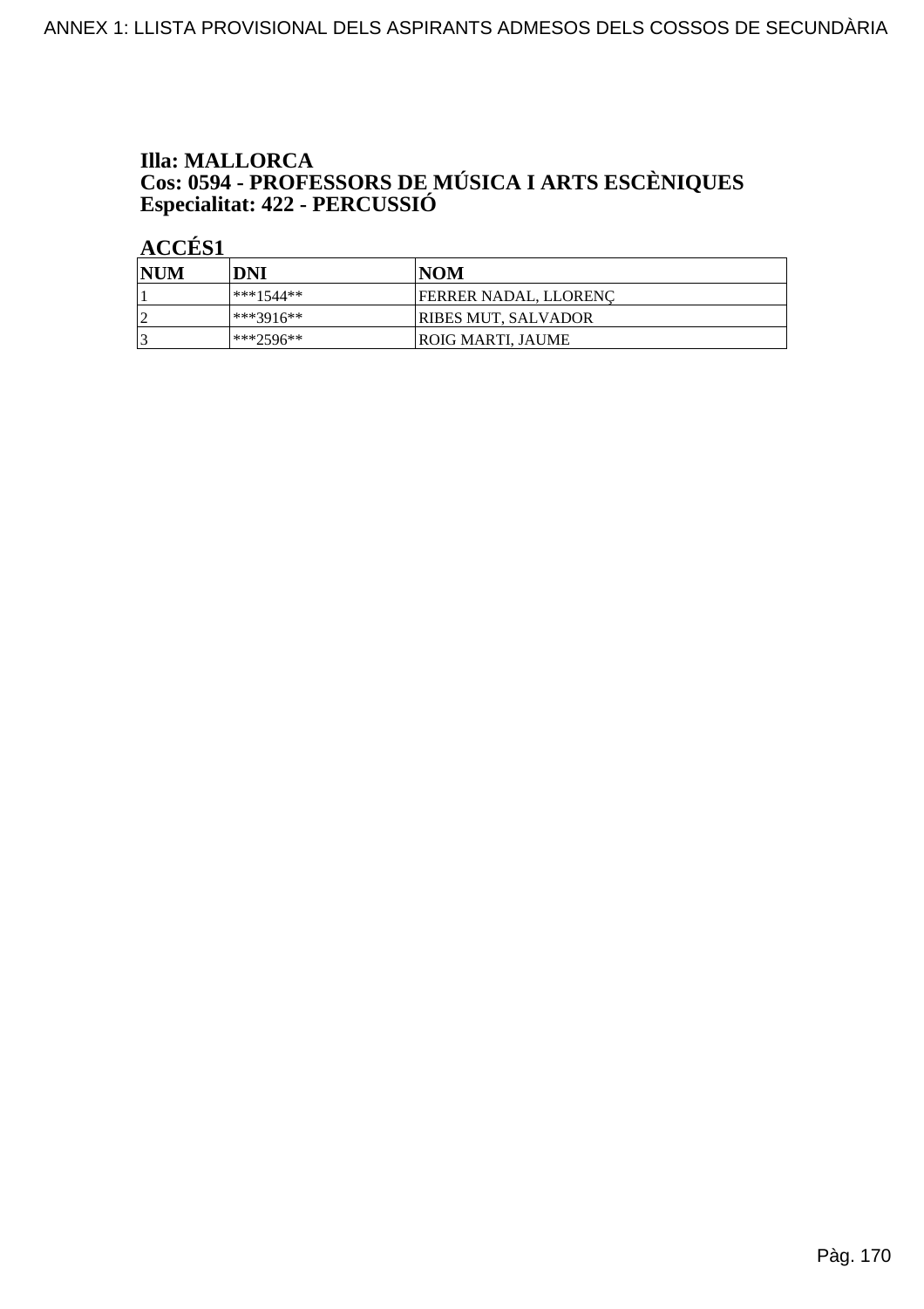**Illa: MALLORCA**
**Cos: 0594 - PROFESSORS DE MÚSICA I ARTS ESCÈNIQUES**
**Especialitat: 422 - PERCUSSIÓ**

**ACCÉS1**

| NUM | DNI | NOM |
|---|---|---|
| 1 | ***1544** | FERRER NADAL, LLORENÇ |
| 2 | ***3916** | RIBES MUT, SALVADOR |
| 3 | ***2596** | ROIG MARTI, JAUME |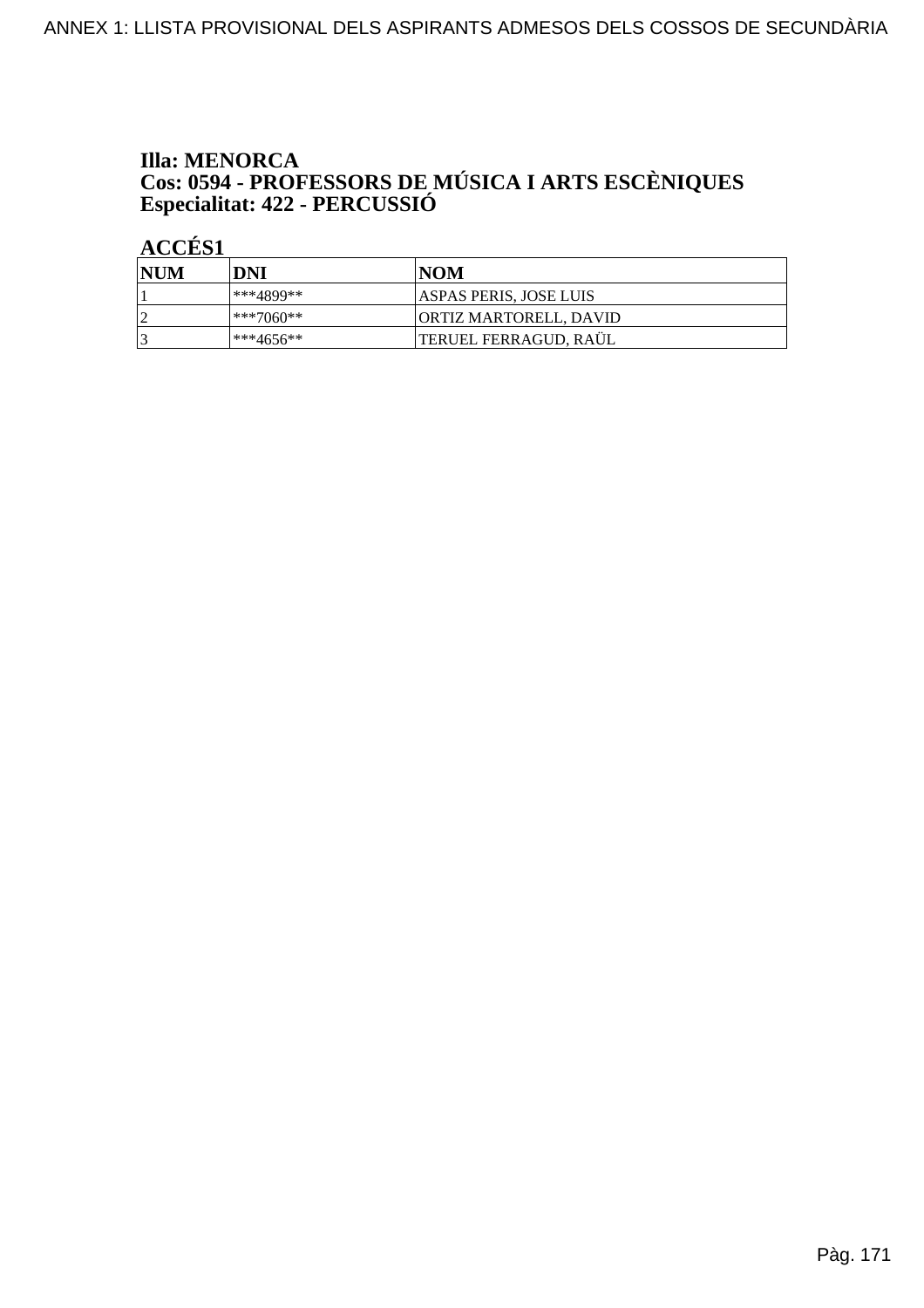**Illa: MENORCA**
**Cos: 0594 - PROFESSORS DE MÚSICA I ARTS ESCÈNIQUES**
**Especialitat: 422 - PERCUSSIÓ**

**ACCÉS1**

| NUM | DNI | NOM |
|---|---|---|
| 1 | ***4899** | ASPAS PERIS, JOSE LUIS |
| 2 | ***7060** | ORTIZ MARTORELL, DAVID |
| 3 | ***4656** | TERUEL FERRAGUD, RAÜL |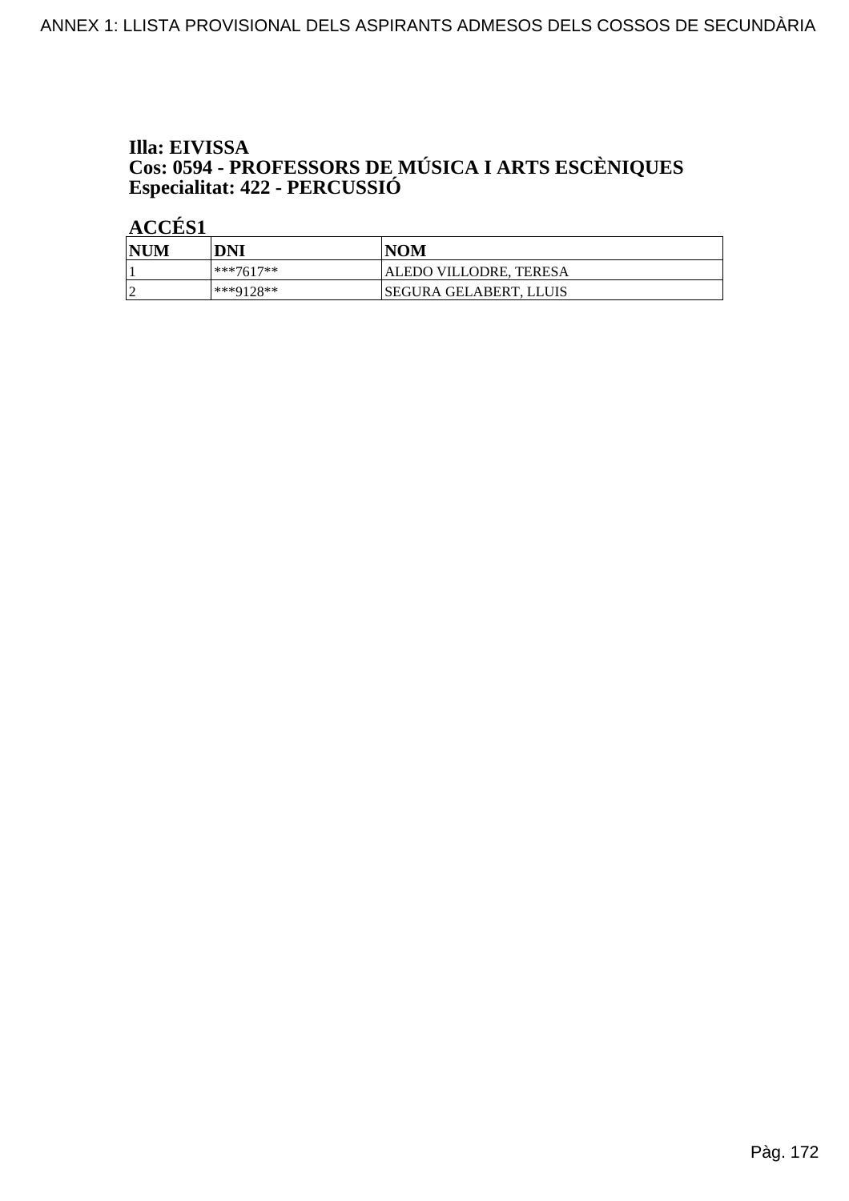**Illa: EIVISSA**
**Cos: 0594 - PROFESSORS DE MÚSICA I ARTS ESCÈNIQUES**
**Especialitat: 422 - PERCUSSIÓ**

**ACCÉS1**

| NUM | DNI | NOM |
|---|---|---|
| 1 | ***7617** | ALEDO VILLODRE, TERESA |
| 2 | ***9128** | SEGURA GELABERT, LLUIS |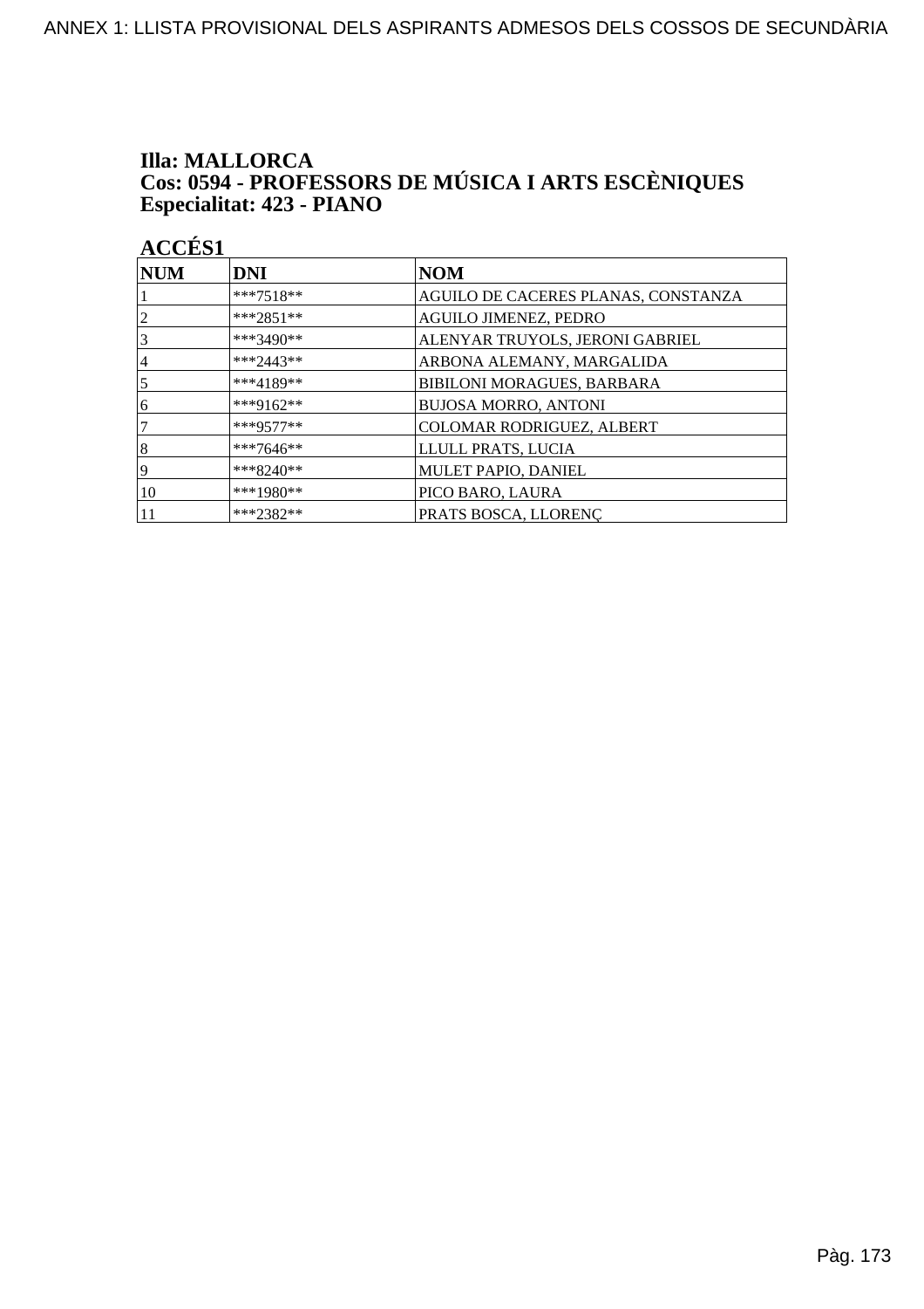**Illa: MALLORCA**
**Cos: 0594 - PROFESSORS DE MÚSICA I ARTS ESCÈNIQUES**
**Especialitat: 423 - PIANO**

**ACCÉS1**

| NUM | DNI | NOM |
|---|---|---|
| 1 | ***7518** | AGUILO DE CACERES PLANAS, CONSTANZA |
| 2 | ***2851** | AGUILO JIMENEZ, PEDRO |
| 3 | ***3490** | ALENYAR TRUYOLS, JERONI GABRIEL |
| 4 | ***2443** | ARBONA ALEMANY, MARGALIDA |
| 5 | ***4189** | BIBILONI MORAGUES, BARBARA |
| 6 | ***9162** | BUJOSA MORRO, ANTONI |
| 7 | ***9577** | COLOMAR RODRIGUEZ, ALBERT |
| 8 | ***7646** | LLULL PRATS, LUCIA |
| 9 | ***8240** | MULET PAPIO, DANIEL |
| 10 | ***1980** | PICO BARO, LAURA |
| 11 | ***2382** | PRATS BOSCA, LLORENÇ |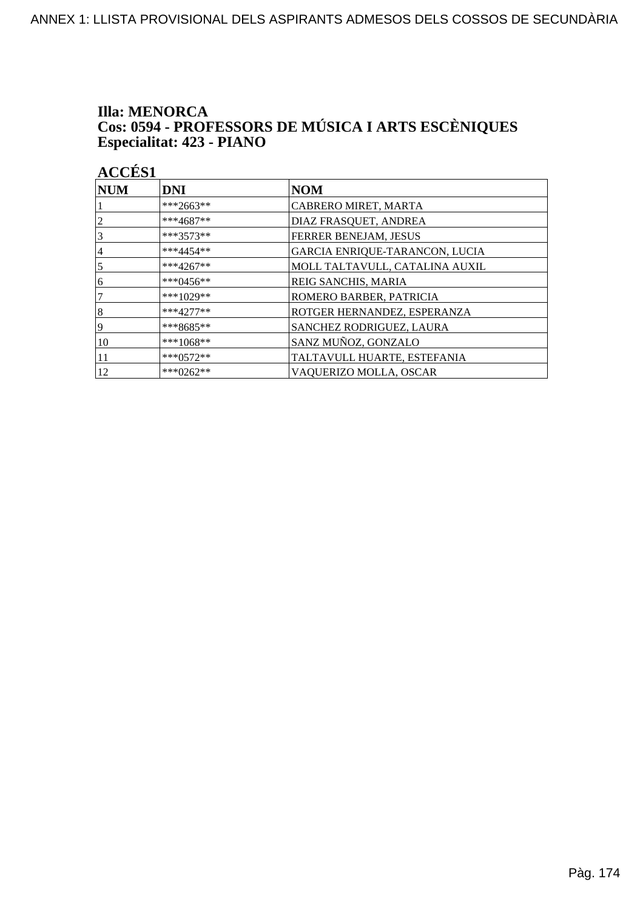**Illa: MENORCA**
**Cos: 0594 - PROFESSORS DE MÚSICA I ARTS ESCÈNIQUES**
**Especialitat: 423 - PIANO**

**ACCÉS1**

| NUM | DNI | NOM |
| --- | --- | --- |
| 1 | ***2663** | CABRERO MIRET, MARTA |
| 2 | ***4687** | DIAZ FRASQUET, ANDREA |
| 3 | ***3573** | FERRER BENEJAM, JESUS |
| 4 | ***4454** | GARCIA ENRIQUE-TARANCON, LUCIA |
| 5 | ***4267** | MOLL TALTAVULL, CATALINA AUXIL |
| 6 | ***0456** | REIG SANCHIS, MARIA |
| 7 | ***1029** | ROMERO BARBER, PATRICIA |
| 8 | ***4277** | ROTGER HERNANDEZ, ESPERANZA |
| 9 | ***8685** | SANCHEZ RODRIGUEZ, LAURA |
| 10 | ***1068** | SANZ MUÑOZ, GONZALO |
| 11 | ***0572** | TALTAVULL HUARTE, ESTEFANIA |
| 12 | ***0262** | VAQUERIZO MOLLA, OSCAR |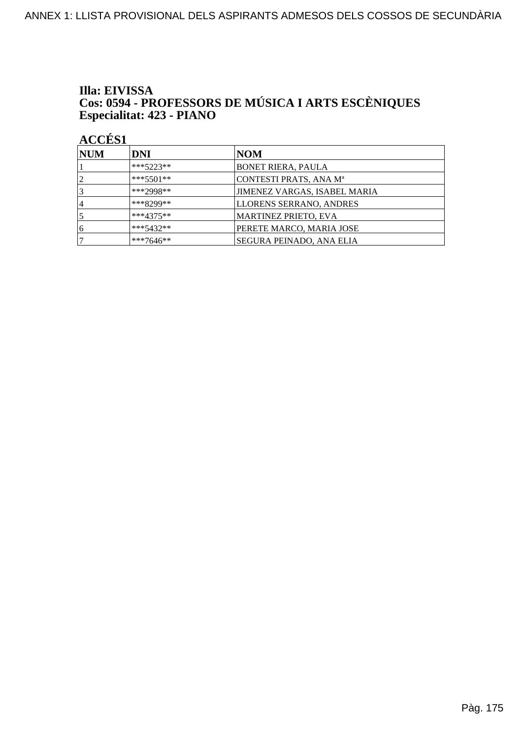**Illa: EIVISSA**
**Cos: 0594 - PROFESSORS DE MÚSICA I ARTS ESCÈNIQUES**
**Especialitat: 423 - PIANO**

**ACCÉS1**

| NUM | DNI | NOM |
|---|---|---|
| 1 | ***5223** | BONET RIERA, PAULA |
| 2 | ***5501** | CONTESTI PRATS, ANA Mª |
| 3 | ***2998** | JIMENEZ VARGAS, ISABEL MARIA |
| 4 | ***8299** | LLORENS SERRANO, ANDRES |
| 5 | ***4375** | MARTINEZ PRIETO, EVA |
| 6 | ***5432** | PERETE MARCO, MARIA JOSE |
| 7 | ***7646** | SEGURA PEINADO, ANA ELIA |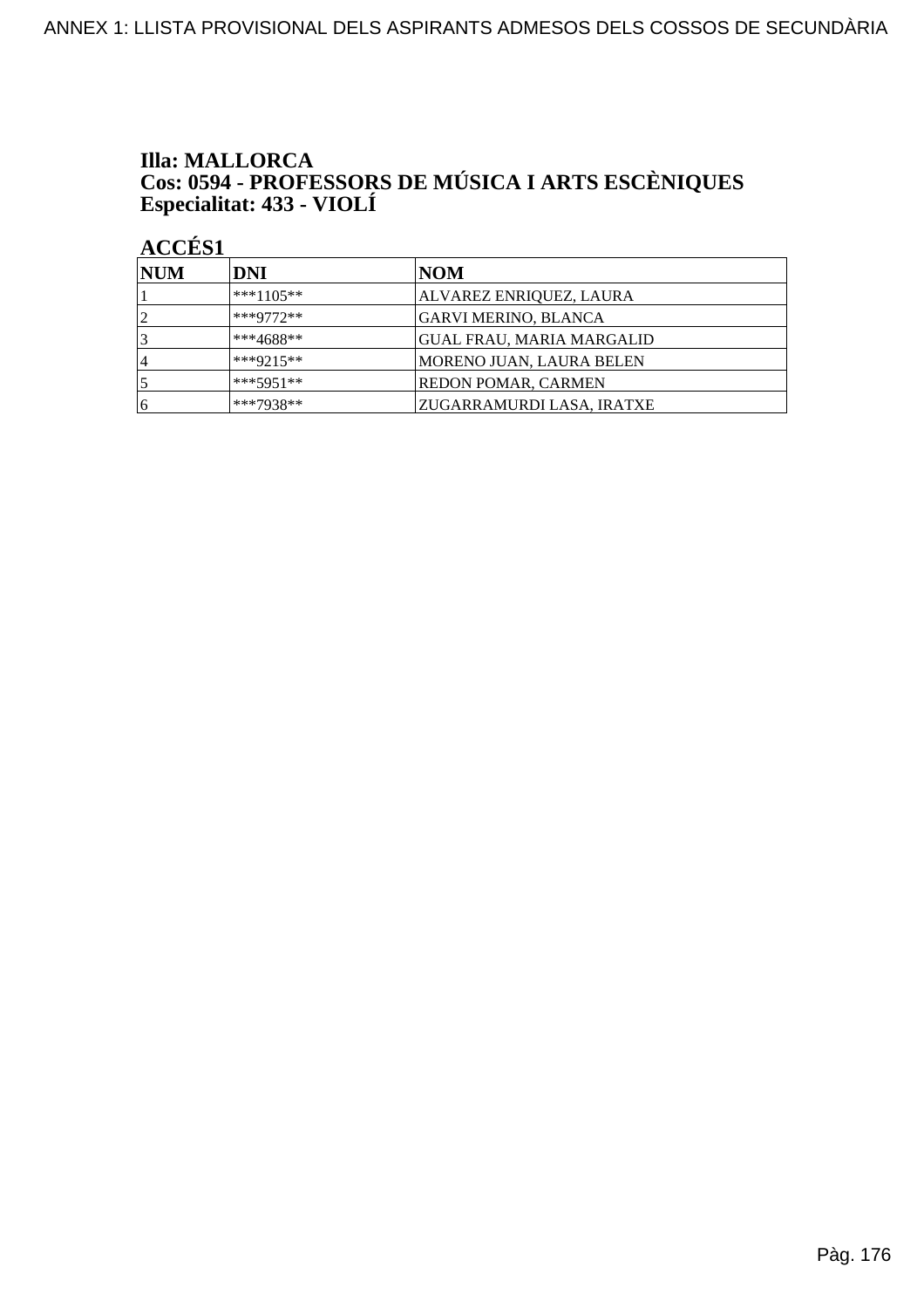**Illa: MALLORCA**
**Cos: 0594 - PROFESSORS DE MÚSICA I ARTS ESCÈNIQUES**
**Especialitat: 433 - VIOLÍ**

**ACCÉS1**

| NUM | DNI | NOM |
|---|---|---|
| 1 | ***1105** | ALVAREZ ENRIQUEZ, LAURA |
| 2 | ***9772** | GARVI MERINO, BLANCA |
| 3 | ***4688** | GUAL FRAU, MARIA MARGALID |
| 4 | ***9215** | MORENO JUAN, LAURA BELEN |
| 5 | ***5951** | REDON POMAR, CARMEN |
| 6 | ***7938** | ZUGARRAMURDI LASA, IRATXE |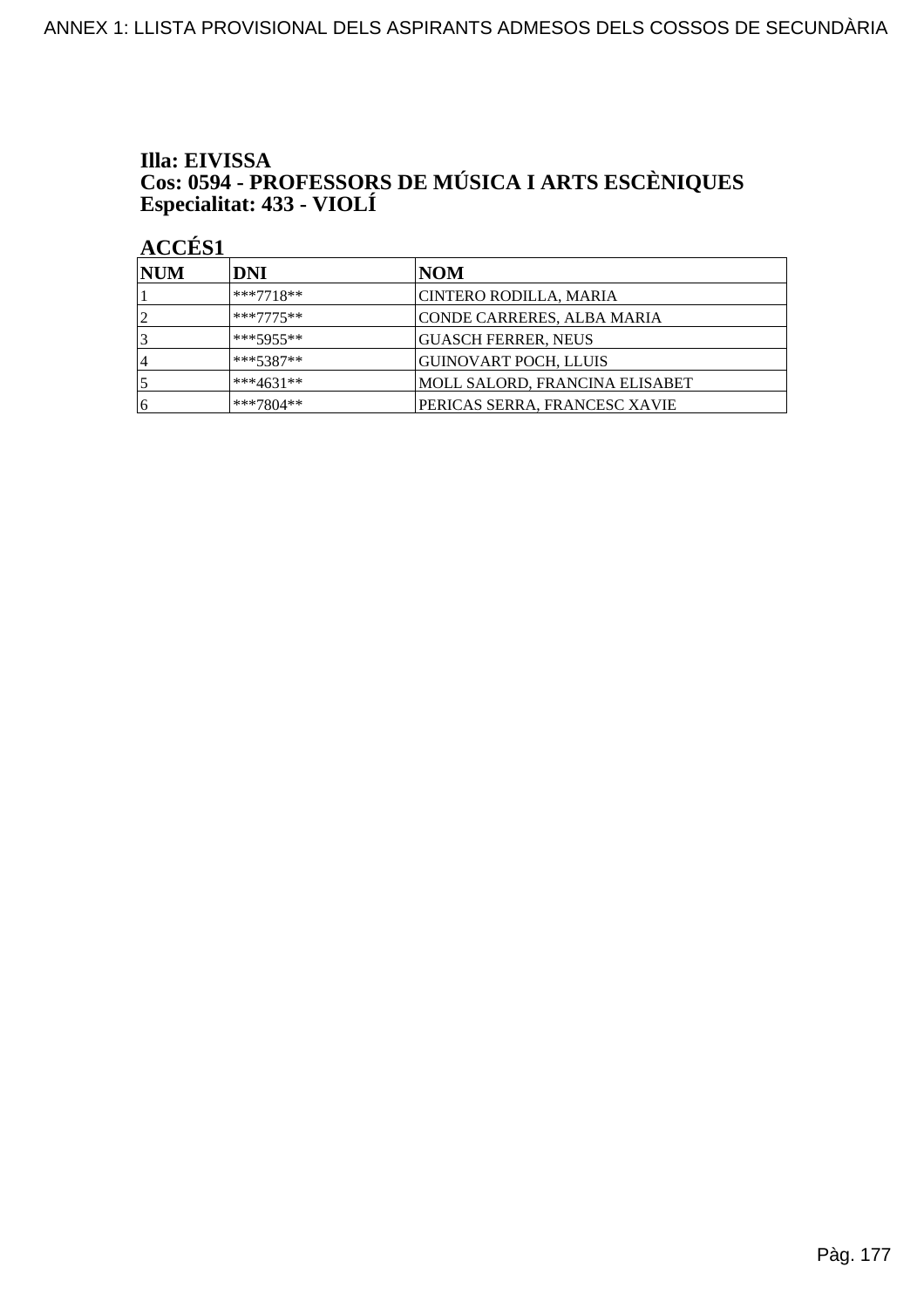**Illa: EIVISSA**
**Cos: 0594 - PROFESSORS DE MÚSICA I ARTS ESCÈNIQUES**
**Especialitat: 433 - VIOLÍ**

**ACCÉS1**

| NUM | DNI | NOM |
|---|---|---|
| 1 | ***7718** | CINTERO RODILLA, MARIA |
| 2 | ***7775** | CONDE CARRERES, ALBA MARIA |
| 3 | ***5955** | GUASCH FERRER, NEUS |
| 4 | ***5387** | GUINOVART POCH, LLUIS |
| 5 | ***4631** | MOLL SALORD, FRANCINA ELISABET |
| 6 | ***7804** | PERICAS SERRA, FRANCESC XAVIE |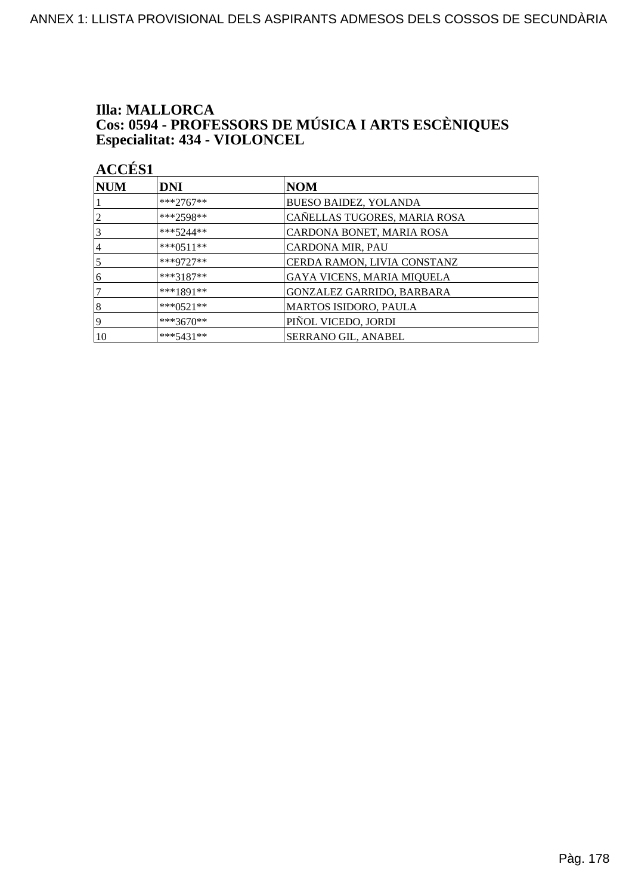**Illa: MALLORCA**
**Cos: 0594 - PROFESSORS DE MÚSICA I ARTS ESCÈNIQUES**
**Especialitat: 434 - VIOLONCEL**

**ACCÉS1**

| NUM | DNI | NOM |
|---|---|---|
| 1 | ***2767** | BUESO BAIDEZ, YOLANDA |
| 2 | ***2598** | CAÑELLAS TUGORES, MARIA ROSA |
| 3 | ***5244** | CARDONA BONET, MARIA ROSA |
| 4 | ***0511** | CARDONA MIR, PAU |
| 5 | ***9727** | CERDA RAMON, LIVIA CONSTANZ |
| 6 | ***3187** | GAYA VICENS, MARIA MIQUELA |
| 7 | ***1891** | GONZALEZ GARRIDO, BARBARA |
| 8 | ***0521** | MARTOS ISIDORO, PAULA |
| 9 | ***3670** | PIÑOL VICEDO, JORDI |
| 10 | ***5431** | SERRANO GIL, ANABEL |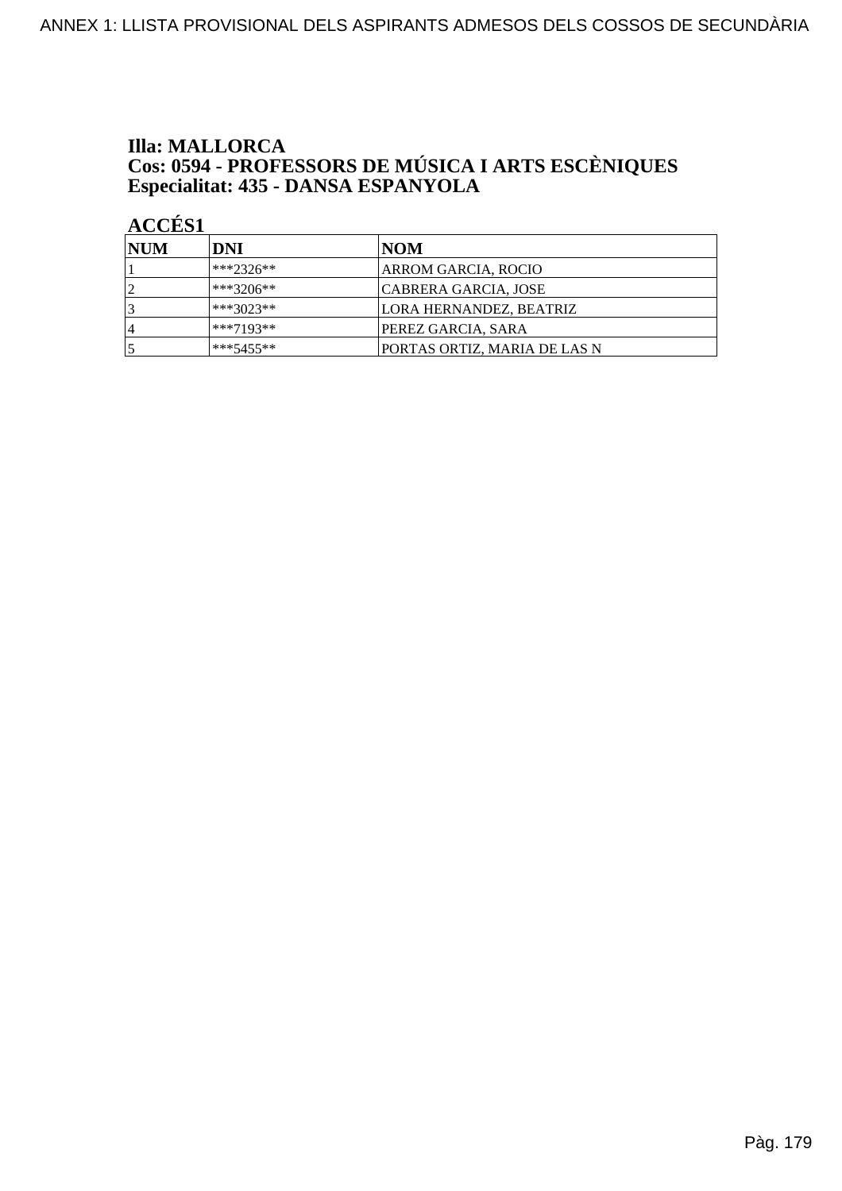**Illa: MALLORCA**
**Cos: 0594 - PROFESSORS DE MÚSICA I ARTS ESCÈNIQUES**
**Especialitat: 435 - DANSA ESPANYOLA**

**ACCÉS1**

| NUM | DNI | NOM |
| --- | --- | --- |
| 1 | ***2326** | ARROM GARCIA, ROCIO |
| 2 | ***3206** | CABRERA GARCIA, JOSE |
| 3 | ***3023** | LORA HERNANDEZ, BEATRIZ |
| 4 | ***7193** | PEREZ GARCIA, SARA |
| 5 | ***5455** | PORTAS ORTIZ, MARIA DE LAS N |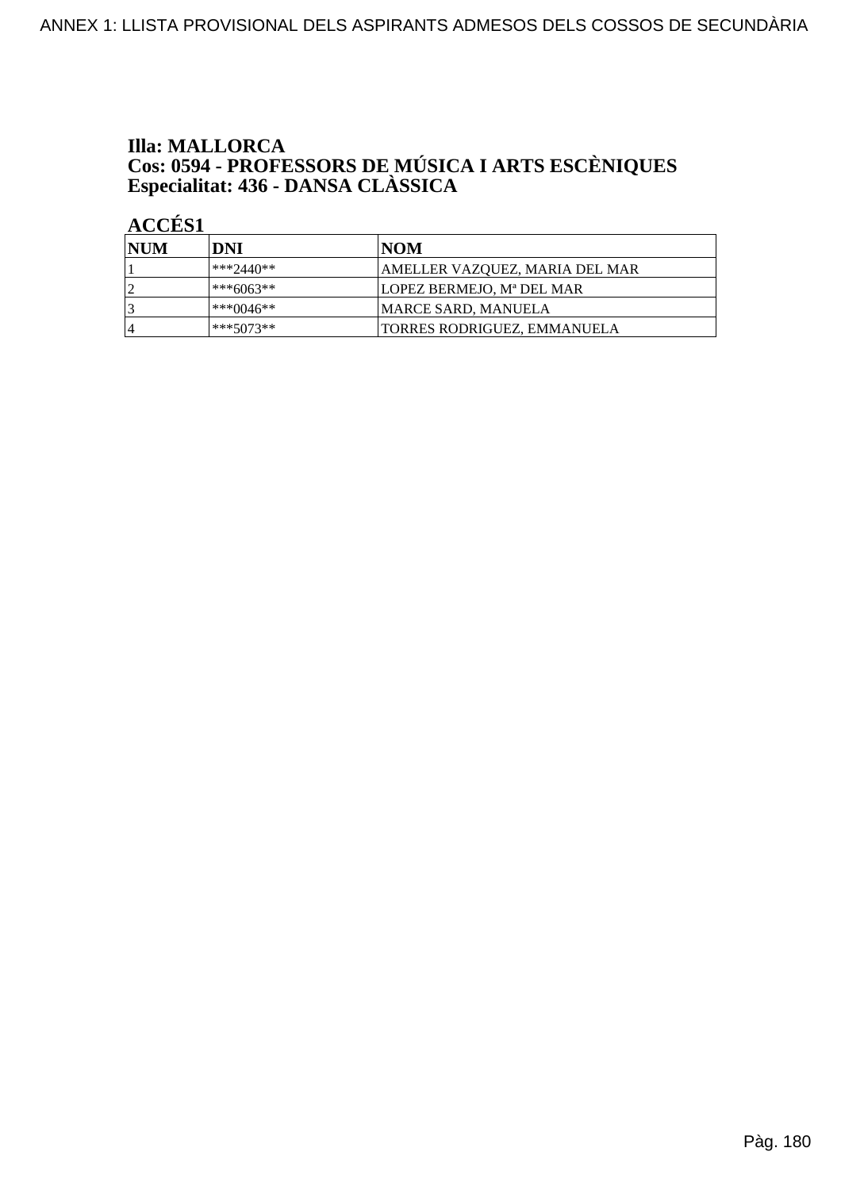**Illa: MALLORCA**
**Cos: 0594 - PROFESSORS DE MÚSICA I ARTS ESCÈNIQUES**
**Especialitat: 436 - DANSA CLÀSSICA**

**ACCÉS1**

| NUM | DNI | NOM |
|---|---|---|
| 1 | ***2440** | AMELLER VAZQUEZ, MARIA DEL MAR |
| 2 | ***6063** | LOPEZ BERMEJO, Mª DEL MAR |
| 3 | ***0046** | MARCE SARD, MANUELA |
| 4 | ***5073** | TORRES RODRIGUEZ, EMMANUELA |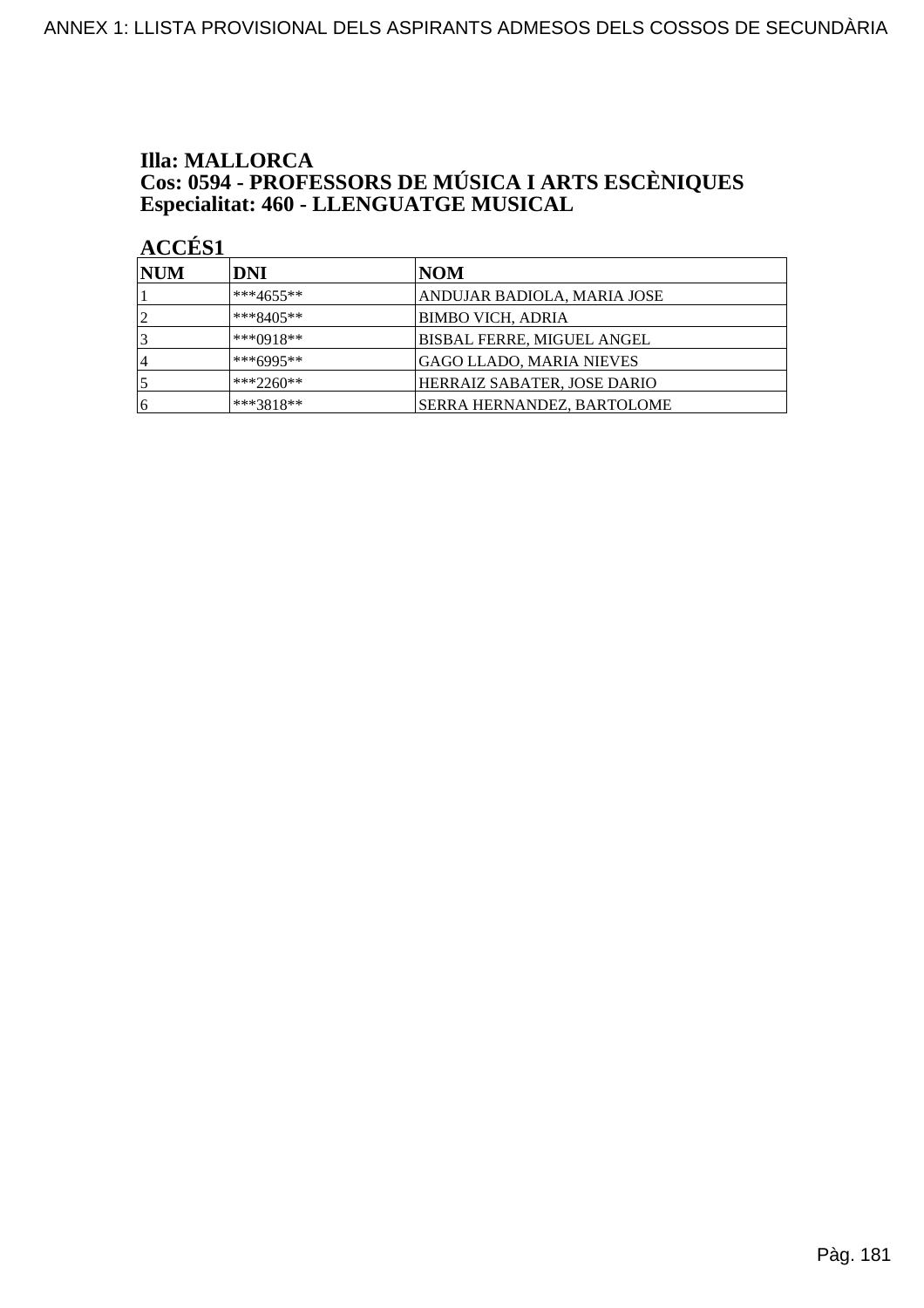**Illa: MALLORCA**
**Cos: 0594 - PROFESSORS DE MÚSICA I ARTS ESCÈNIQUES**
**Especialitat: 460 - LLENGUATGE MUSICAL**

**ACCÉS1**

| NUM | DNI | NOM |
|---|---|---|
| 1 | ***4655** | ANDUJAR BADIOLA, MARIA JOSE |
| 2 | ***8405** | BIMBO VICH, ADRIA |
| 3 | ***0918** | BISBAL FERRE, MIGUEL ANGEL |
| 4 | ***6995** | GAGO LLADO, MARIA NIEVES |
| 5 | ***2260** | HERRAIZ SABATER, JOSE DARIO |
| 6 | ***3818** | SERRA HERNANDEZ, BARTOLOME |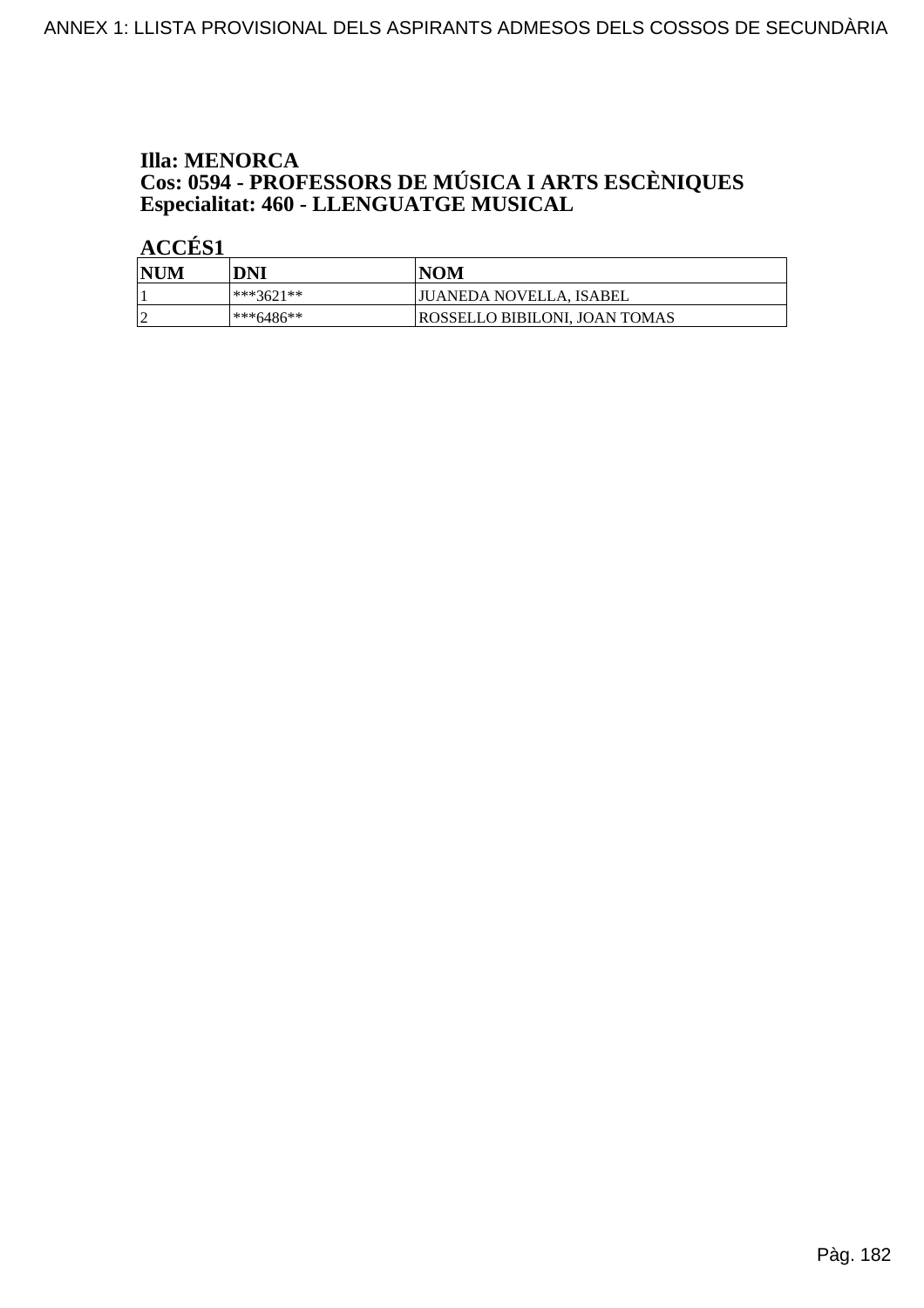**Illa: MENORCA**
**Cos: 0594 - PROFESSORS DE MÚSICA I ARTS ESCÈNIQUES**
**Especialitat: 460 - LLENGUATGE MUSICAL**

**ACCÉS1**

| NUM | DNI | NOM |
|---|---|---|
| 1 | ***3621** | JUANEDA NOVELLA, ISABEL |
| 2 | ***6486** | ROSSELLO BIBILONI, JOAN TOMAS |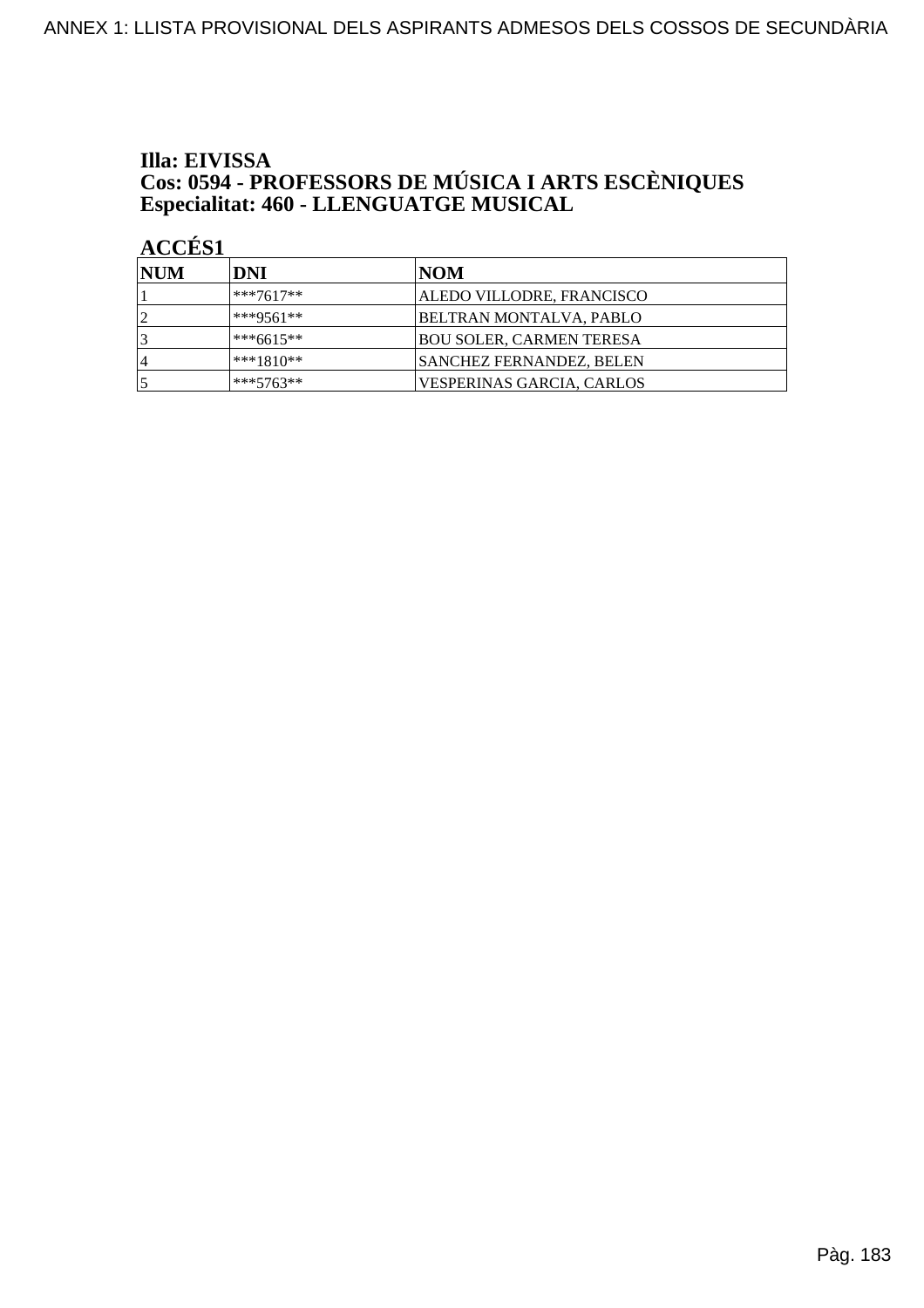**Illa: EIVISSA**
**Cos: 0594 - PROFESSORS DE MÚSICA I ARTS ESCÈNIQUES**
**Especialitat: 460 - LLENGUATGE MUSICAL**

**ACCÉS1**

| NUM | DNI | NOM |
|---|---|---|
| 1 | ***7617** | ALEDO VILLODRE, FRANCISCO |
| 2 | ***9561** | BELTRAN MONTALVA, PABLO |
| 3 | ***6615** | BOU SOLER, CARMEN TERESA |
| 4 | ***1810** | SANCHEZ FERNANDEZ, BELEN |
| 5 | ***5763** | VESPERINAS GARCIA, CARLOS |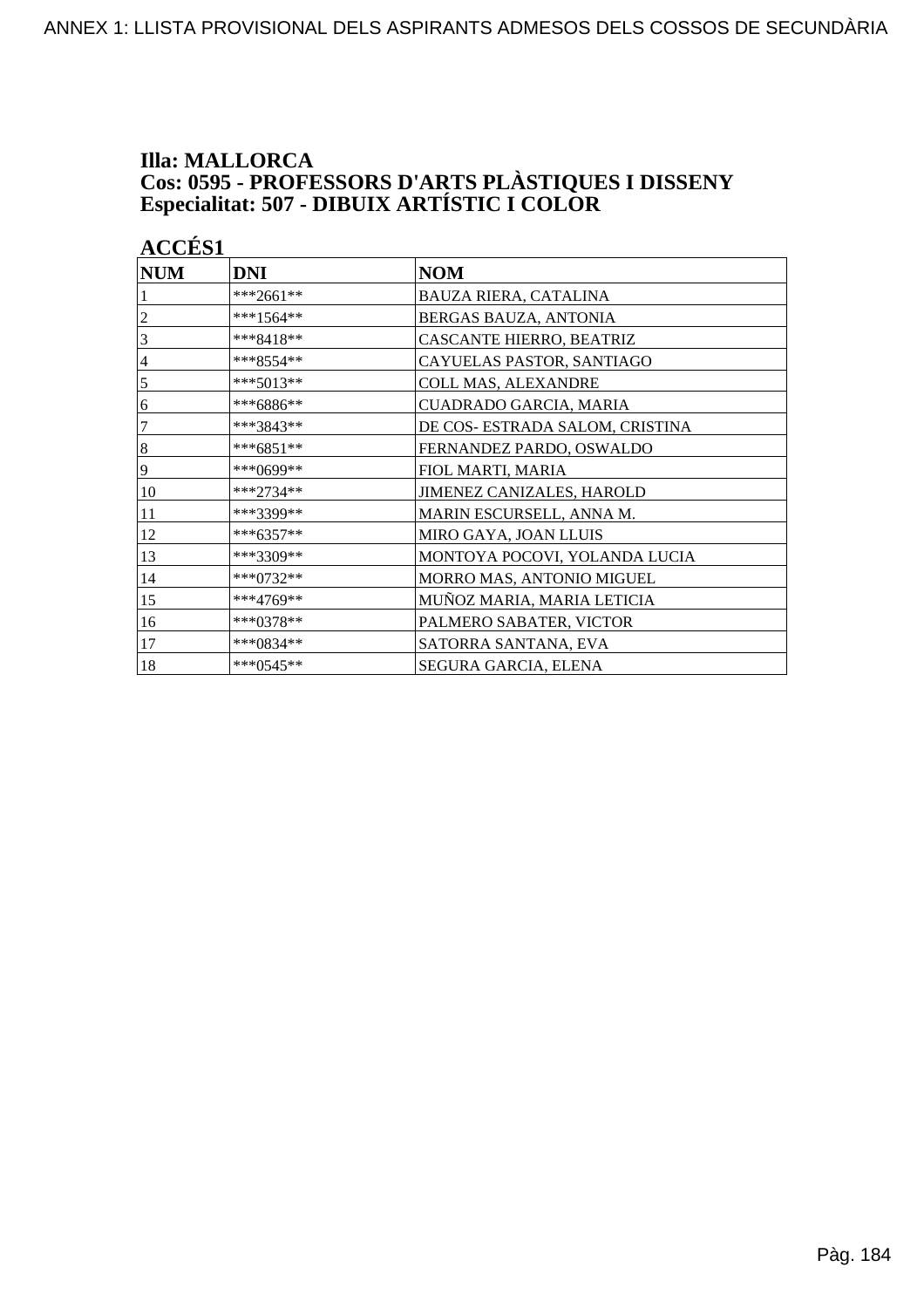**Illa: MALLORCA**
**Cos: 0595 - PROFESSORS D'ARTS PLÀSTIQUES I DISSENY**
**Especialitat: 507 - DIBUIX ARTÍSTIC I COLOR**

**ACCÉS1**

| NUM | DNI | NOM |
|---|---|---|
| 1 | ***2661** | BAUZA RIERA, CATALINA |
| 2 | ***1564** | BERGAS BAUZA, ANTONIA |
| 3 | ***8418** | CASCANTE HIERRO, BEATRIZ |
| 4 | ***8554** | CAYUELAS PASTOR, SANTIAGO |
| 5 | ***5013** | COLL MAS, ALEXANDRE |
| 6 | ***6886** | CUADRADO GARCIA, MARIA |
| 7 | ***3843** | DE COS- ESTRADA SALOM, CRISTINA |
| 8 | ***6851** | FERNANDEZ PARDO, OSWALDO |
| 9 | ***0699** | FIOL MARTI, MARIA |
| 10 | ***2734** | JIMENEZ CANIZALES, HAROLD |
| 11 | ***3399** | MARIN ESCURSELL, ANNA M. |
| 12 | ***6357** | MIRO GAYA, JOAN LLUIS |
| 13 | ***3309** | MONTOYA POCOVI, YOLANDA LUCIA |
| 14 | ***0732** | MORRO MAS, ANTONIO MIGUEL |
| 15 | ***4769** | MUÑOZ MARIA, MARIA LETICIA |
| 16 | ***0378** | PALMERO SABATER, VICTOR |
| 17 | ***0834** | SATORRA SANTANA, EVA |
| 18 | ***0545** | SEGURA GARCIA, ELENA |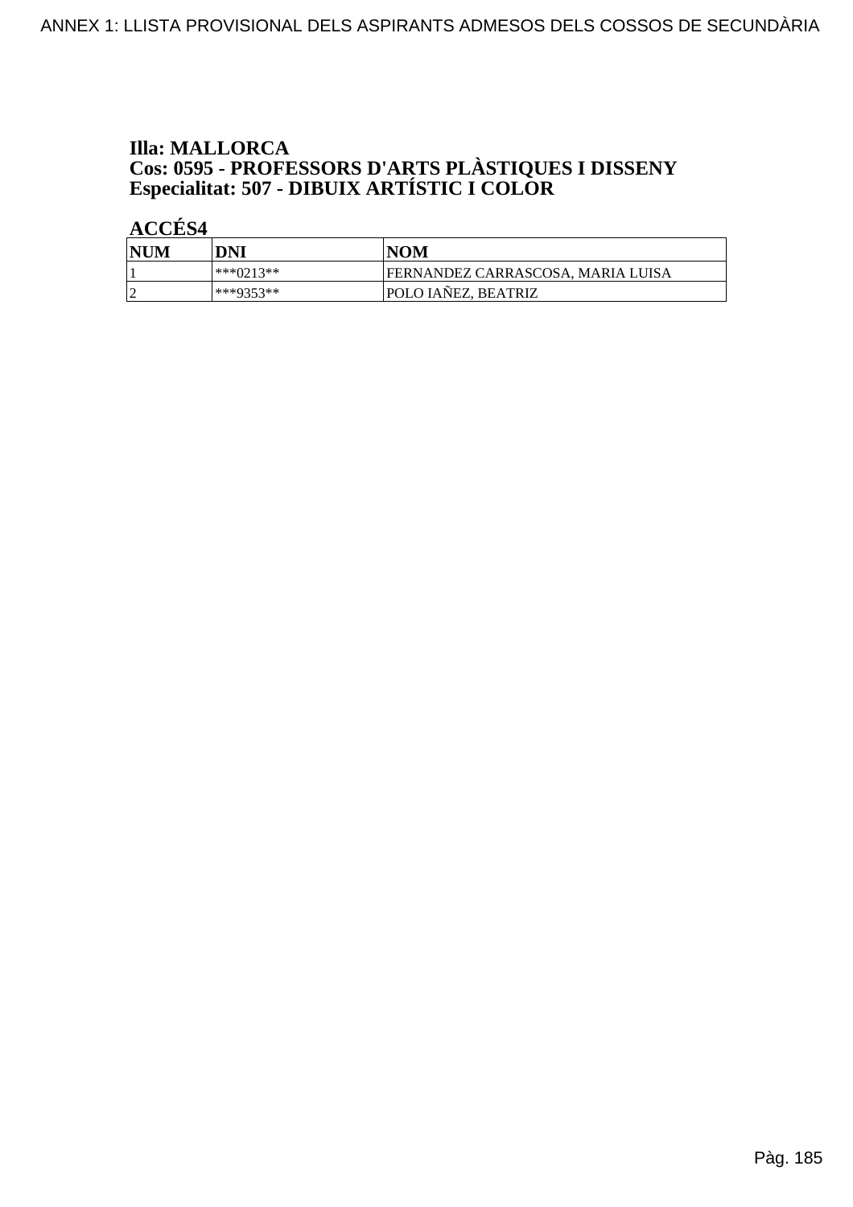**Illa: MALLORCA**
**Cos: 0595 - PROFESSORS D'ARTS PLÀSTIQUES I DISSENY**
**Especialitat: 507 - DIBUIX ARTÍSTIC I COLOR**

**ACCÉS4**

| NUM | DNI | NOM |
|---|---|---|
| 1 | ***0213** | FERNANDEZ CARRASCOSA, MARIA LUISA |
| 2 | ***9353** | POLO IAÑEZ, BEATRIZ |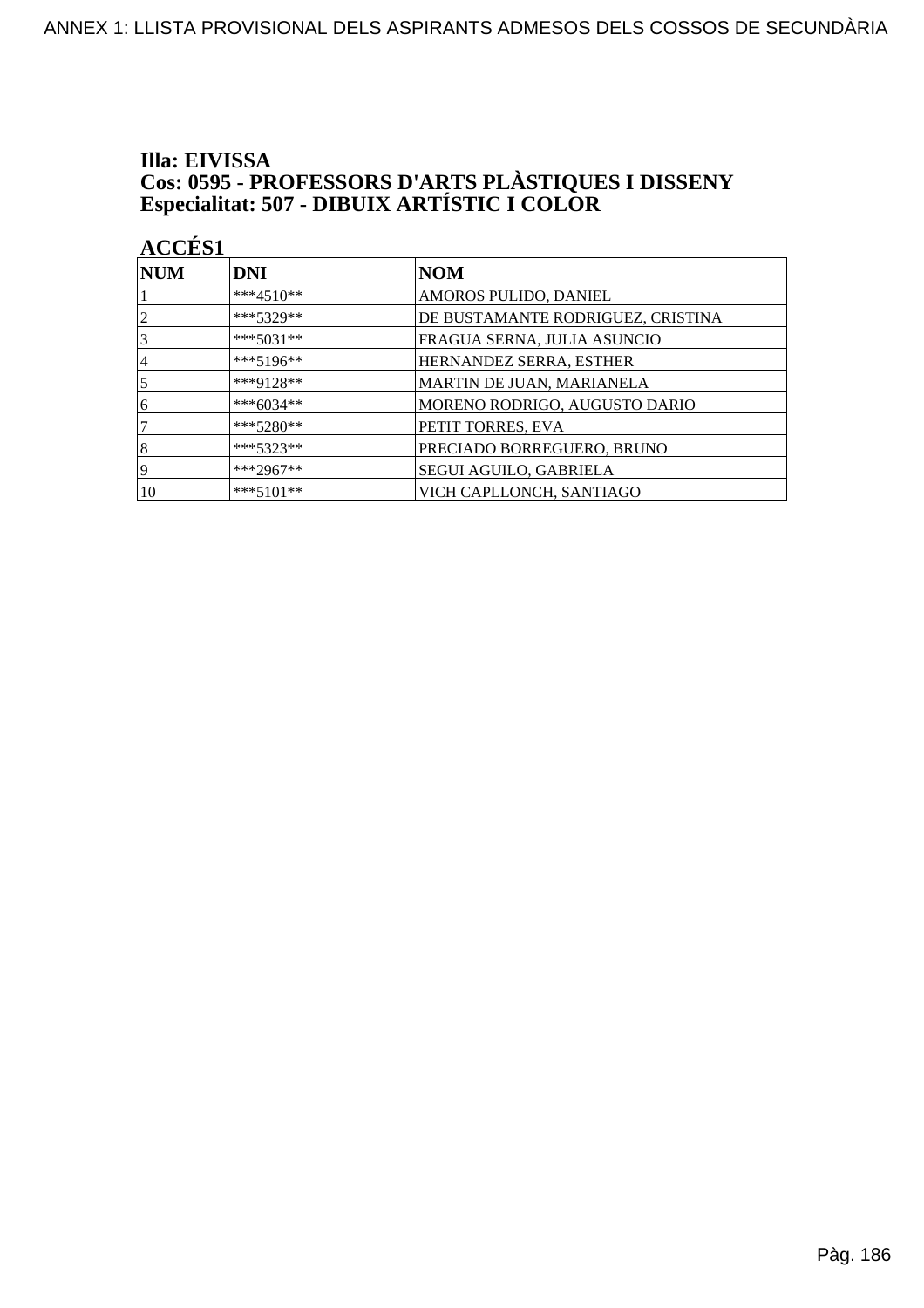**Illa: EIVISSA**
**Cos: 0595 - PROFESSORS D'ARTS PLÀSTIQUES I DISSENY**
**Especialitat: 507 - DIBUIX ARTÍSTIC I COLOR**

**ACCÉS1**

| NUM | DNI | NOM |
|---|---|---|
| 1 | ***4510** | AMOROS PULIDO, DANIEL |
| 2 | ***5329** | DE BUSTAMANTE RODRIGUEZ, CRISTINA |
| 3 | ***5031** | FRAGUA SERNA, JULIA ASUNCIO |
| 4 | ***5196** | HERNANDEZ SERRA, ESTHER |
| 5 | ***9128** | MARTIN DE JUAN, MARIANELA |
| 6 | ***6034** | MORENO RODRIGO, AUGUSTO DARIO |
| 7 | ***5280** | PETIT TORRES, EVA |
| 8 | ***5323** | PRECIADO BORREGUERO, BRUNO |
| 9 | ***2967** | SEGUI AGUILO, GABRIELA |
| 10 | ***5101** | VICH CAPLLONCH, SANTIAGO |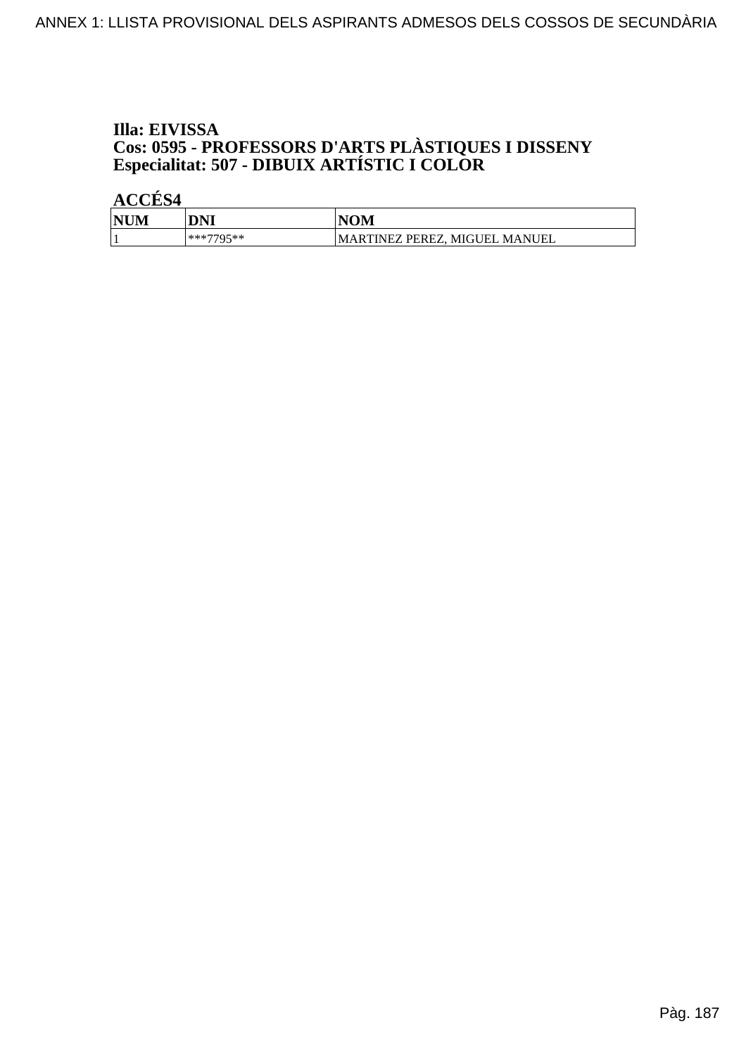**Illa: EIVISSA**
**Cos: 0595 - PROFESSORS D'ARTS PLÀSTIQUES I DISSENY**
**Especialitat: 507 - DIBUIX ARTÍSTIC I COLOR**

**ACCÉS4**

| NUM | DNI | NOM |
|---|---|---|
| 1 | ***7795** | MARTINEZ PEREZ, MIGUEL MANUEL |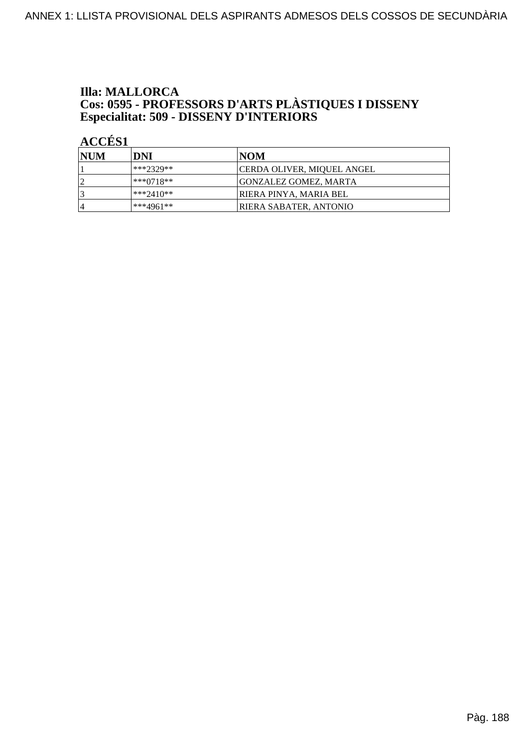**Illa: MALLORCA**
**Cos: 0595 - PROFESSORS D'ARTS PLÀSTIQUES I DISSENY**
**Especialitat: 509 - DISSENY D'INTERIORS**

**ACCÉS1**

| NUM | DNI | NOM |
|---|---|---|
| 1 | ***2329** | CERDA OLIVER, MIQUEL ANGEL |
| 2 | ***0718** | GONZALEZ GOMEZ, MARTA |
| 3 | ***2410** | RIERA PINYA, MARIA BEL |
| 4 | ***4961** | RIERA SABATER, ANTONIO |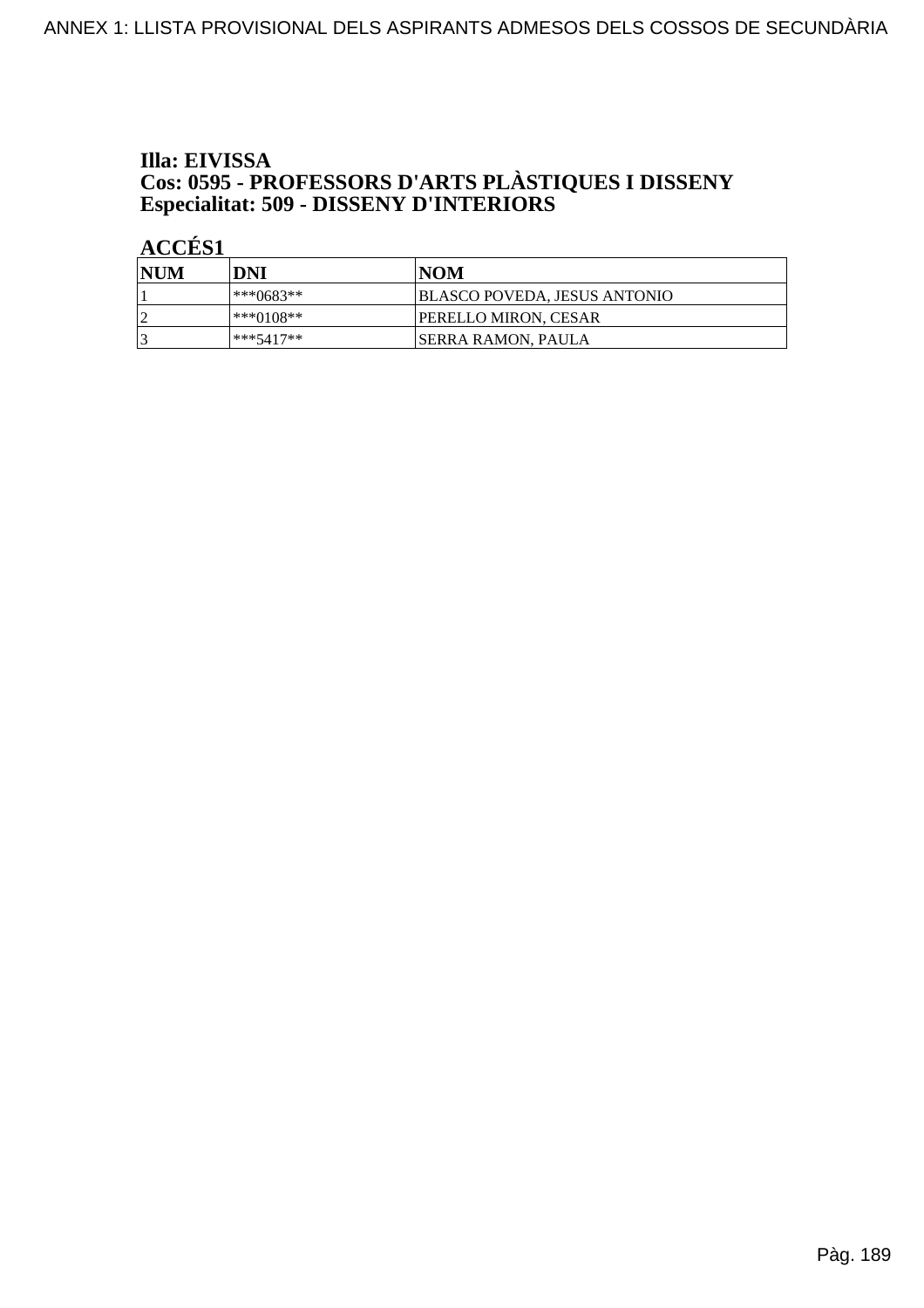**Illa: EIVISSA**
**Cos: 0595 - PROFESSORS D'ARTS PLÀSTIQUES I DISSENY**
**Especialitat: 509 - DISSENY D'INTERIORS**

**ACCÉS1**

| NUM | DNI | NOM |
|---|---|---|
| 1 | ***0683** | BLASCO POVEDA, JESUS ANTONIO |
| 2 | ***0108** | PERELLO MIRON, CESAR |
| 3 | ***5417** | SERRA RAMON, PAULA |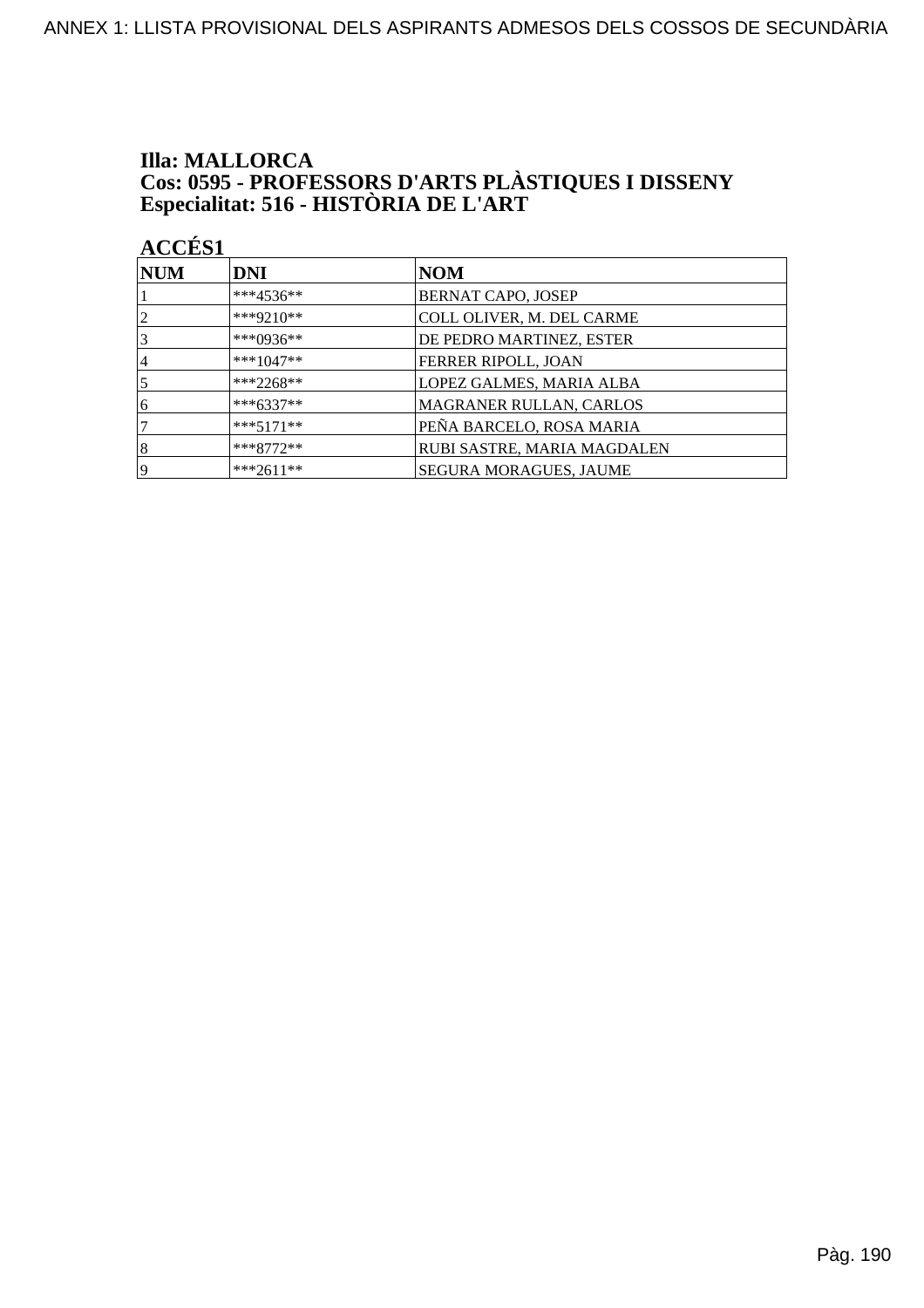# Illa: MALLORCA
## Cos: 0595 - PROFESSORS D'ARTS PLÀSTIQUES I DISSENY
## Especialitat: 516 - HISTÒRIA DE L'ART

### ACCÉS1

| NUM | DNI | NOM |
|---|---|---|
| 1 | ***4536** | BERNAT CAPO, JOSEP |
| 2 | ***9210** | COLL OLIVER, M. DEL CARME |
| 3 | ***0936** | DE PEDRO MARTINEZ, ESTER |
| 4 | ***1047** | FERRER RIPOLL, JOAN |
| 5 | ***2268** | LOPEZ GALMES, MARIA ALBA |
| 6 | ***6337** | MAGRANER RULLAN, CARLOS |
| 7 | ***5171** | PEÑA BARCELO, ROSA MARIA |
| 8 | ***8772** | RUBI SASTRE, MARIA MAGDALEN |
| 9 | ***2611** | SEGURA MORAGUES, JAUME |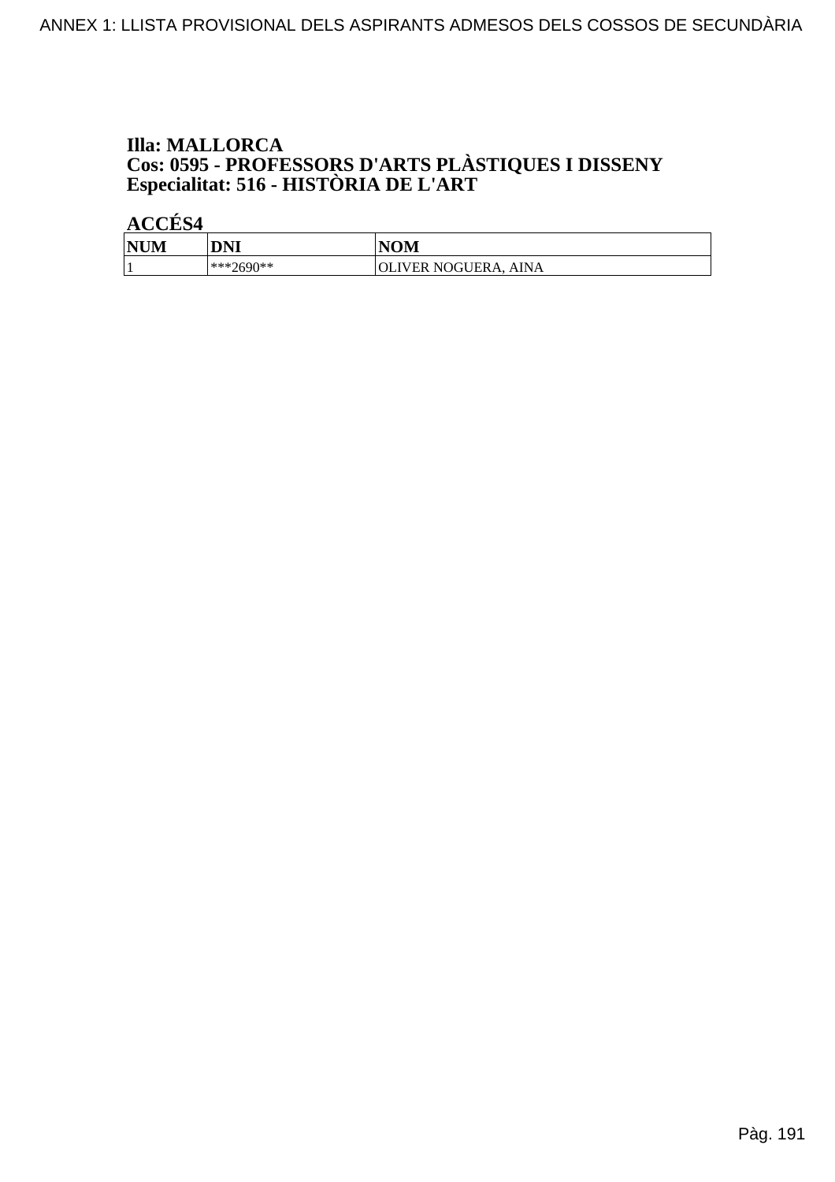**Illa: MALLORCA**
**Cos: 0595 - PROFESSORS D'ARTS PLÀSTIQUES I DISSENY**
**Especialitat: 516 - HISTÒRIA DE L'ART**

**ACCÉS4**

| NUM | DNI | NOM |
|---|---|---|
| 1 | ***2690** | OLIVER NOGUERA, AINA |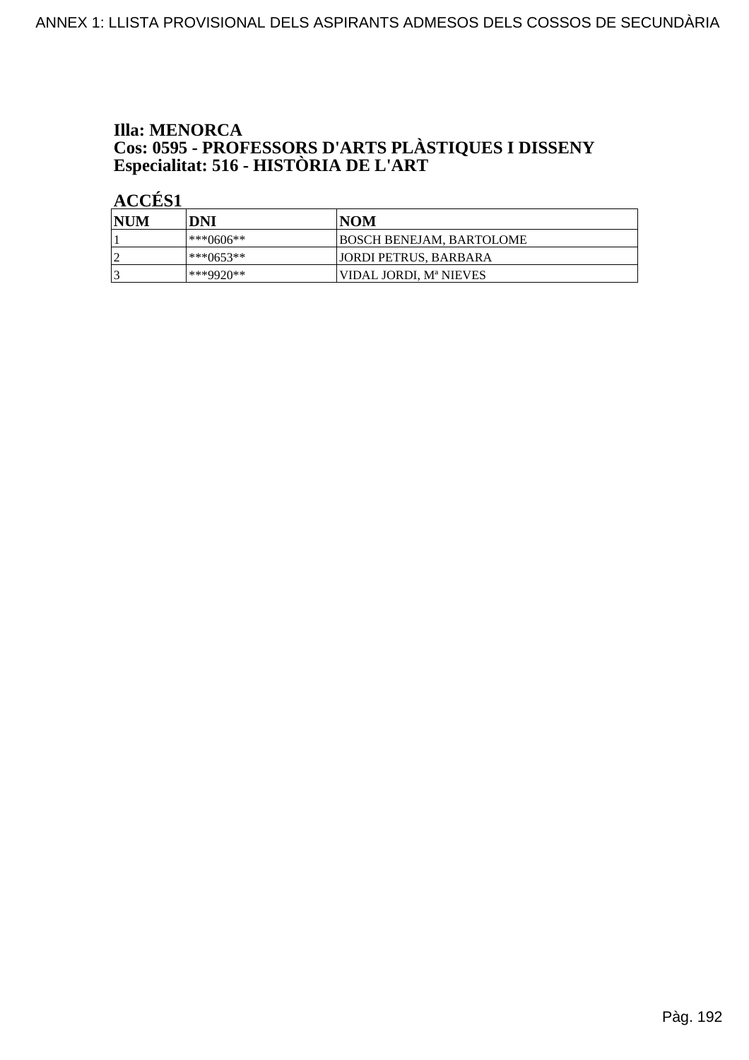**Illa: MENORCA**
**Cos: 0595 - PROFESSORS D'ARTS PLÀSTIQUES I DISSENY**
**Especialitat: 516 - HISTÒRIA DE L'ART**

**ACCÉS1**

| NUM | DNI | NOM |
|---|---|---|
| 1 | ***0606** | BOSCH BENEJAM, BARTOLOME |
| 2 | ***0653** | JORDI PETRUS, BARBARA |
| 3 | ***9920** | VIDAL JORDI, Mª NIEVES |